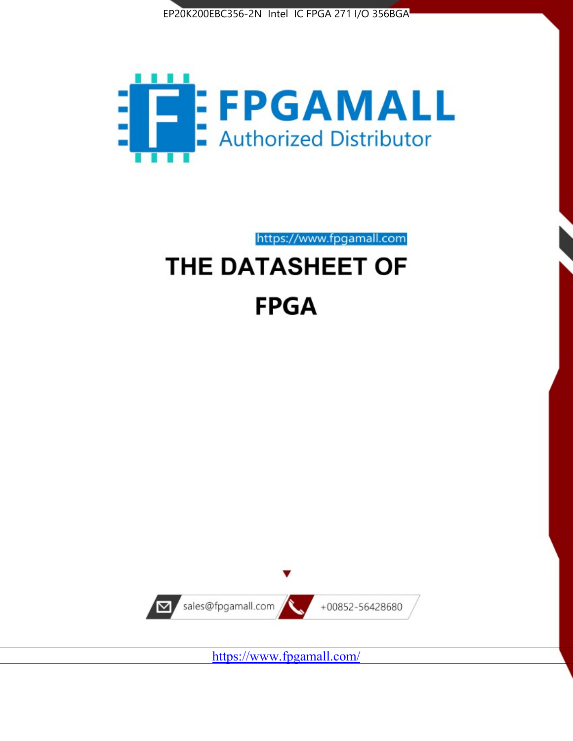EP20K200EBC356-2N Intel IC FPGA 271 I/O 356BGA

FPGAMALL

Authorized Distributor

https://www.fpgamall.com

# THE DATASHEET OF

# FPGA

sales@fpgamall.com

+00852-56428680

https://www.fpgamall.com/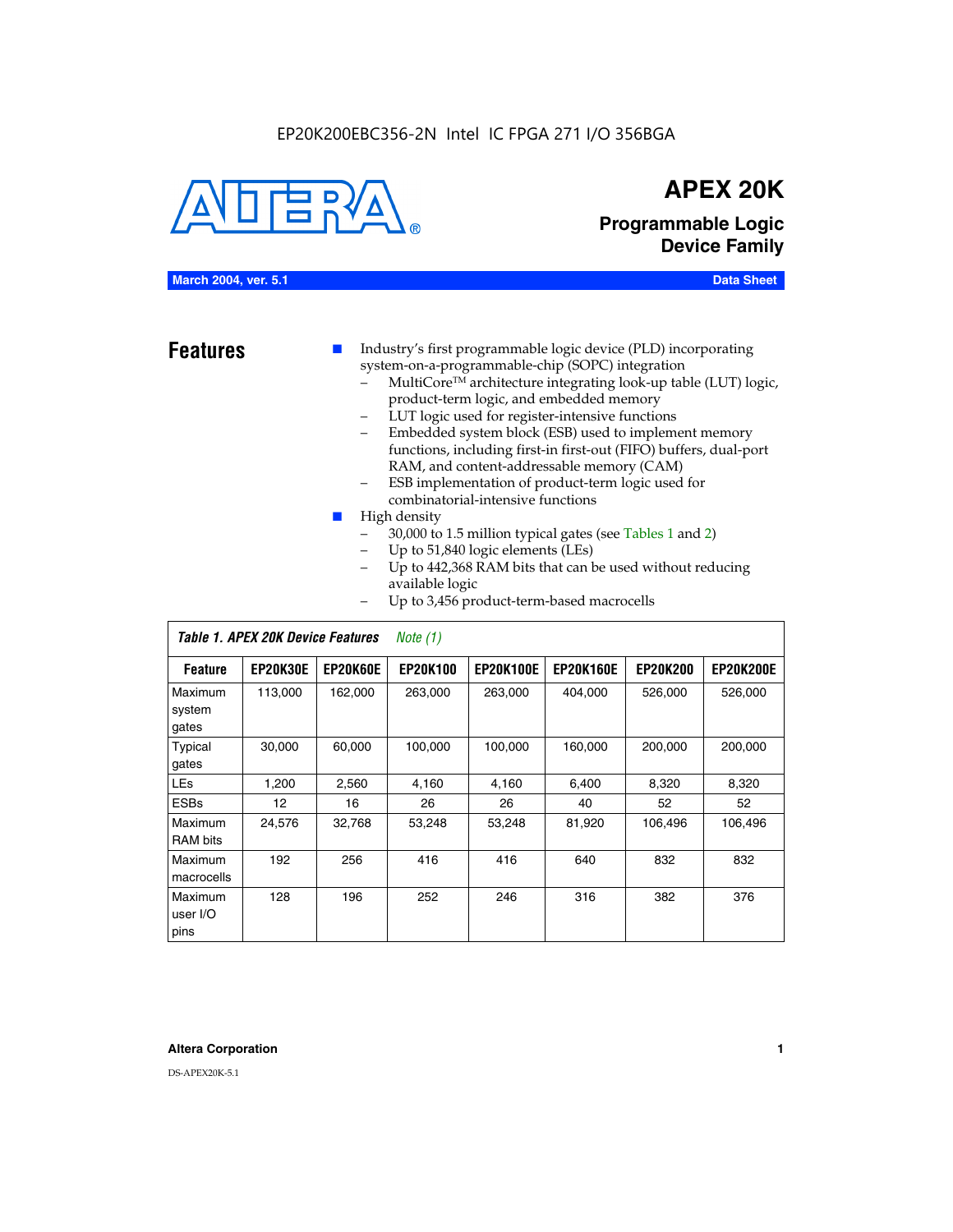EP20K200EBC356-2N Intel IC FPGA 271 I/O 356BGA

# APEX 20K

## Programmable Logic Device Family

**March 2004, ver. 5.1** **Data Sheet**

## Features

- Industry's first programmable logic device (PLD) incorporating system-on-a-programmable-chip (SOPC) integration
  - MultiCore™ architecture integrating look-up table (LUT) logic, product-term logic, and embedded memory
  - LUT logic used for register-intensive functions
  - Embedded system block (ESB) used to implement memory functions, including first-in first-out (FIFO) buffers, dual-port RAM, and content-addressable memory (CAM)
  - ESB implementation of product-term logic used for combinatorial-intensive functions
- High density
  - 30,000 to 1.5 million typical gates (see Tables 1 and 2)
  - Up to 51,840 logic elements (LEs)
  - Up to 442,368 RAM bits that can be used without reducing available logic
  - Up to 3,456 product-term-based macrocells

*Table 1. APEX 20K Device Features* *Note (1)*

| Feature | EP20K30E | EP20K60E | EP20K100 | EP20K100E | EP20K160E | EP20K200 | EP20K200E |
|---|---|---|---|---|---|---|---|
| Maximum system gates | 113,000 | 162,000 | 263,000 | 263,000 | 404,000 | 526,000 | 526,000 |
| Typical gates | 30,000 | 60,000 | 100,000 | 100,000 | 160,000 | 200,000 | 200,000 |
| LEs | 1,200 | 2,560 | 4,160 | 4,160 | 6,400 | 8,320 | 8,320 |
| ESBs | 12 | 16 | 26 | 26 | 40 | 52 | 52 |
| Maximum RAM bits | 24,576 | 32,768 | 53,248 | 53,248 | 81,920 | 106,496 | 106,496 |
| Maximum macrocells | 192 | 256 | 416 | 416 | 640 | 832 | 832 |
| Maximum user I/O pins | 128 | 196 | 252 | 246 | 316 | 382 | 376 |

Altera Corporation

DS-APEX20K-5.1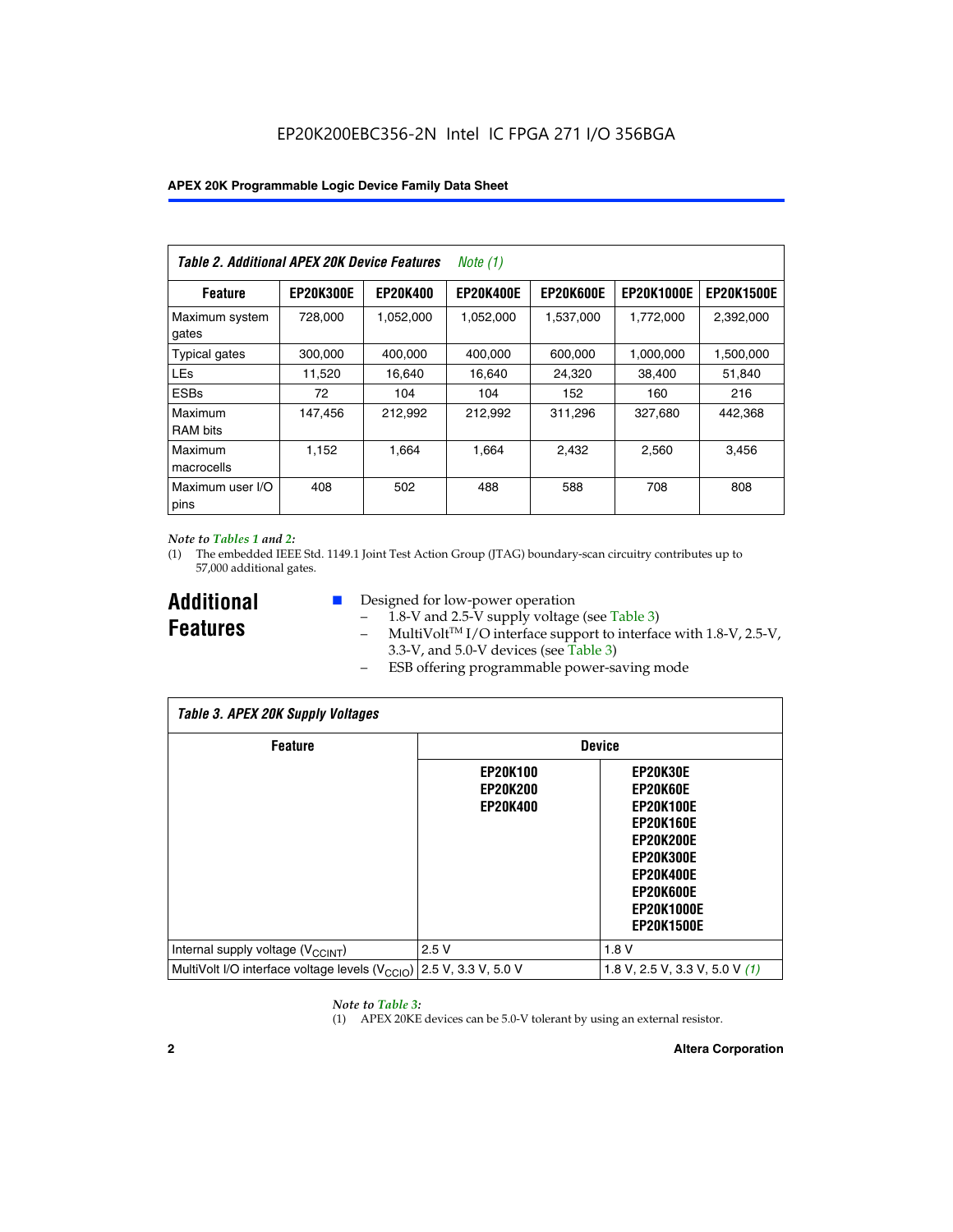| *Table 2. Additional APEX 20K Device Features* *Note (1)* | | | | | | |
|---|---|---|---|---|---|---|
| **Feature** | **EP20K300E** | **EP20K400** | **EP20K400E** | **EP20K600E** | **EP20K1000E** | **EP20K1500E** |
| Maximum system gates | 728,000 | 1,052,000 | 1,052,000 | 1,537,000 | 1,772,000 | 2,392,000 |
| Typical gates | 300,000 | 400,000 | 400,000 | 600,000 | 1,000,000 | 1,500,000 |
| LEs | 11,520 | 16,640 | 16,640 | 24,320 | 38,400 | 51,840 |
| ESBs | 72 | 104 | 104 | 152 | 160 | 216 |
| Maximum RAM bits | 147,456 | 212,992 | 212,992 | 311,296 | 327,680 | 442,368 |
| Maximum macrocells | 1,152 | 1,664 | 1,664 | 2,432 | 2,560 | 3,456 |
| Maximum user I/O pins | 408 | 502 | 488 | 588 | 708 | 808 |

*Note to Tables 1 and 2:*

(1) The embedded IEEE Std. 1149.1 Joint Test Action Group (JTAG) boundary-scan circuitry contributes up to 57,000 additional gates.

## Additional Features

- Designed for low-power operation
  - 1.8-V and 2.5-V supply voltage (see Table 3)
  - MultiVolt™ I/O interface support to interface with 1.8-V, 2.5-V, 3.3-V, and 5.0-V devices (see Table 3)
  - ESB offering programmable power-saving mode

| *Table 3. APEX 20K Supply Voltages* | | |
|---|---|---|
| **Feature** | **Device** | |
| | **EP20K100 EP20K200 EP20K400** | **EP20K30E EP20K60E EP20K100E EP20K160E EP20K200E EP20K300E EP20K400E EP20K600E EP20K1000E EP20K1500E** |
| Internal supply voltage ($V_{CCINT}$) | 2.5 V | 1.8 V |
| MultiVolt I/O interface voltage levels ($V_{CCIO}$) | 2.5 V, 3.3 V, 5.0 V | 1.8 V, 2.5 V, 3.3 V, 5.0 V *(1)* |

*Note to Table 3:*

(1) APEX 20KE devices can be 5.0-V tolerant by using an external resistor.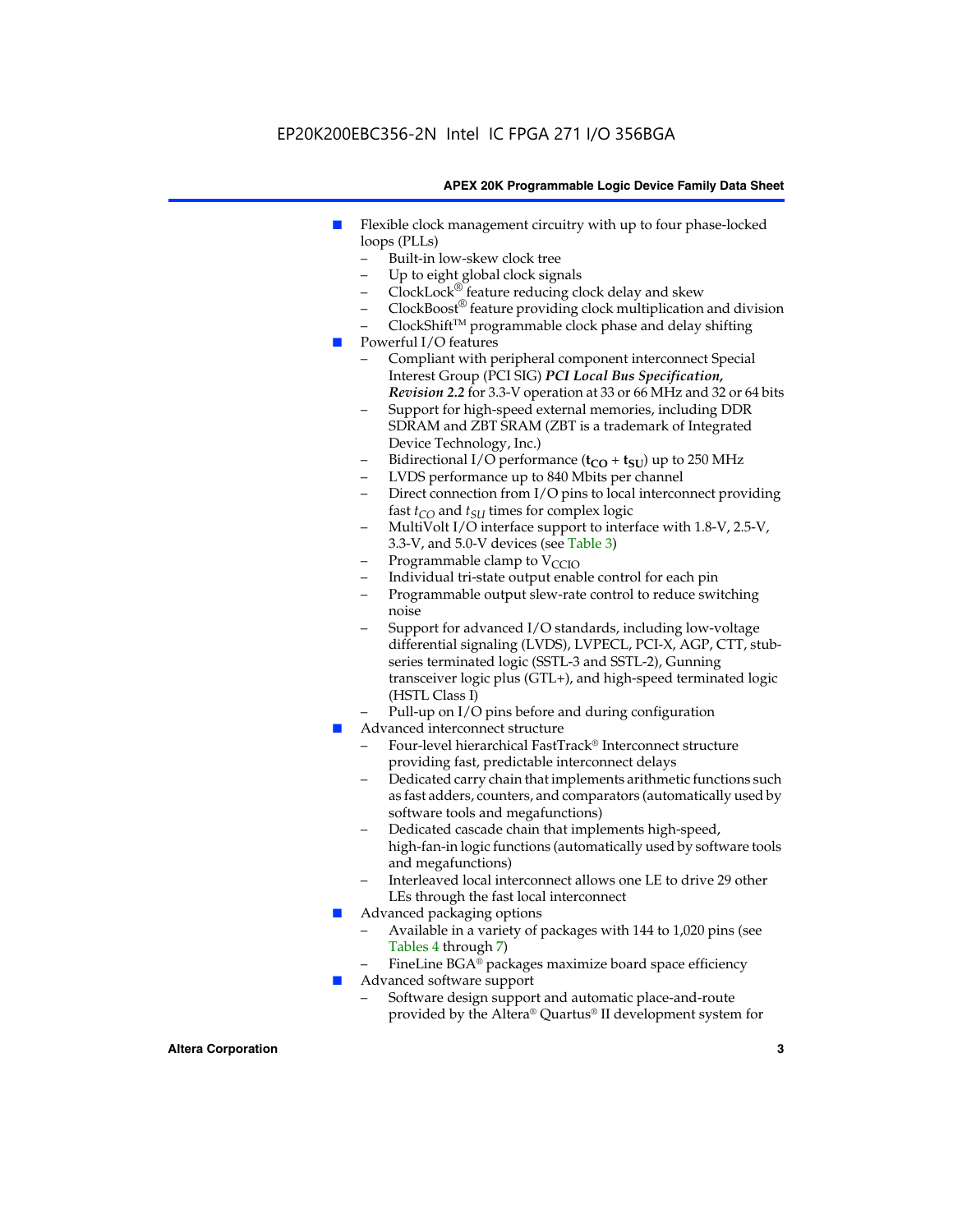- Flexible clock management circuitry with up to four phase-locked loops (PLLs)
  - Built-in low-skew clock tree
  - Up to eight global clock signals
  - ClockLock® feature reducing clock delay and skew
  - ClockBoost® feature providing clock multiplication and division
  - ClockShift™ programmable clock phase and delay shifting
- Powerful I/O features
  - Compliant with peripheral component interconnect Special Interest Group (PCI SIG) ***PCI Local Bus Specification, Revision 2.2*** for 3.3-V operation at 33 or 66 MHz and 32 or 64 bits
  - Support for high-speed external memories, including DDR SDRAM and ZBT SRAM (ZBT is a trademark of Integrated Device Technology, Inc.)
  - Bidirectional I/O performance ($\mathbf{t_{CO}} + \mathbf{t_{SU}}$) up to 250 MHz
  - LVDS performance up to 840 Mbits per channel
  - Direct connection from I/O pins to local interconnect providing fast $t_{CO}$ and $t_{SU}$ times for complex logic
  - MultiVolt I/O interface support to interface with 1.8-V, 2.5-V, 3.3-V, and 5.0-V devices (see Table 3)
  - Programmable clamp to $V_{CCIO}$
  - Individual tri-state output enable control for each pin
  - Programmable output slew-rate control to reduce switching noise
  - Support for advanced I/O standards, including low-voltage differential signaling (LVDS), LVPECL, PCI-X, AGP, CTT, stub-series terminated logic (SSTL-3 and SSTL-2), Gunning transceiver logic plus (GTL+), and high-speed terminated logic (HSTL Class I)
  - Pull-up on I/O pins before and during configuration
- Advanced interconnect structure
  - Four-level hierarchical FastTrack® Interconnect structure providing fast, predictable interconnect delays
  - Dedicated carry chain that implements arithmetic functions such as fast adders, counters, and comparators (automatically used by software tools and megafunctions)
  - Dedicated cascade chain that implements high-speed, high-fan-in logic functions (automatically used by software tools and megafunctions)
  - Interleaved local interconnect allows one LE to drive 29 other LEs through the fast local interconnect
- Advanced packaging options
  - Available in a variety of packages with 144 to 1,020 pins (see Tables 4 through 7)
  - FineLine BGA® packages maximize board space efficiency
- Advanced software support
  - Software design support and automatic place-and-route provided by the Altera® Quartus® II development system for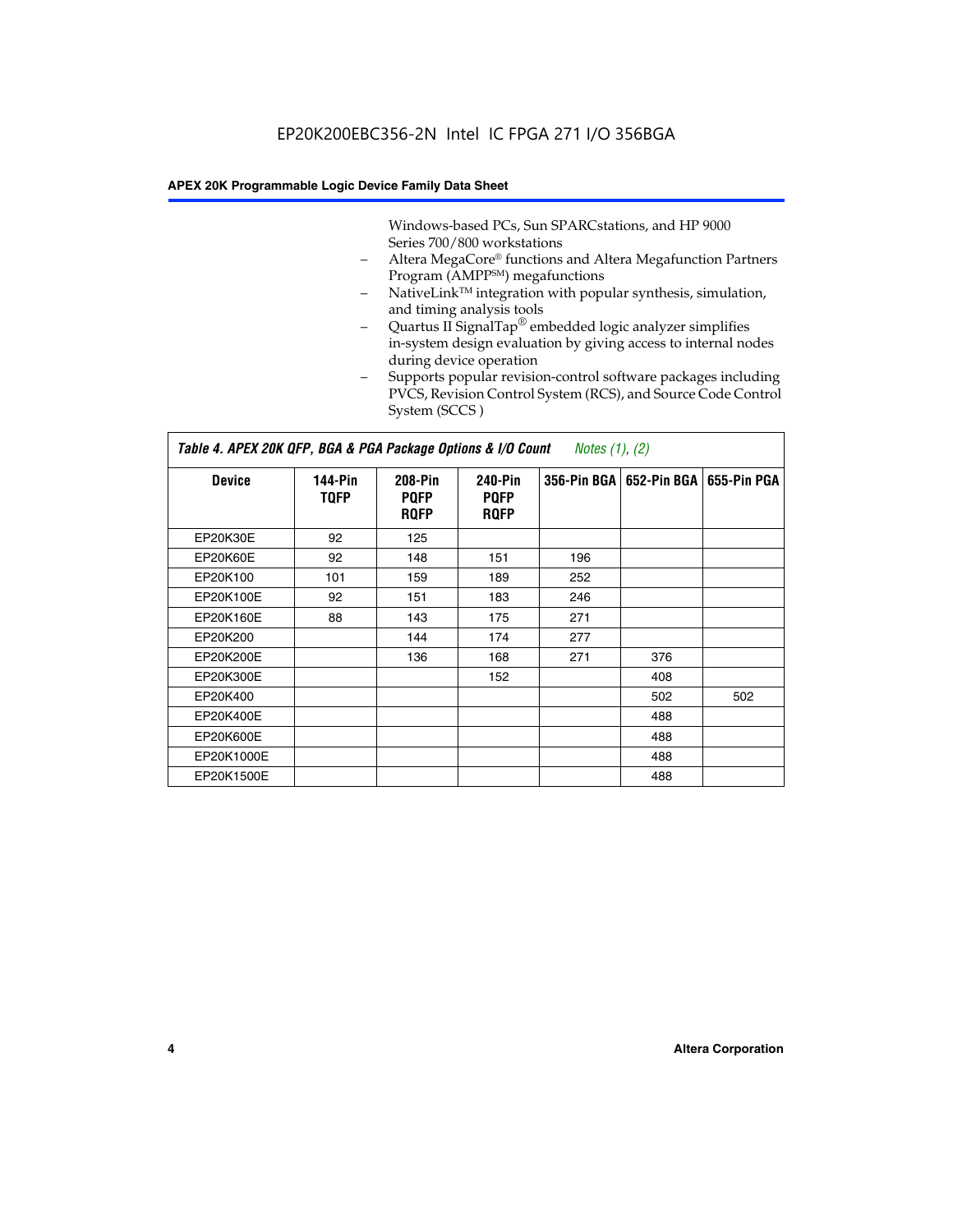Windows-based PCs, Sun SPARCstations, and HP 9000 Series 700/800 workstations

- Altera MegaCore® functions and Altera Megafunction Partners Program (AMPP℠) megafunctions
- NativeLink™ integration with popular synthesis, simulation, and timing analysis tools
- Quartus II SignalTap® embedded logic analyzer simplifies in-system design evaluation by giving access to internal nodes during device operation
- Supports popular revision-control software packages including PVCS, Revision Control System (RCS), and Source Code Control System (SCCS )

**Table 4. APEX 20K QFP, BGA & PGA Package Options & I/O Count** *Notes (1), (2)*

| Device | 144-Pin TQFP | 208-Pin PQFP RQFP | 240-Pin PQFP RQFP | 356-Pin BGA | 652-Pin BGA | 655-Pin PGA |
|---|---|---|---|---|---|---|
| EP20K30E | 92 | 125 | | | | |
| EP20K60E | 92 | 148 | 151 | 196 | | |
| EP20K100 | 101 | 159 | 189 | 252 | | |
| EP20K100E | 92 | 151 | 183 | 246 | | |
| EP20K160E | 88 | 143 | 175 | 271 | | |
| EP20K200 | | 144 | 174 | 277 | | |
| EP20K200E | | 136 | 168 | 271 | 376 | |
| EP20K300E | | | 152 | | 408 | |
| EP20K400 | | | | | 502 | 502 |
| EP20K400E | | | | | 488 | |
| EP20K600E | | | | | 488 | |
| EP20K1000E | | | | | 488 | |
| EP20K1500E | | | | | 488 | |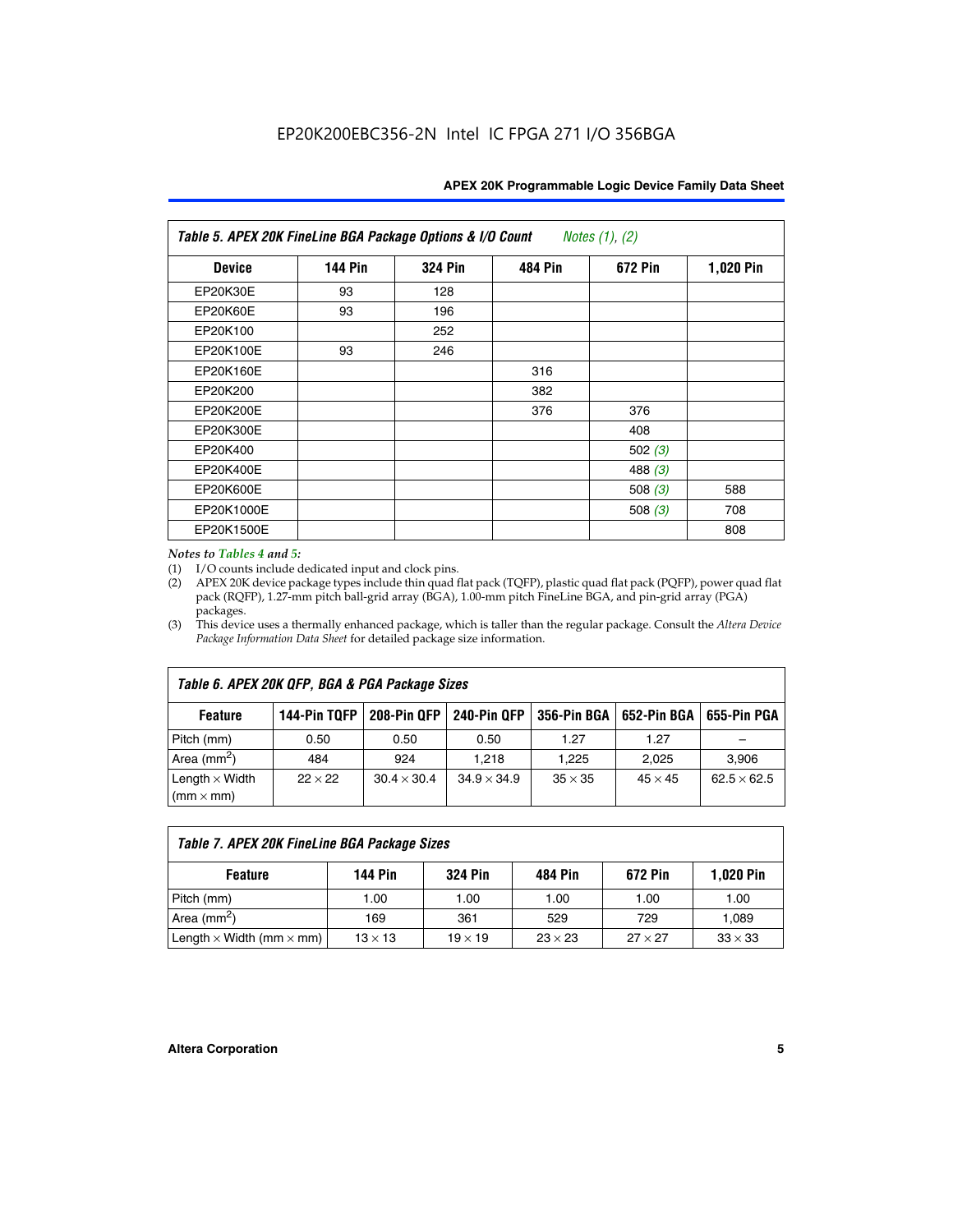**Table 5. APEX 20K FineLine BGA Package Options & I/O Count** *Notes (1), (2)*

| Device | 144 Pin | 324 Pin | 484 Pin | 672 Pin | 1,020 Pin |
|---|---|---|---|---|---|
| EP20K30E | 93 | 128 | | | |
| EP20K60E | 93 | 196 | | | |
| EP20K100 | | 252 | | | |
| EP20K100E | 93 | 246 | | | |
| EP20K160E | | | 316 | | |
| EP20K200 | | | 382 | | |
| EP20K200E | | | 376 | 376 | |
| EP20K300E | | | | 408 | |
| EP20K400 | | | | 502 *(3)* | |
| EP20K400E | | | | 488 *(3)* | |
| EP20K600E | | | | 508 *(3)* | 588 |
| EP20K1000E | | | | 508 *(3)* | 708 |
| EP20K1500E | | | | | 808 |

*Notes to Tables 4 and 5:*

(1) I/O counts include dedicated input and clock pins.

(2) APEX 20K device package types include thin quad flat pack (TQFP), plastic quad flat pack (PQFP), power quad flat pack (RQFP), 1.27-mm pitch ball-grid array (BGA), 1.00-mm pitch FineLine BGA, and pin-grid array (PGA) packages.

(3) This device uses a thermally enhanced package, which is taller than the regular package. Consult the *Altera Device Package Information Data Sheet* for detailed package size information.

**Table 6. APEX 20K QFP, BGA & PGA Package Sizes**

| Feature | 144-Pin TQFP | 208-Pin QFP | 240-Pin QFP | 356-Pin BGA | 652-Pin BGA | 655-Pin PGA |
|---|---|---|---|---|---|---|
| Pitch (mm) | 0.50 | 0.50 | 0.50 | 1.27 | 1.27 | – |
| Area ($mm^2$) | 484 | 924 | 1,218 | 1,225 | 2,025 | 3,906 |
| Length × Width (mm × mm) | 22 × 22 | 30.4 × 30.4 | 34.9 × 34.9 | 35 × 35 | 45 × 45 | 62.5 × 62.5 |

**Table 7. APEX 20K FineLine BGA Package Sizes**

| Feature | 144 Pin | 324 Pin | 484 Pin | 672 Pin | 1,020 Pin |
|---|---|---|---|---|---|
| Pitch (mm) | 1.00 | 1.00 | 1.00 | 1.00 | 1.00 |
| Area ($mm^2$) | 169 | 361 | 529 | 729 | 1,089 |
| Length × Width (mm × mm) | 13 × 13 | 19 × 19 | 23 × 23 | 27 × 27 | 33 × 33 |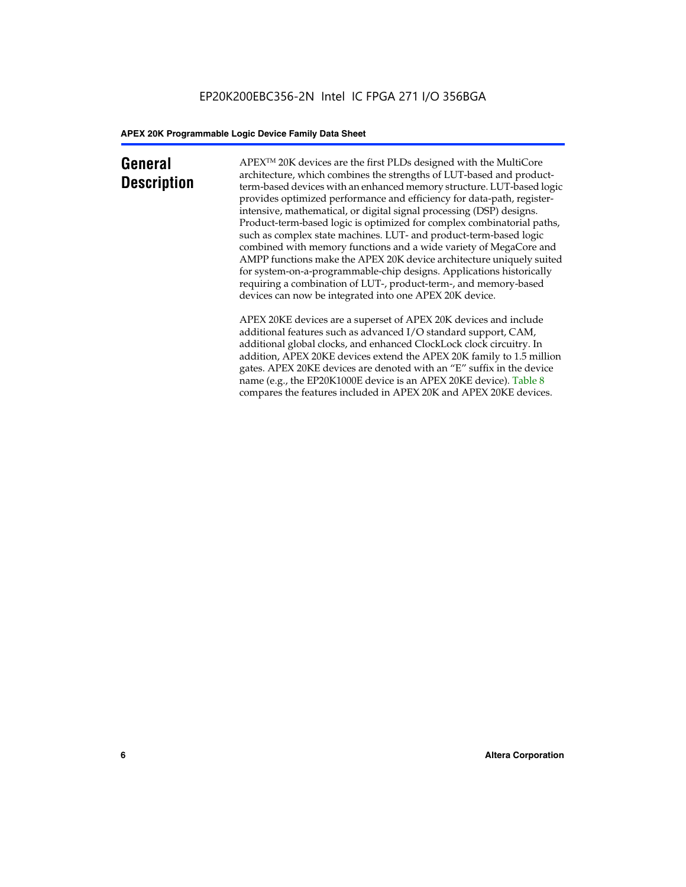## General Description

APEX™ 20K devices are the first PLDs designed with the MultiCore architecture, which combines the strengths of LUT-based and product-term-based devices with an enhanced memory structure. LUT-based logic provides optimized performance and efficiency for data-path, register-intensive, mathematical, or digital signal processing (DSP) designs. Product-term-based logic is optimized for complex combinatorial paths, such as complex state machines. LUT- and product-term-based logic combined with memory functions and a wide variety of MegaCore and AMPP functions make the APEX 20K device architecture uniquely suited for system-on-a-programmable-chip designs. Applications historically requiring a combination of LUT-, product-term-, and memory-based devices can now be integrated into one APEX 20K device.

APEX 20KE devices are a superset of APEX 20K devices and include additional features such as advanced I/O standard support, CAM, additional global clocks, and enhanced ClockLock clock circuitry. In addition, APEX 20KE devices extend the APEX 20K family to 1.5 million gates. APEX 20KE devices are denoted with an "E" suffix in the device name (e.g., the EP20K1000E device is an APEX 20KE device). Table 8 compares the features included in APEX 20K and APEX 20KE devices.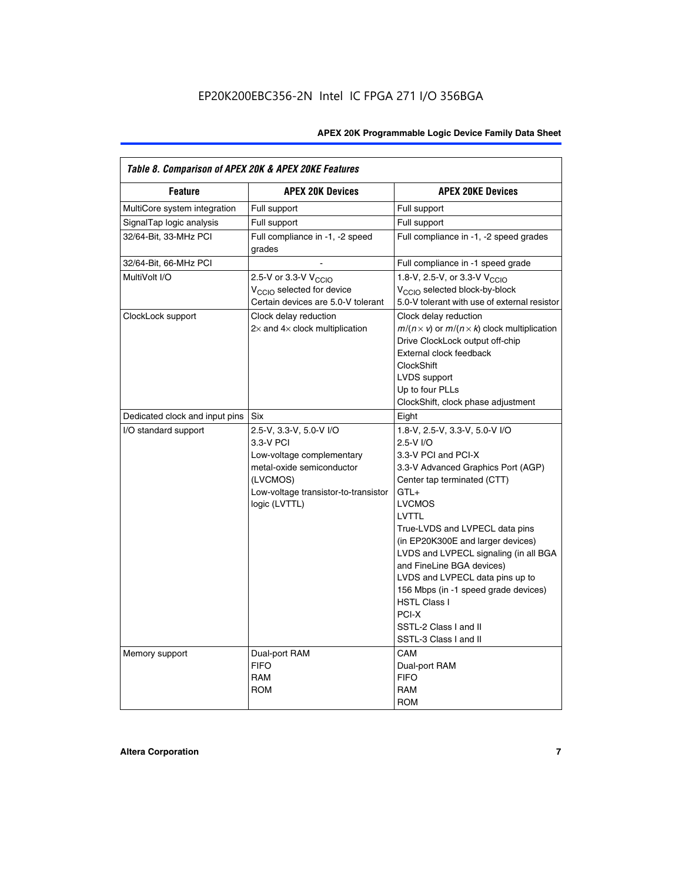*Table 8. Comparison of APEX 20K & APEX 20KE Features*

| Feature | APEX 20K Devices | APEX 20KE Devices |
|---|---|---|
| MultiCore system integration | Full support | Full support |
| SignalTap logic analysis | Full support | Full support |
| 32/64-Bit, 33-MHz PCI | Full compliance in -1, -2 speed grades | Full compliance in -1, -2 speed grades |
| 32/64-Bit, 66-MHz PCI | - | Full compliance in -1 speed grade |
| MultiVolt I/O | 2.5-V or 3.3-V $V_{CCIO}$<br>$V_{CCIO}$ selected for device<br>Certain devices are 5.0-V tolerant | 1.8-V, 2.5-V, or 3.3-V $V_{CCIO}$<br>$V_{CCIO}$ selected block-by-block<br>5.0-V tolerant with use of external resistor |
| ClockLock support | Clock delay reduction<br>2× and 4× clock multiplication | Clock delay reduction<br>$m/(n \times v)$ or $m/(n \times k)$ clock multiplication<br>Drive ClockLock output off-chip<br>External clock feedback<br>ClockShift<br>LVDS support<br>Up to four PLLs<br>ClockShift, clock phase adjustment |
| Dedicated clock and input pins | Six | Eight |
| I/O standard support | 2.5-V, 3.3-V, 5.0-V I/O<br>3.3-V PCI<br>Low-voltage complementary metal-oxide semiconductor (LVCMOS)<br>Low-voltage transistor-to-transistor logic (LVTTL) | 1.8-V, 2.5-V, 3.3-V, 5.0-V I/O<br>2.5-V I/O<br>3.3-V PCI and PCI-X<br>3.3-V Advanced Graphics Port (AGP)<br>Center tap terminated (CTT)<br>GTL+<br>LVCMOS<br>LVTTL<br>True-LVDS and LVPECL data pins (in EP20K300E and larger devices)<br>LVDS and LVPECL signaling (in all BGA and FineLine BGA devices)<br>LVDS and LVPECL data pins up to 156 Mbps (in -1 speed grade devices)<br>HSTL Class I<br>PCI-X<br>SSTL-2 Class I and II<br>SSTL-3 Class I and II |
| Memory support | Dual-port RAM<br>FIFO<br>RAM<br>ROM | CAM<br>Dual-port RAM<br>FIFO<br>RAM<br>ROM |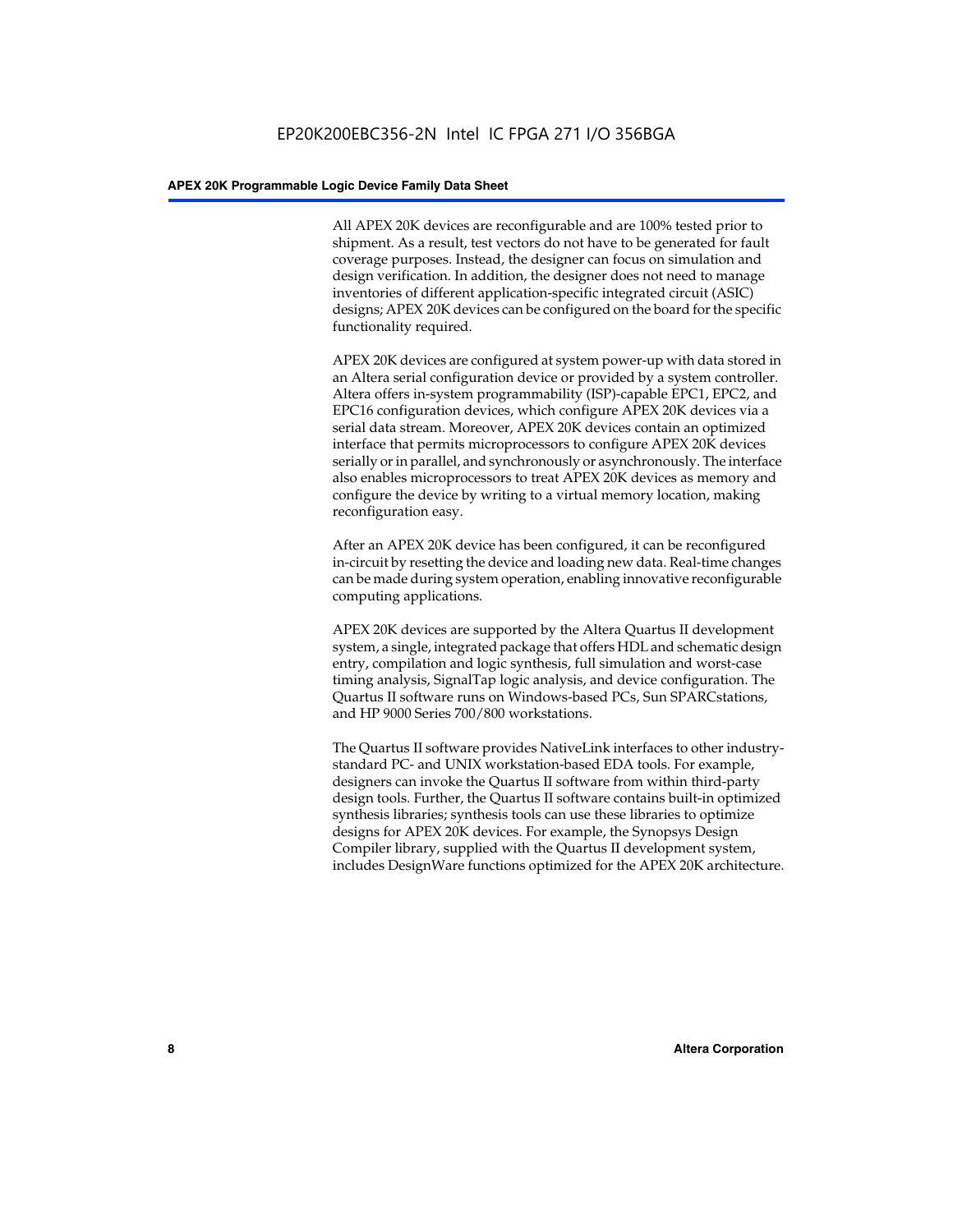All APEX 20K devices are reconfigurable and are 100% tested prior to shipment. As a result, test vectors do not have to be generated for fault coverage purposes. Instead, the designer can focus on simulation and design verification. In addition, the designer does not need to manage inventories of different application-specific integrated circuit (ASIC) designs; APEX 20K devices can be configured on the board for the specific functionality required.

APEX 20K devices are configured at system power-up with data stored in an Altera serial configuration device or provided by a system controller. Altera offers in-system programmability (ISP)-capable EPC1, EPC2, and EPC16 configuration devices, which configure APEX 20K devices via a serial data stream. Moreover, APEX 20K devices contain an optimized interface that permits microprocessors to configure APEX 20K devices serially or in parallel, and synchronously or asynchronously. The interface also enables microprocessors to treat APEX 20K devices as memory and configure the device by writing to a virtual memory location, making reconfiguration easy.

After an APEX 20K device has been configured, it can be reconfigured in-circuit by resetting the device and loading new data. Real-time changes can be made during system operation, enabling innovative reconfigurable computing applications.

APEX 20K devices are supported by the Altera Quartus II development system, a single, integrated package that offers HDL and schematic design entry, compilation and logic synthesis, full simulation and worst-case timing analysis, SignalTap logic analysis, and device configuration. The Quartus II software runs on Windows-based PCs, Sun SPARCstations, and HP 9000 Series 700/800 workstations.

The Quartus II software provides NativeLink interfaces to other industry-standard PC- and UNIX workstation-based EDA tools. For example, designers can invoke the Quartus II software from within third-party design tools. Further, the Quartus II software contains built-in optimized synthesis libraries; synthesis tools can use these libraries to optimize designs for APEX 20K devices. For example, the Synopsys Design Compiler library, supplied with the Quartus II development system, includes DesignWare functions optimized for the APEX 20K architecture.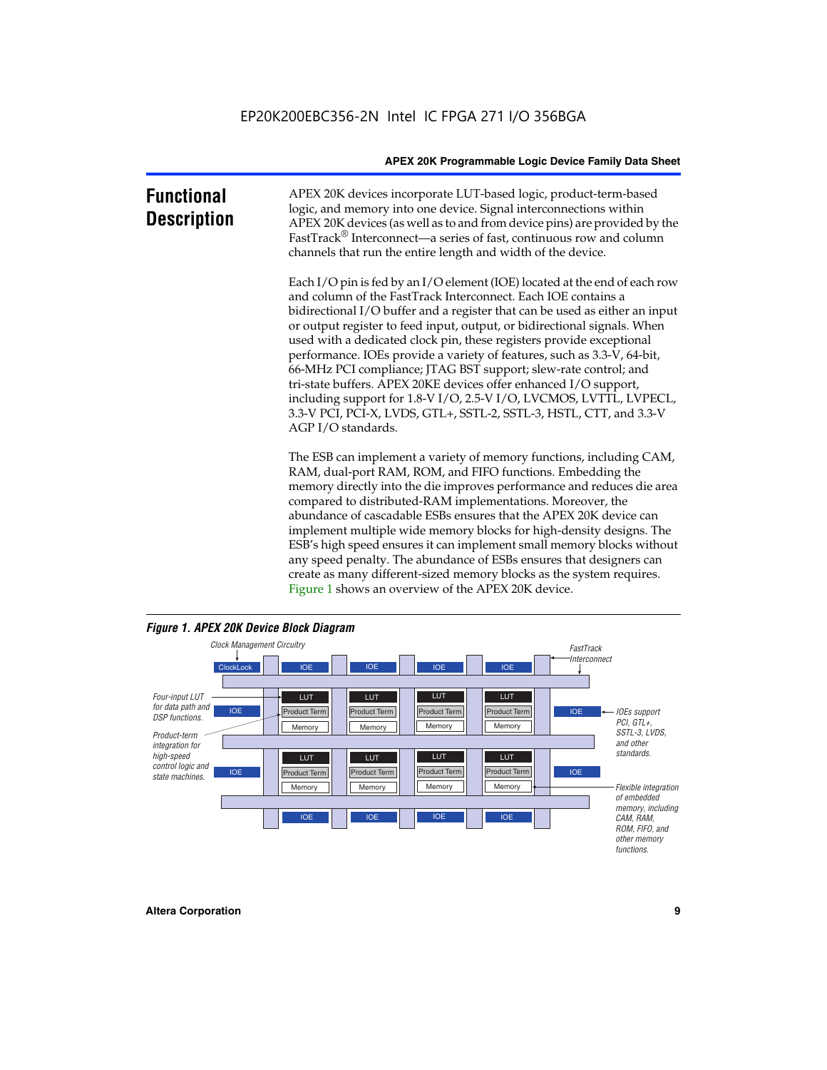## Functional Description

APEX 20K devices incorporate LUT-based logic, product-term-based logic, and memory into one device. Signal interconnections within APEX 20K devices (as well as to and from device pins) are provided by the FastTrack® Interconnect—a series of fast, continuous row and column channels that run the entire length and width of the device.

Each I/O pin is fed by an I/O element (IOE) located at the end of each row and column of the FastTrack Interconnect. Each IOE contains a bidirectional I/O buffer and a register that can be used as either an input or output register to feed input, output, or bidirectional signals. When used with a dedicated clock pin, these registers provide exceptional performance. IOEs provide a variety of features, such as 3.3-V, 64-bit, 66-MHz PCI compliance; JTAG BST support; slew-rate control; and tri-state buffers. APEX 20KE devices offer enhanced I/O support, including support for 1.8-V I/O, 2.5-V I/O, LVCMOS, LVTTL, LVPECL, 3.3-V PCI, PCI-X, LVDS, GTL+, SSTL-2, SSTL-3, HSTL, CTT, and 3.3-V AGP I/O standards.

The ESB can implement a variety of memory functions, including CAM, RAM, dual-port RAM, ROM, and FIFO functions. Embedding the memory directly into the die improves performance and reduces die area compared to distributed-RAM implementations. Moreover, the abundance of cascadable ESBs ensures that the APEX 20K device can implement multiple wide memory blocks for high-density designs. The ESB's high speed ensures it can implement small memory blocks without any speed penalty. The abundance of ESBs ensures that designers can create as many different-sized memory blocks as the system requires. Figure 1 shows an overview of the APEX 20K device.

**Figure 1. APEX 20K Device Block Diagram**

*Clock Management Circuitry* — ClockLock

*FastTrack Interconnect*

*Four-input LUT for data path and DSP functions.*

*Product-term integration for high-speed control logic and state machines.*

*IOEs support PCI, GTL+, SSTL-3, LVDS, and other standards.*

*Flexible integration of embedded memory, including CAM, RAM, ROM, FIFO, and other memory functions.*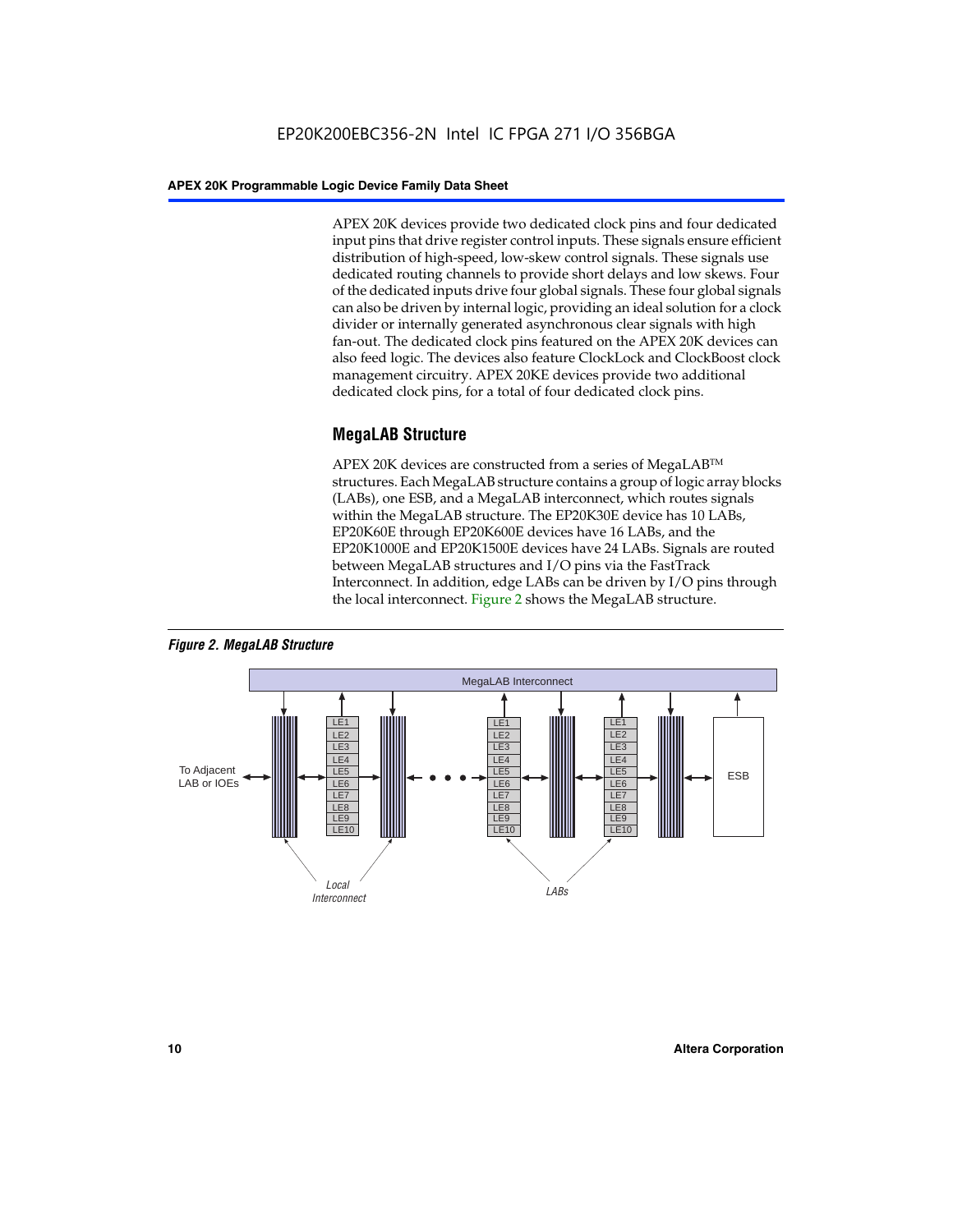APEX 20K devices provide two dedicated clock pins and four dedicated input pins that drive register control inputs. These signals ensure efficient distribution of high-speed, low-skew control signals. These signals use dedicated routing channels to provide short delays and low skews. Four of the dedicated inputs drive four global signals. These four global signals can also be driven by internal logic, providing an ideal solution for a clock divider or internally generated asynchronous clear signals with high fan-out. The dedicated clock pins featured on the APEX 20K devices can also feed logic. The devices also feature ClockLock and ClockBoost clock management circuitry. APEX 20KE devices provide two additional dedicated clock pins, for a total of four dedicated clock pins.

## MegaLAB Structure

APEX 20K devices are constructed from a series of MegaLAB™ structures. Each MegaLAB structure contains a group of logic array blocks (LABs), one ESB, and a MegaLAB interconnect, which routes signals within the MegaLAB structure. The EP20K30E device has 10 LABs, EP20K60E through EP20K600E devices have 16 LABs, and the EP20K1000E and EP20K1500E devices have 24 LABs. Signals are routed between MegaLAB structures and I/O pins via the FastTrack Interconnect. In addition, edge LABs can be driven by I/O pins through the local interconnect. Figure 2 shows the MegaLAB structure.

*Figure 2. MegaLAB Structure*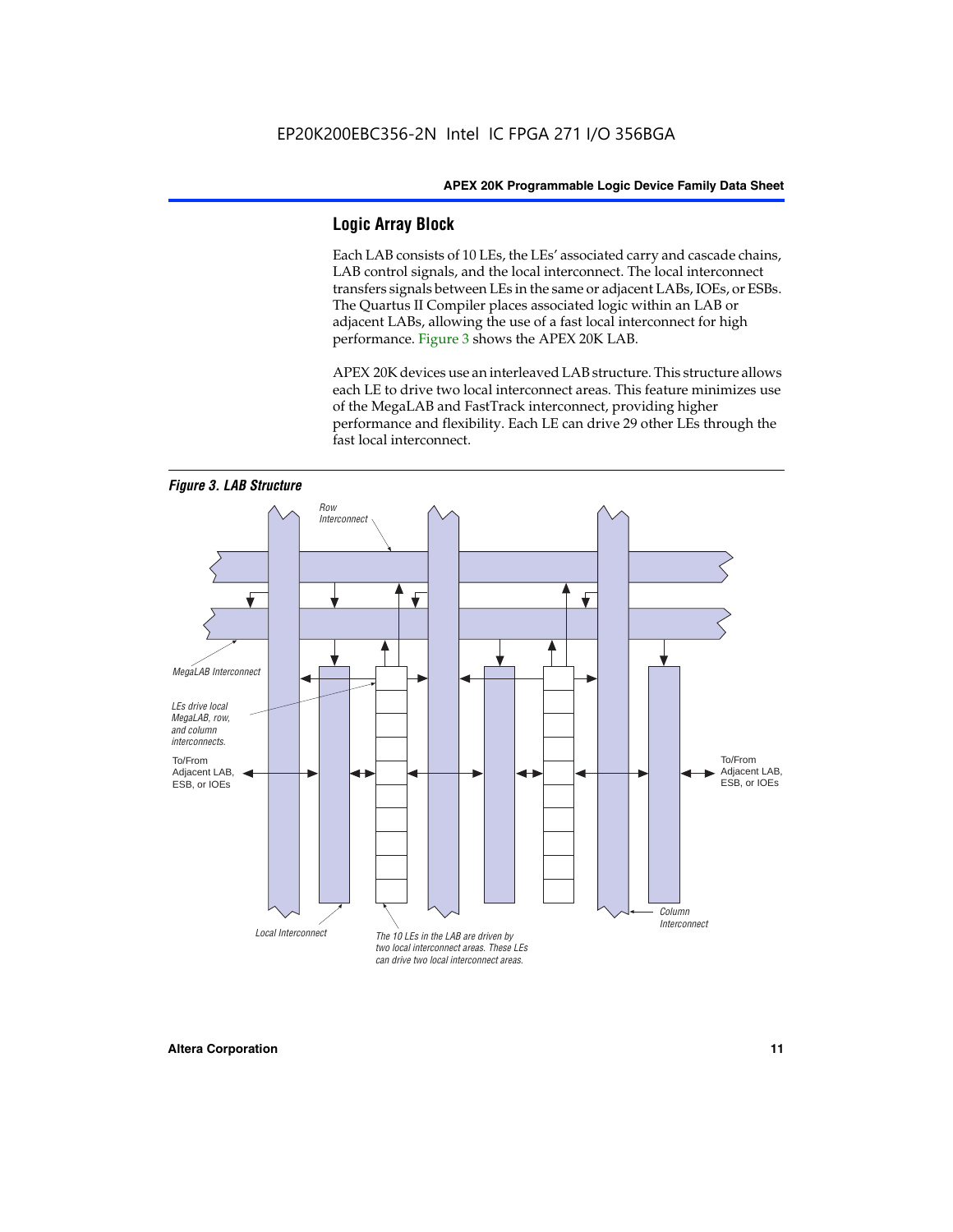## Logic Array Block

Each LAB consists of 10 LEs, the LEs' associated carry and cascade chains, LAB control signals, and the local interconnect. The local interconnect transfers signals between LEs in the same or adjacent LABs, IOEs, or ESBs. The Quartus II Compiler places associated logic within an LAB or adjacent LABs, allowing the use of a fast local interconnect for high performance. Figure 3 shows the APEX 20K LAB.

APEX 20K devices use an interleaved LAB structure. This structure allows each LE to drive two local interconnect areas. This feature minimizes use of the MegaLAB and FastTrack interconnect, providing higher performance and flexibility. Each LE can drive 29 other LEs through the fast local interconnect.

***Figure 3. LAB Structure***

Row Interconnect

MegaLAB Interconnect

*LEs drive local MegaLAB, row, and column interconnects.*

To/From Adjacent LAB, ESB, or IOEs

To/From Adjacent LAB, ESB, or IOEs

Column Interconnect

Local Interconnect

*The 10 LEs in the LAB are driven by two local interconnect areas. These LEs can drive two local interconnect areas.*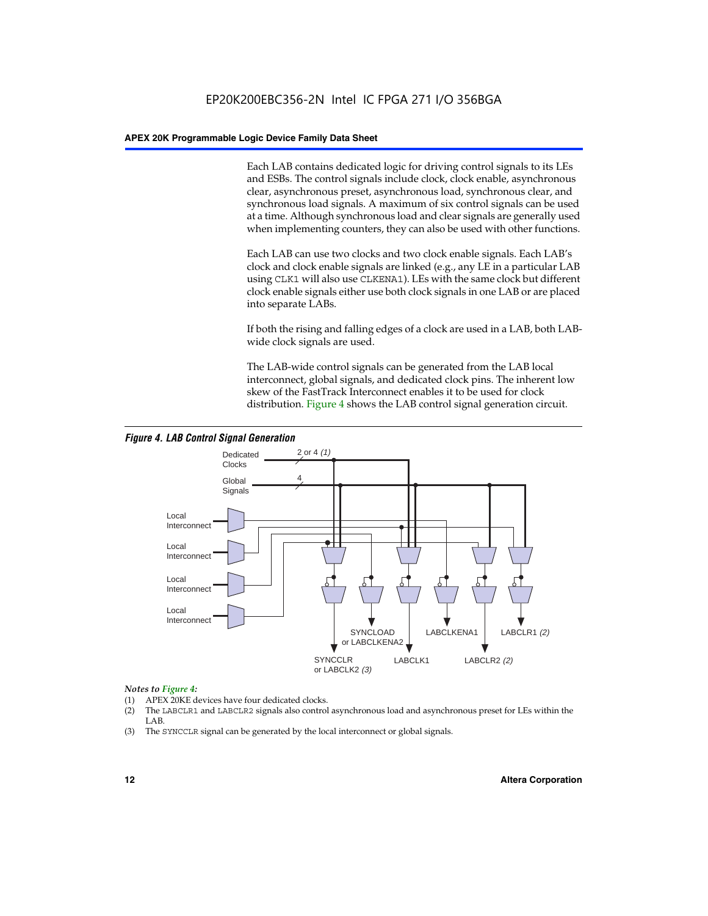Each LAB contains dedicated logic for driving control signals to its LEs and ESBs. The control signals include clock, clock enable, asynchronous clear, asynchronous preset, asynchronous load, synchronous clear, and synchronous load signals. A maximum of six control signals can be used at a time. Although synchronous load and clear signals are generally used when implementing counters, they can also be used with other functions.

Each LAB can use two clocks and two clock enable signals. Each LAB's clock and clock enable signals are linked (e.g., any LE in a particular LAB using `CLK1` will also use `CLKENA1`). LEs with the same clock but different clock enable signals either use both clock signals in one LAB or are placed into separate LABs.

If both the rising and falling edges of a clock are used in a LAB, both LAB-wide clock signals are used.

The LAB-wide control signals can be generated from the LAB local interconnect, global signals, and dedicated clock pins. The inherent low skew of the FastTrack Interconnect enables it to be used for clock distribution. Figure 4 shows the LAB control signal generation circuit.

*Figure 4. LAB Control Signal Generation*

*Notes to Figure 4:*

(1) APEX 20KE devices have four dedicated clocks.
(2) The `LABCLR1` and `LABCLR2` signals also control asynchronous load and asynchronous preset for LEs within the LAB.
(3) The `SYNCCLR` signal can be generated by the local interconnect or global signals.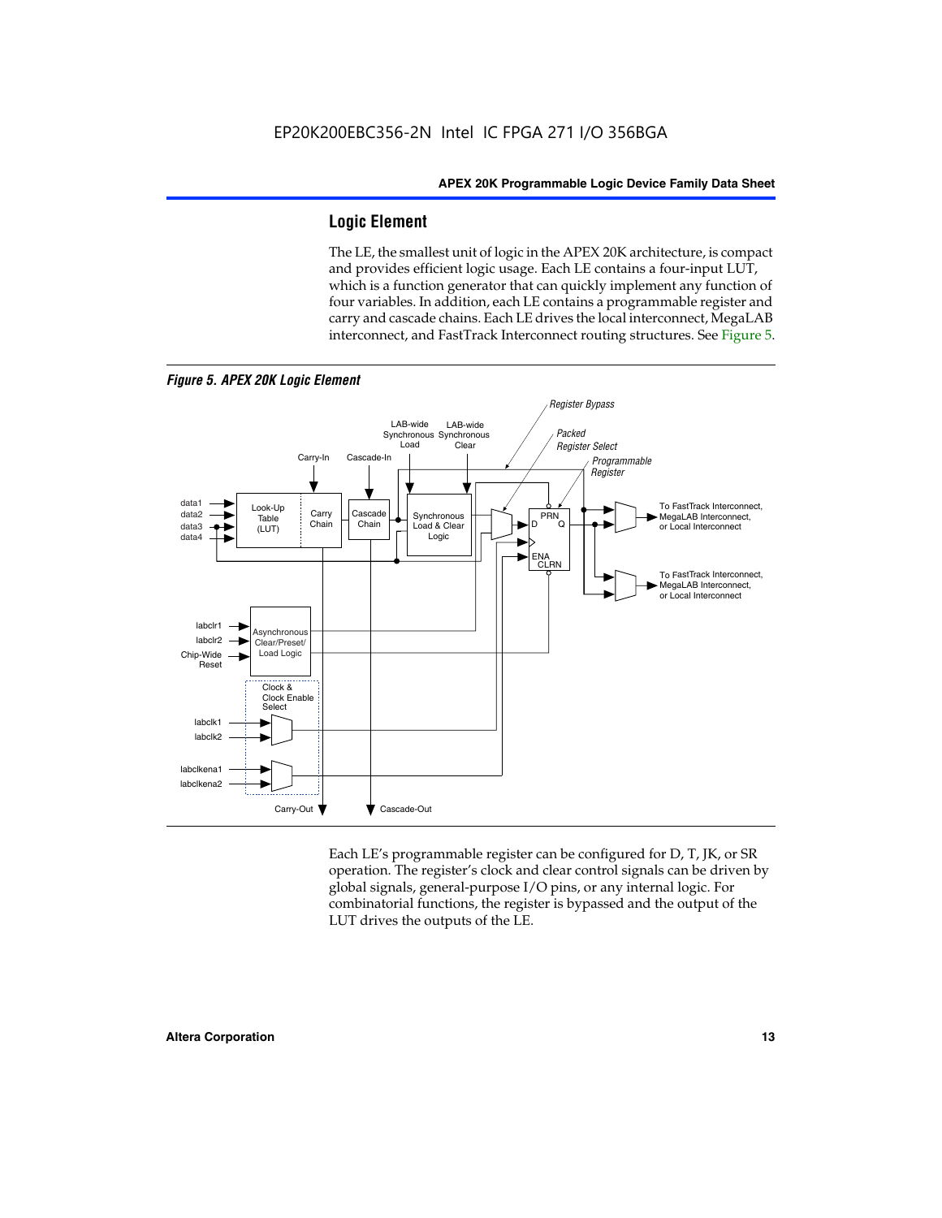## Logic Element

The LE, the smallest unit of logic in the APEX 20K architecture, is compact and provides efficient logic usage. Each LE contains a four-input LUT, which is a function generator that can quickly implement any function of four variables. In addition, each LE contains a programmable register and carry and cascade chains. Each LE drives the local interconnect, MegaLAB interconnect, and FastTrack Interconnect routing structures. See Figure 5.

*Figure 5. APEX 20K Logic Element*

Each LE's programmable register can be configured for D, T, JK, or SR operation. The register's clock and clear control signals can be driven by global signals, general-purpose I/O pins, or any internal logic. For combinatorial functions, the register is bypassed and the output of the LUT drives the outputs of the LE.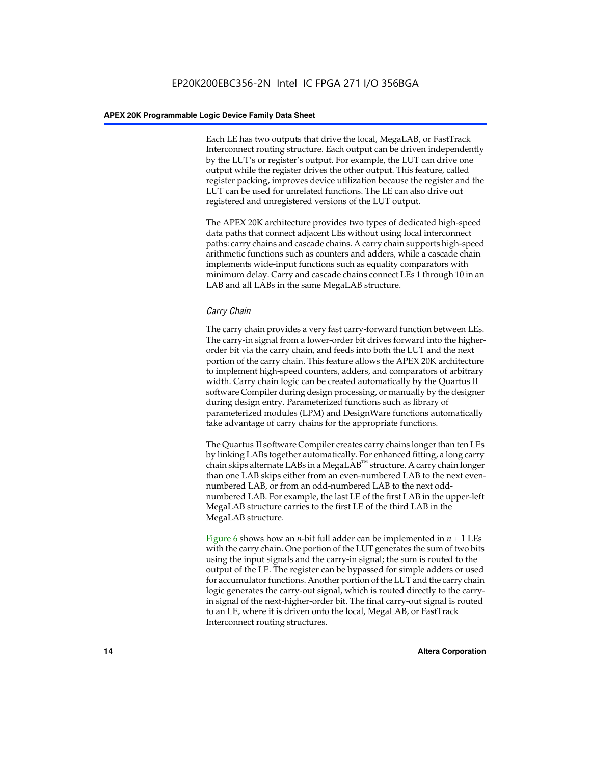Each LE has two outputs that drive the local, MegaLAB, or FastTrack Interconnect routing structure. Each output can be driven independently by the LUT's or register's output. For example, the LUT can drive one output while the register drives the other output. This feature, called register packing, improves device utilization because the register and the LUT can be used for unrelated functions. The LE can also drive out registered and unregistered versions of the LUT output.

The APEX 20K architecture provides two types of dedicated high-speed data paths that connect adjacent LEs without using local interconnect paths: carry chains and cascade chains. A carry chain supports high-speed arithmetic functions such as counters and adders, while a cascade chain implements wide-input functions such as equality comparators with minimum delay. Carry and cascade chains connect LEs 1 through 10 in an LAB and all LABs in the same MegaLAB structure.

### *Carry Chain*

The carry chain provides a very fast carry-forward function between LEs. The carry-in signal from a lower-order bit drives forward into the higher-order bit via the carry chain, and feeds into both the LUT and the next portion of the carry chain. This feature allows the APEX 20K architecture to implement high-speed counters, adders, and comparators of arbitrary width. Carry chain logic can be created automatically by the Quartus II software Compiler during design processing, or manually by the designer during design entry. Parameterized functions such as library of parameterized modules (LPM) and DesignWare functions automatically take advantage of carry chains for the appropriate functions.

The Quartus II software Compiler creates carry chains longer than ten LEs by linking LABs together automatically. For enhanced fitting, a long carry chain skips alternate LABs in a MegaLAB™ structure. A carry chain longer than one LAB skips either from an even-numbered LAB to the next even-numbered LAB, or from an odd-numbered LAB to the next odd-numbered LAB. For example, the last LE of the first LAB in the upper-left MegaLAB structure carries to the first LE of the third LAB in the MegaLAB structure.

Figure 6 shows how an $n$-bit full adder can be implemented in $n + 1$ LEs with the carry chain. One portion of the LUT generates the sum of two bits using the input signals and the carry-in signal; the sum is routed to the output of the LE. The register can be bypassed for simple adders or used for accumulator functions. Another portion of the LUT and the carry chain logic generates the carry-out signal, which is routed directly to the carry-in signal of the next-higher-order bit. The final carry-out signal is routed to an LE, where it is driven onto the local, MegaLAB, or FastTrack Interconnect routing structures.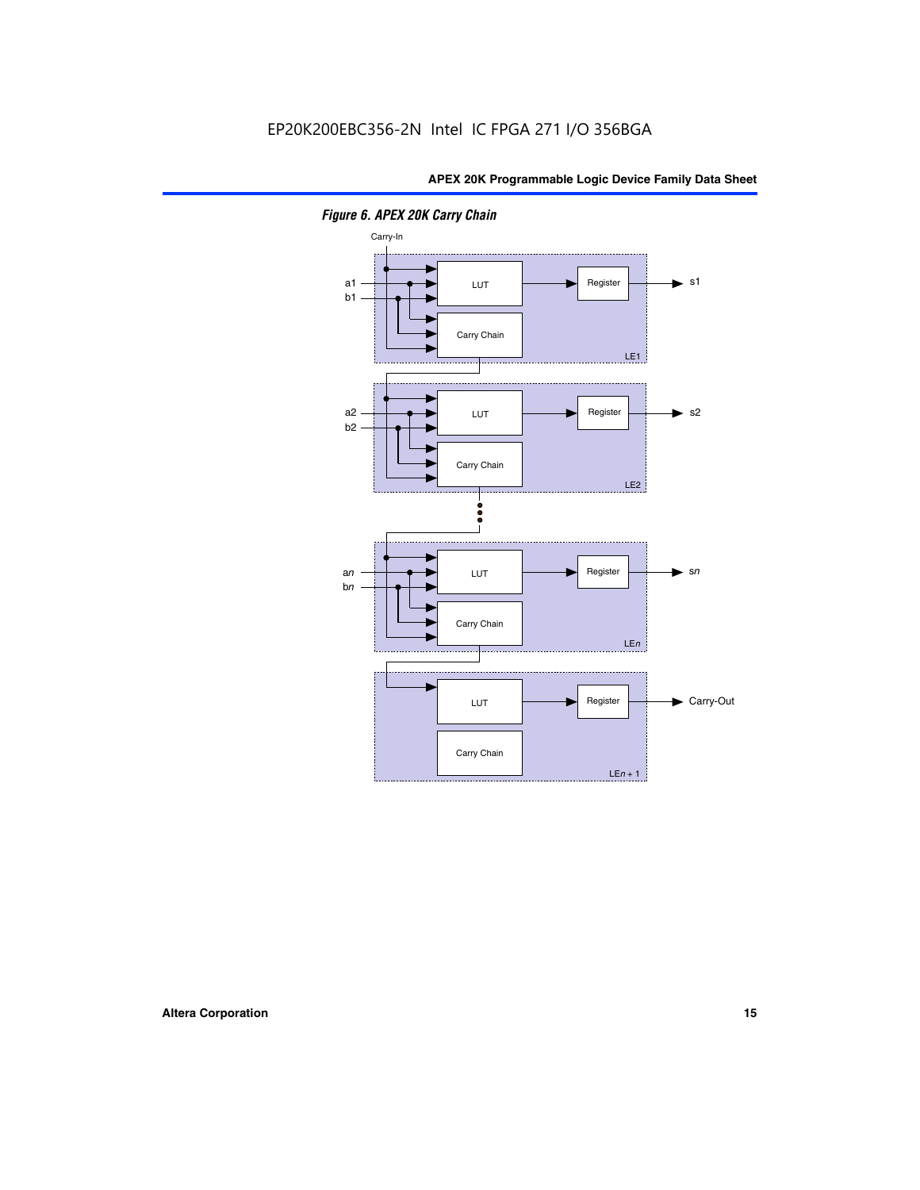EP20K200EBC356-2N Intel IC FPGA 271 I/O 356BGA

*Figure 6. APEX 20K Carry Chain*

Carry-In

a1
b1

LUT

Register

s1

Carry Chain

LE1

a2
b2

LUT

Register

s2

Carry Chain

LE2

an
bn

LUT

Register

sn

Carry Chain

LEn

LUT

Register

Carry-Out

Carry Chain

LEn + 1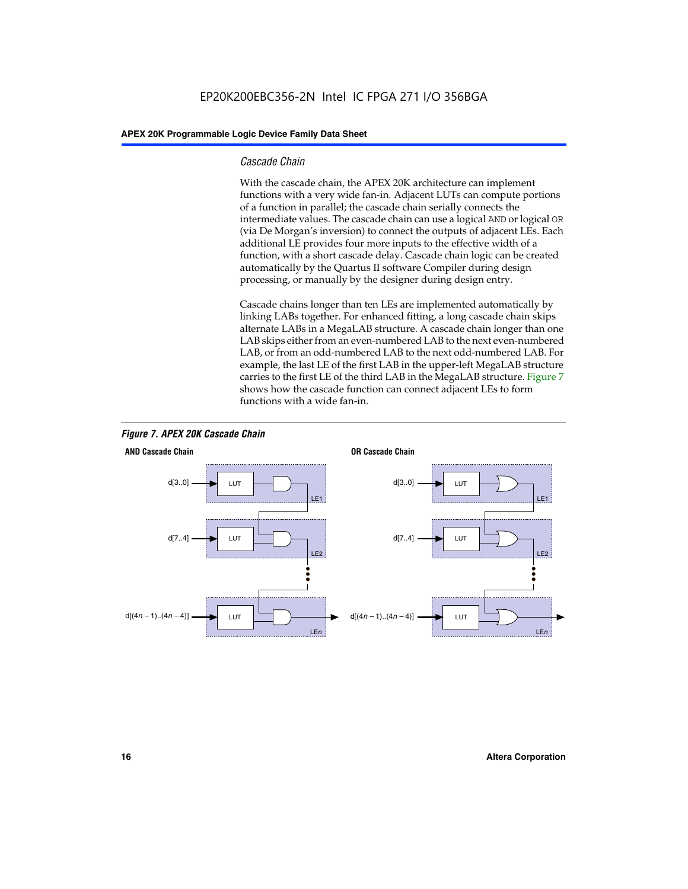### Cascade Chain

With the cascade chain, the APEX 20K architecture can implement functions with a very wide fan-in. Adjacent LUTs can compute portions of a function in parallel; the cascade chain serially connects the intermediate values. The cascade chain can use a logical `AND` or logical `OR` (via De Morgan's inversion) to connect the outputs of adjacent LEs. Each additional LE provides four more inputs to the effective width of a function, with a short cascade delay. Cascade chain logic can be created automatically by the Quartus II software Compiler during design processing, or manually by the designer during design entry.

Cascade chains longer than ten LEs are implemented automatically by linking LABs together. For enhanced fitting, a long cascade chain skips alternate LABs in a MegaLAB structure. A cascade chain longer than one LAB skips either from an even-numbered LAB to the next even-numbered LAB, or from an odd-numbered LAB to the next odd-numbered LAB. For example, the last LE of the first LAB in the upper-left MegaLAB structure carries to the first LE of the third LAB in the MegaLAB structure. Figure 7 shows how the cascade function can connect adjacent LEs to form functions with a wide fan-in.

**Figure 7. APEX 20K Cascade Chain**

**AND Cascade Chain**

d[3..0] → LUT → LE1
d[7..4] → LUT → LE2
d[(4n – 1)..(4n – 4)] → LUT → LEn

**OR Cascade Chain**

d[3..0] → LUT → LE1
d[7..4] → LUT → LE2
d[(4n – 1)..(4n – 4)] → LUT → LEn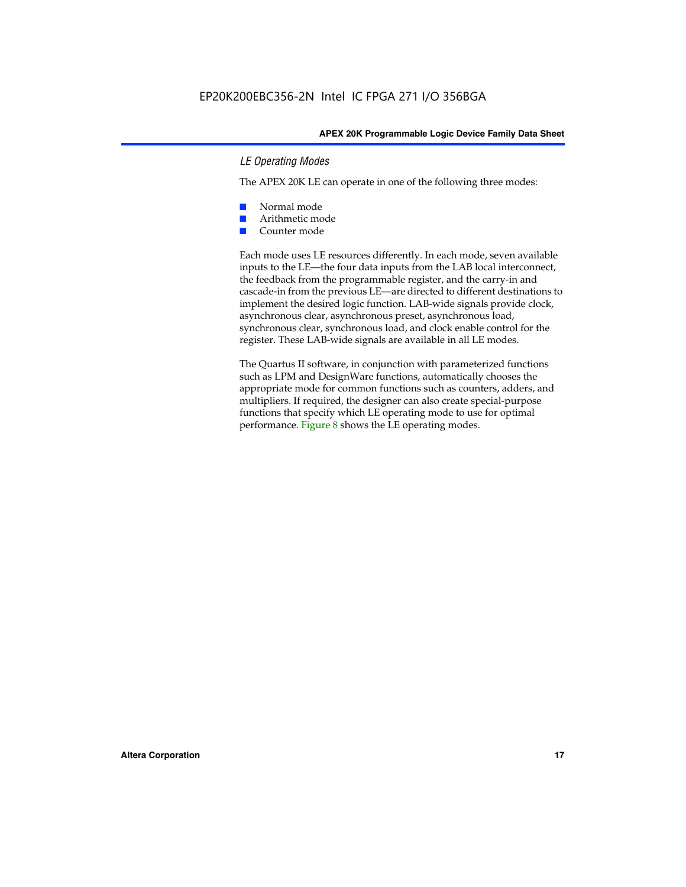### *LE Operating Modes*

The APEX 20K LE can operate in one of the following three modes:

- Normal mode
- Arithmetic mode
- Counter mode

Each mode uses LE resources differently. In each mode, seven available inputs to the LE—the four data inputs from the LAB local interconnect, the feedback from the programmable register, and the carry-in and cascade-in from the previous LE—are directed to different destinations to implement the desired logic function. LAB-wide signals provide clock, asynchronous clear, asynchronous preset, asynchronous load, synchronous clear, synchronous load, and clock enable control for the register. These LAB-wide signals are available in all LE modes.

The Quartus II software, in conjunction with parameterized functions such as LPM and DesignWare functions, automatically chooses the appropriate mode for common functions such as counters, adders, and multipliers. If required, the designer can also create special-purpose functions that specify which LE operating mode to use for optimal performance. Figure 8 shows the LE operating modes.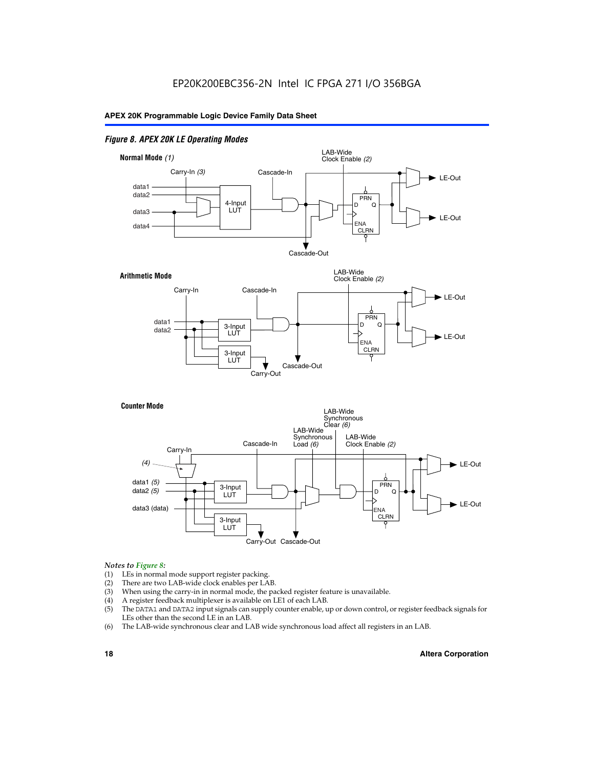*Figure 8. APEX 20K LE Operating Modes*

**Normal Mode** *(1)*

Carry-In *(3)*, Cascade-In, LAB-Wide Clock Enable *(2)*, data1, data2, data3, data4, 4-Input LUT, PRN, D, Q, ENA, CLRN, LE-Out, LE-Out, Cascade-Out

**Arithmetic Mode**

Carry-In, Cascade-In, LAB-Wide Clock Enable *(2)*, data1, data2, 3-Input LUT, 3-Input LUT, PRN, D, Q, ENA, CLRN, LE-Out, LE-Out, Cascade-Out, Carry-Out

**Counter Mode**

Carry-In, *(4)*, Cascade-In, LAB-Wide Synchronous Load *(6)*, LAB-Wide Synchronous Clear *(6)*, LAB-Wide Clock Enable *(2)*, data1 *(5)*, data2 *(5)*, data3 (data), 3-Input LUT, 3-Input LUT, PRN, D, Q, ENA, CLRN, LE-Out, LE-Out, Carry-Out, Cascade-Out

*Notes to Figure 8:*

(1) LEs in normal mode support register packing.
(2) There are two LAB-wide clock enables per LAB.
(3) When using the carry-in in normal mode, the packed register feature is unavailable.
(4) A register feedback multiplexer is available on LE1 of each LAB.
(5) The DATA1 and DATA2 input signals can supply counter enable, up or down control, or register feedback signals for LEs other than the second LE in an LAB.
(6) The LAB-wide synchronous clear and LAB wide synchronous load affect all registers in an LAB.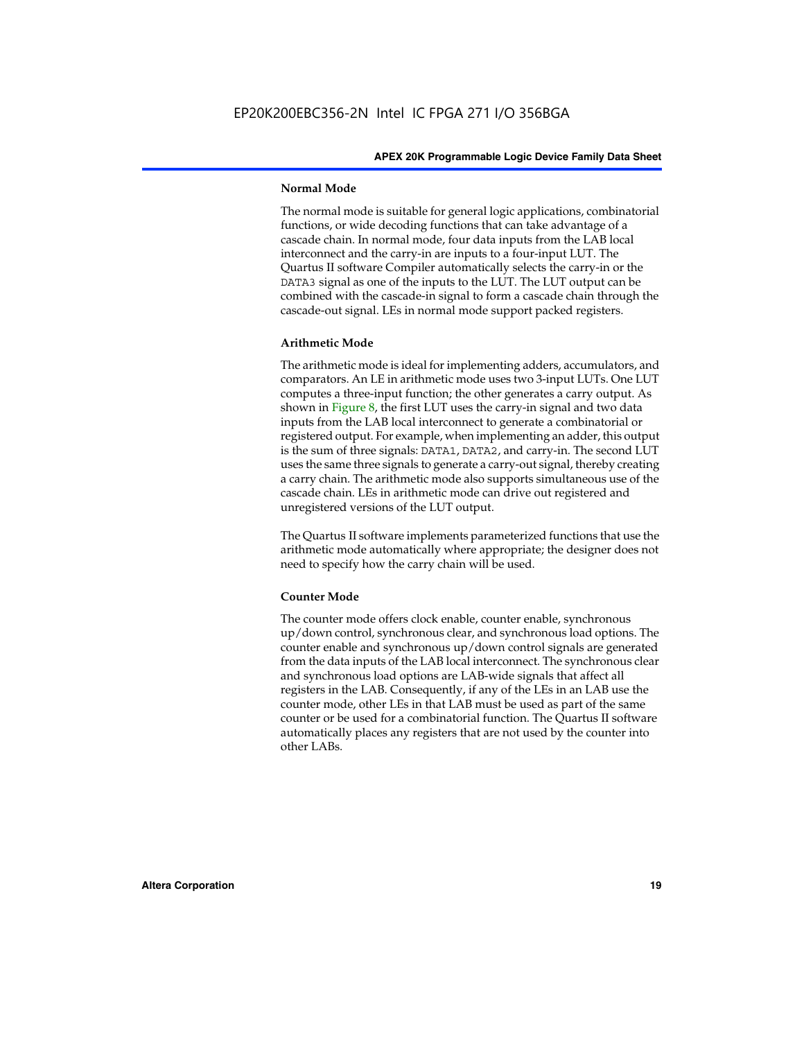### Normal Mode

The normal mode is suitable for general logic applications, combinatorial functions, or wide decoding functions that can take advantage of a cascade chain. In normal mode, four data inputs from the LAB local interconnect and the carry-in are inputs to a four-input LUT. The Quartus II software Compiler automatically selects the carry-in or the DATA3 signal as one of the inputs to the LUT. The LUT output can be combined with the cascade-in signal to form a cascade chain through the cascade-out signal. LEs in normal mode support packed registers.

### Arithmetic Mode

The arithmetic mode is ideal for implementing adders, accumulators, and comparators. An LE in arithmetic mode uses two 3-input LUTs. One LUT computes a three-input function; the other generates a carry output. As shown in Figure 8, the first LUT uses the carry-in signal and two data inputs from the LAB local interconnect to generate a combinatorial or registered output. For example, when implementing an adder, this output is the sum of three signals: DATA1, DATA2, and carry-in. The second LUT uses the same three signals to generate a carry-out signal, thereby creating a carry chain. The arithmetic mode also supports simultaneous use of the cascade chain. LEs in arithmetic mode can drive out registered and unregistered versions of the LUT output.

The Quartus II software implements parameterized functions that use the arithmetic mode automatically where appropriate; the designer does not need to specify how the carry chain will be used.

### Counter Mode

The counter mode offers clock enable, counter enable, synchronous up/down control, synchronous clear, and synchronous load options. The counter enable and synchronous up/down control signals are generated from the data inputs of the LAB local interconnect. The synchronous clear and synchronous load options are LAB-wide signals that affect all registers in the LAB. Consequently, if any of the LEs in an LAB use the counter mode, other LEs in that LAB must be used as part of the same counter or be used for a combinatorial function. The Quartus II software automatically places any registers that are not used by the counter into other LABs.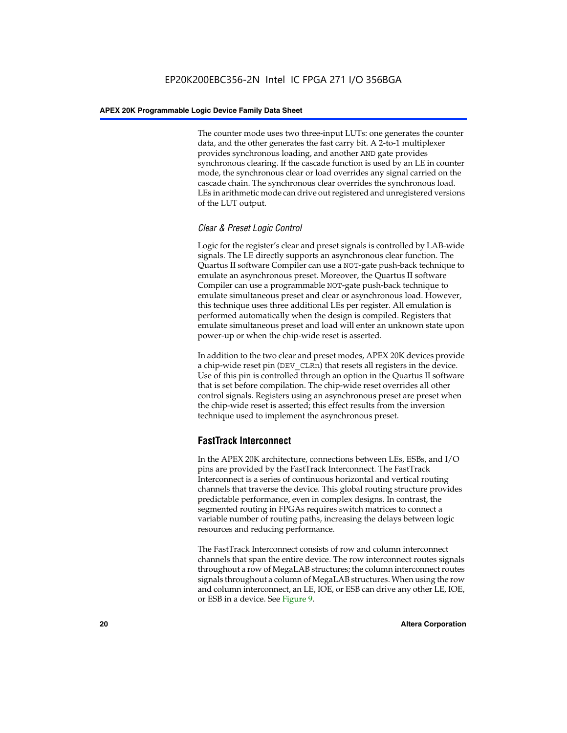The counter mode uses two three-input LUTs: one generates the counter data, and the other generates the fast carry bit. A 2-to-1 multiplexer provides synchronous loading, and another AND gate provides synchronous clearing. If the cascade function is used by an LE in counter mode, the synchronous clear or load overrides any signal carried on the cascade chain. The synchronous clear overrides the synchronous load. LEs in arithmetic mode can drive out registered and unregistered versions of the LUT output.

### *Clear & Preset Logic Control*

Logic for the register's clear and preset signals is controlled by LAB-wide signals. The LE directly supports an asynchronous clear function. The Quartus II software Compiler can use a NOT-gate push-back technique to emulate an asynchronous preset. Moreover, the Quartus II software Compiler can use a programmable NOT-gate push-back technique to emulate simultaneous preset and clear or asynchronous load. However, this technique uses three additional LEs per register. All emulation is performed automatically when the design is compiled. Registers that emulate simultaneous preset and load will enter an unknown state upon power-up or when the chip-wide reset is asserted.

In addition to the two clear and preset modes, APEX 20K devices provide a chip-wide reset pin (DEV_CLRn) that resets all registers in the device. Use of this pin is controlled through an option in the Quartus II software that is set before compilation. The chip-wide reset overrides all other control signals. Registers using an asynchronous preset are preset when the chip-wide reset is asserted; this effect results from the inversion technique used to implement the asynchronous preset.

## FastTrack Interconnect

In the APEX 20K architecture, connections between LEs, ESBs, and I/O pins are provided by the FastTrack Interconnect. The FastTrack Interconnect is a series of continuous horizontal and vertical routing channels that traverse the device. This global routing structure provides predictable performance, even in complex designs. In contrast, the segmented routing in FPGAs requires switch matrices to connect a variable number of routing paths, increasing the delays between logic resources and reducing performance.

The FastTrack Interconnect consists of row and column interconnect channels that span the entire device. The row interconnect routes signals throughout a row of MegaLAB structures; the column interconnect routes signals throughout a column of MegaLAB structures. When using the row and column interconnect, an LE, IOE, or ESB can drive any other LE, IOE, or ESB in a device. See Figure 9.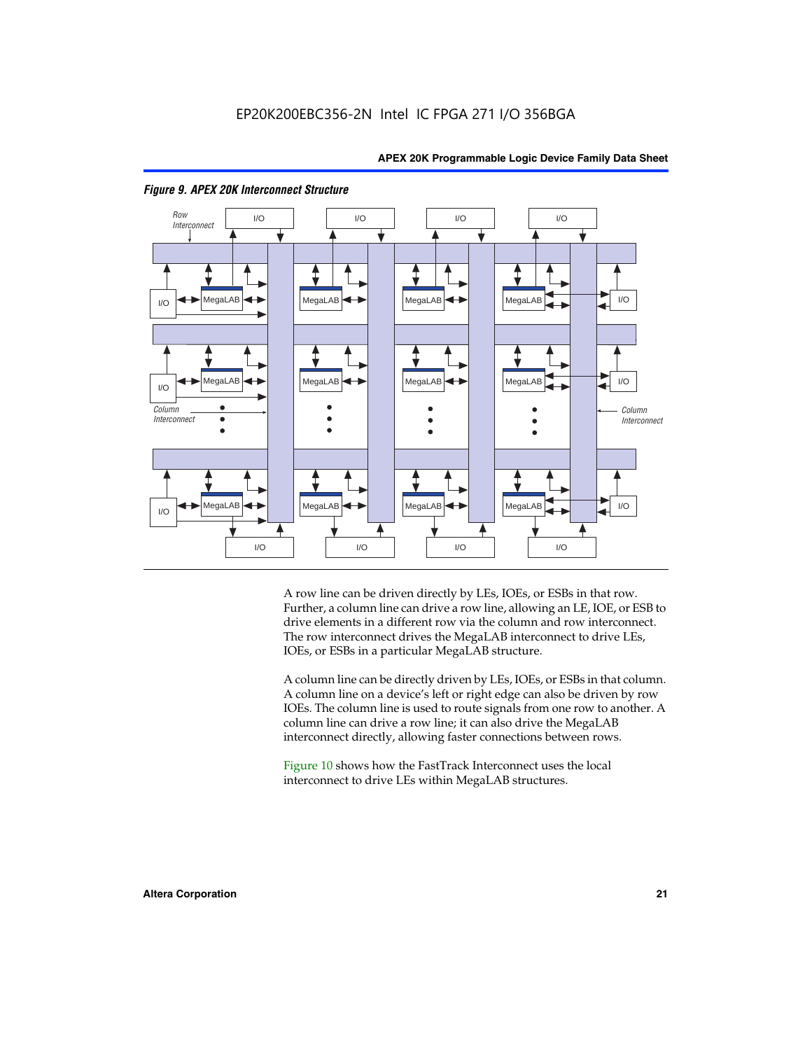*Figure 9. APEX 20K Interconnect Structure*

A row line can be driven directly by LEs, IOEs, or ESBs in that row. Further, a column line can drive a row line, allowing an LE, IOE, or ESB to drive elements in a different row via the column and row interconnect. The row interconnect drives the MegaLAB interconnect to drive LEs, IOEs, or ESBs in a particular MegaLAB structure.

A column line can be directly driven by LEs, IOEs, or ESBs in that column. A column line on a device's left or right edge can also be driven by row IOEs. The column line is used to route signals from one row to another. A column line can drive a row line; it can also drive the MegaLAB interconnect directly, allowing faster connections between rows.

Figure 10 shows how the FastTrack Interconnect uses the local interconnect to drive LEs within MegaLAB structures.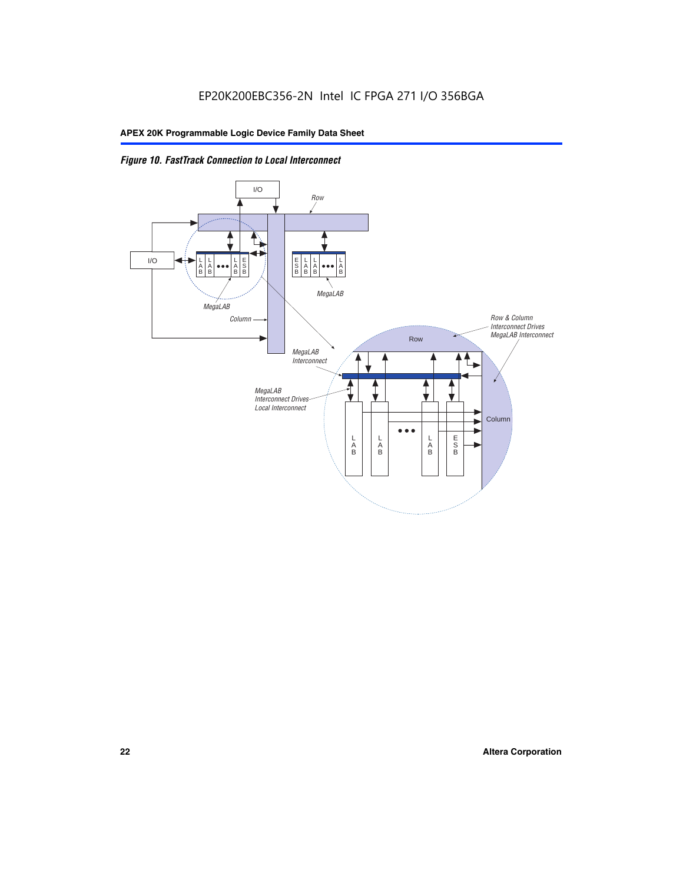*Figure 10. FastTrack Connection to Local Interconnect*

I/O

Row

I/O

L A B | L A B | ••• | L A B | E S B

E S B | L A B | L A B | ••• | L A B

MegaLAB

MegaLAB

Column

Row & Column Interconnect Drives MegaLAB Interconnect

Row

MegaLAB Interconnect

MegaLAB Interconnect Drives Local Interconnect

Column

L A B | L A B | ••• | L A B | E S B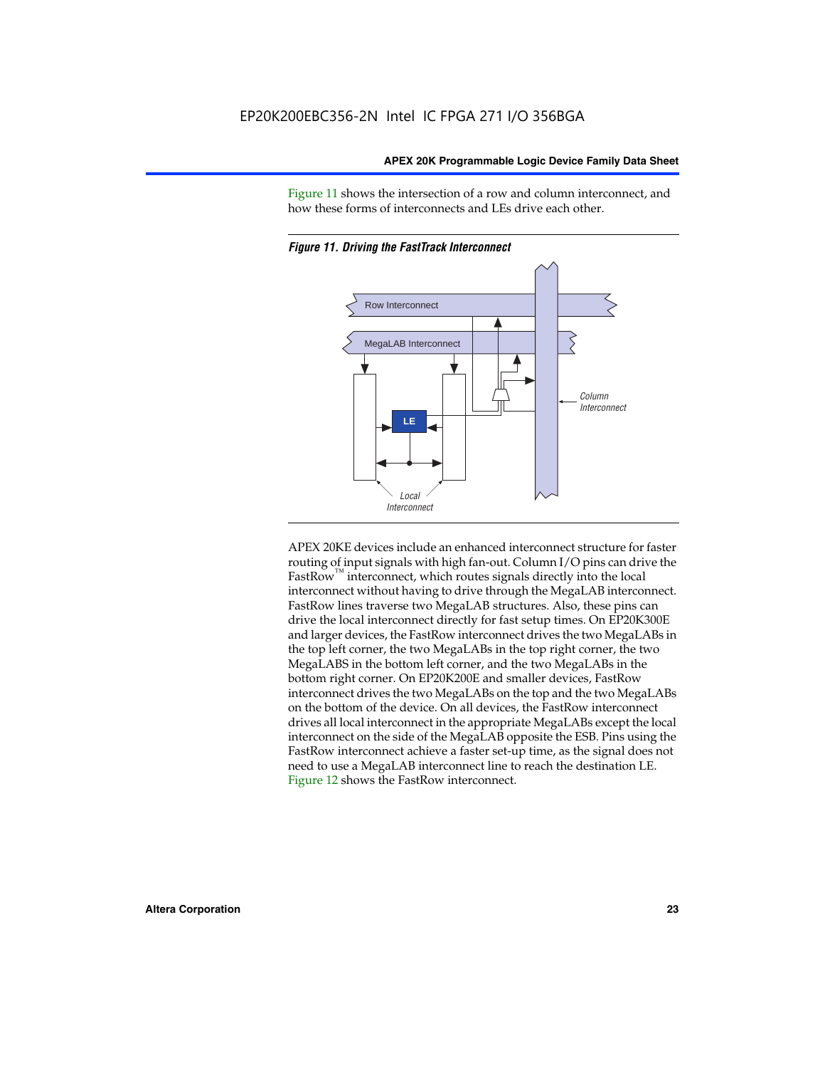Figure 11 shows the intersection of a row and column interconnect, and how these forms of interconnects and LEs drive each other.

*Figure 11. Driving the FastTrack Interconnect*

APEX 20KE devices include an enhanced interconnect structure for faster routing of input signals with high fan-out. Column I/O pins can drive the FastRow™ interconnect, which routes signals directly into the local interconnect without having to drive through the MegaLAB interconnect. FastRow lines traverse two MegaLAB structures. Also, these pins can drive the local interconnect directly for fast setup times. On EP20K300E and larger devices, the FastRow interconnect drives the two MegaLABs in the top left corner, the two MegaLABs in the top right corner, the two MegaLABS in the bottom left corner, and the two MegaLABs in the bottom right corner. On EP20K200E and smaller devices, FastRow interconnect drives the two MegaLABs on the top and the two MegaLABs on the bottom of the device. On all devices, the FastRow interconnect drives all local interconnect in the appropriate MegaLABs except the local interconnect on the side of the MegaLAB opposite the ESB. Pins using the FastRow interconnect achieve a faster set-up time, as the signal does not need to use a MegaLAB interconnect line to reach the destination LE. Figure 12 shows the FastRow interconnect.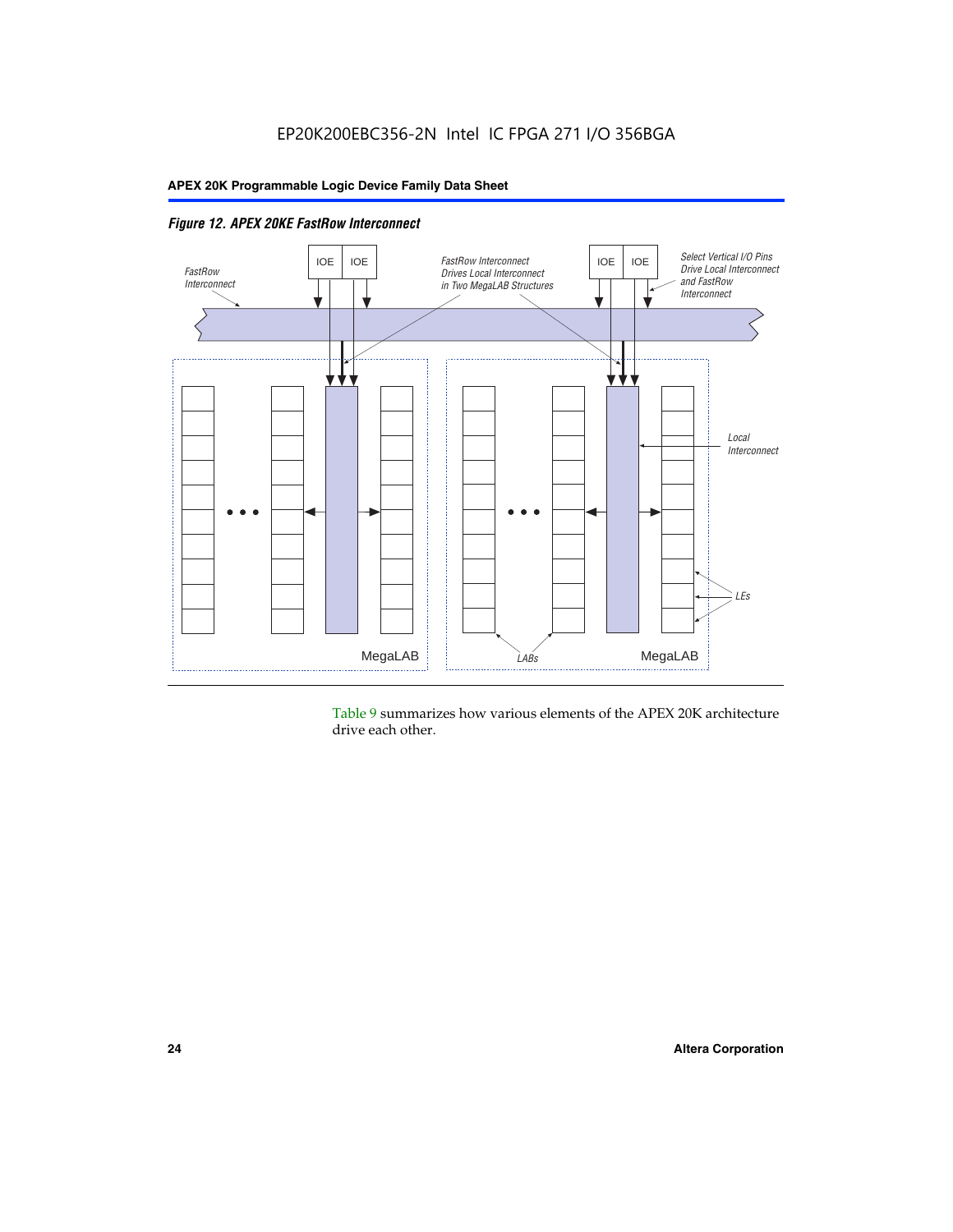*Figure 12. APEX 20KE FastRow Interconnect*

Table 9 summarizes how various elements of the APEX 20K architecture drive each other.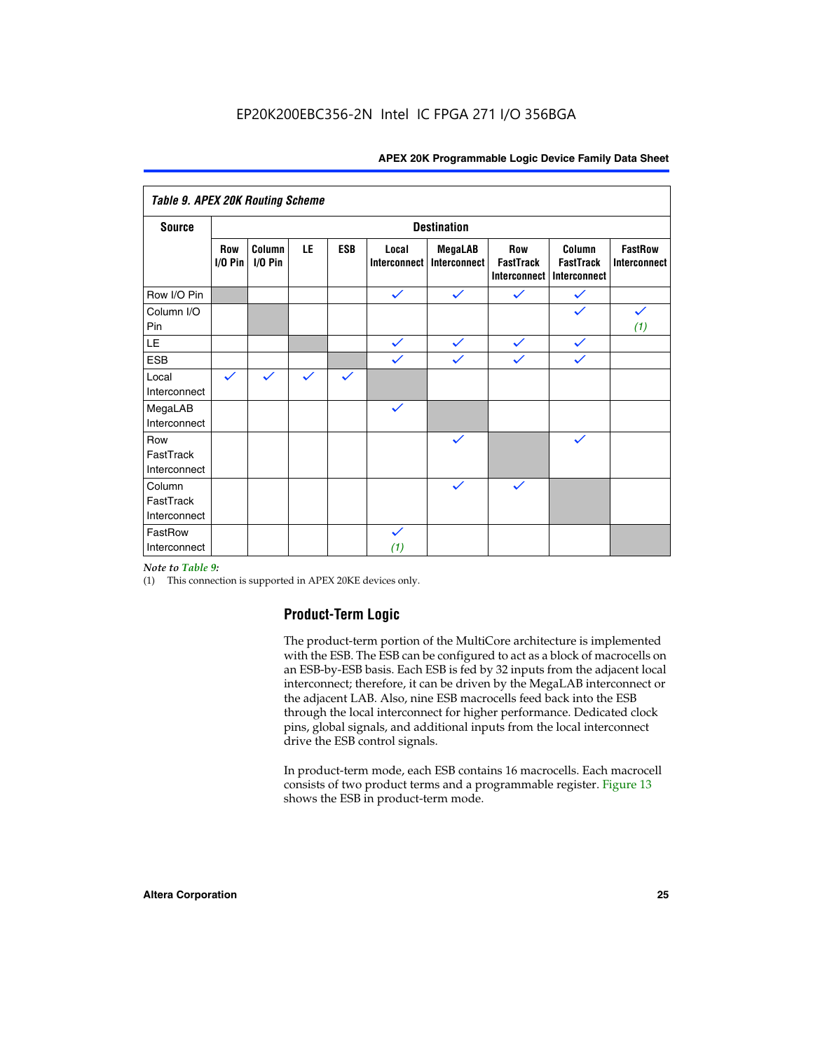**Table 9. APEX 20K Routing Scheme**

| Source | Destination | | | | | | | | |
|---|---|---|---|---|---|---|---|---|---|
| | Row I/O Pin | Column I/O Pin | LE | ESB | Local Interconnect | MegaLAB Interconnect | Row FastTrack Interconnect | Column FastTrack Interconnect | FastRow Interconnect |
| Row I/O Pin | | | | | ✓ | ✓ | ✓ | ✓ | |
| Column I/O Pin | | | | | | | | ✓ | ✓ *(1)* |
| LE | | | | | ✓ | ✓ | ✓ | ✓ | |
| ESB | | | | | ✓ | ✓ | ✓ | ✓ | |
| Local Interconnect | ✓ | ✓ | ✓ | ✓ | | | | | |
| MegaLAB Interconnect | | | | | ✓ | | | | |
| Row FastTrack Interconnect | | | | | | ✓ | | ✓ | |
| Column FastTrack Interconnect | | | | | | ✓ | ✓ | | |
| FastRow Interconnect | | | | | ✓ *(1)* | | | | |

*Note to Table 9:*

(1) This connection is supported in APEX 20KE devices only.

## Product-Term Logic

The product-term portion of the MultiCore architecture is implemented with the ESB. The ESB can be configured to act as a block of macrocells on an ESB-by-ESB basis. Each ESB is fed by 32 inputs from the adjacent local interconnect; therefore, it can be driven by the MegaLAB interconnect or the adjacent LAB. Also, nine ESB macrocells feed back into the ESB through the local interconnect for higher performance. Dedicated clock pins, global signals, and additional inputs from the local interconnect drive the ESB control signals.

In product-term mode, each ESB contains 16 macrocells. Each macrocell consists of two product terms and a programmable register. Figure 13 shows the ESB in product-term mode.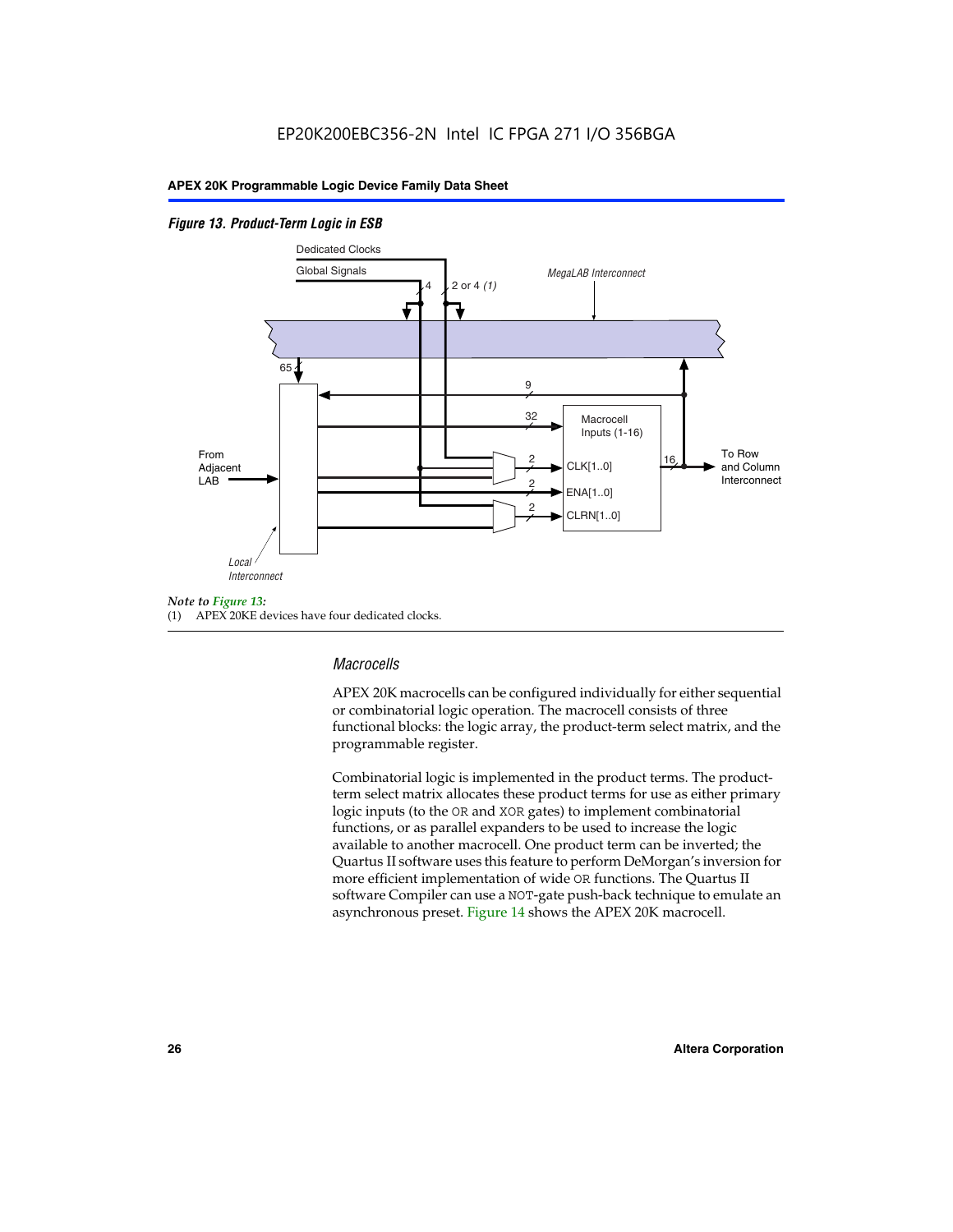*Figure 13. Product-Term Logic in ESB*

*Note to Figure 13:*
(1) APEX 20KE devices have four dedicated clocks.

### *Macrocells*

APEX 20K macrocells can be configured individually for either sequential or combinatorial logic operation. The macrocell consists of three functional blocks: the logic array, the product-term select matrix, and the programmable register.

Combinatorial logic is implemented in the product terms. The product-term select matrix allocates these product terms for use as either primary logic inputs (to the OR and XOR gates) to implement combinatorial functions, or as parallel expanders to be used to increase the logic available to another macrocell. One product term can be inverted; the Quartus II software uses this feature to perform DeMorgan's inversion for more efficient implementation of wide OR functions. The Quartus II software Compiler can use a NOT-gate push-back technique to emulate an asynchronous preset. Figure 14 shows the APEX 20K macrocell.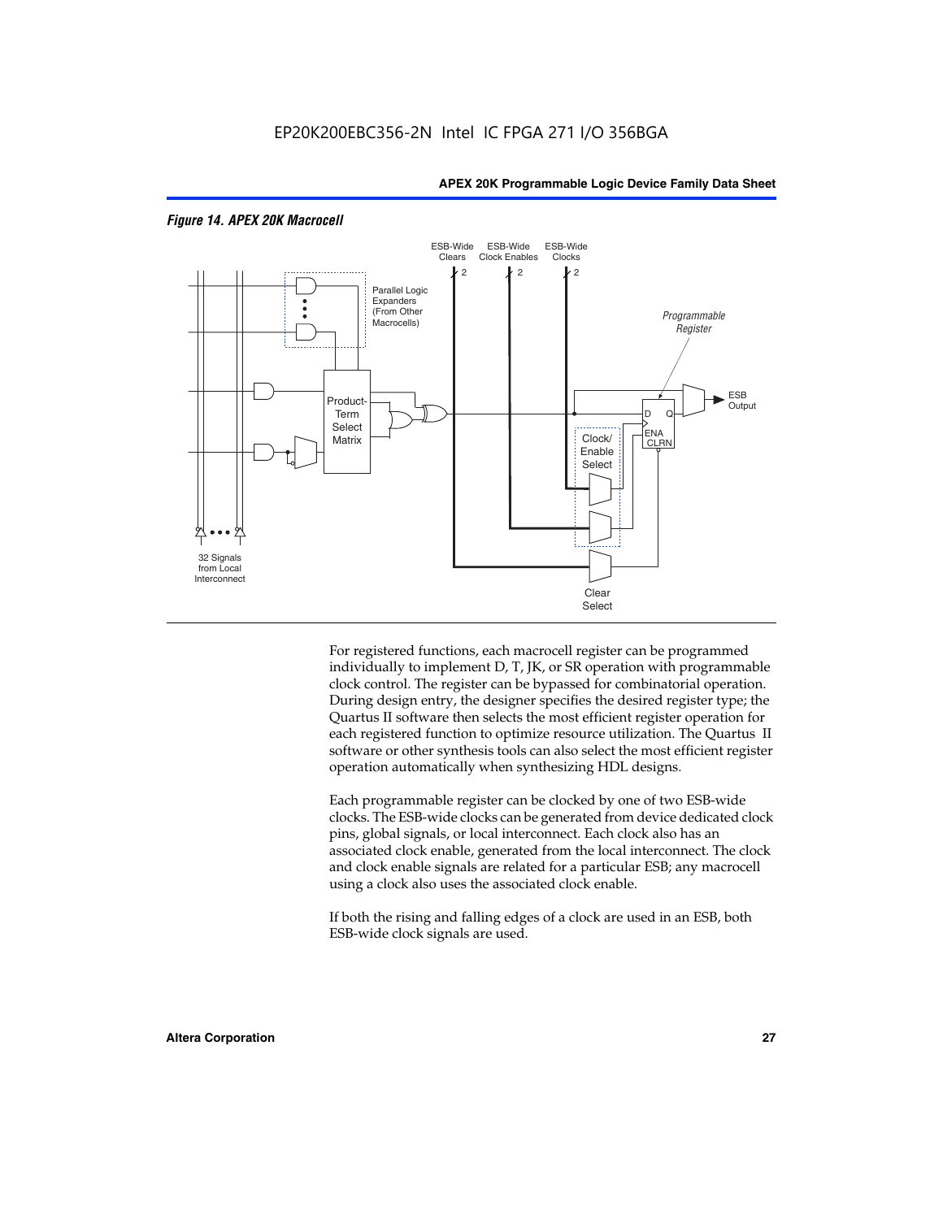*Figure 14. APEX 20K Macrocell*

For registered functions, each macrocell register can be programmed individually to implement D, T, JK, or SR operation with programmable clock control. The register can be bypassed for combinatorial operation. During design entry, the designer specifies the desired register type; the Quartus II software then selects the most efficient register operation for each registered function to optimize resource utilization. The Quartus II software or other synthesis tools can also select the most efficient register operation automatically when synthesizing HDL designs.

Each programmable register can be clocked by one of two ESB-wide clocks. The ESB-wide clocks can be generated from device dedicated clock pins, global signals, or local interconnect. Each clock also has an associated clock enable, generated from the local interconnect. The clock and clock enable signals are related for a particular ESB; any macrocell using a clock also uses the associated clock enable.

If both the rising and falling edges of a clock are used in an ESB, both ESB-wide clock signals are used.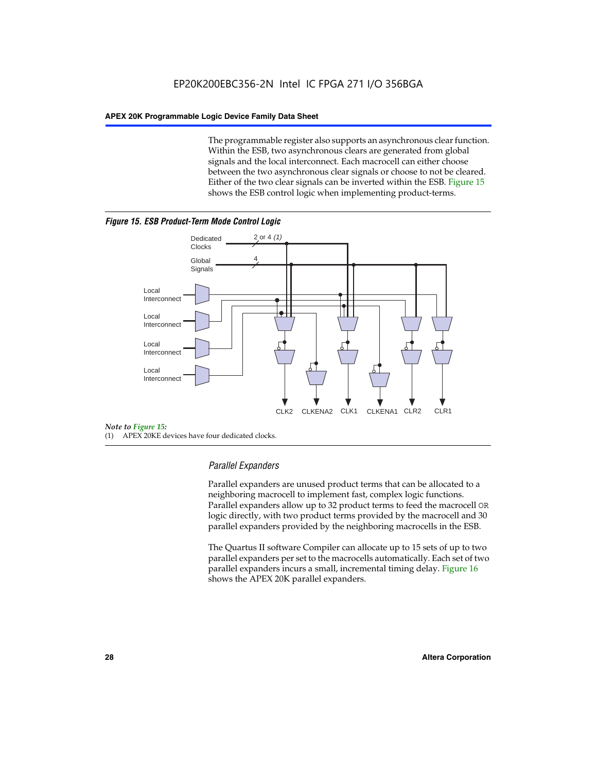The programmable register also supports an asynchronous clear function. Within the ESB, two asynchronous clears are generated from global signals and the local interconnect. Each macrocell can either choose between the two asynchronous clear signals or choose to not be cleared. Either of the two clear signals can be inverted within the ESB. Figure 15 shows the ESB control logic when implementing product-terms.

***Figure 15. ESB Product-Term Mode Control Logic***

Dedicated Clocks 2 or 4 *(1)*

Global Signals 4

Local Interconnect

Local Interconnect

Local Interconnect

Local Interconnect

CLK2 CLKENA2 CLK1 CLKENA1 CLR2 CLR1

*Note to Figure 15:*

(1) APEX 20KE devices have four dedicated clocks.

### *Parallel Expanders*

Parallel expanders are unused product terms that can be allocated to a neighboring macrocell to implement fast, complex logic functions. Parallel expanders allow up to 32 product terms to feed the macrocell OR logic directly, with two product terms provided by the macrocell and 30 parallel expanders provided by the neighboring macrocells in the ESB.

The Quartus II software Compiler can allocate up to 15 sets of up to two parallel expanders per set to the macrocells automatically. Each set of two parallel expanders incurs a small, incremental timing delay. Figure 16 shows the APEX 20K parallel expanders.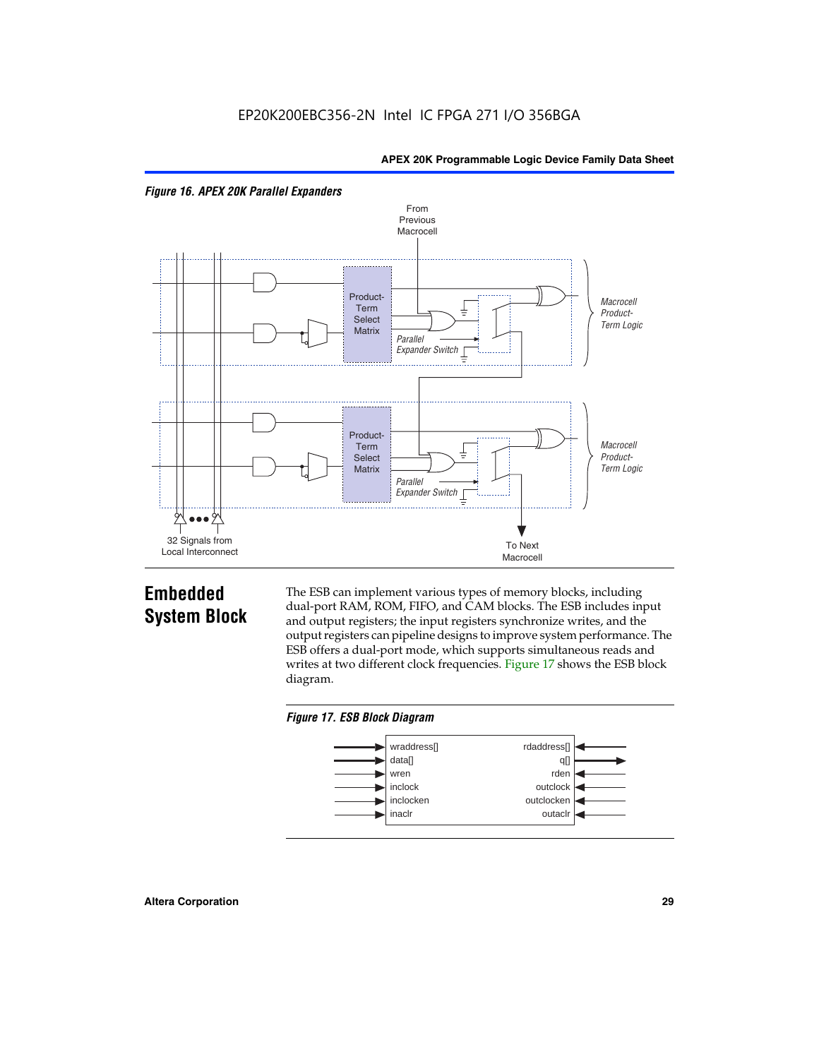*Figure 16. APEX 20K Parallel Expanders*

From Previous Macrocell

Product-Term Select Matrix

Parallel Expander Switch

Macrocell Product-Term Logic

Product-Term Select Matrix

Parallel Expander Switch

Macrocell Product-Term Logic

32 Signals from Local Interconnect

To Next Macrocell

## Embedded System Block

The ESB can implement various types of memory blocks, including dual-port RAM, ROM, FIFO, and CAM blocks. The ESB includes input and output registers; the input registers synchronize writes, and the output registers can pipeline designs to improve system performance. The ESB offers a dual-port mode, which supports simultaneous reads and writes at two different clock frequencies. Figure 17 shows the ESB block diagram.

*Figure 17. ESB Block Diagram*

wraddress[] | rdaddress[]
data[] | q[]
wren | rden
inclock | outclock
inclocken | outclocken
inaclr | outaclr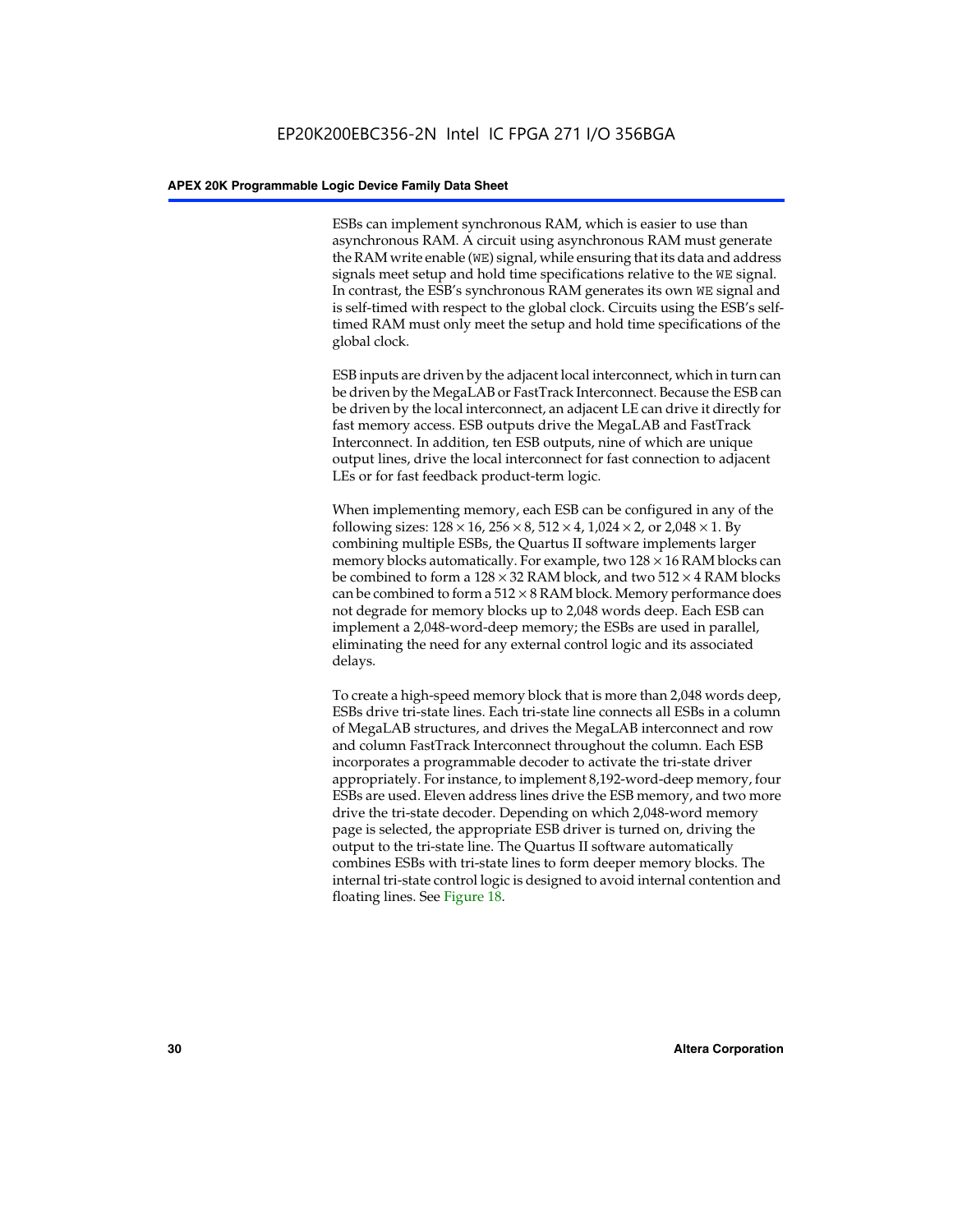ESBs can implement synchronous RAM, which is easier to use than asynchronous RAM. A circuit using asynchronous RAM must generate the RAM write enable (`WE`) signal, while ensuring that its data and address signals meet setup and hold time specifications relative to the `WE` signal. In contrast, the ESB's synchronous RAM generates its own `WE` signal and is self-timed with respect to the global clock. Circuits using the ESB's self-timed RAM must only meet the setup and hold time specifications of the global clock.

ESB inputs are driven by the adjacent local interconnect, which in turn can be driven by the MegaLAB or FastTrack Interconnect. Because the ESB can be driven by the local interconnect, an adjacent LE can drive it directly for fast memory access. ESB outputs drive the MegaLAB and FastTrack Interconnect. In addition, ten ESB outputs, nine of which are unique output lines, drive the local interconnect for fast connection to adjacent LEs or for fast feedback product-term logic.

When implementing memory, each ESB can be configured in any of the following sizes: $128 \times 16$, $256 \times 8$, $512 \times 4$, $1{,}024 \times 2$, or $2{,}048 \times 1$. By combining multiple ESBs, the Quartus II software implements larger memory blocks automatically. For example, two $128 \times 16$ RAM blocks can be combined to form a $128 \times 32$ RAM block, and two $512 \times 4$ RAM blocks can be combined to form a $512 \times 8$ RAM block. Memory performance does not degrade for memory blocks up to 2,048 words deep. Each ESB can implement a 2,048-word-deep memory; the ESBs are used in parallel, eliminating the need for any external control logic and its associated delays.

To create a high-speed memory block that is more than 2,048 words deep, ESBs drive tri-state lines. Each tri-state line connects all ESBs in a column of MegaLAB structures, and drives the MegaLAB interconnect and row and column FastTrack Interconnect throughout the column. Each ESB incorporates a programmable decoder to activate the tri-state driver appropriately. For instance, to implement 8,192-word-deep memory, four ESBs are used. Eleven address lines drive the ESB memory, and two more drive the tri-state decoder. Depending on which 2,048-word memory page is selected, the appropriate ESB driver is turned on, driving the output to the tri-state line. The Quartus II software automatically combines ESBs with tri-state lines to form deeper memory blocks. The internal tri-state control logic is designed to avoid internal contention and floating lines. See Figure 18.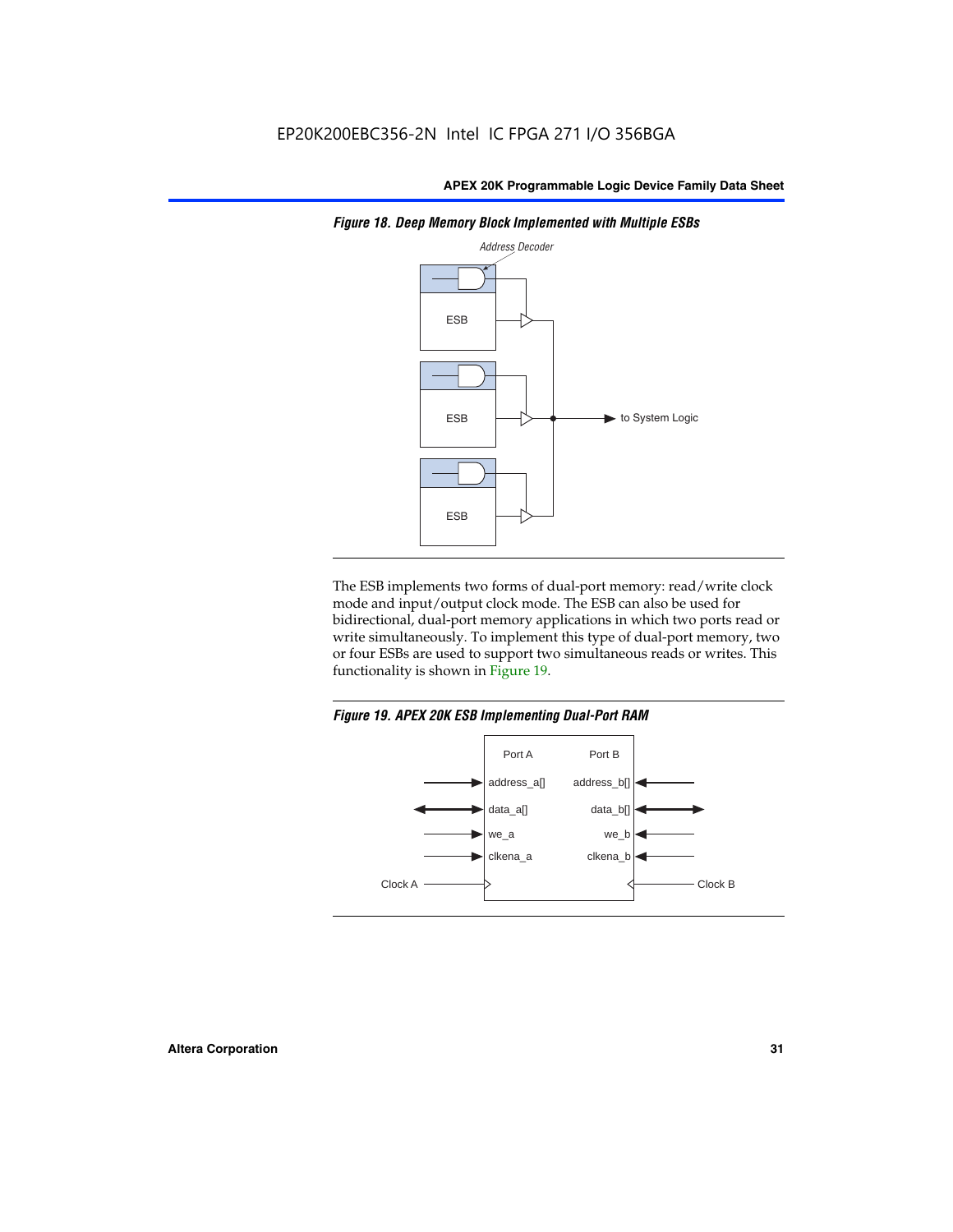*Figure 18. Deep Memory Block Implemented with Multiple ESBs*

The ESB implements two forms of dual-port memory: read/write clock mode and input/output clock mode. The ESB can also be used for bidirectional, dual-port memory applications in which two ports read or write simultaneously. To implement this type of dual-port memory, two or four ESBs are used to support two simultaneous reads or writes. This functionality is shown in Figure 19.

*Figure 19. APEX 20K ESB Implementing Dual-Port RAM*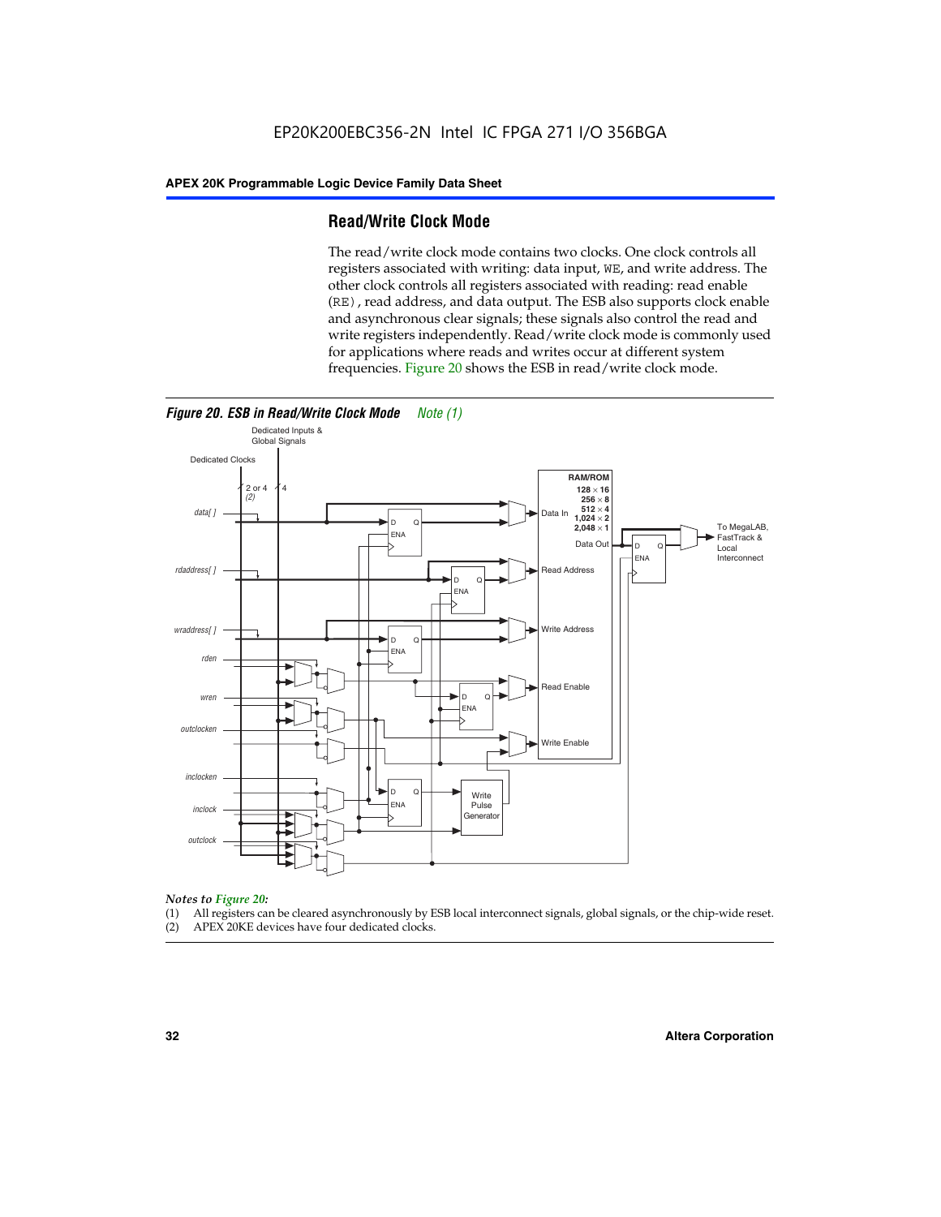## Read/Write Clock Mode

The read/write clock mode contains two clocks. One clock controls all registers associated with writing: data input, WE, and write address. The other clock controls all registers associated with reading: read enable (RE), read address, and data output. The ESB also supports clock enable and asynchronous clear signals; these signals also control the read and write registers independently. Read/write clock mode is commonly used for applications where reads and writes occur at different system frequencies. Figure 20 shows the ESB in read/write clock mode.

**Figure 20. ESB in Read/Write Clock Mode** *Note (1)*

*Notes to Figure 20:*

(1) All registers can be cleared asynchronously by ESB local interconnect signals, global signals, or the chip-wide reset.
(2) APEX 20KE devices have four dedicated clocks.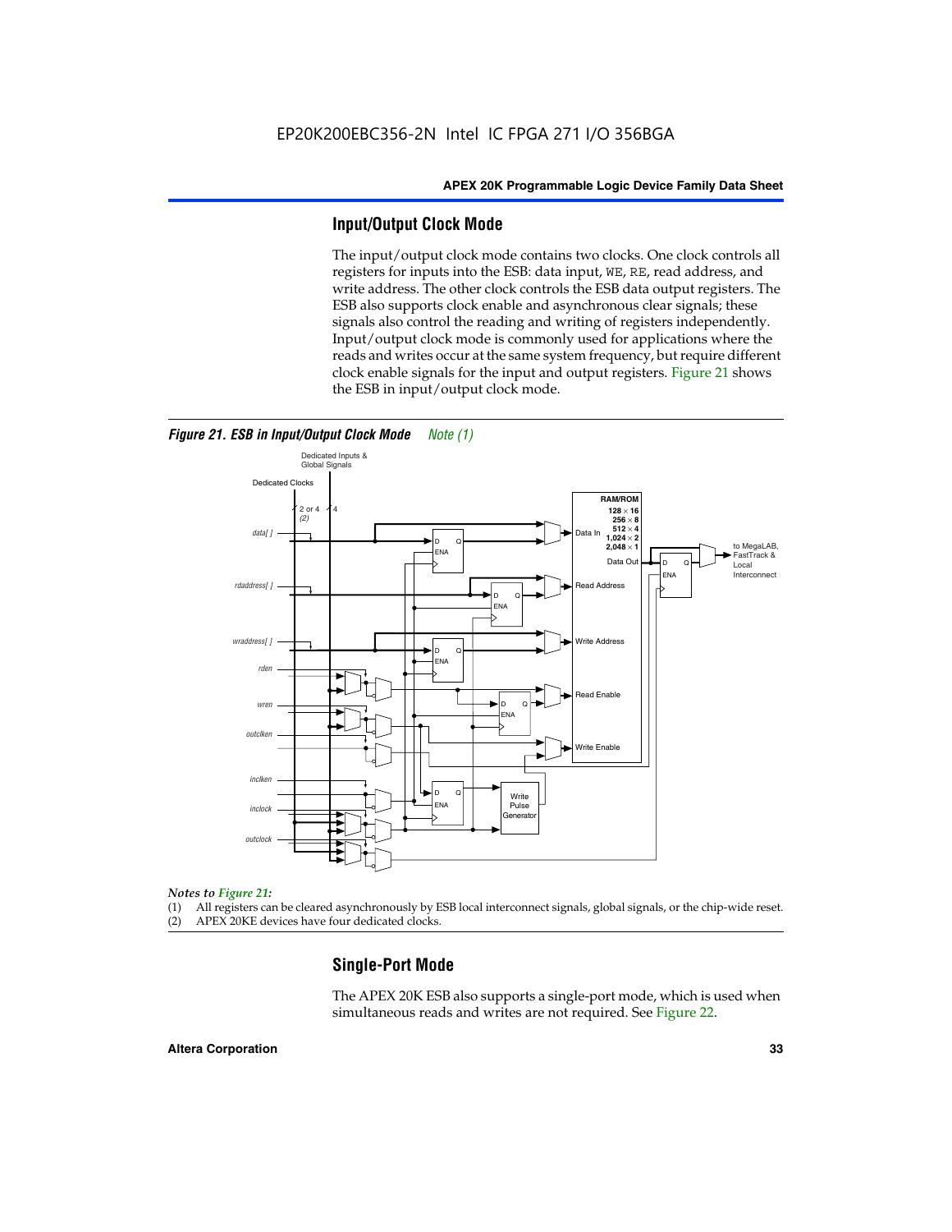## Input/Output Clock Mode

The input/output clock mode contains two clocks. One clock controls all registers for inputs into the ESB: data input, WE, RE, read address, and write address. The other clock controls the ESB data output registers. The ESB also supports clock enable and asynchronous clear signals; these signals also control the reading and writing of registers independently. Input/output clock mode is commonly used for applications where the reads and writes occur at the same system frequency, but require different clock enable signals for the input and output registers. Figure 21 shows the ESB in input/output clock mode.

***Figure 21. ESB in Input/Output Clock Mode*** *Note (1)*

*Notes to Figure 21:*

(1) All registers can be cleared asynchronously by ESB local interconnect signals, global signals, or the chip-wide reset.
(2) APEX 20KE devices have four dedicated clocks.

## Single-Port Mode

The APEX 20K ESB also supports a single-port mode, which is used when simultaneous reads and writes are not required. See Figure 22.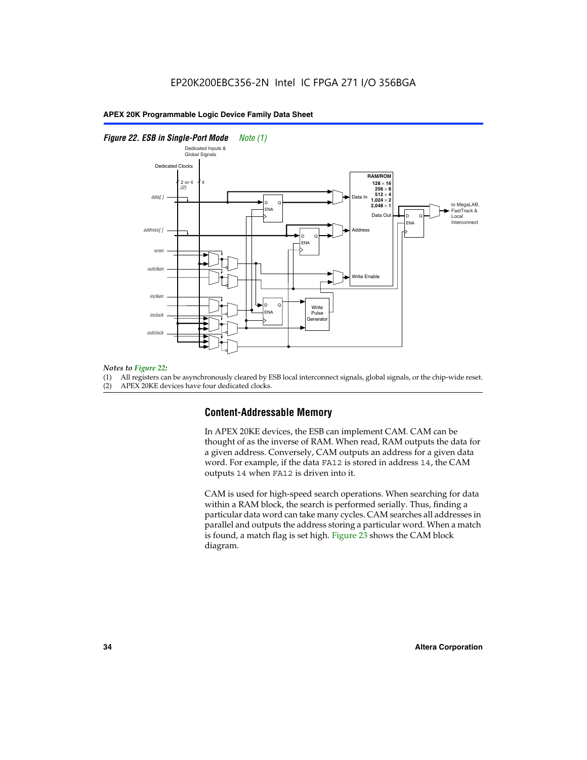*Figure 22. ESB in Single-Port Mode* *Note (1)*

*Notes to Figure 22:*

(1) All registers can be asynchronously cleared by ESB local interconnect signals, global signals, or the chip-wide reset.
(2) APEX 20KE devices have four dedicated clocks.

## Content-Addressable Memory

In APEX 20KE devices, the ESB can implement CAM. CAM can be thought of as the inverse of RAM. When read, RAM outputs the data for a given address. Conversely, CAM outputs an address for a given data word. For example, if the data `FA12` is stored in address `14`, the CAM outputs `14` when `FA12` is driven into it.

CAM is used for high-speed search operations. When searching for data within a RAM block, the search is performed serially. Thus, finding a particular data word can take many cycles. CAM searches all addresses in parallel and outputs the address storing a particular word. When a match is found, a match flag is set high. Figure 23 shows the CAM block diagram.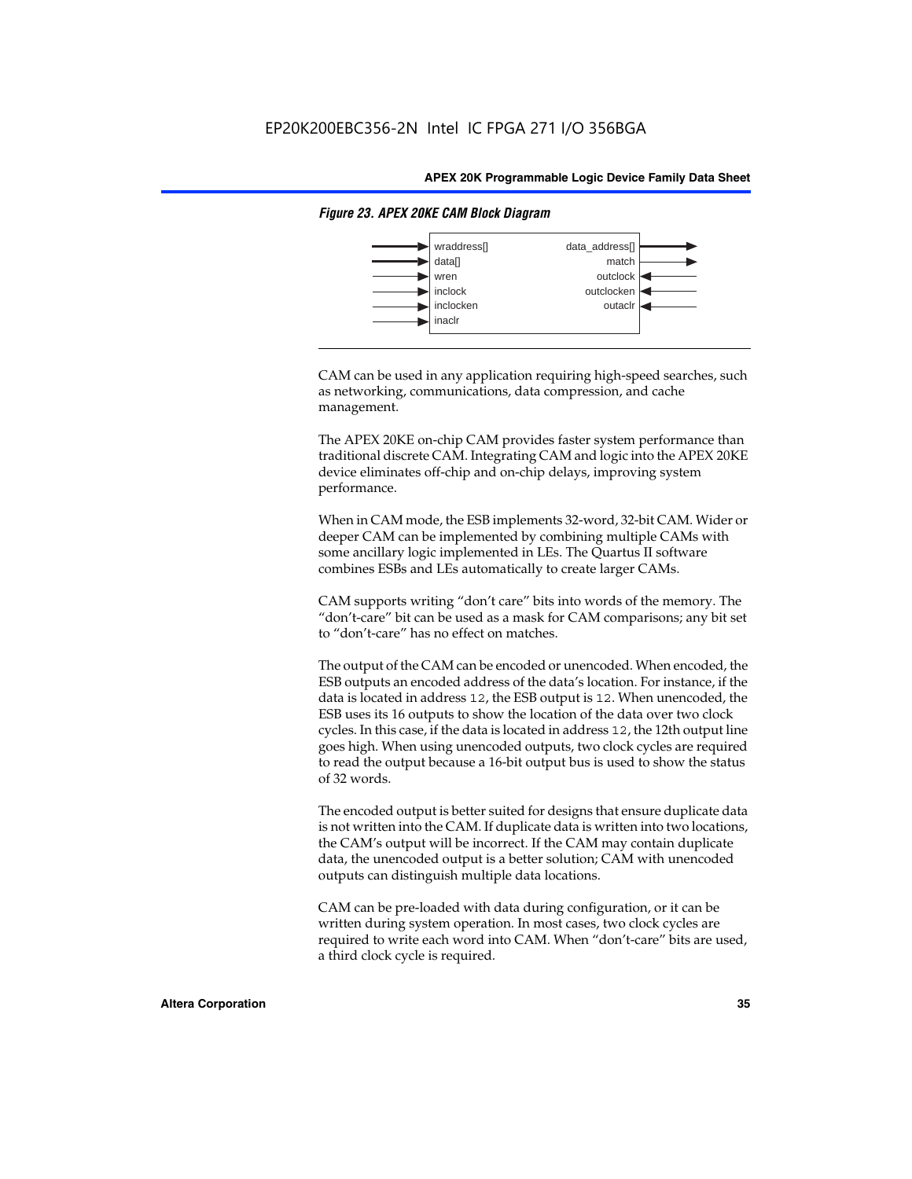*Figure 23. APEX 20KE CAM Block Diagram*

| Inputs | Outputs |
| --- | --- |
| wraddress[] | data_address[] |
| data[] | match |
| wren | outclock |
| inclock | outclocken |
| inclocken | outaclr |
| inaclr | |

CAM can be used in any application requiring high-speed searches, such as networking, communications, data compression, and cache management.

The APEX 20KE on-chip CAM provides faster system performance than traditional discrete CAM. Integrating CAM and logic into the APEX 20KE device eliminates off-chip and on-chip delays, improving system performance.

When in CAM mode, the ESB implements 32-word, 32-bit CAM. Wider or deeper CAM can be implemented by combining multiple CAMs with some ancillary logic implemented in LEs. The Quartus II software combines ESBs and LEs automatically to create larger CAMs.

CAM supports writing "don't care" bits into words of the memory. The "don't-care" bit can be used as a mask for CAM comparisons; any bit set to "don't-care" has no effect on matches.

The output of the CAM can be encoded or unencoded. When encoded, the ESB outputs an encoded address of the data's location. For instance, if the data is located in address `12`, the ESB output is `12`. When unencoded, the ESB uses its 16 outputs to show the location of the data over two clock cycles. In this case, if the data is located in address `12`, the 12th output line goes high. When using unencoded outputs, two clock cycles are required to read the output because a 16-bit output bus is used to show the status of 32 words.

The encoded output is better suited for designs that ensure duplicate data is not written into the CAM. If duplicate data is written into two locations, the CAM's output will be incorrect. If the CAM may contain duplicate data, the unencoded output is a better solution; CAM with unencoded outputs can distinguish multiple data locations.

CAM can be pre-loaded with data during configuration, or it can be written during system operation. In most cases, two clock cycles are required to write each word into CAM. When "don't-care" bits are used, a third clock cycle is required.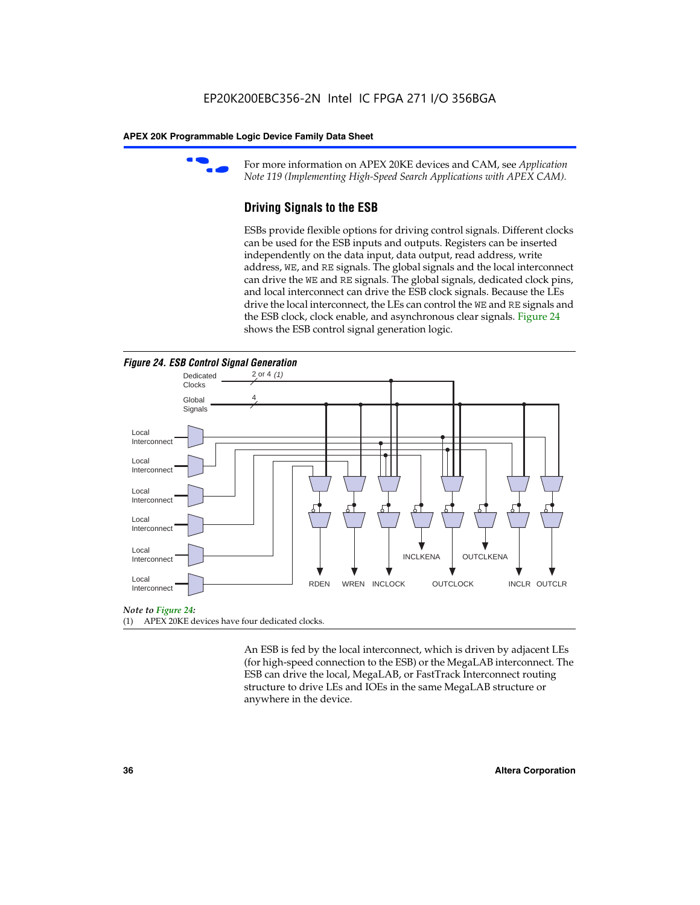For more information on APEX 20KE devices and CAM, see *Application Note 119 (Implementing High-Speed Search Applications with APEX CAM).*

## Driving Signals to the ESB

ESBs provide flexible options for driving control signals. Different clocks can be used for the ESB inputs and outputs. Registers can be inserted independently on the data input, data output, read address, write address, WE, and RE signals. The global signals and the local interconnect can drive the WE and RE signals. The global signals, dedicated clock pins, and local interconnect can drive the ESB clock signals. Because the LEs drive the local interconnect, the LEs can control the WE and RE signals and the ESB clock, clock enable, and asynchronous clear signals. Figure 24 shows the ESB control signal generation logic.

*Figure 24. ESB Control Signal Generation*

Dedicated Clocks — 2 or 4 *(1)*

Global Signals — 4

Local Interconnect

Local Interconnect

Local Interconnect

Local Interconnect

Local Interconnect

Local Interconnect

RDEN WREN INCLOCK INCLKENA OUTCLOCK OUTCLKENA INCLR OUTCLR

*Note to Figure 24:*

(1) APEX 20KE devices have four dedicated clocks.

An ESB is fed by the local interconnect, which is driven by adjacent LEs (for high-speed connection to the ESB) or the MegaLAB interconnect. The ESB can drive the local, MegaLAB, or FastTrack Interconnect routing structure to drive LEs and IOEs in the same MegaLAB structure or anywhere in the device.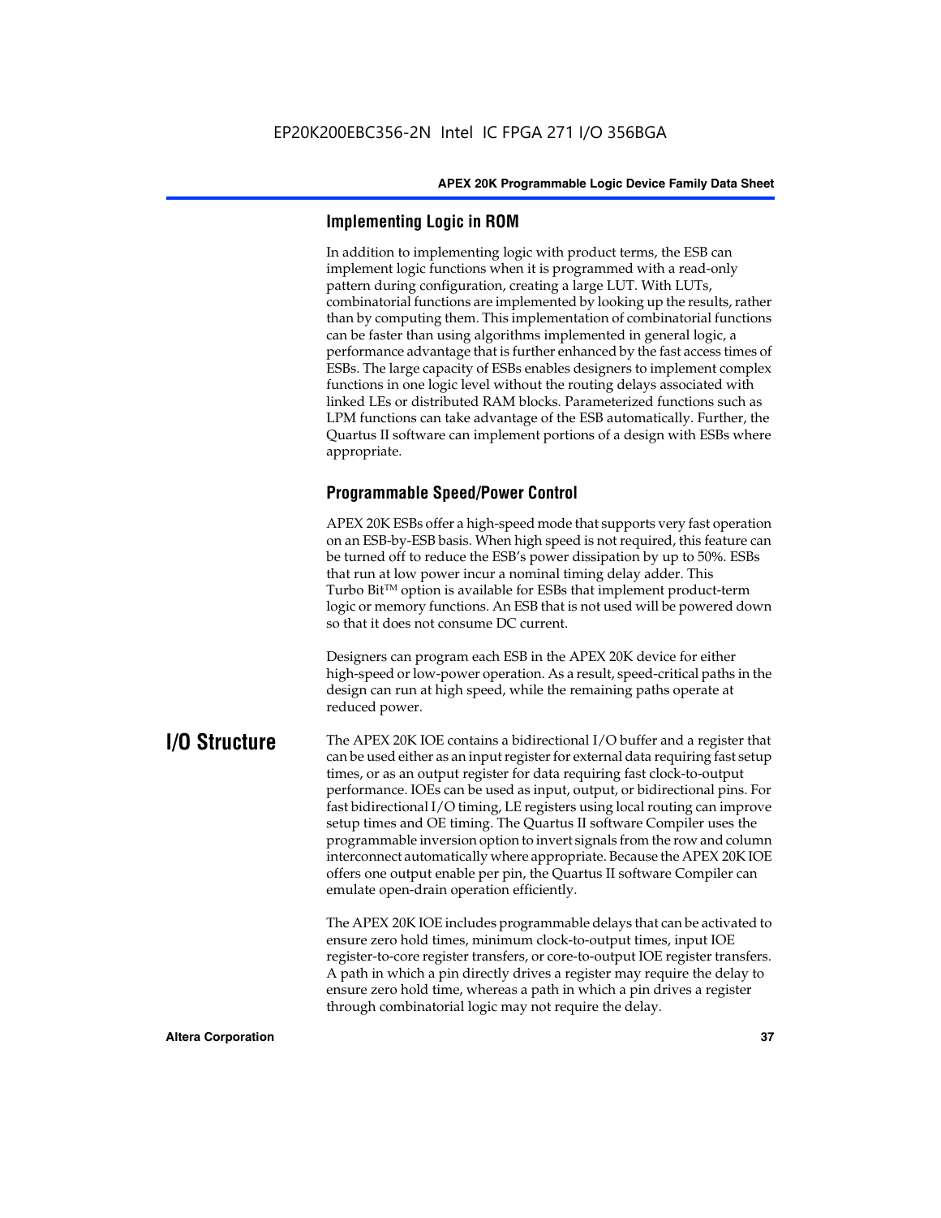### Implementing Logic in ROM

In addition to implementing logic with product terms, the ESB can implement logic functions when it is programmed with a read-only pattern during configuration, creating a large LUT. With LUTs, combinatorial functions are implemented by looking up the results, rather than by computing them. This implementation of combinatorial functions can be faster than using algorithms implemented in general logic, a performance advantage that is further enhanced by the fast access times of ESBs. The large capacity of ESBs enables designers to implement complex functions in one logic level without the routing delays associated with linked LEs or distributed RAM blocks. Parameterized functions such as LPM functions can take advantage of the ESB automatically. Further, the Quartus II software can implement portions of a design with ESBs where appropriate.

### Programmable Speed/Power Control

APEX 20K ESBs offer a high-speed mode that supports very fast operation on an ESB-by-ESB basis. When high speed is not required, this feature can be turned off to reduce the ESB's power dissipation by up to 50%. ESBs that run at low power incur a nominal timing delay adder. This Turbo Bit™ option is available for ESBs that implement product-term logic or memory functions. An ESB that is not used will be powered down so that it does not consume DC current.

Designers can program each ESB in the APEX 20K device for either high-speed or low-power operation. As a result, speed-critical paths in the design can run at high speed, while the remaining paths operate at reduced power.

## I/O Structure

The APEX 20K IOE contains a bidirectional I/O buffer and a register that can be used either as an input register for external data requiring fast setup times, or as an output register for data requiring fast clock-to-output performance. IOEs can be used as input, output, or bidirectional pins. For fast bidirectional I/O timing, LE registers using local routing can improve setup times and OE timing. The Quartus II software Compiler uses the programmable inversion option to invert signals from the row and column interconnect automatically where appropriate. Because the APEX 20K IOE offers one output enable per pin, the Quartus II software Compiler can emulate open-drain operation efficiently.

The APEX 20K IOE includes programmable delays that can be activated to ensure zero hold times, minimum clock-to-output times, input IOE register-to-core register transfers, or core-to-output IOE register transfers. A path in which a pin directly drives a register may require the delay to ensure zero hold time, whereas a path in which a pin drives a register through combinatorial logic may not require the delay.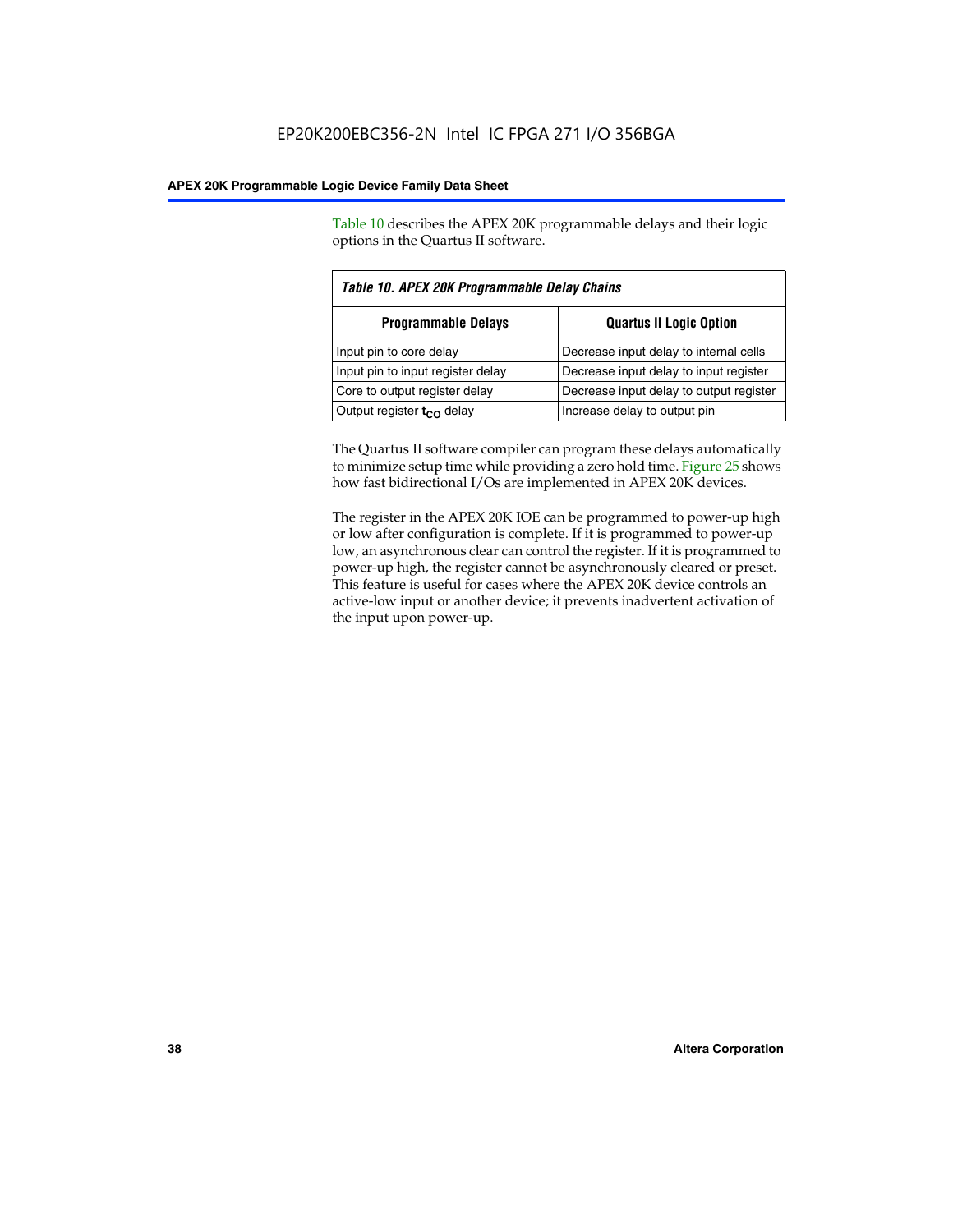Table 10 describes the APEX 20K programmable delays and their logic options in the Quartus II software.

*Table 10. APEX 20K Programmable Delay Chains*

| Programmable Delays | Quartus II Logic Option |
|---|---|
| Input pin to core delay | Decrease input delay to internal cells |
| Input pin to input register delay | Decrease input delay to input register |
| Core to output register delay | Decrease input delay to output register |
| Output register $t_{CO}$ delay | Increase delay to output pin |

The Quartus II software compiler can program these delays automatically to minimize setup time while providing a zero hold time. Figure 25 shows how fast bidirectional I/Os are implemented in APEX 20K devices.

The register in the APEX 20K IOE can be programmed to power-up high or low after configuration is complete. If it is programmed to power-up low, an asynchronous clear can control the register. If it is programmed to power-up high, the register cannot be asynchronously cleared or preset. This feature is useful for cases where the APEX 20K device controls an active-low input or another device; it prevents inadvertent activation of the input upon power-up.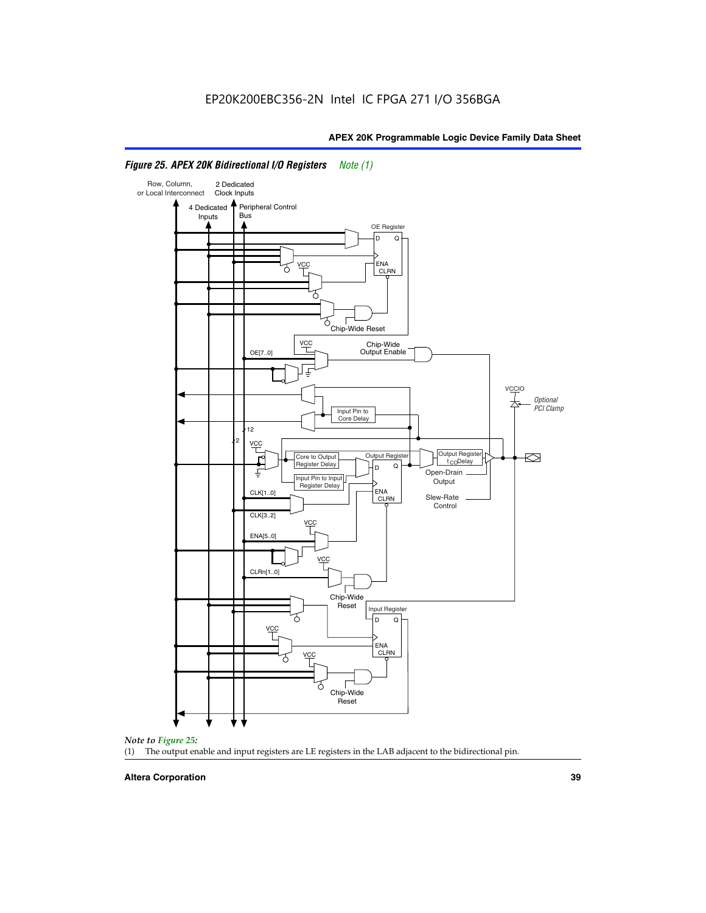**Figure 25. APEX 20K Bidirectional I/O Registers** *Note (1)*

*Note to Figure 25:*

(1) The output enable and input registers are LE registers in the LAB adjacent to the bidirectional pin.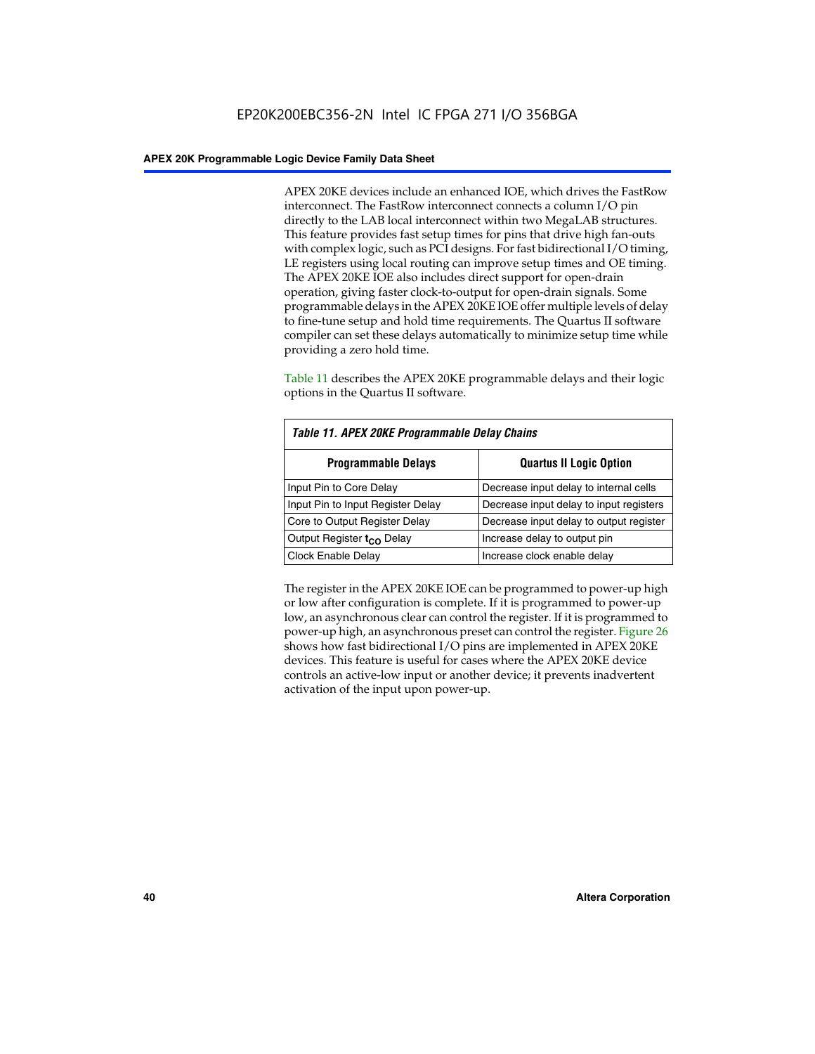APEX 20KE devices include an enhanced IOE, which drives the FastRow interconnect. The FastRow interconnect connects a column I/O pin directly to the LAB local interconnect within two MegaLAB structures. This feature provides fast setup times for pins that drive high fan-outs with complex logic, such as PCI designs. For fast bidirectional I/O timing, LE registers using local routing can improve setup times and OE timing. The APEX 20KE IOE also includes direct support for open-drain operation, giving faster clock-to-output for open-drain signals. Some programmable delays in the APEX 20KE IOE offer multiple levels of delay to fine-tune setup and hold time requirements. The Quartus II software compiler can set these delays automatically to minimize setup time while providing a zero hold time.

Table 11 describes the APEX 20KE programmable delays and their logic options in the Quartus II software.

*Table 11. APEX 20KE Programmable Delay Chains*

| Programmable Delays | Quartus II Logic Option |
|---|---|
| Input Pin to Core Delay | Decrease input delay to internal cells |
| Input Pin to Input Register Delay | Decrease input delay to input registers |
| Core to Output Register Delay | Decrease input delay to output register |
| Output Register $t_{CO}$ Delay | Increase delay to output pin |
| Clock Enable Delay | Increase clock enable delay |

The register in the APEX 20KE IOE can be programmed to power-up high or low after configuration is complete. If it is programmed to power-up low, an asynchronous clear can control the register. If it is programmed to power-up high, an asynchronous preset can control the register. Figure 26 shows how fast bidirectional I/O pins are implemented in APEX 20KE devices. This feature is useful for cases where the APEX 20KE device controls an active-low input or another device; it prevents inadvertent activation of the input upon power-up.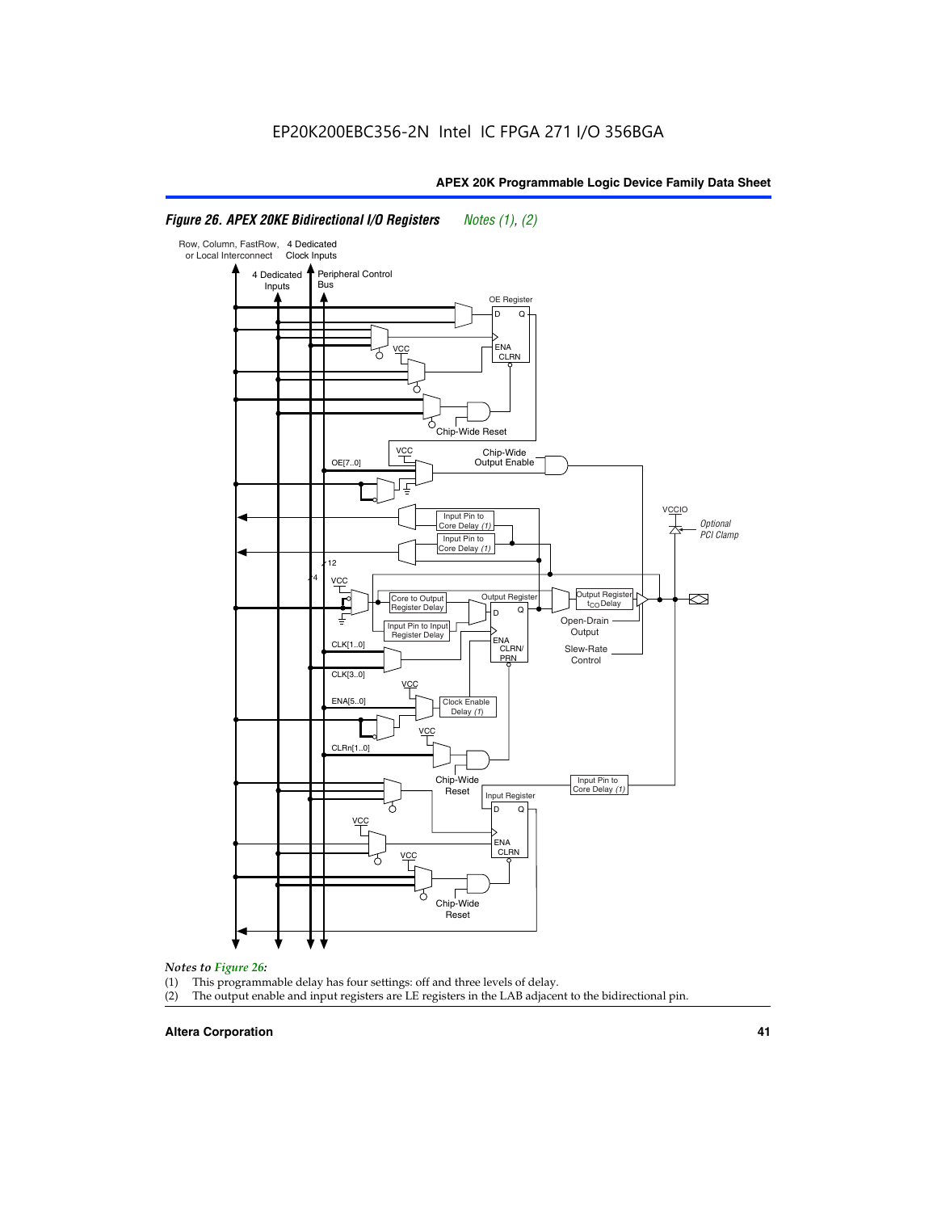*Figure 26. APEX 20KE Bidirectional I/O Registers* *Notes (1), (2)*

*Notes to Figure 26:*

(1) This programmable delay has four settings: off and three levels of delay.
(2) The output enable and input registers are LE registers in the LAB adjacent to the bidirectional pin.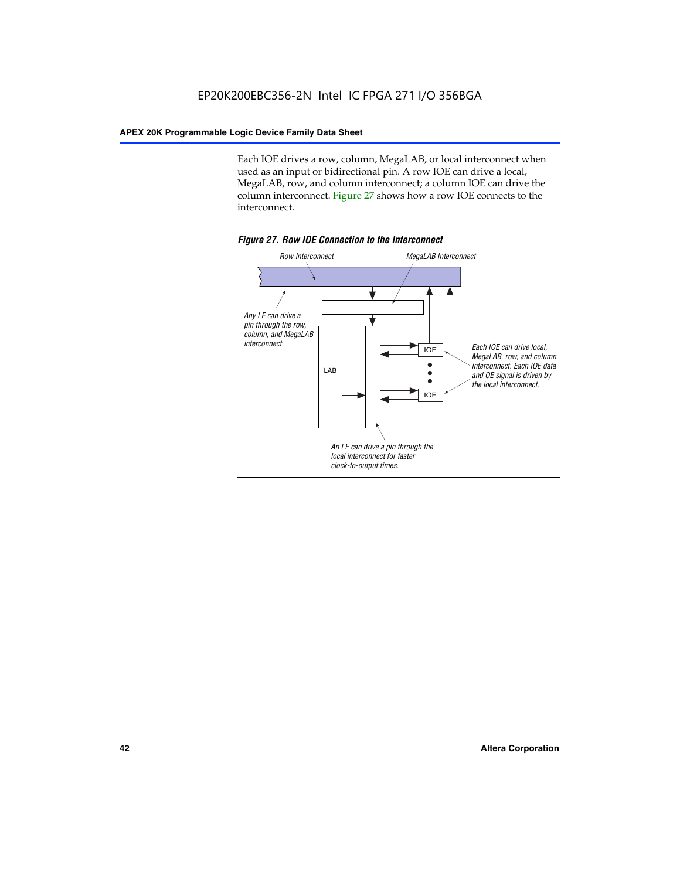Each IOE drives a row, column, MegaLAB, or local interconnect when used as an input or bidirectional pin. A row IOE can drive a local, MegaLAB, row, and column interconnect; a column IOE can drive the column interconnect. Figure 27 shows how a row IOE connects to the interconnect.

*Figure 27. Row IOE Connection to the Interconnect*

*Row Interconnect*

*MegaLAB Interconnect*

*Any LE can drive a pin through the row, column, and MegaLAB interconnect.*

LAB

IOE

IOE

*Each IOE can drive local, MegaLAB, row, and column interconnect. Each IOE data and OE signal is driven by the local interconnect.*

*An LE can drive a pin through the local interconnect for faster clock-to-output times.*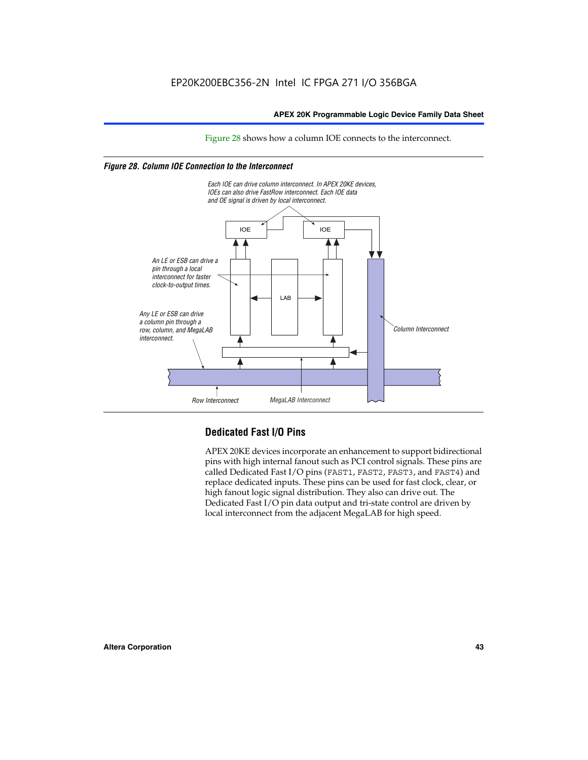Figure 28 shows how a column IOE connects to the interconnect.

*Figure 28. Column IOE Connection to the Interconnect*

Each IOE can drive column interconnect. In APEX 20KE devices, IOEs can also drive FastRow interconnect. Each IOE data and OE signal is driven by local interconnect.

An LE or ESB can drive a pin through a local interconnect for faster clock-to-output times.

Any LE or ESB can drive a column pin through a row, column, and MegaLAB interconnect.

Column Interconnect

Row Interconnect

MegaLAB Interconnect

## Dedicated Fast I/O Pins

APEX 20KE devices incorporate an enhancement to support bidirectional pins with high internal fanout such as PCI control signals. These pins are called Dedicated Fast I/O pins (FAST1, FAST2, FAST3, and FAST4) and replace dedicated inputs. These pins can be used for fast clock, clear, or high fanout logic signal distribution. They also can drive out. The Dedicated Fast I/O pin data output and tri-state control are driven by local interconnect from the adjacent MegaLAB for high speed.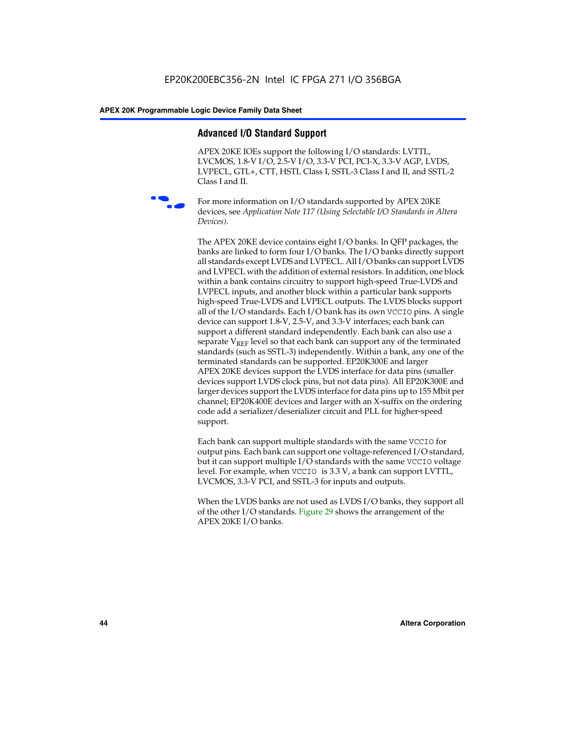## Advanced I/O Standard Support

APEX 20KE IOEs support the following I/O standards: LVTTL, LVCMOS, 1.8-V I/O, 2.5-V I/O, 3.3-V PCI, PCI-X, 3.3-V AGP, LVDS, LVPECL, GTL+, CTT, HSTL Class I, SSTL-3 Class I and II, and SSTL-2 Class I and II.

For more information on I/O standards supported by APEX 20KE devices, see *Application Note 117 (Using Selectable I/O Standards in Altera Devices)*.

The APEX 20KE device contains eight I/O banks. In QFP packages, the banks are linked to form four I/O banks. The I/O banks directly support all standards except LVDS and LVPECL. All I/O banks can support LVDS and LVPECL with the addition of external resistors. In addition, one block within a bank contains circuitry to support high-speed True-LVDS and LVPECL inputs, and another block within a particular bank supports high-speed True-LVDS and LVPECL outputs. The LVDS blocks support all of the I/O standards. Each I/O bank has its own VCCIO pins. A single device can support 1.8-V, 2.5-V, and 3.3-V interfaces; each bank can support a different standard independently. Each bank can also use a separate $V_{REF}$ level so that each bank can support any of the terminated standards (such as SSTL-3) independently. Within a bank, any one of the terminated standards can be supported. EP20K300E and larger APEX 20KE devices support the LVDS interface for data pins (smaller devices support LVDS clock pins, but not data pins). All EP20K300E and larger devices support the LVDS interface for data pins up to 155 Mbit per channel; EP20K400E devices and larger with an X-suffix on the ordering code add a serializer/deserializer circuit and PLL for higher-speed support.

Each bank can support multiple standards with the same VCCIO for output pins. Each bank can support one voltage-referenced I/O standard, but it can support multiple I/O standards with the same VCCIO voltage level. For example, when VCCIO is 3.3 V, a bank can support LVTTL, LVCMOS, 3.3-V PCI, and SSTL-3 for inputs and outputs.

When the LVDS banks are not used as LVDS I/O banks, they support all of the other I/O standards. Figure 29 shows the arrangement of the APEX 20KE I/O banks.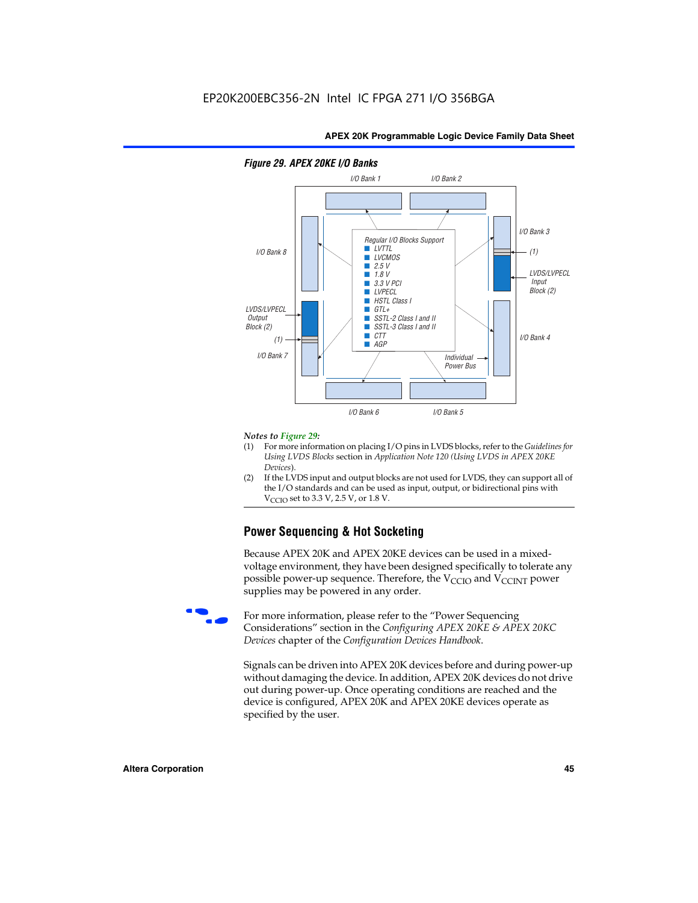EP20K200EBC356-2N Intel IC FPGA 271 I/O 356BGA

**Figure 29. APEX 20KE I/O Banks**

I/O Bank 1, I/O Bank 2, I/O Bank 3, I/O Bank 4, I/O Bank 5, I/O Bank 6, I/O Bank 7, I/O Bank 8

Regular I/O Blocks Support
- LVTTL
- LVCMOS
- 2.5 V
- 1.8 V
- 3.3 V PCI
- LVPECL
- HSTL Class I
- GTL+
- SSTL-2 Class I and II
- SSTL-3 Class I and II
- CTT
- AGP

LVDS/LVPECL Input Block (2)

LVDS/LVPECL Output Block (2)

(1)

Individual Power Bus

*Notes to Figure 29:*

(1) For more information on placing I/O pins in LVDS blocks, refer to the *Guidelines for Using LVDS Blocks* section in *Application Note 120 (Using LVDS in APEX 20KE Devices)*.

(2) If the LVDS input and output blocks are not used for LVDS, they can support all of the I/O standards and can be used as input, output, or bidirectional pins with $V_{CCIO}$ set to 3.3 V, 2.5 V, or 1.8 V.

## Power Sequencing & Hot Socketing

Because APEX 20K and APEX 20KE devices can be used in a mixed-voltage environment, they have been designed specifically to tolerate any possible power-up sequence. Therefore, the $V_{CCIO}$ and $V_{CCINT}$ power supplies may be powered in any order.

For more information, please refer to the "Power Sequencing Considerations" section in the *Configuring APEX 20KE & APEX 20KC Devices* chapter of the *Configuration Devices Handbook*.

Signals can be driven into APEX 20K devices before and during power-up without damaging the device. In addition, APEX 20K devices do not drive out during power-up. Once operating conditions are reached and the device is configured, APEX 20K and APEX 20KE devices operate as specified by the user.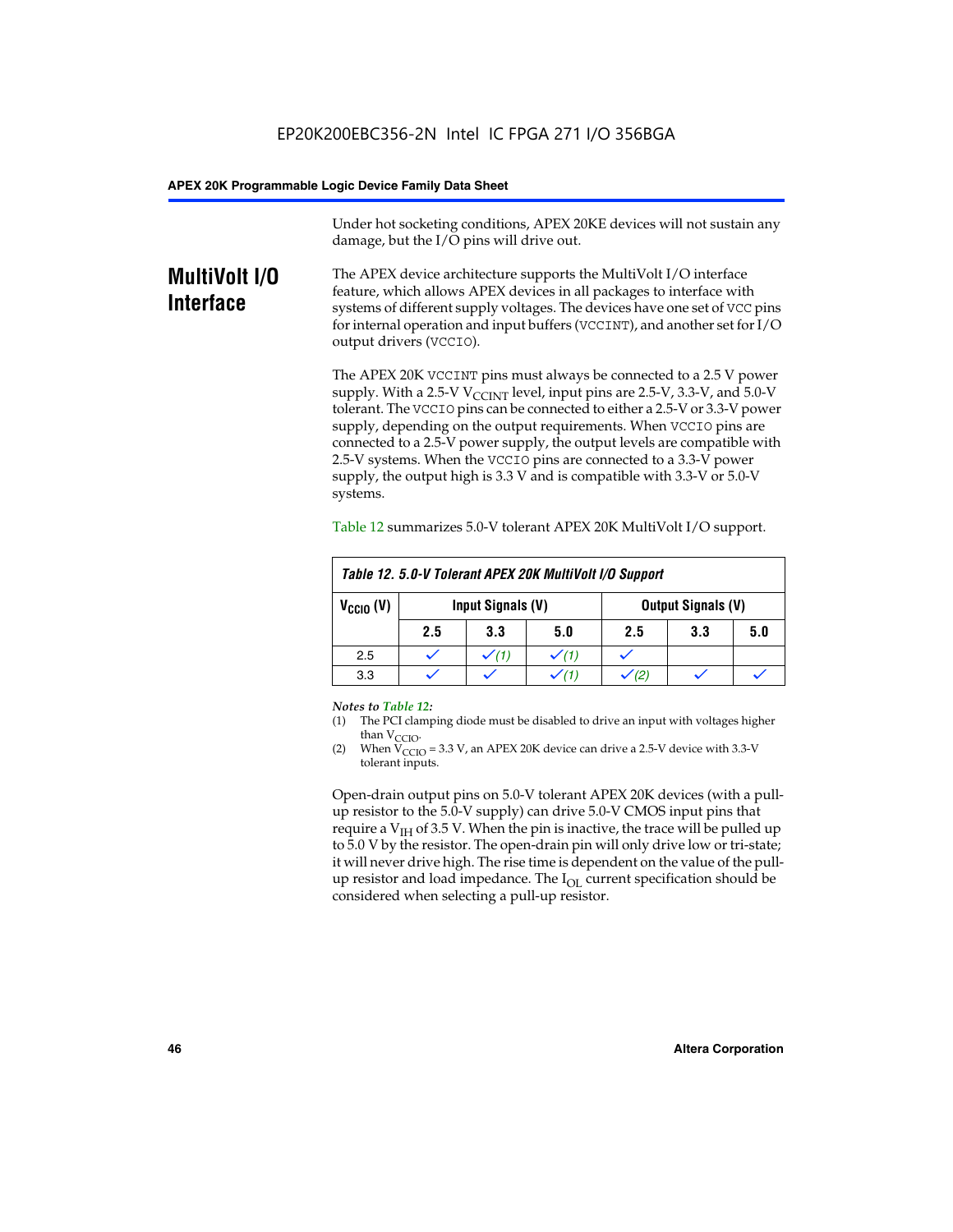Under hot socketing conditions, APEX 20KE devices will not sustain any damage, but the I/O pins will drive out.

## MultiVolt I/O Interface

The APEX device architecture supports the MultiVolt I/O interface feature, which allows APEX devices in all packages to interface with systems of different supply voltages. The devices have one set of VCC pins for internal operation and input buffers (VCCINT), and another set for I/O output drivers (VCCIO).

The APEX 20K VCCINT pins must always be connected to a 2.5 V power supply. With a 2.5-V $V_{CCINT}$ level, input pins are 2.5-V, 3.3-V, and 5.0-V tolerant. The VCCIO pins can be connected to either a 2.5-V or 3.3-V power supply, depending on the output requirements. When VCCIO pins are connected to a 2.5-V power supply, the output levels are compatible with 2.5-V systems. When the VCCIO pins are connected to a 3.3-V power supply, the output high is 3.3 V and is compatible with 3.3-V or 5.0-V systems.

Table 12 summarizes 5.0-V tolerant APEX 20K MultiVolt I/O support.

**Table 12. 5.0-V Tolerant APEX 20K MultiVolt I/O Support**

| $V_{CCIO}$ (V) | Input Signals (V) | | | Output Signals (V) | | |
|---|---|---|---|---|---|---|
| | 2.5 | 3.3 | 5.0 | 2.5 | 3.3 | 5.0 |
| 2.5 | ✓ | ✓ (1) | ✓ (1) | ✓ | | |
| 3.3 | ✓ | ✓ | ✓ (1) | ✓ (2) | ✓ | ✓ |

*Notes to Table 12:*

(1) The PCI clamping diode must be disabled to drive an input with voltages higher than $V_{CCIO}$.

(2) When $V_{CCIO}$ = 3.3 V, an APEX 20K device can drive a 2.5-V device with 3.3-V tolerant inputs.

Open-drain output pins on 5.0-V tolerant APEX 20K devices (with a pull-up resistor to the 5.0-V supply) can drive 5.0-V CMOS input pins that require a $V_{IH}$ of 3.5 V. When the pin is inactive, the trace will be pulled up to 5.0 V by the resistor. The open-drain pin will only drive low or tri-state; it will never drive high. The rise time is dependent on the value of the pull-up resistor and load impedance. The $I_{OL}$ current specification should be considered when selecting a pull-up resistor.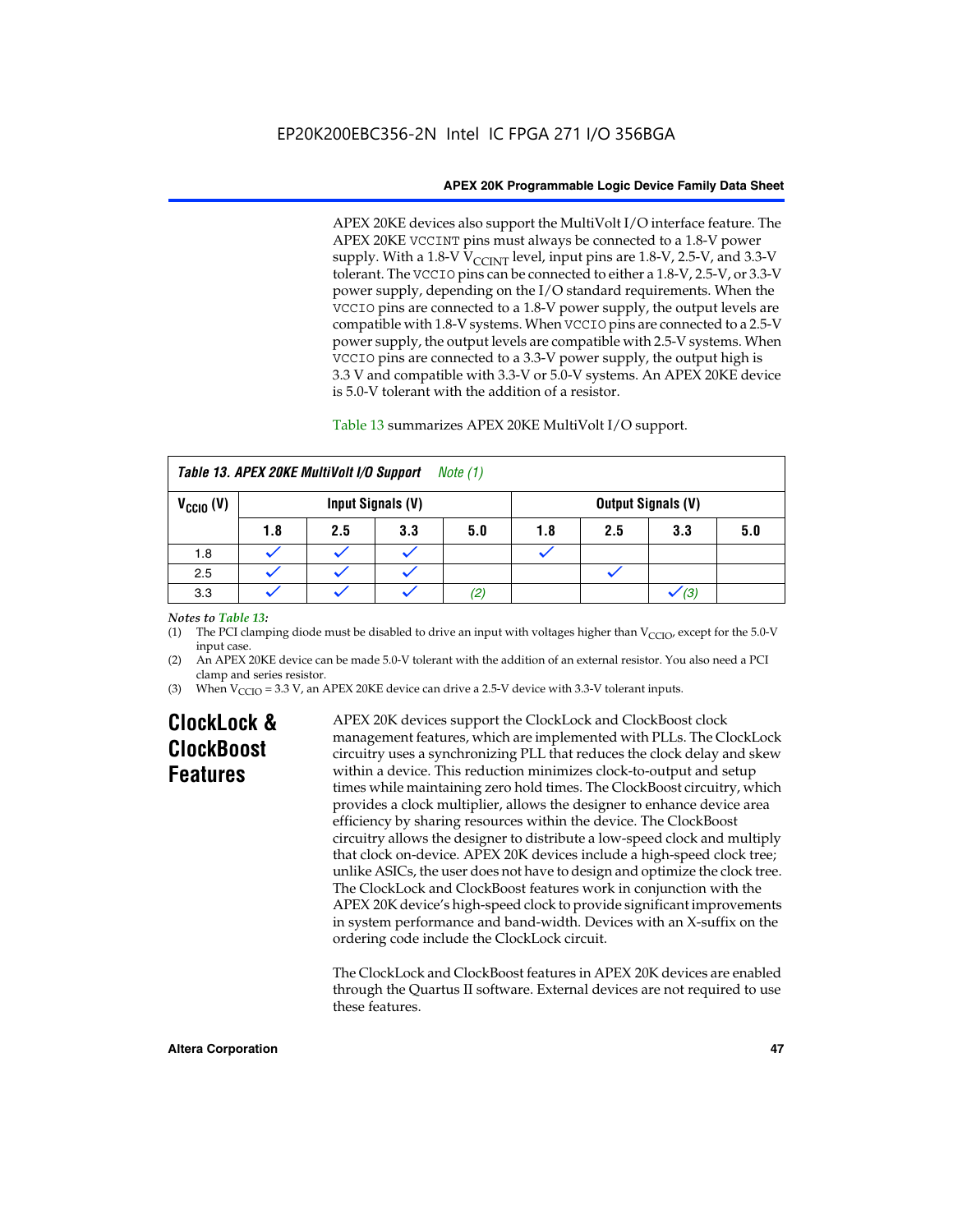APEX 20KE devices also support the MultiVolt I/O interface feature. The APEX 20KE VCCINT pins must always be connected to a 1.8-V power supply. With a 1.8-V $V_{CCINT}$ level, input pins are 1.8-V, 2.5-V, and 3.3-V tolerant. The VCCIO pins can be connected to either a 1.8-V, 2.5-V, or 3.3-V power supply, depending on the I/O standard requirements. When the VCCIO pins are connected to a 1.8-V power supply, the output levels are compatible with 1.8-V systems. When VCCIO pins are connected to a 2.5-V power supply, the output levels are compatible with 2.5-V systems. When VCCIO pins are connected to a 3.3-V power supply, the output high is 3.3 V and compatible with 3.3-V or 5.0-V systems. An APEX 20KE device is 5.0-V tolerant with the addition of a resistor.

Table 13 summarizes APEX 20KE MultiVolt I/O support.

**Table 13. APEX 20KE MultiVolt I/O Support** *Note (1)*

| $V_{CCIO}$ (V) | Input Signals (V) | | | | Output Signals (V) | | | |
|---|---|---|---|---|---|---|---|---|
| | 1.8 | 2.5 | 3.3 | 5.0 | 1.8 | 2.5 | 3.3 | 5.0 |
| 1.8 | ✓ | ✓ | ✓ | | ✓ | | | |
| 2.5 | ✓ | ✓ | ✓ | | | ✓ | | |
| 3.3 | ✓ | ✓ | ✓ | (2) | | | ✓ (3) | |

*Notes to Table 13:*

(1) The PCI clamping diode must be disabled to drive an input with voltages higher than $V_{CCIO}$, except for the 5.0-V input case.

(2) An APEX 20KE device can be made 5.0-V tolerant with the addition of an external resistor. You also need a PCI clamp and series resistor.

(3) When $V_{CCIO}$ = 3.3 V, an APEX 20KE device can drive a 2.5-V device with 3.3-V tolerant inputs.

## ClockLock & ClockBoost Features

APEX 20K devices support the ClockLock and ClockBoost clock management features, which are implemented with PLLs. The ClockLock circuitry uses a synchronizing PLL that reduces the clock delay and skew within a device. This reduction minimizes clock-to-output and setup times while maintaining zero hold times. The ClockBoost circuitry, which provides a clock multiplier, allows the designer to enhance device area efficiency by sharing resources within the device. The ClockBoost circuitry allows the designer to distribute a low-speed clock and multiply that clock on-device. APEX 20K devices include a high-speed clock tree; unlike ASICs, the user does not have to design and optimize the clock tree. The ClockLock and ClockBoost features work in conjunction with the APEX 20K device's high-speed clock to provide significant improvements in system performance and band-width. Devices with an X-suffix on the ordering code include the ClockLock circuit.

The ClockLock and ClockBoost features in APEX 20K devices are enabled through the Quartus II software. External devices are not required to use these features.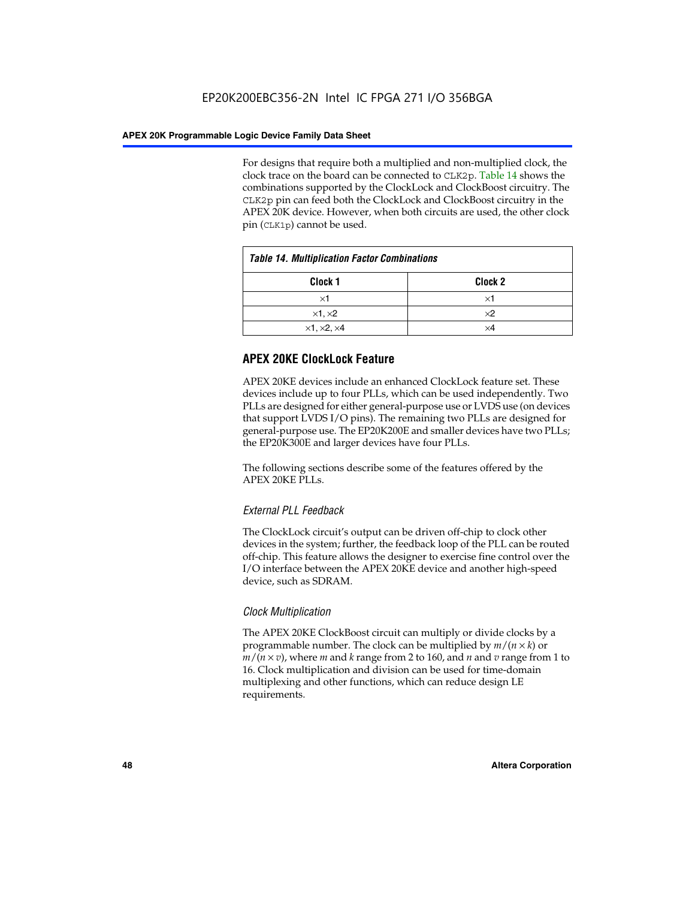For designs that require both a multiplied and non-multiplied clock, the clock trace on the board can be connected to CLK2p. Table 14 shows the combinations supported by the ClockLock and ClockBoost circuitry. The CLK2p pin can feed both the ClockLock and ClockBoost circuitry in the APEX 20K device. However, when both circuits are used, the other clock pin (CLK1p) cannot be used.

*Table 14. Multiplication Factor Combinations*

| Clock 1 | Clock 2 |
|---|---|
| ×1 | ×1 |
| ×1, ×2 | ×2 |
| ×1, ×2, ×4 | ×4 |

## APEX 20KE ClockLock Feature

APEX 20KE devices include an enhanced ClockLock feature set. These devices include up to four PLLs, which can be used independently. Two PLLs are designed for either general-purpose use or LVDS use (on devices that support LVDS I/O pins). The remaining two PLLs are designed for general-purpose use. The EP20K200E and smaller devices have two PLLs; the EP20K300E and larger devices have four PLLs.

The following sections describe some of the features offered by the APEX 20KE PLLs.

### *External PLL Feedback*

The ClockLock circuit's output can be driven off-chip to clock other devices in the system; further, the feedback loop of the PLL can be routed off-chip. This feature allows the designer to exercise fine control over the I/O interface between the APEX 20KE device and another high-speed device, such as SDRAM.

### *Clock Multiplication*

The APEX 20KE ClockBoost circuit can multiply or divide clocks by a programmable number. The clock can be multiplied by $m/(n \times k)$ or $m/(n \times v)$, where $m$ and $k$ range from 2 to 160, and $n$ and $v$ range from 1 to 16. Clock multiplication and division can be used for time-domain multiplexing and other functions, which can reduce design LE requirements.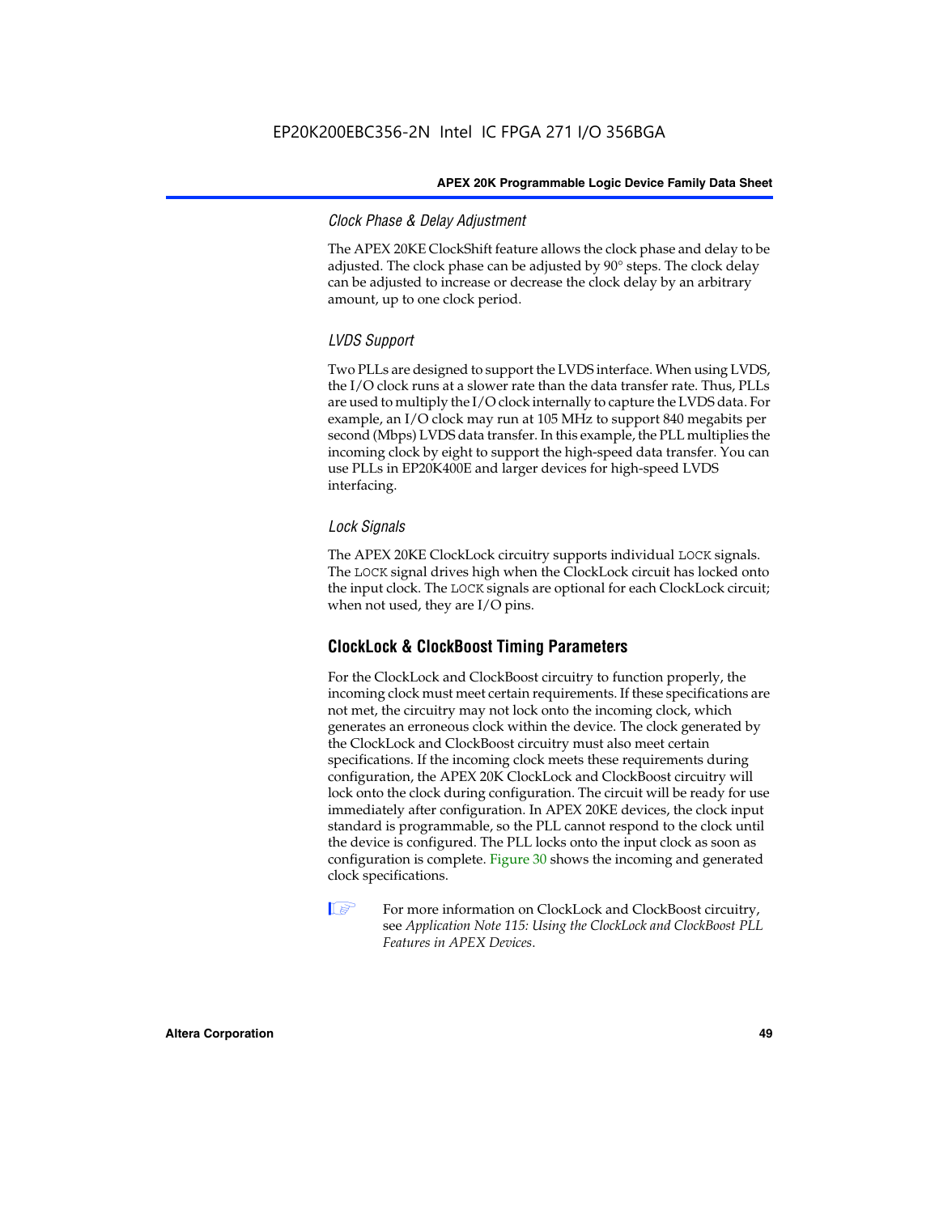### Clock Phase & Delay Adjustment

The APEX 20KE ClockShift feature allows the clock phase and delay to be adjusted. The clock phase can be adjusted by 90° steps. The clock delay can be adjusted to increase or decrease the clock delay by an arbitrary amount, up to one clock period.

### LVDS Support

Two PLLs are designed to support the LVDS interface. When using LVDS, the I/O clock runs at a slower rate than the data transfer rate. Thus, PLLs are used to multiply the I/O clock internally to capture the LVDS data. For example, an I/O clock may run at 105 MHz to support 840 megabits per second (Mbps) LVDS data transfer. In this example, the PLL multiplies the incoming clock by eight to support the high-speed data transfer. You can use PLLs in EP20K400E and larger devices for high-speed LVDS interfacing.

### Lock Signals

The APEX 20KE ClockLock circuitry supports individual `LOCK` signals. The `LOCK` signal drives high when the ClockLock circuit has locked onto the input clock. The `LOCK` signals are optional for each ClockLock circuit; when not used, they are I/O pins.

## ClockLock & ClockBoost Timing Parameters

For the ClockLock and ClockBoost circuitry to function properly, the incoming clock must meet certain requirements. If these specifications are not met, the circuitry may not lock onto the incoming clock, which generates an erroneous clock within the device. The clock generated by the ClockLock and ClockBoost circuitry must also meet certain specifications. If the incoming clock meets these requirements during configuration, the APEX 20K ClockLock and ClockBoost circuitry will lock onto the clock during configuration. The circuit will be ready for use immediately after configuration. In APEX 20KE devices, the clock input standard is programmable, so the PLL cannot respond to the clock until the device is configured. The PLL locks onto the input clock as soon as configuration is complete. Figure 30 shows the incoming and generated clock specifications.

For more information on ClockLock and ClockBoost circuitry, see *Application Note 115: Using the ClockLock and ClockBoost PLL Features in APEX Devices*.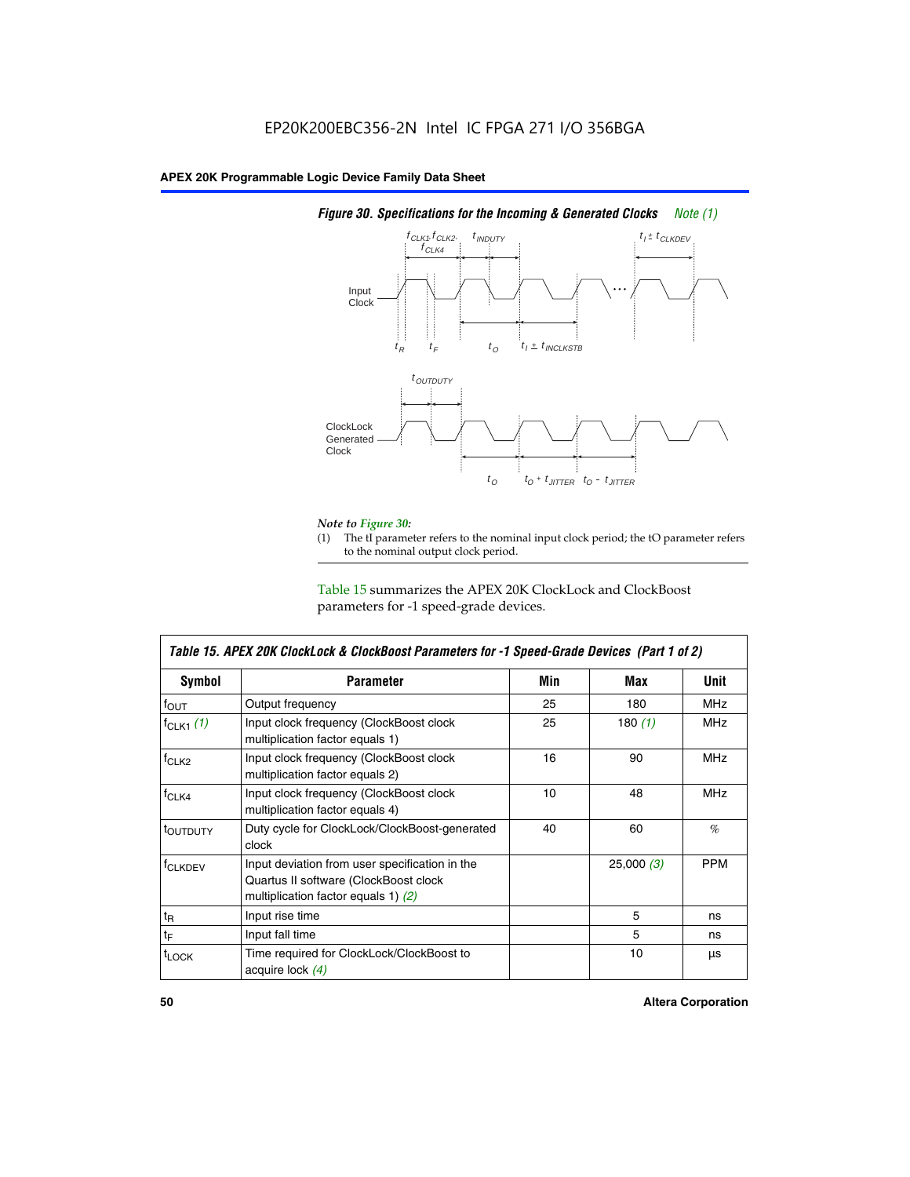*Figure 30. Specifications for the Incoming & Generated Clocks* *Note (1)*

*Note to Figure 30:*

(1) The tI parameter refers to the nominal input clock period; the tO parameter refers to the nominal output clock period.

Table 15 summarizes the APEX 20K ClockLock and ClockBoost parameters for -1 speed-grade devices.

| *Table 15. APEX 20K ClockLock & ClockBoost Parameters for -1 Speed-Grade Devices (Part 1 of 2)* | | | | |
|---|---|---|---|---|
| **Symbol** | **Parameter** | **Min** | **Max** | **Unit** |
| $f_{OUT}$ | Output frequency | 25 | 180 | MHz |
| $f_{CLK1}$ *(1)* | Input clock frequency (ClockBoost clock multiplication factor equals 1) | 25 | 180 *(1)* | MHz |
| $f_{CLK2}$ | Input clock frequency (ClockBoost clock multiplication factor equals 2) | 16 | 90 | MHz |
| $f_{CLK4}$ | Input clock frequency (ClockBoost clock multiplication factor equals 4) | 10 | 48 | MHz |
| $t_{OUTDUTY}$ | Duty cycle for ClockLock/ClockBoost-generated clock | 40 | 60 | % |
| $f_{CLKDEV}$ | Input deviation from user specification in the Quartus II software (ClockBoost clock multiplication factor equals 1) *(2)* | | 25,000 *(3)* | PPM |
| $t_R$ | Input rise time | | 5 | ns |
| $t_F$ | Input fall time | | 5 | ns |
| $t_{LOCK}$ | Time required for ClockLock/ClockBoost to acquire lock *(4)* | | 10 | µs |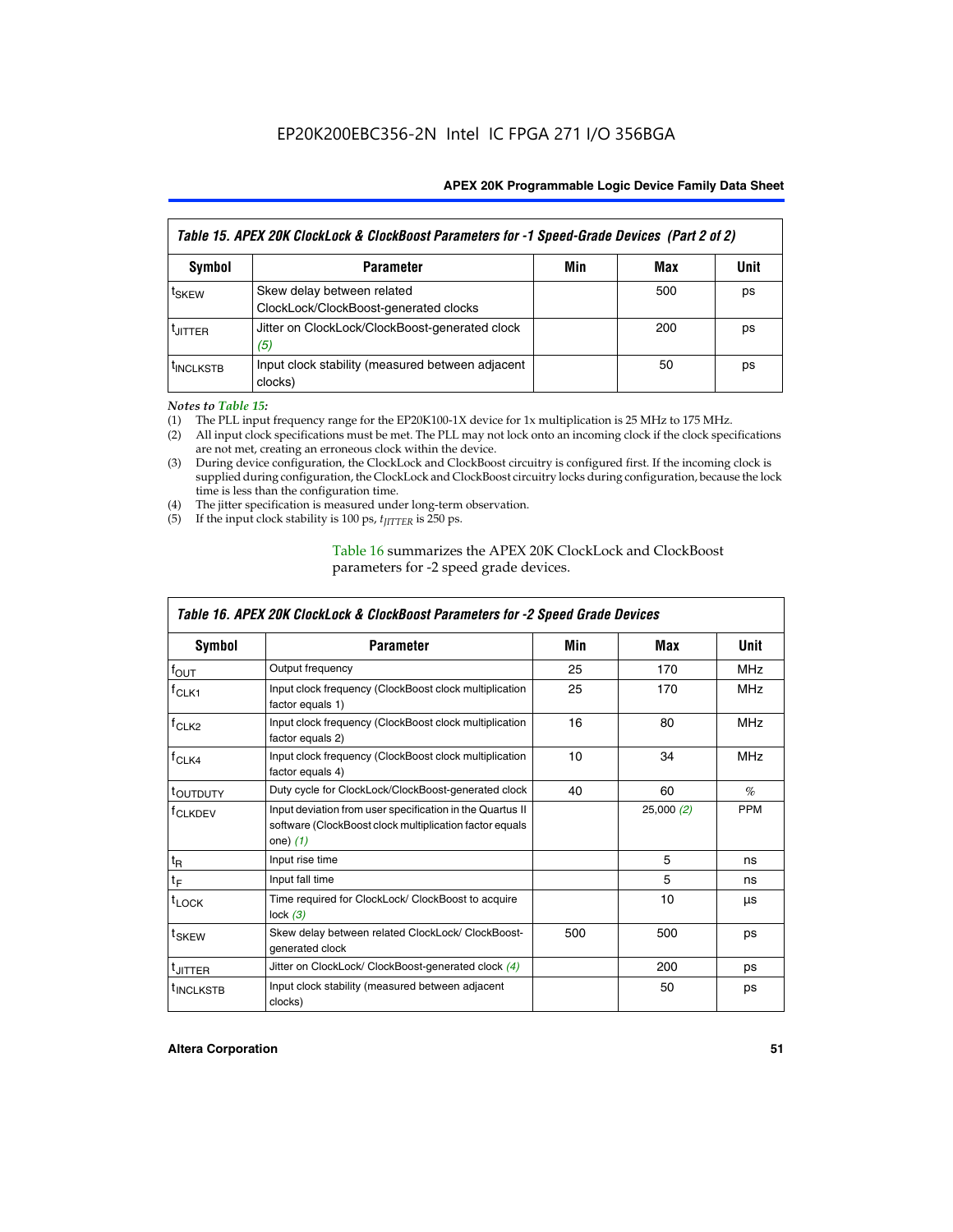Table 15. APEX 20K ClockLock & ClockBoost Parameters for -1 Speed-Grade Devices (Part 2 of 2)

| Symbol | Parameter | Min | Max | Unit |
|---|---|---|---|---|
| $t_{SKEW}$ | Skew delay between related ClockLock/ClockBoost-generated clocks | | 500 | ps |
| $t_{JITTER}$ | Jitter on ClockLock/ClockBoost-generated clock (5) | | 200 | ps |
| $t_{INCLKSTB}$ | Input clock stability (measured between adjacent clocks) | | 50 | ps |

*Notes to Table 15:*

(1) The PLL input frequency range for the EP20K100-1X device for 1x multiplication is 25 MHz to 175 MHz.
(2) All input clock specifications must be met. The PLL may not lock onto an incoming clock if the clock specifications are not met, creating an erroneous clock within the device.
(3) During device configuration, the ClockLock and ClockBoost circuitry is configured first. If the incoming clock is supplied during configuration, the ClockLock and ClockBoost circuitry locks during configuration, because the lock time is less than the configuration time.
(4) The jitter specification is measured under long-term observation.
(5) If the input clock stability is 100 ps, $t_{JITTER}$ is 250 ps.

Table 16 summarizes the APEX 20K ClockLock and ClockBoost parameters for -2 speed grade devices.

Table 16. APEX 20K ClockLock & ClockBoost Parameters for -2 Speed Grade Devices

| Symbol | Parameter | Min | Max | Unit |
|---|---|---|---|---|
| $f_{OUT}$ | Output frequency | 25 | 170 | MHz |
| $f_{CLK1}$ | Input clock frequency (ClockBoost clock multiplication factor equals 1) | 25 | 170 | MHz |
| $f_{CLK2}$ | Input clock frequency (ClockBoost clock multiplication factor equals 2) | 16 | 80 | MHz |
| $f_{CLK4}$ | Input clock frequency (ClockBoost clock multiplication factor equals 4) | 10 | 34 | MHz |
| $t_{OUTDUTY}$ | Duty cycle for ClockLock/ClockBoost-generated clock | 40 | 60 | % |
| $f_{CLKDEV}$ | Input deviation from user specification in the Quartus II software (ClockBoost clock multiplication factor equals one) (1) | | 25,000 (2) | PPM |
| $t_R$ | Input rise time | | 5 | ns |
| $t_F$ | Input fall time | | 5 | ns |
| $t_{LOCK}$ | Time required for ClockLock/ ClockBoost to acquire lock (3) | | 10 | µs |
| $t_{SKEW}$ | Skew delay between related ClockLock/ ClockBoost-generated clock | 500 | 500 | ps |
| $t_{JITTER}$ | Jitter on ClockLock/ ClockBoost-generated clock (4) | | 200 | ps |
| $t_{INCLKSTB}$ | Input clock stability (measured between adjacent clocks) | | 50 | ps |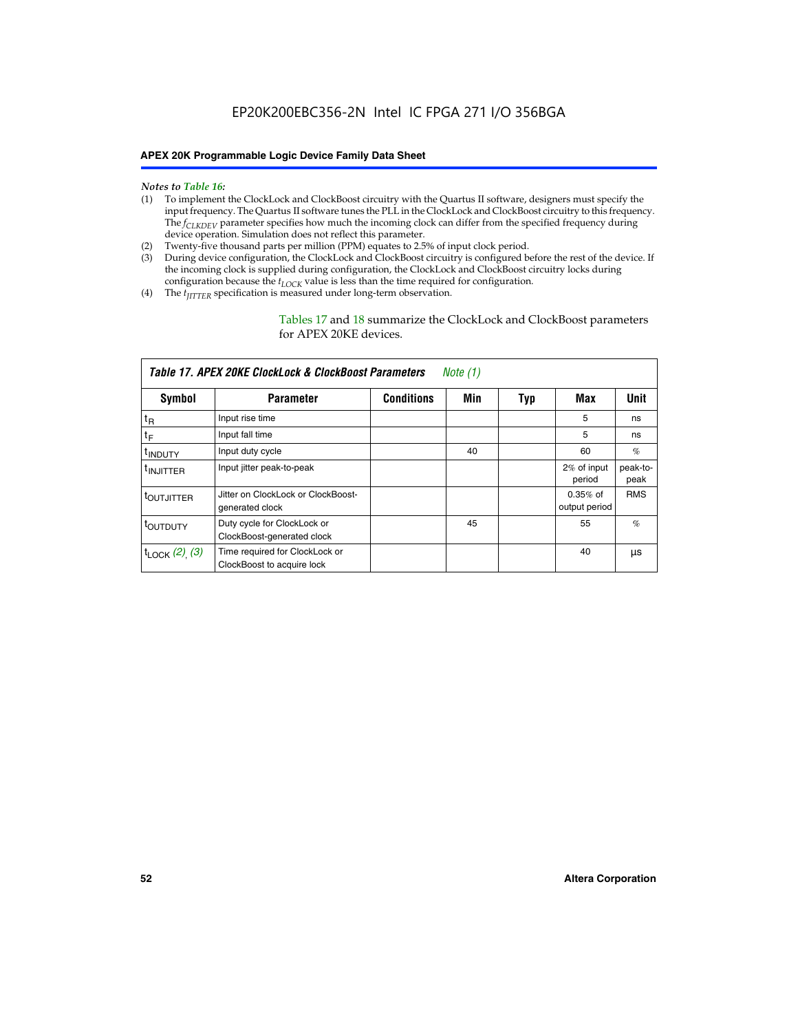*Notes to Table 16:*

(1) To implement the ClockLock and ClockBoost circuitry with the Quartus II software, designers must specify the input frequency. The Quartus II software tunes the PLL in the ClockLock and ClockBoost circuitry to this frequency. The $f_{CLKDEV}$ parameter specifies how much the incoming clock can differ from the specified frequency during device operation. Simulation does not reflect this parameter.
(2) Twenty-five thousand parts per million (PPM) equates to 2.5% of input clock period.
(3) During device configuration, the ClockLock and ClockBoost circuitry is configured before the rest of the device. If the incoming clock is supplied during configuration, the ClockLock and ClockBoost circuitry locks during configuration because the $t_{LOCK}$ value is less than the time required for configuration.
(4) The $t_{JITTER}$ specification is measured under long-term observation.

Tables 17 and 18 summarize the ClockLock and ClockBoost parameters for APEX 20KE devices.

**Table 17. APEX 20KE ClockLock & ClockBoost Parameters** *Note (1)*

| Symbol | Parameter | Conditions | Min | Typ | Max | Unit |
|---|---|---|---|---|---|---|
| $t_R$ | Input rise time | | | | 5 | ns |
| $t_F$ | Input fall time | | | | 5 | ns |
| $t_{INDUTY}$ | Input duty cycle | | 40 | | 60 | % |
| $t_{INJITTER}$ | Input jitter peak-to-peak | | | | 2% of input period | peak-to-peak |
| $t_{OUTJITTER}$ | Jitter on ClockLock or ClockBoost-generated clock | | | | 0.35% of output period | RMS |
| $t_{OUTDUTY}$ | Duty cycle for ClockLock or ClockBoost-generated clock | | 45 | | 55 | % |
| $t_{LOCK}$ (2), (3) | Time required for ClockLock or ClockBoost to acquire lock | | | | 40 | µs |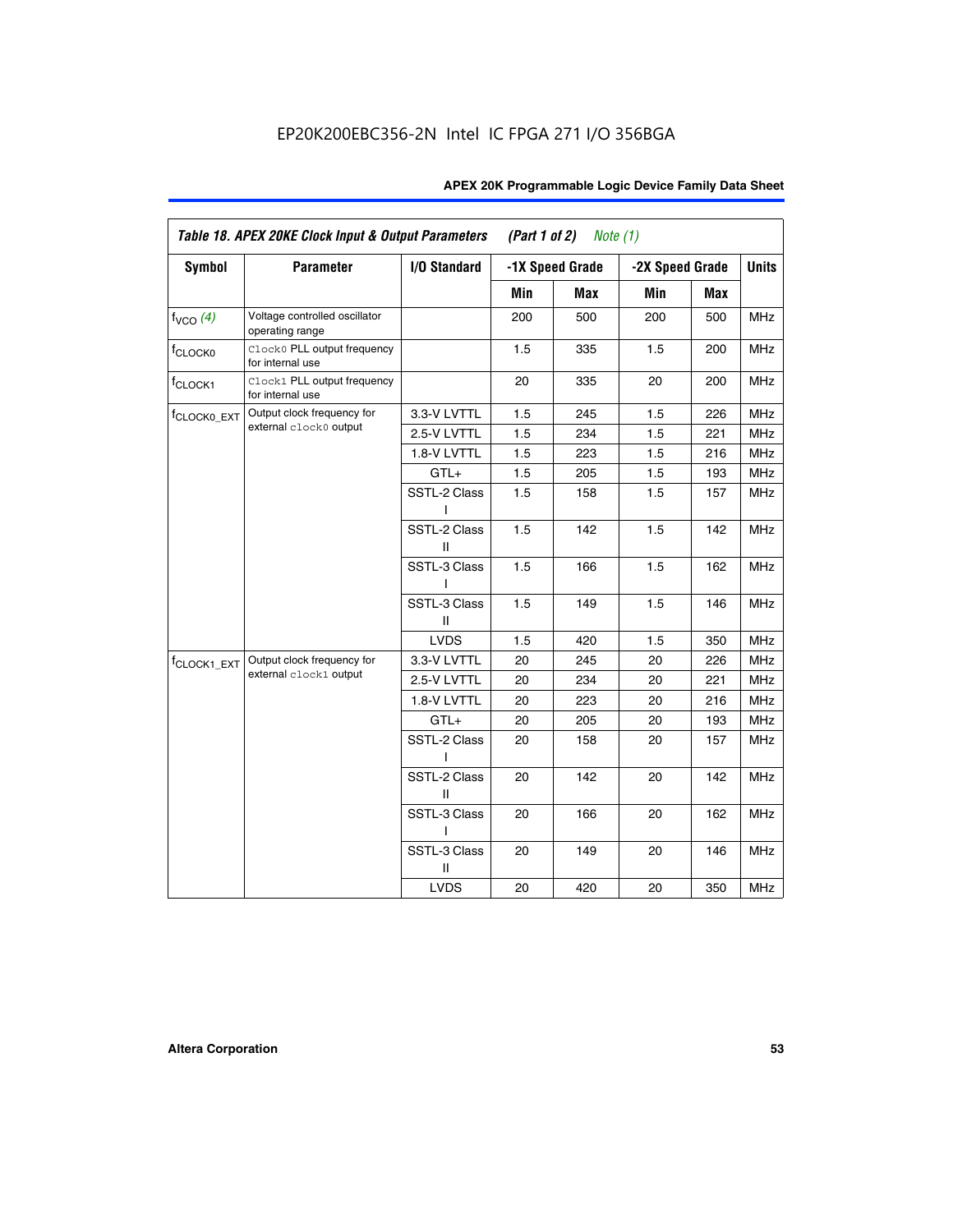EP20K200EBC356-2N Intel IC FPGA 271 I/O 356BGA

| *Table 18. APEX 20KE Clock Input & Output Parameters (Part 1 of 2) Note (1)* | | | | | | | |
|---|---|---|---|---|---|---|---|
| **Symbol** | **Parameter** | **I/O Standard** | **-1X Speed Grade** | | **-2X Speed Grade** | | **Units** |
| | | | **Min** | **Max** | **Min** | **Max** | |
| $f_{VCO}$ (4) | Voltage controlled oscillator operating range | | 200 | 500 | 200 | 500 | MHz |
| $f_{CLOCK0}$ | `Clock0` PLL output frequency for internal use | | 1.5 | 335 | 1.5 | 200 | MHz |
| $f_{CLOCK1}$ | `Clock1` PLL output frequency for internal use | | 20 | 335 | 20 | 200 | MHz |
| $f_{CLOCK0\_EXT}$ | Output clock frequency for external `clock0` output | 3.3-V LVTTL | 1.5 | 245 | 1.5 | 226 | MHz |
| | | 2.5-V LVTTL | 1.5 | 234 | 1.5 | 221 | MHz |
| | | 1.8-V LVTTL | 1.5 | 223 | 1.5 | 216 | MHz |
| | | GTL+ | 1.5 | 205 | 1.5 | 193 | MHz |
| | | SSTL-2 Class I | 1.5 | 158 | 1.5 | 157 | MHz |
| | | SSTL-2 Class II | 1.5 | 142 | 1.5 | 142 | MHz |
| | | SSTL-3 Class I | 1.5 | 166 | 1.5 | 162 | MHz |
| | | SSTL-3 Class II | 1.5 | 149 | 1.5 | 146 | MHz |
| | | LVDS | 1.5 | 420 | 1.5 | 350 | MHz |
| $f_{CLOCK1\_EXT}$ | Output clock frequency for external `clock1` output | 3.3-V LVTTL | 20 | 245 | 20 | 226 | MHz |
| | | 2.5-V LVTTL | 20 | 234 | 20 | 221 | MHz |
| | | 1.8-V LVTTL | 20 | 223 | 20 | 216 | MHz |
| | | GTL+ | 20 | 205 | 20 | 193 | MHz |
| | | SSTL-2 Class I | 20 | 158 | 20 | 157 | MHz |
| | | SSTL-2 Class II | 20 | 142 | 20 | 142 | MHz |
| | | SSTL-3 Class I | 20 | 166 | 20 | 162 | MHz |
| | | SSTL-3 Class II | 20 | 149 | 20 | 146 | MHz |
| | | LVDS | 20 | 420 | 20 | 350 | MHz |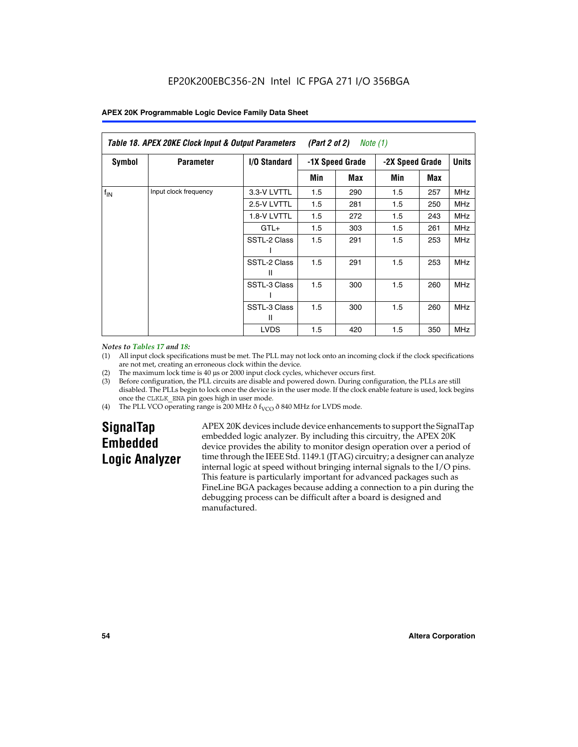EP20K200EBC356-2N Intel IC FPGA 271 I/O 356BGA

| Table 18. APEX 20KE Clock Input & Output Parameters (Part 2 of 2) Note (1) | | | | | | | |
|---|---|---|---|---|---|---|---|
| Symbol | Parameter | I/O Standard | -1X Speed Grade | | -2X Speed Grade | | Units |
| | | | Min | Max | Min | Max | |
| $f_{IN}$ | Input clock frequency | 3.3-V LVTTL | 1.5 | 290 | 1.5 | 257 | MHz |
| | | 2.5-V LVTTL | 1.5 | 281 | 1.5 | 250 | MHz |
| | | 1.8-V LVTTL | 1.5 | 272 | 1.5 | 243 | MHz |
| | | GTL+ | 1.5 | 303 | 1.5 | 261 | MHz |
| | | SSTL-2 Class I | 1.5 | 291 | 1.5 | 253 | MHz |
| | | SSTL-2 Class II | 1.5 | 291 | 1.5 | 253 | MHz |
| | | SSTL-3 Class I | 1.5 | 300 | 1.5 | 260 | MHz |
| | | SSTL-3 Class II | 1.5 | 300 | 1.5 | 260 | MHz |
| | | LVDS | 1.5 | 420 | 1.5 | 350 | MHz |

*Notes to Tables 17 and 18:*

(1) All input clock specifications must be met. The PLL may not lock onto an incoming clock if the clock specifications are not met, creating an erroneous clock within the device.

(2) The maximum lock time is 40 µs or 2000 input clock cycles, whichever occurs first.

(3) Before configuration, the PLL circuits are disable and powered down. During configuration, the PLLs are still disabled. The PLLs begin to lock once the device is in the user mode. If the clock enable feature is used, lock begins once the CLKLK_ENA pin goes high in user mode.

(4) The PLL VCO operating range is 200 MHz ð $f_{VCO}$ ð 840 MHz for LVDS mode.

## SignalTap Embedded Logic Analyzer

APEX 20K devices include device enhancements to support the SignalTap embedded logic analyzer. By including this circuitry, the APEX 20K device provides the ability to monitor design operation over a period of time through the IEEE Std. 1149.1 (JTAG) circuitry; a designer can analyze internal logic at speed without bringing internal signals to the I/O pins. This feature is particularly important for advanced packages such as FineLine BGA packages because adding a connection to a pin during the debugging process can be difficult after a board is designed and manufactured.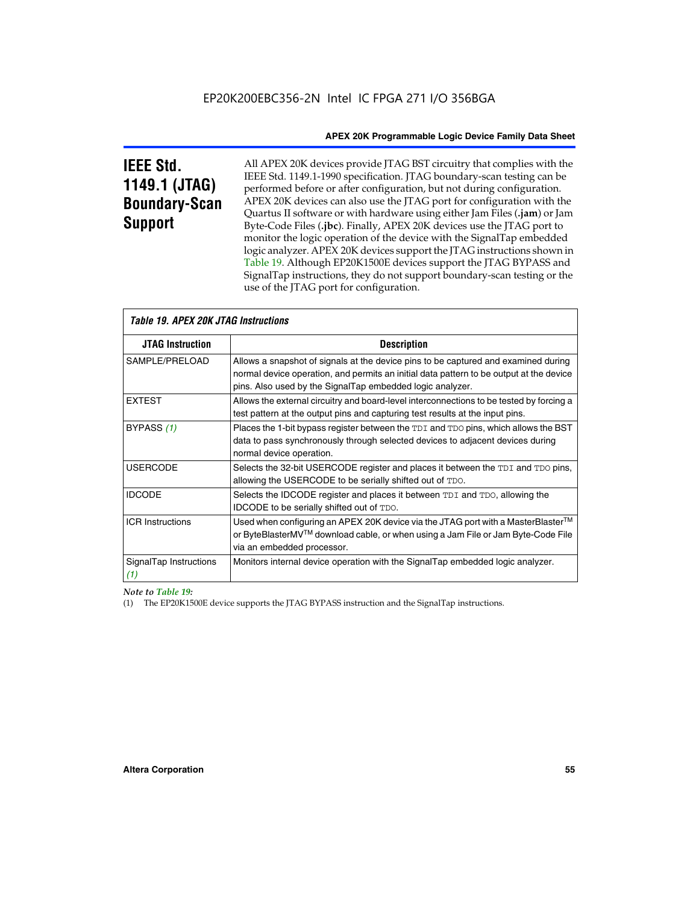# IEEE Std. 1149.1 (JTAG) Boundary-Scan Support

All APEX 20K devices provide JTAG BST circuitry that complies with the IEEE Std. 1149.1-1990 specification. JTAG boundary-scan testing can be performed before or after configuration, but not during configuration. APEX 20K devices can also use the JTAG port for configuration with the Quartus II software or with hardware using either Jam Files (**.jam**) or Jam Byte-Code Files (**.jbc**). Finally, APEX 20K devices use the JTAG port to monitor the logic operation of the device with the SignalTap embedded logic analyzer. APEX 20K devices support the JTAG instructions shown in Table 19. Although EP20K1500E devices support the JTAG BYPASS and SignalTap instructions, they do not support boundary-scan testing or the use of the JTAG port for configuration.

*Table 19. APEX 20K JTAG Instructions*

| JTAG Instruction | Description |
|---|---|
| SAMPLE/PRELOAD | Allows a snapshot of signals at the device pins to be captured and examined during normal device operation, and permits an initial data pattern to be output at the device pins. Also used by the SignalTap embedded logic analyzer. |
| EXTEST | Allows the external circuitry and board-level interconnections to be tested by forcing a test pattern at the output pins and capturing test results at the input pins. |
| BYPASS *(1)* | Places the 1-bit bypass register between the TDI and TDO pins, which allows the BST data to pass synchronously through selected devices to adjacent devices during normal device operation. |
| USERCODE | Selects the 32-bit USERCODE register and places it between the TDI and TDO pins, allowing the USERCODE to be serially shifted out of TDO. |
| IDCODE | Selects the IDCODE register and places it between TDI and TDO, allowing the IDCODE to be serially shifted out of TDO. |
| ICR Instructions | Used when configuring an APEX 20K device via the JTAG port with a MasterBlaster™ or ByteBlasterMV™ download cable, or when using a Jam File or Jam Byte-Code File via an embedded processor. |
| SignalTap Instructions *(1)* | Monitors internal device operation with the SignalTap embedded logic analyzer. |

*Note to Table 19:*

(1) The EP20K1500E device supports the JTAG BYPASS instruction and the SignalTap instructions.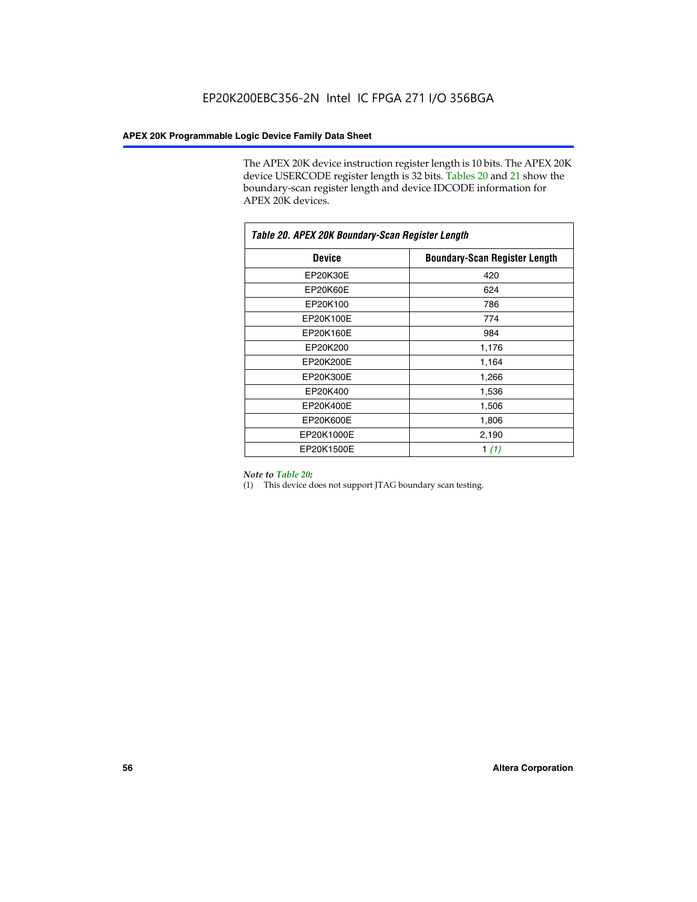The APEX 20K device instruction register length is 10 bits. The APEX 20K device USERCODE register length is 32 bits. Tables 20 and 21 show the boundary-scan register length and device IDCODE information for APEX 20K devices.

**Table 20. APEX 20K Boundary-Scan Register Length**

| Device | Boundary-Scan Register Length |
|---|---|
| EP20K30E | 420 |
| EP20K60E | 624 |
| EP20K100 | 786 |
| EP20K100E | 774 |
| EP20K160E | 984 |
| EP20K200 | 1,176 |
| EP20K200E | 1,164 |
| EP20K300E | 1,266 |
| EP20K400 | 1,536 |
| EP20K400E | 1,506 |
| EP20K600E | 1,806 |
| EP20K1000E | 2,190 |
| EP20K1500E | 1 *(1)* |

*Note to Table 20:*

(1) This device does not support JTAG boundary scan testing.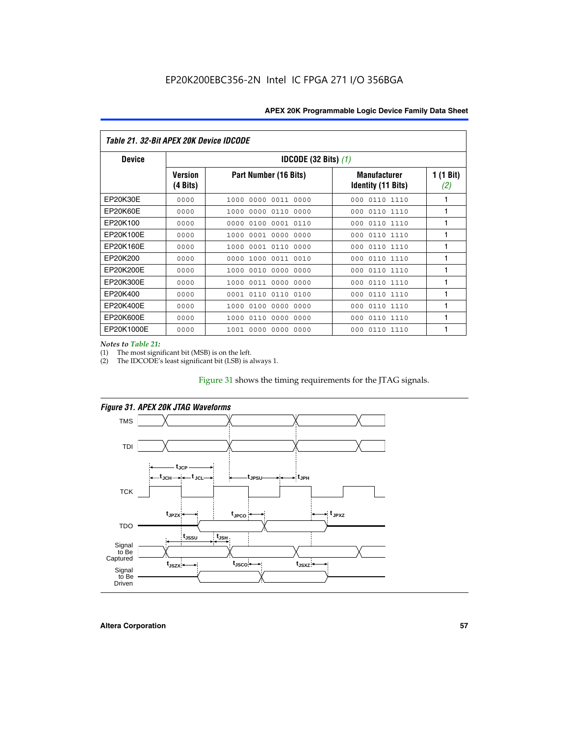### Table 21. 32-Bit APEX 20K Device IDCODE

| Device | IDCODE (32 Bits) (1) | | | |
|---|---|---|---|---|
| | Version (4 Bits) | Part Number (16 Bits) | Manufacturer Identity (11 Bits) | 1 (1 Bit) (2) |
| EP20K30E | 0000 | 1000 0000 0011 0000 | 000 0110 1110 | 1 |
| EP20K60E | 0000 | 1000 0000 0110 0000 | 000 0110 1110 | 1 |
| EP20K100 | 0000 | 0000 0100 0001 0110 | 000 0110 1110 | 1 |
| EP20K100E | 0000 | 1000 0001 0000 0000 | 000 0110 1110 | 1 |
| EP20K160E | 0000 | 1000 0001 0110 0000 | 000 0110 1110 | 1 |
| EP20K200 | 0000 | 0000 1000 0011 0010 | 000 0110 1110 | 1 |
| EP20K200E | 0000 | 1000 0010 0000 0000 | 000 0110 1110 | 1 |
| EP20K300E | 0000 | 1000 0011 0000 0000 | 000 0110 1110 | 1 |
| EP20K400 | 0000 | 0001 0110 0110 0100 | 000 0110 1110 | 1 |
| EP20K400E | 0000 | 1000 0100 0000 0000 | 000 0110 1110 | 1 |
| EP20K600E | 0000 | 1000 0110 0000 0000 | 000 0110 1110 | 1 |
| EP20K1000E | 0000 | 1001 0000 0000 0000 | 000 0110 1110 | 1 |

*Notes to Table 21:*

(1) The most significant bit (MSB) is on the left.

(2) The IDCODE's least significant bit (LSB) is always 1.

Figure 31 shows the timing requirements for the JTAG signals.

*Figure 31. APEX 20K JTAG Waveforms*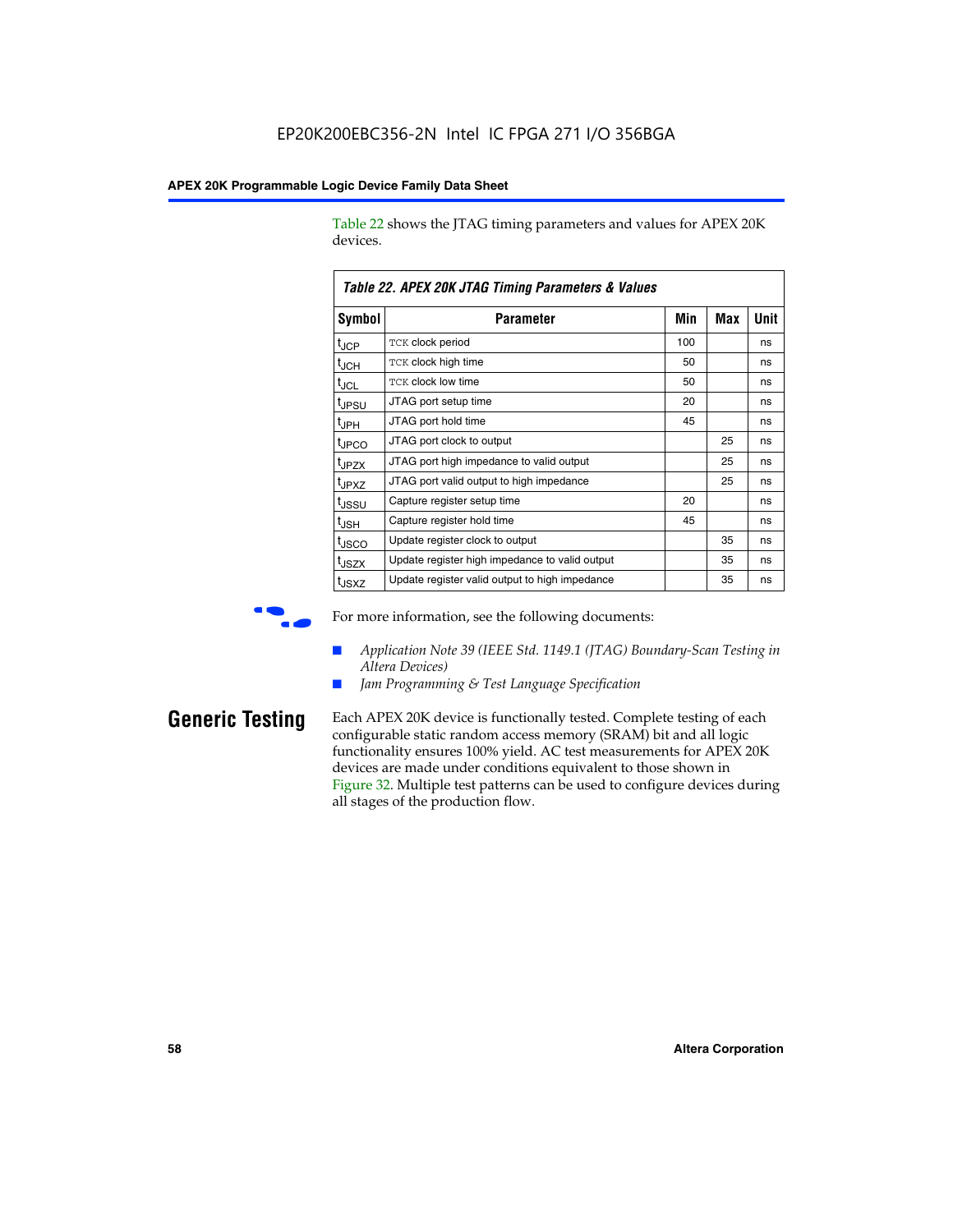Table 22 shows the JTAG timing parameters and values for APEX 20K devices.

**Table 22. APEX 20K JTAG Timing Parameters & Values**

| Symbol | Parameter | Min | Max | Unit |
|---|---|---|---|---|
| $t_{JCP}$ | TCK clock period | 100 | | ns |
| $t_{JCH}$ | TCK clock high time | 50 | | ns |
| $t_{JCL}$ | TCK clock low time | 50 | | ns |
| $t_{JPSU}$ | JTAG port setup time | 20 | | ns |
| $t_{JPH}$ | JTAG port hold time | 45 | | ns |
| $t_{JPCO}$ | JTAG port clock to output | | 25 | ns |
| $t_{JPZX}$ | JTAG port high impedance to valid output | | 25 | ns |
| $t_{JPXZ}$ | JTAG port valid output to high impedance | | 25 | ns |
| $t_{JSSU}$ | Capture register setup time | 20 | | ns |
| $t_{JSH}$ | Capture register hold time | 45 | | ns |
| $t_{JSCO}$ | Update register clock to output | | 35 | ns |
| $t_{JSZX}$ | Update register high impedance to valid output | | 35 | ns |
| $t_{JSXZ}$ | Update register valid output to high impedance | | 35 | ns |

For more information, see the following documents:

- *Application Note 39 (IEEE Std. 1149.1 (JTAG) Boundary-Scan Testing in Altera Devices)*
- *Jam Programming & Test Language Specification*

## Generic Testing

Each APEX 20K device is functionally tested. Complete testing of each configurable static random access memory (SRAM) bit and all logic functionality ensures 100% yield. AC test measurements for APEX 20K devices are made under conditions equivalent to those shown in Figure 32. Multiple test patterns can be used to configure devices during all stages of the production flow.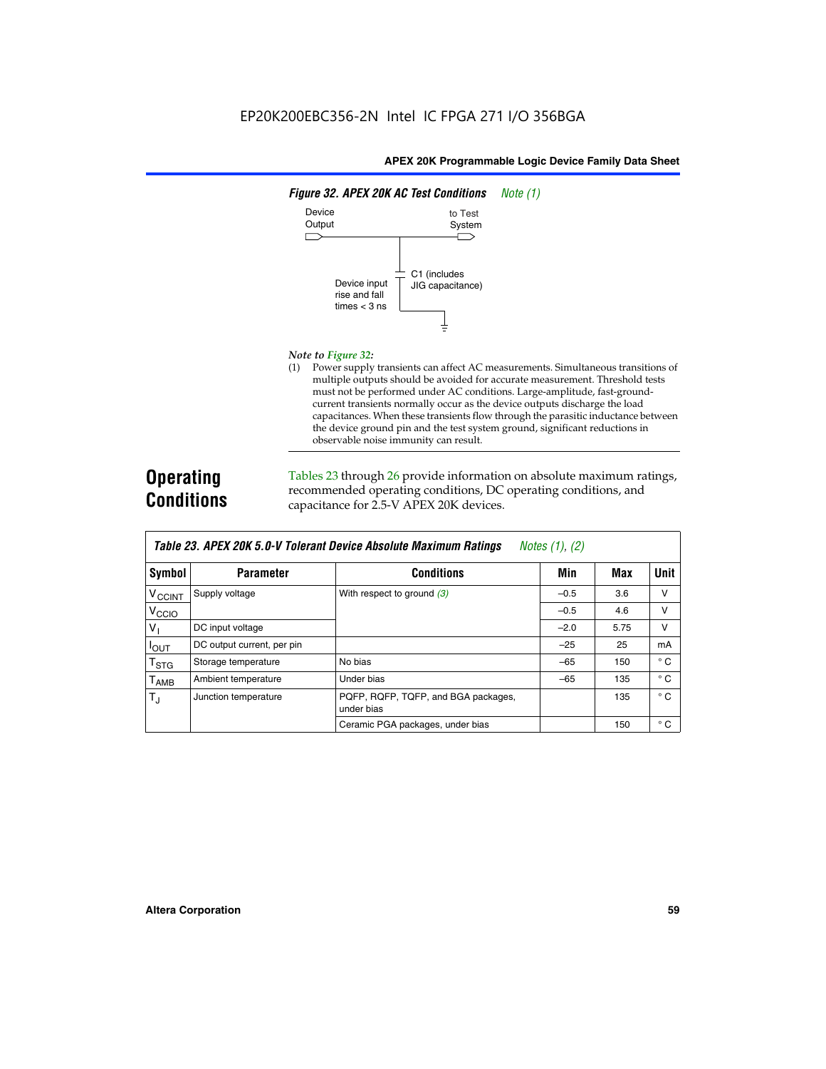EP20K200EBC356-2N Intel IC FPGA 271 I/O 356BGA

**Figure 32. APEX 20K AC Test Conditions** *Note (1)*

Device Output — to Test System

C1 (includes JIG capacitance)

Device input rise and fall times < 3 ns

*Note to Figure 32:*

(1) Power supply transients can affect AC measurements. Simultaneous transitions of multiple outputs should be avoided for accurate measurement. Threshold tests must not be performed under AC conditions. Large-amplitude, fast-ground-current transients normally occur as the device outputs discharge the load capacitances. When these transients flow through the parasitic inductance between the device ground pin and the test system ground, significant reductions in observable noise immunity can result.

## Operating Conditions

Tables 23 through 26 provide information on absolute maximum ratings, recommended operating conditions, DC operating conditions, and capacitance for 2.5-V APEX 20K devices.

**Table 23. APEX 20K 5.0-V Tolerant Device Absolute Maximum Ratings** *Notes (1), (2)*

| Symbol | Parameter | Conditions | Min | Max | Unit |
|---|---|---|---|---|---|
| $V_{CCINT}$ | Supply voltage | With respect to ground (3) | –0.5 | 3.6 | V |
| $V_{CCIO}$ | | | –0.5 | 4.6 | V |
| $V_I$ | DC input voltage | | –2.0 | 5.75 | V |
| $I_{OUT}$ | DC output current, per pin | | –25 | 25 | mA |
| $T_{STG}$ | Storage temperature | No bias | –65 | 150 | ° C |
| $T_{AMB}$ | Ambient temperature | Under bias | –65 | 135 | ° C |
| $T_J$ | Junction temperature | PQFP, RQFP, TQFP, and BGA packages, under bias | | 135 | ° C |
| | | Ceramic PGA packages, under bias | | 150 | ° C |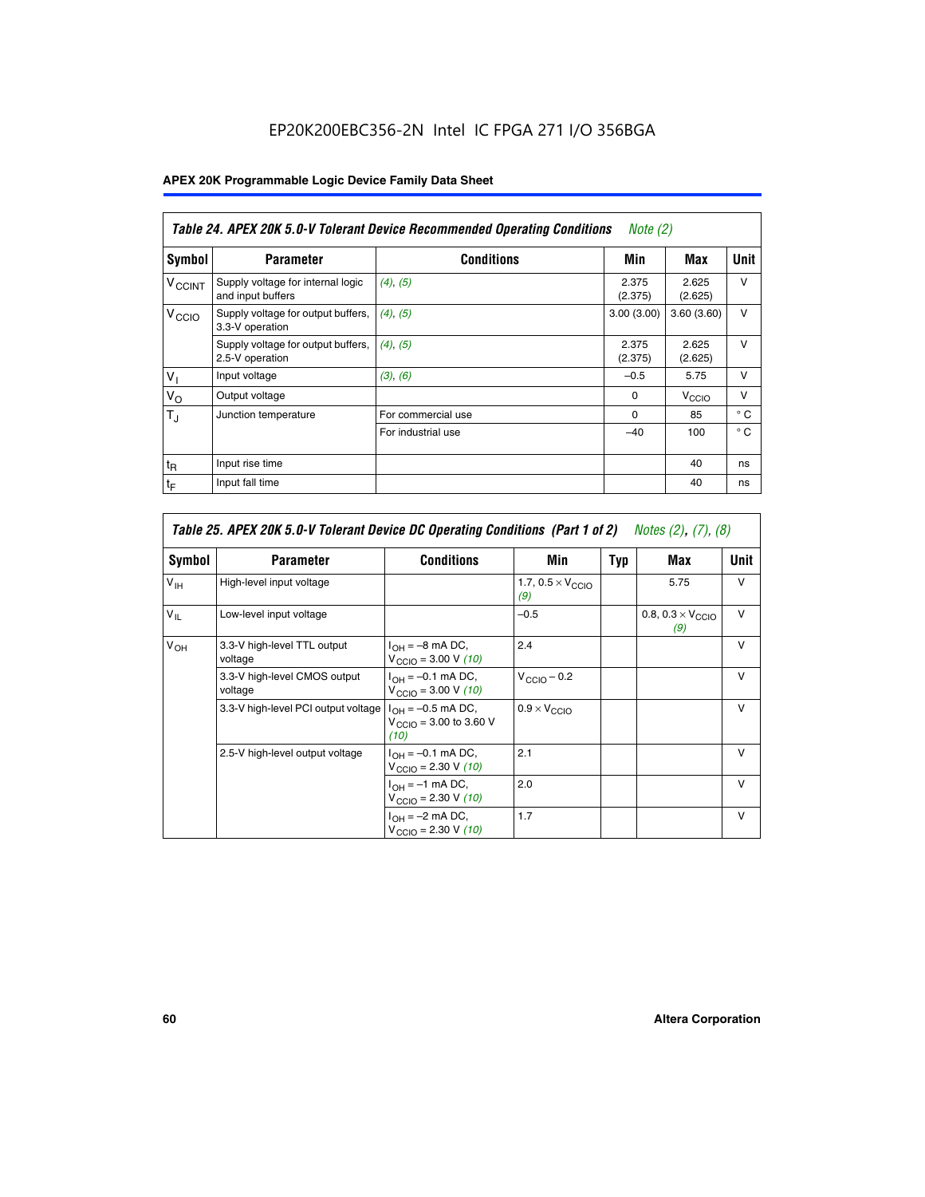EP20K200EBC356-2N Intel IC FPGA 271 I/O 356BGA

**Table 24. APEX 20K 5.0-V Tolerant Device Recommended Operating Conditions** *Note (2)*

| Symbol | Parameter | Conditions | Min | Max | Unit |
|---|---|---|---|---|---|
| $V_{CCINT}$ | Supply voltage for internal logic and input buffers | *(4)*, *(5)* | 2.375 (2.375) | 2.625 (2.625) | V |
| $V_{CCIO}$ | Supply voltage for output buffers, 3.3-V operation | *(4)*, *(5)* | 3.00 (3.00) | 3.60 (3.60) | V |
| | Supply voltage for output buffers, 2.5-V operation | *(4)*, *(5)* | 2.375 (2.375) | 2.625 (2.625) | V |
| $V_I$ | Input voltage | *(3)*, *(6)* | –0.5 | 5.75 | V |
| $V_O$ | Output voltage | | 0 | $V_{CCIO}$ | V |
| $T_J$ | Junction temperature | For commercial use | 0 | 85 | ° C |
| | | For industrial use | –40 | 100 | ° C |
| $t_R$ | Input rise time | | | 40 | ns |
| $t_F$ | Input fall time | | | 40 | ns |

**Table 25. APEX 20K 5.0-V Tolerant Device DC Operating Conditions (Part 1 of 2)** *Notes (2), (7), (8)*

| Symbol | Parameter | Conditions | Min | Typ | Max | Unit |
|---|---|---|---|---|---|---|
| $V_{IH}$ | High-level input voltage | | 1.7, $0.5 \times V_{CCIO}$ *(9)* | | 5.75 | V |
| $V_{IL}$ | Low-level input voltage | | –0.5 | | 0.8, $0.3 \times V_{CCIO}$ *(9)* | V |
| $V_{OH}$ | 3.3-V high-level TTL output voltage | $I_{OH}$ = –8 mA DC, $V_{CCIO}$ = 3.00 V *(10)* | 2.4 | | | V |
| | 3.3-V high-level CMOS output voltage | $I_{OH}$ = –0.1 mA DC, $V_{CCIO}$ = 3.00 V *(10)* | $V_{CCIO}$ – 0.2 | | | V |
| | 3.3-V high-level PCI output voltage | $I_{OH}$ = –0.5 mA DC, $V_{CCIO}$ = 3.00 to 3.60 V *(10)* | $0.9 \times V_{CCIO}$ | | | V |
| | 2.5-V high-level output voltage | $I_{OH}$ = –0.1 mA DC, $V_{CCIO}$ = 2.30 V *(10)* | 2.1 | | | V |
| | | $I_{OH}$ = –1 mA DC, $V_{CCIO}$ = 2.30 V *(10)* | 2.0 | | | V |
| | | $I_{OH}$ = –2 mA DC, $V_{CCIO}$ = 2.30 V *(10)* | 1.7 | | | V |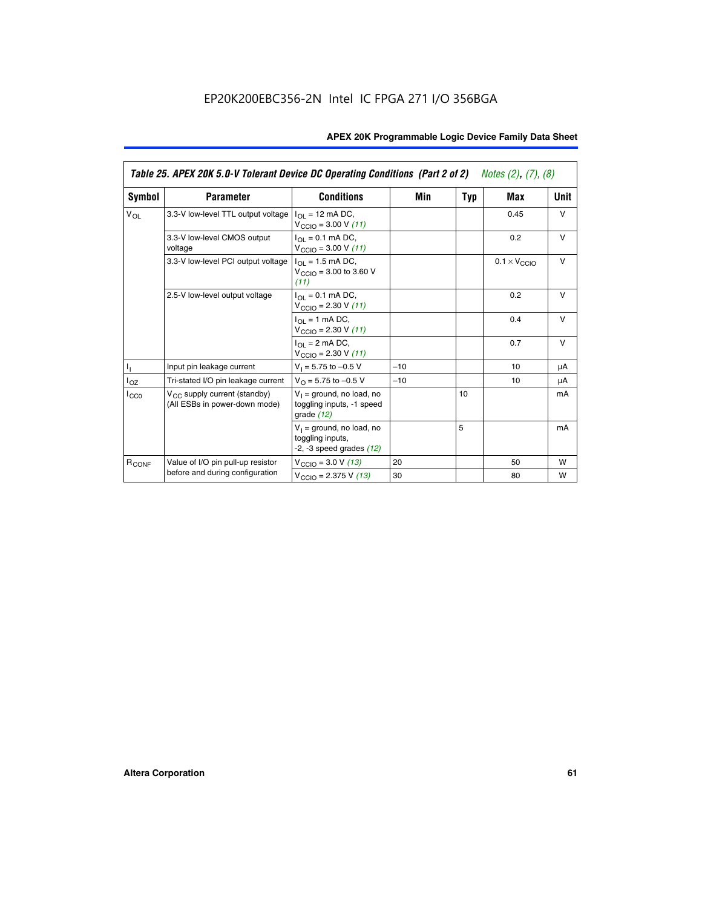EP20K200EBC356-2N Intel IC FPGA 271 I/O 356BGA

*Table 25. APEX 20K 5.0-V Tolerant Device DC Operating Conditions (Part 2 of 2) Notes (2), (7), (8)*

| Symbol | Parameter | Conditions | Min | Typ | Max | Unit |
|---|---|---|---|---|---|---|
| $V_{OL}$ | 3.3-V low-level TTL output voltage | $I_{OL}$ = 12 mA DC, $V_{CCIO}$ = 3.00 V *(11)* | | | 0.45 | V |
| | 3.3-V low-level CMOS output voltage | $I_{OL}$ = 0.1 mA DC, $V_{CCIO}$ = 3.00 V *(11)* | | | 0.2 | V |
| | 3.3-V low-level PCI output voltage | $I_{OL}$ = 1.5 mA DC, $V_{CCIO}$ = 3.00 to 3.60 V *(11)* | | | $0.1 \times V_{CCIO}$ | V |
| | 2.5-V low-level output voltage | $I_{OL}$ = 0.1 mA DC, $V_{CCIO}$ = 2.30 V *(11)* | | | 0.2 | V |
| | | $I_{OL}$ = 1 mA DC, $V_{CCIO}$ = 2.30 V *(11)* | | | 0.4 | V |
| | | $I_{OL}$ = 2 mA DC, $V_{CCIO}$ = 2.30 V *(11)* | | | 0.7 | V |
| $I_I$ | Input pin leakage current | $V_I$ = 5.75 to –0.5 V | –10 | | 10 | µA |
| $I_{OZ}$ | Tri-stated I/O pin leakage current | $V_O$ = 5.75 to –0.5 V | –10 | | 10 | µA |
| $I_{CC0}$ | $V_{CC}$ supply current (standby) (All ESBs in power-down mode) | $V_I$ = ground, no load, no toggling inputs, -1 speed grade *(12)* | | 10 | | mA |
| | | $V_I$ = ground, no load, no toggling inputs, -2, -3 speed grades *(12)* | | 5 | | mA |
| $R_{CONF}$ | Value of I/O pin pull-up resistor before and during configuration | $V_{CCIO}$ = 3.0 V *(13)* | 20 | | 50 | W |
| | | $V_{CCIO}$ = 2.375 V *(13)* | 30 | | 80 | W |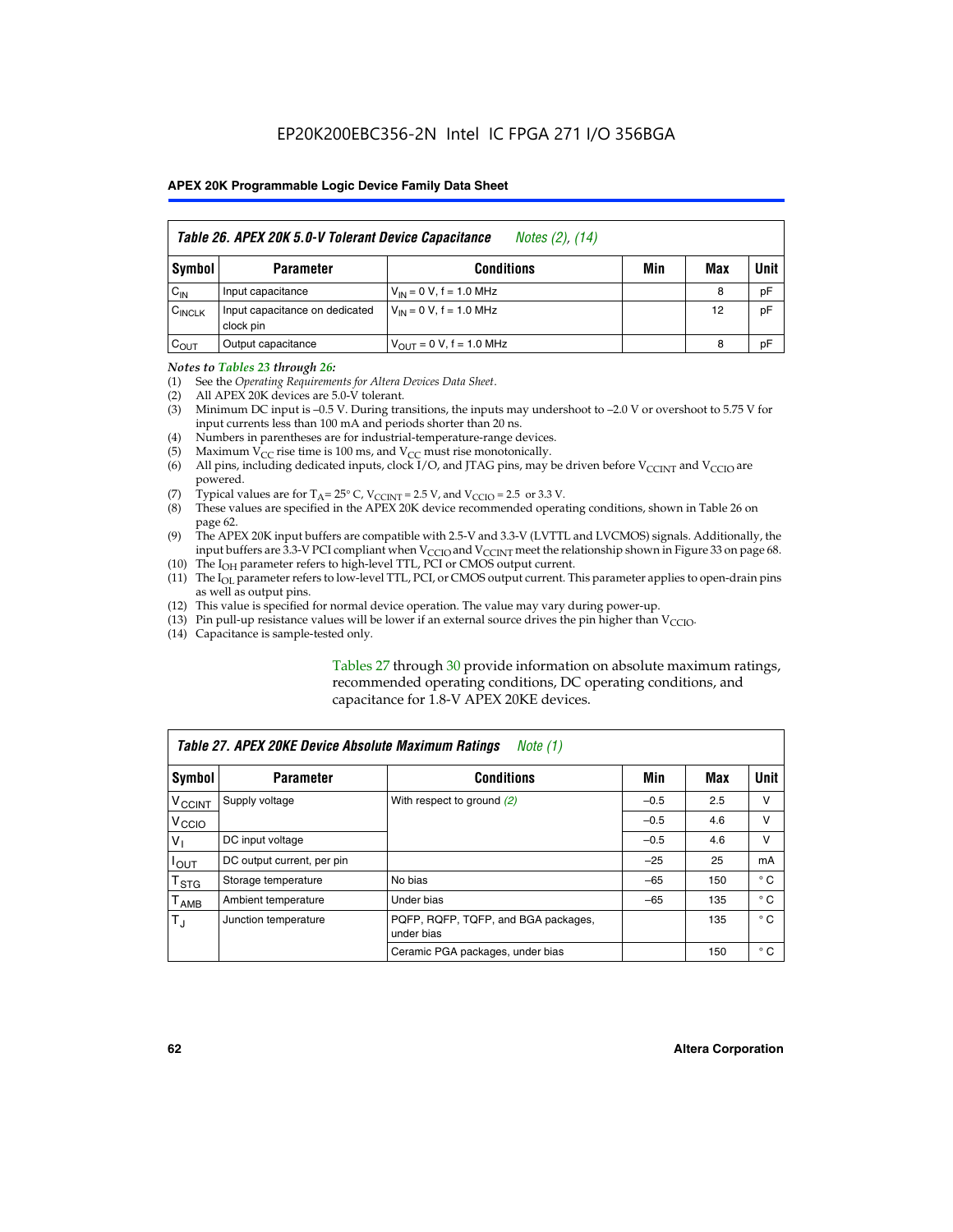EP20K200EBC356-2N Intel IC FPGA 271 I/O 356BGA

| *Table 26. APEX 20K 5.0-V Tolerant Device Capacitance* *Notes (2), (14)* | | | | | |
|---|---|---|---|---|---|
| **Symbol** | **Parameter** | **Conditions** | **Min** | **Max** | **Unit** |
| $C_{IN}$ | Input capacitance | $V_{IN}$ = 0 V, f = 1.0 MHz | | 8 | pF |
| $C_{INCLK}$ | Input capacitance on dedicated clock pin | $V_{IN}$ = 0 V, f = 1.0 MHz | | 12 | pF |
| $C_{OUT}$ | Output capacitance | $V_{OUT}$ = 0 V, f = 1.0 MHz | | 8 | pF |

***Notes to Tables 23 through 26:***

(1) See the *Operating Requirements for Altera Devices Data Sheet*.
(2) All APEX 20K devices are 5.0-V tolerant.
(3) Minimum DC input is –0.5 V. During transitions, the inputs may undershoot to –2.0 V or overshoot to 5.75 V for input currents less than 100 mA and periods shorter than 20 ns.
(4) Numbers in parentheses are for industrial-temperature-range devices.
(5) Maximum $V_{CC}$ rise time is 100 ms, and $V_{CC}$ must rise monotonically.
(6) All pins, including dedicated inputs, clock I/O, and JTAG pins, may be driven before $V_{CCINT}$ and $V_{CCIO}$ are powered.
(7) Typical values are for $T_A$ = 25° C, $V_{CCINT}$ = 2.5 V, and $V_{CCIO}$ = 2.5 or 3.3 V.
(8) These values are specified in the APEX 20K device recommended operating conditions, shown in Table 26 on page 62.
(9) The APEX 20K input buffers are compatible with 2.5-V and 3.3-V (LVTTL and LVCMOS) signals. Additionally, the input buffers are 3.3-V PCI compliant when $V_{CCIO}$ and $V_{CCINT}$ meet the relationship shown in Figure 33 on page 68.
(10) The $I_{OH}$ parameter refers to high-level TTL, PCI or CMOS output current.
(11) The $I_{OL}$ parameter refers to low-level TTL, PCI, or CMOS output current. This parameter applies to open-drain pins as well as output pins.
(12) This value is specified for normal device operation. The value may vary during power-up.
(13) Pin pull-up resistance values will be lower if an external source drives the pin higher than $V_{CCIO}$.
(14) Capacitance is sample-tested only.

Tables 27 through 30 provide information on absolute maximum ratings, recommended operating conditions, DC operating conditions, and capacitance for 1.8-V APEX 20KE devices.

| *Table 27. APEX 20KE Device Absolute Maximum Ratings* *Note (1)* | | | | | |
|---|---|---|---|---|---|
| **Symbol** | **Parameter** | **Conditions** | **Min** | **Max** | **Unit** |
| $V_{CCINT}$ | Supply voltage | With respect to ground *(2)* | –0.5 | 2.5 | V |
| $V_{CCIO}$ | | | –0.5 | 4.6 | V |
| $V_I$ | DC input voltage | | –0.5 | 4.6 | V |
| $I_{OUT}$ | DC output current, per pin | | –25 | 25 | mA |
| $T_{STG}$ | Storage temperature | No bias | –65 | 150 | ° C |
| $T_{AMB}$ | Ambient temperature | Under bias | –65 | 135 | ° C |
| $T_J$ | Junction temperature | PQFP, RQFP, TQFP, and BGA packages, under bias | | 135 | ° C |
| | | Ceramic PGA packages, under bias | | 150 | ° C |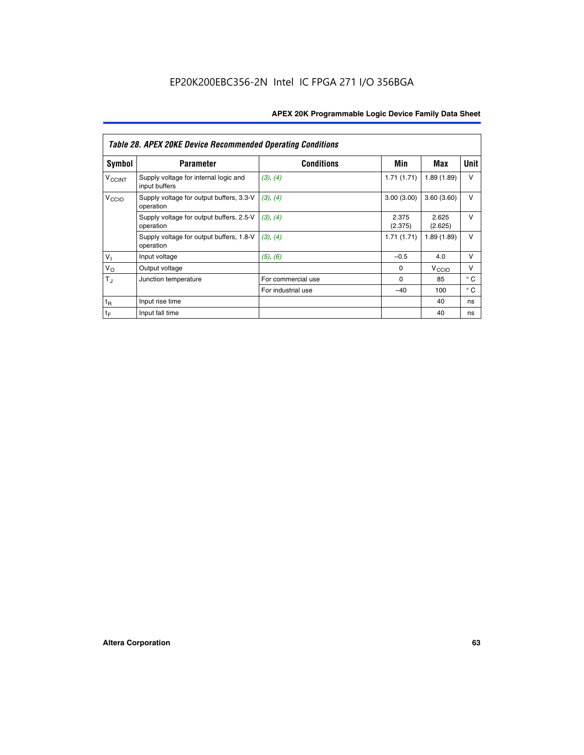| *Table 28. APEX 20KE Device Recommended Operating Conditions* | | | | | |
|---|---|---|---|---|---|
| **Symbol** | **Parameter** | **Conditions** | **Min** | **Max** | **Unit** |
| $V_{CCINT}$ | Supply voltage for internal logic and input buffers | *(3), (4)* | 1.71 (1.71) | 1.89 (1.89) | V |
| $V_{CCIO}$ | Supply voltage for output buffers, 3.3-V operation | *(3), (4)* | 3.00 (3.00) | 3.60 (3.60) | V |
| | Supply voltage for output buffers, 2.5-V operation | *(3), (4)* | 2.375 (2.375) | 2.625 (2.625) | V |
| | Supply voltage for output buffers, 1.8-V operation | *(3), (4)* | 1.71 (1.71) | 1.89 (1.89) | V |
| $V_I$ | Input voltage | *(5), (6)* | –0.5 | 4.0 | V |
| $V_O$ | Output voltage | | 0 | $V_{CCIO}$ | V |
| $T_J$ | Junction temperature | For commercial use | 0 | 85 | ° C |
| | | For industrial use | –40 | 100 | ° C |
| $t_R$ | Input rise time | | | 40 | ns |
| $t_F$ | Input fall time | | | 40 | ns |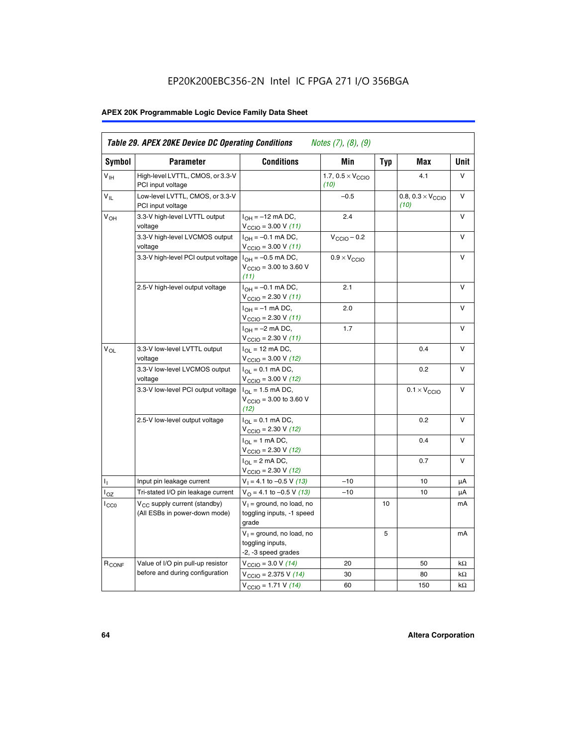| Table 29. APEX 20KE Device DC Operating Conditions | Notes (7), (8), (9) | | | | | |
|---|---|---|---|---|---|---|
| **Symbol** | **Parameter** | **Conditions** | **Min** | **Typ** | **Max** | **Unit** |
| $V_{IH}$ | High-level LVTTL, CMOS, or 3.3-V PCI input voltage | | 1.7, $0.5 \times V_{CCIO}$ *(10)* | | 4.1 | V |
| $V_{IL}$ | Low-level LVTTL, CMOS, or 3.3-V PCI input voltage | | –0.5 | | 0.8, $0.3 \times V_{CCIO}$ *(10)* | V |
| $V_{OH}$ | 3.3-V high-level LVTTL output voltage | $I_{OH}$ = –12 mA DC, $V_{CCIO}$ = 3.00 V *(11)* | 2.4 | | | V |
| | 3.3-V high-level LVCMOS output voltage | $I_{OH}$ = –0.1 mA DC, $V_{CCIO}$ = 3.00 V *(11)* | $V_{CCIO}$ – 0.2 | | | V |
| | 3.3-V high-level PCI output voltage | $I_{OH}$ = –0.5 mA DC, $V_{CCIO}$ = 3.00 to 3.60 V *(11)* | $0.9 \times V_{CCIO}$ | | | V |
| | 2.5-V high-level output voltage | $I_{OH}$ = –0.1 mA DC, $V_{CCIO}$ = 2.30 V *(11)* | 2.1 | | | V |
| | | $I_{OH}$ = –1 mA DC, $V_{CCIO}$ = 2.30 V *(11)* | 2.0 | | | V |
| | | $I_{OH}$ = –2 mA DC, $V_{CCIO}$ = 2.30 V *(11)* | 1.7 | | | V |
| $V_{OL}$ | 3.3-V low-level LVTTL output voltage | $I_{OL}$ = 12 mA DC, $V_{CCIO}$ = 3.00 V *(12)* | | | 0.4 | V |
| | 3.3-V low-level LVCMOS output voltage | $I_{OL}$ = 0.1 mA DC, $V_{CCIO}$ = 3.00 V *(12)* | | | 0.2 | V |
| | 3.3-V low-level PCI output voltage | $I_{OL}$ = 1.5 mA DC, $V_{CCIO}$ = 3.00 to 3.60 V *(12)* | | | $0.1 \times V_{CCIO}$ | V |
| | 2.5-V low-level output voltage | $I_{OL}$ = 0.1 mA DC, $V_{CCIO}$ = 2.30 V *(12)* | | | 0.2 | V |
| | | $I_{OL}$ = 1 mA DC, $V_{CCIO}$ = 2.30 V *(12)* | | | 0.4 | V |
| | | $I_{OL}$ = 2 mA DC, $V_{CCIO}$ = 2.30 V *(12)* | | | 0.7 | V |
| $I_I$ | Input pin leakage current | $V_I$ = 4.1 to –0.5 V *(13)* | –10 | | 10 | µA |
| $I_{OZ}$ | Tri-stated I/O pin leakage current | $V_O$ = 4.1 to –0.5 V *(13)* | –10 | | 10 | µA |
| $I_{CC0}$ | $V_{CC}$ supply current (standby) (All ESBs in power-down mode) | $V_I$ = ground, no load, no toggling inputs, -1 speed grade | | 10 | | mA |
| | | $V_I$ = ground, no load, no toggling inputs, -2, -3 speed grades | | 5 | | mA |
| $R_{CONF}$ | Value of I/O pin pull-up resistor before and during configuration | $V_{CCIO}$ = 3.0 V *(14)* | 20 | | 50 | kΩ |
| | | $V_{CCIO}$ = 2.375 V *(14)* | 30 | | 80 | kΩ |
| | | $V_{CCIO}$ = 1.71 V *(14)* | 60 | | 150 | kΩ |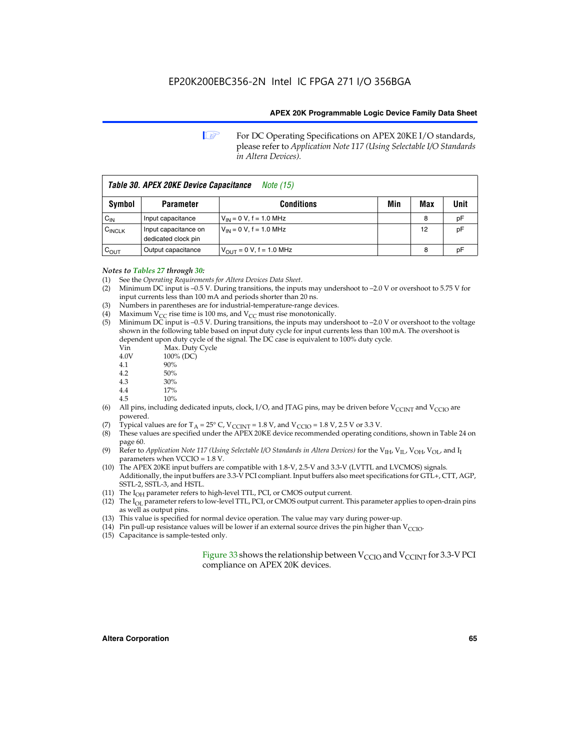For DC Operating Specifications on APEX 20KE I/O standards, please refer to *Application Note 117 (Using Selectable I/O Standards in Altera Devices).*

**Table 30. APEX 20KE Device Capacitance** *Note (15)*

| Symbol | Parameter | Conditions | Min | Max | Unit |
|---|---|---|---|---|---|
| $C_{IN}$ | Input capacitance | $V_{IN}$ = 0 V, f = 1.0 MHz | | 8 | pF |
| $C_{INCLK}$ | Input capacitance on dedicated clock pin | $V_{IN}$ = 0 V, f = 1.0 MHz | | 12 | pF |
| $C_{OUT}$ | Output capacitance | $V_{OUT}$ = 0 V, f = 1.0 MHz | | 8 | pF |

*Notes to Tables 27 through 30:*

(1) See the *Operating Requirements for Altera Devices Data Sheet*.
(2) Minimum DC input is –0.5 V. During transitions, the inputs may undershoot to –2.0 V or overshoot to 5.75 V for input currents less than 100 mA and periods shorter than 20 ns.
(3) Numbers in parentheses are for industrial-temperature-range devices.
(4) Maximum $V_{CC}$ rise time is 100 ms, and $V_{CC}$ must rise monotonically.
(5) Minimum DC input is –0.5 V. During transitions, the inputs may undershoot to –2.0 V or overshoot to the voltage shown in the following table based on input duty cycle for input currents less than 100 mA. The overshoot is dependent upon duty cycle of the signal. The DC case is equivalent to 100% duty cycle.

| Vin | Max. Duty Cycle |
|---|---|
| 4.0V | 100% (DC) |
| 4.1 | 90% |
| 4.2 | 50% |
| 4.3 | 30% |
| 4.4 | 17% |
| 4.5 | 10% |

(6) All pins, including dedicated inputs, clock, I/O, and JTAG pins, may be driven before $V_{CCINT}$ and $V_{CCIO}$ are powered.
(7) Typical values are for $T_A$ = 25° C, $V_{CCINT}$ = 1.8 V, and $V_{CCIO}$ = 1.8 V, 2.5 V or 3.3 V.
(8) These values are specified under the APEX 20KE device recommended operating conditions, shown in Table 24 on page 60.
(9) Refer to *Application Note 117 (Using Selectable I/O Standards in Altera Devices)* for the $V_{IH}$, $V_{IL}$, $V_{OH}$, $V_{OL}$, and $I_I$ parameters when VCCIO = 1.8 V.
(10) The APEX 20KE input buffers are compatible with 1.8-V, 2.5-V and 3.3-V (LVTTL and LVCMOS) signals. Additionally, the input buffers are 3.3-V PCI compliant. Input buffers also meet specifications for GTL+, CTT, AGP, SSTL-2, SSTL-3, and HSTL.
(11) The $I_{OH}$ parameter refers to high-level TTL, PCI, or CMOS output current.
(12) The $I_{OL}$ parameter refers to low-level TTL, PCI, or CMOS output current. This parameter applies to open-drain pins as well as output pins.
(13) This value is specified for normal device operation. The value may vary during power-up.
(14) Pin pull-up resistance values will be lower if an external source drives the pin higher than $V_{CCIO}$.
(15) Capacitance is sample-tested only.

Figure 33 shows the relationship between $V_{CCIO}$ and $V_{CCINT}$ for 3.3-V PCI compliance on APEX 20K devices.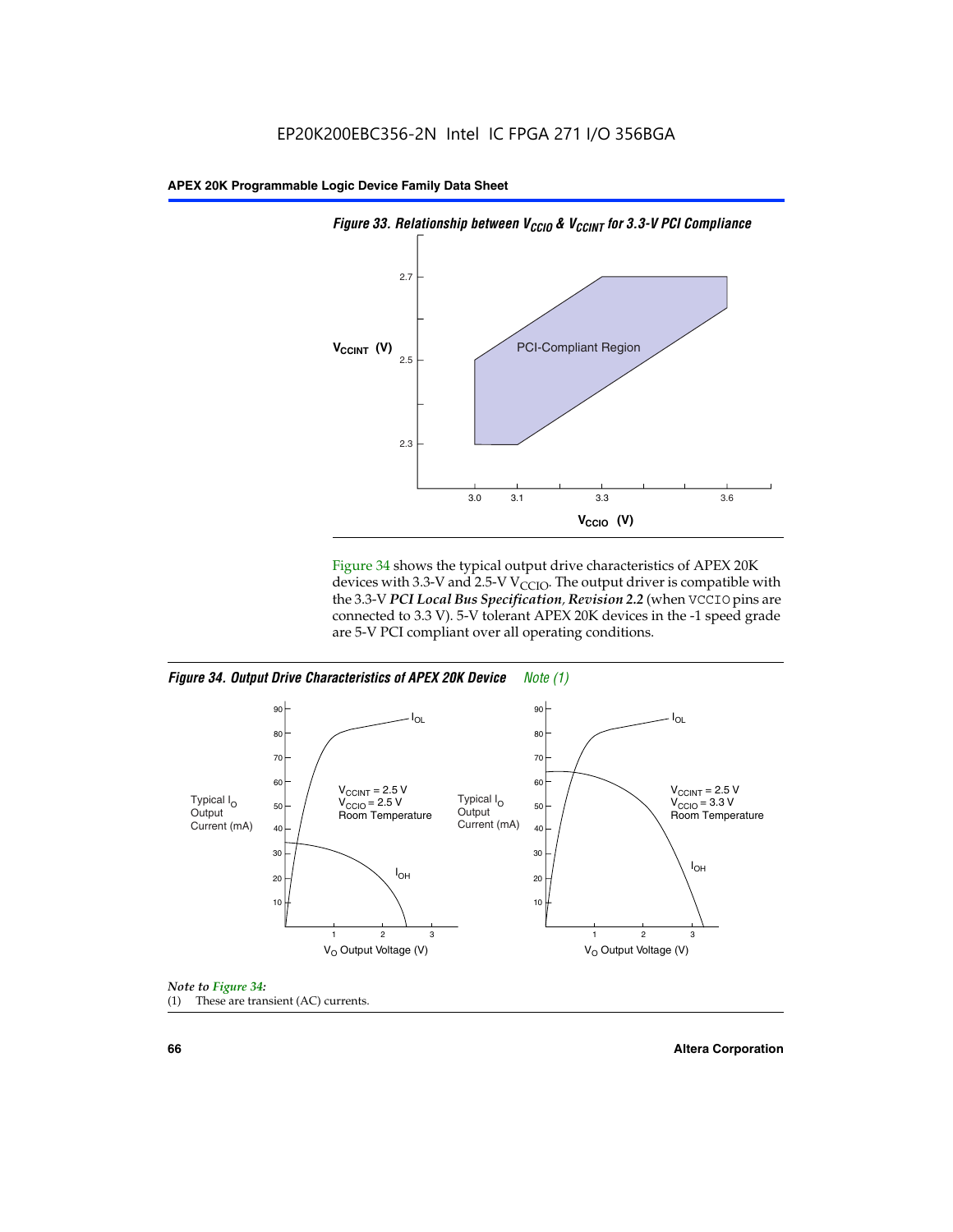*Figure 33. Relationship between $V_{CCIO}$ & $V_{CCINT}$ for 3.3-V PCI Compliance*

Figure 34 shows the typical output drive characteristics of APEX 20K devices with 3.3-V and 2.5-V $V_{CCIO}$. The output driver is compatible with the 3.3-V ***PCI Local Bus Specification, Revision 2.2*** (when VCCIO pins are connected to 3.3 V). 5-V tolerant APEX 20K devices in the -1 speed grade are 5-V PCI compliant over all operating conditions.

*Figure 34. Output Drive Characteristics of APEX 20K Device* *Note (1)*

*Note to Figure 34:*

(1) These are transient (AC) currents.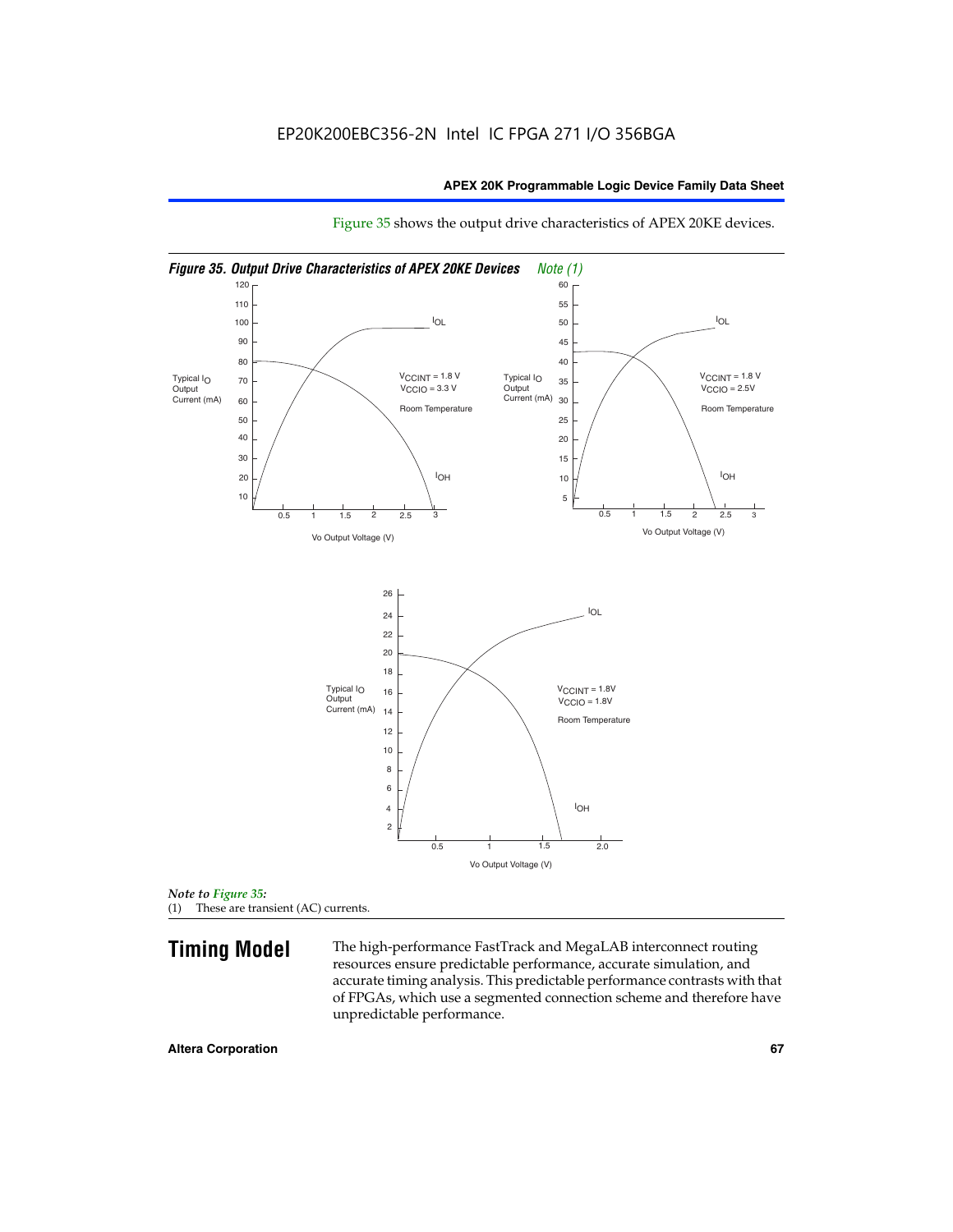Figure 35 shows the output drive characteristics of APEX 20KE devices.

*Figure 35. Output Drive Characteristics of APEX 20KE Devices Note (1)*

*Note to Figure 35:*

(1) These are transient (AC) currents.

## Timing Model

The high-performance FastTrack and MegaLAB interconnect routing resources ensure predictable performance, accurate simulation, and accurate timing analysis. This predictable performance contrasts with that of FPGAs, which use a segmented connection scheme and therefore have unpredictable performance.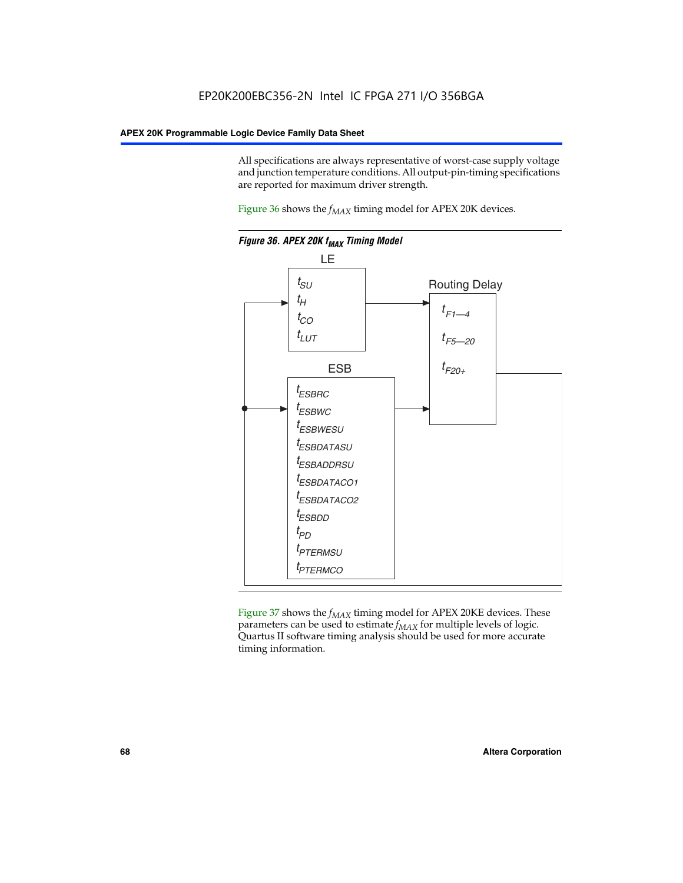All specifications are always representative of worst-case supply voltage and junction temperature conditions. All output-pin-timing specifications are reported for maximum driver strength.

Figure 36 shows the $f_{MAX}$ timing model for APEX 20K devices.

**Figure 36. APEX 20K $f_{MAX}$ Timing Model**

LE

$t_{SU}$
$t_{H}$
$t_{CO}$
$t_{LUT}$

Routing Delay

$t_{F1-4}$
$t_{F5-20}$
$t_{F20+}$

ESB

$t_{ESBRC}$
$t_{ESBWC}$
$t_{ESBWESU}$
$t_{ESBDATASU}$
$t_{ESBADDRSU}$
$t_{ESBDATACO1}$
$t_{ESBDATACO2}$
$t_{ESBDD}$
$t_{PD}$
$t_{PTERMSU}$
$t_{PTERMCO}$

Figure 37 shows the $f_{MAX}$ timing model for APEX 20KE devices. These parameters can be used to estimate $f_{MAX}$ for multiple levels of logic. Quartus II software timing analysis should be used for more accurate timing information.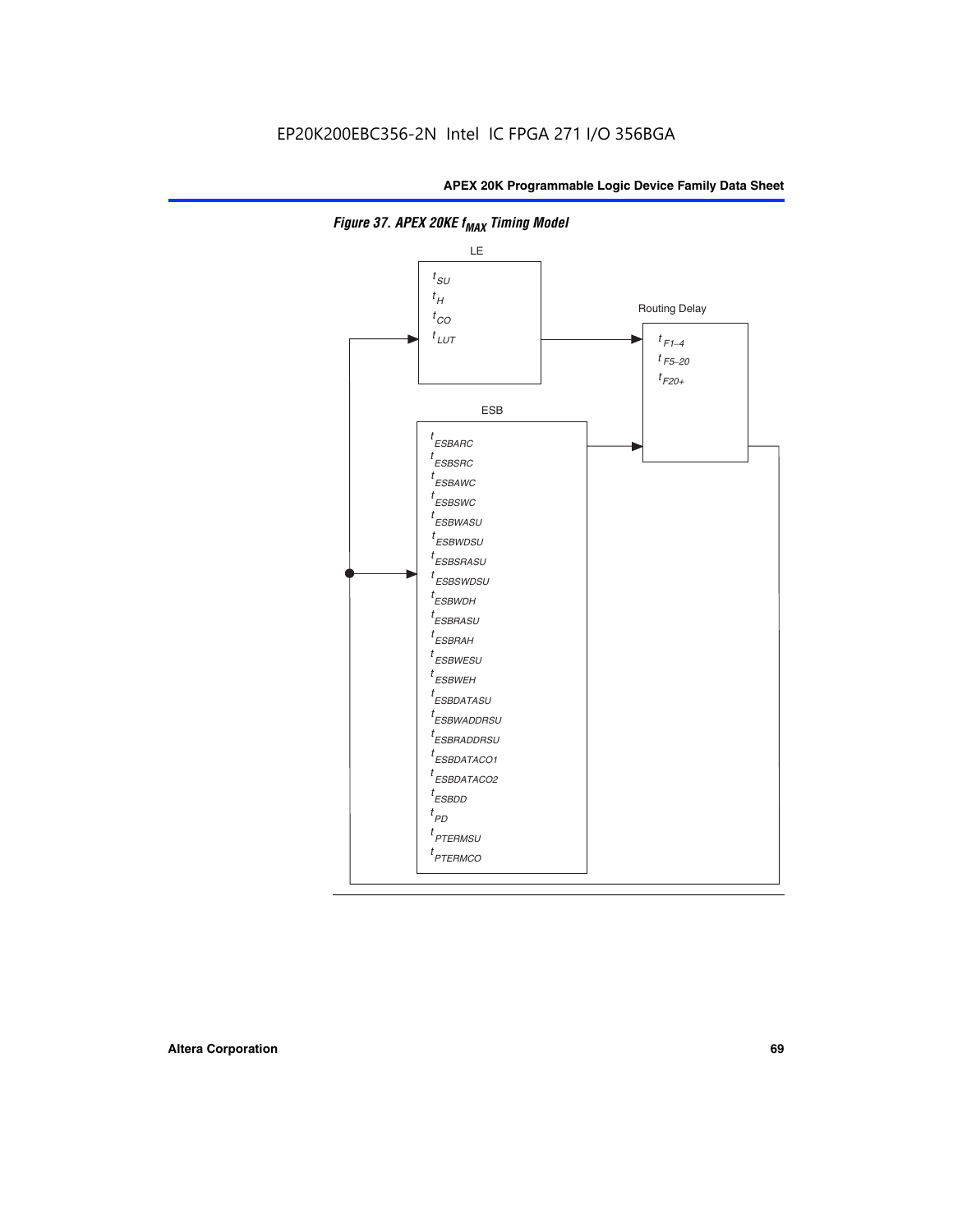**Figure 37. APEX 20KE $f_{MAX}$ Timing Model**

LE

$t_{SU}$
$t_{H}$
$t_{CO}$
$t_{LUT}$

Routing Delay

$t_{F1-4}$
$t_{F5-20}$
$t_{F20+}$

ESB

$t_{ESBARC}$
$t_{ESBSRC}$
$t_{ESBAWC}$
$t_{ESBSWC}$
$t_{ESBWASU}$
$t_{ESBWDSU}$
$t_{ESBSRASU}$
$t_{ESBSWDSU}$
$t_{ESBWDH}$
$t_{ESBRASU}$
$t_{ESBRAH}$
$t_{ESBWESU}$
$t_{ESBWEH}$
$t_{ESBDATASU}$
$t_{ESBWADDRSU}$
$t_{ESBRADDRSU}$
$t_{ESBDATACO1}$
$t_{ESBDATACO2}$
$t_{ESBDD}$
$t_{PD}$
$t_{PTERMSU}$
$t_{PTERMCO}$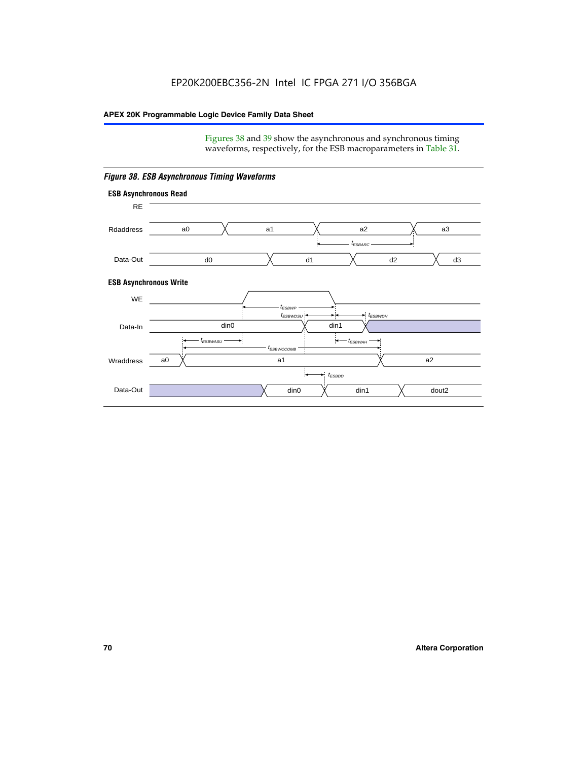Figures 38 and 39 show the asynchronous and synchronous timing waveforms, respectively, for the ESB macroparameters in Table 31.

*Figure 38. ESB Asynchronous Timing Waveforms*

**ESB Asynchronous Read**

RE

Rdaddress: a0, a1, a2, a3

$t_{ESBARC}$

Data-Out: d0, d1, d2, d3

**ESB Asynchronous Write**

WE

$t_{ESBWP}$

$t_{ESBWDSU}$ $t_{ESBWDH}$

Data-In: din0, din1

$t_{ESBWASU}$ $t_{ESBWAH}$

$t_{ESBWCCOMB}$

Wraddress: a0, a1, a2

$t_{ESBDD}$

Data-Out: din0, din1, dout2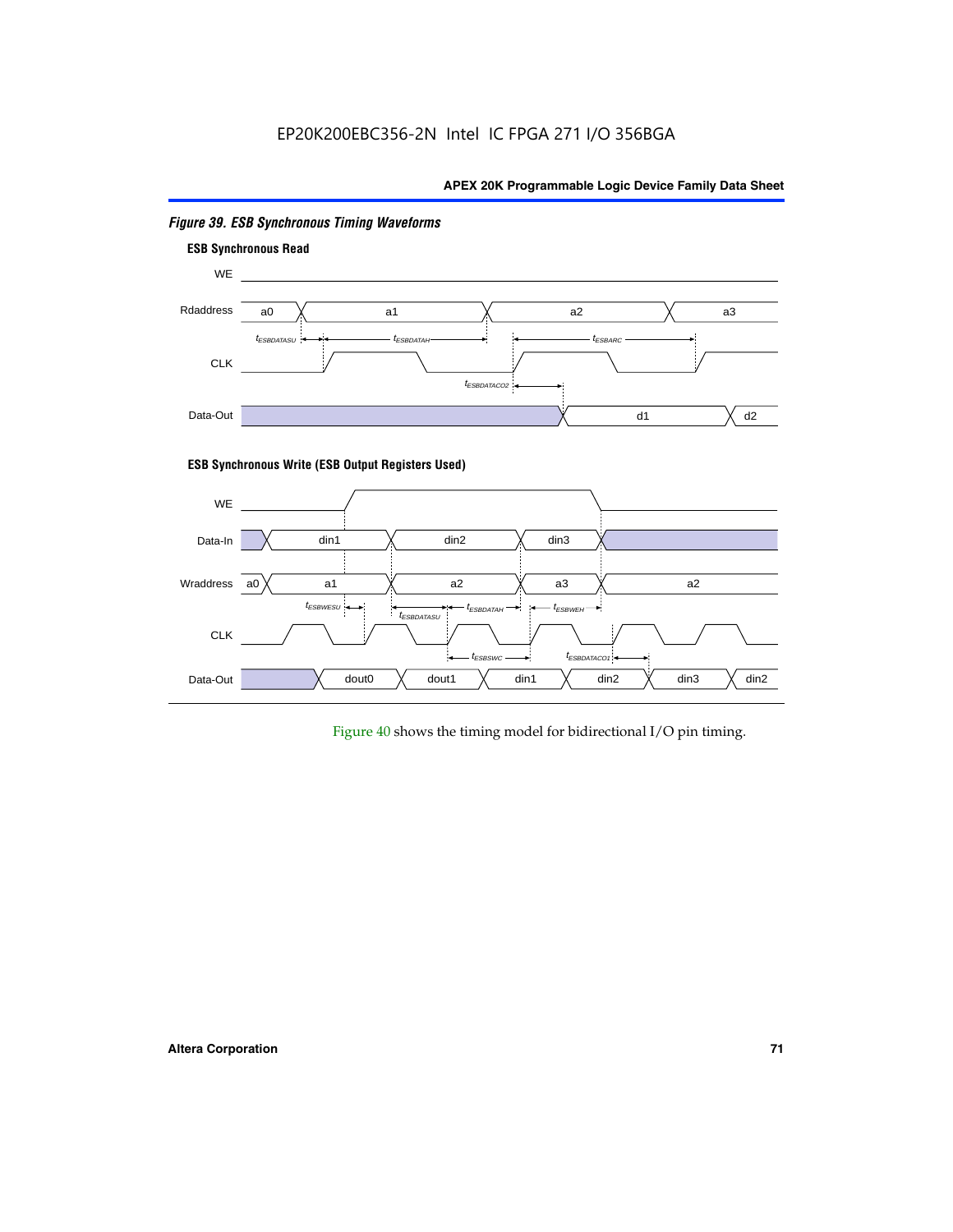*Figure 39. ESB Synchronous Timing Waveforms*

**ESB Synchronous Read**

WE

Rdaddress a0 a1 a2 a3

$t_{ESBDATASU}$ $t_{ESBDATAH}$ $t_{ESBARC}$

CLK

$t_{ESBDATACO2}$

Data-Out d1 d2

**ESB Synchronous Write (ESB Output Registers Used)**

WE

Data-In din1 din2 din3

Wraddress a0 a1 a2 a3 a2

$t_{ESBWESU}$ $t_{ESBDATASU}$ $t_{ESBDATAH}$ $t_{ESBWEH}$

CLK

$t_{ESBSWC}$ $t_{ESBDATACO1}$

Data-Out dout0 dout1 din1 din2 din3 din2

Figure 40 shows the timing model for bidirectional I/O pin timing.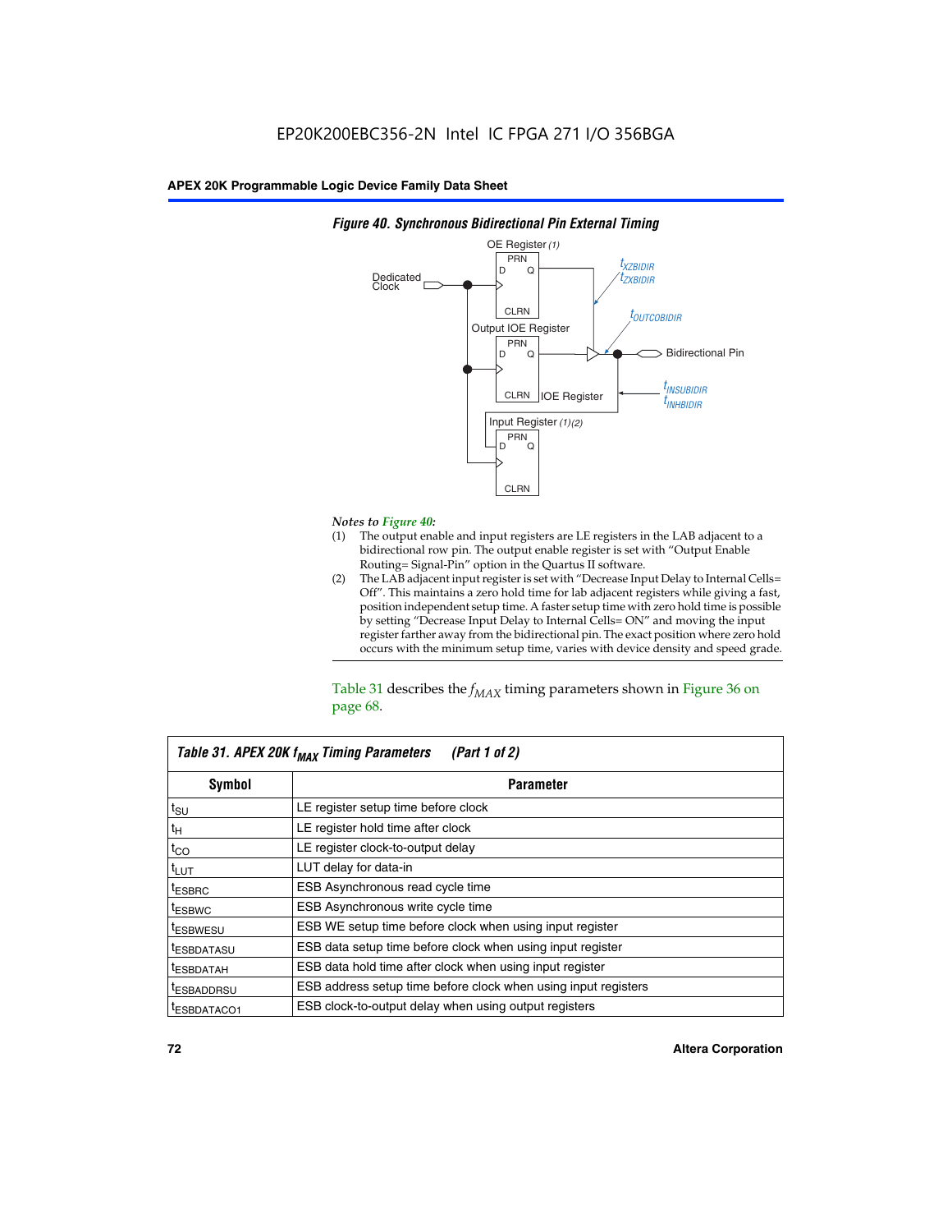*Figure 40. Synchronous Bidirectional Pin External Timing*

*Notes to Figure 40:*

(1) The output enable and input registers are LE registers in the LAB adjacent to a bidirectional row pin. The output enable register is set with "Output Enable Routing= Signal-Pin" option in the Quartus II software.

(2) The LAB adjacent input register is set with "Decrease Input Delay to Internal Cells= Off". This maintains a zero hold time for lab adjacent registers while giving a fast, position independent setup time. A faster setup time with zero hold time is possible by setting "Decrease Input Delay to Internal Cells= ON" and moving the input register farther away from the bidirectional pin. The exact position where zero hold occurs with the minimum setup time, varies with device density and speed grade.

Table 31 describes the $f_{MAX}$ timing parameters shown in Figure 36 on page 68.

*Table 31. APEX 20K $f_{MAX}$ Timing Parameters (Part 1 of 2)*

| Symbol | Parameter |
|---|---|
| $t_{SU}$ | LE register setup time before clock |
| $t_{H}$ | LE register hold time after clock |
| $t_{CO}$ | LE register clock-to-output delay |
| $t_{LUT}$ | LUT delay for data-in |
| $t_{ESBRC}$ | ESB Asynchronous read cycle time |
| $t_{ESBWC}$ | ESB Asynchronous write cycle time |
| $t_{ESBWESU}$ | ESB WE setup time before clock when using input register |
| $t_{ESBDATASU}$ | ESB data setup time before clock when using input register |
| $t_{ESBDATAH}$ | ESB data hold time after clock when using input register |
| $t_{ESBADDRSU}$ | ESB address setup time before clock when using input registers |
| $t_{ESBDATACO1}$ | ESB clock-to-output delay when using output registers |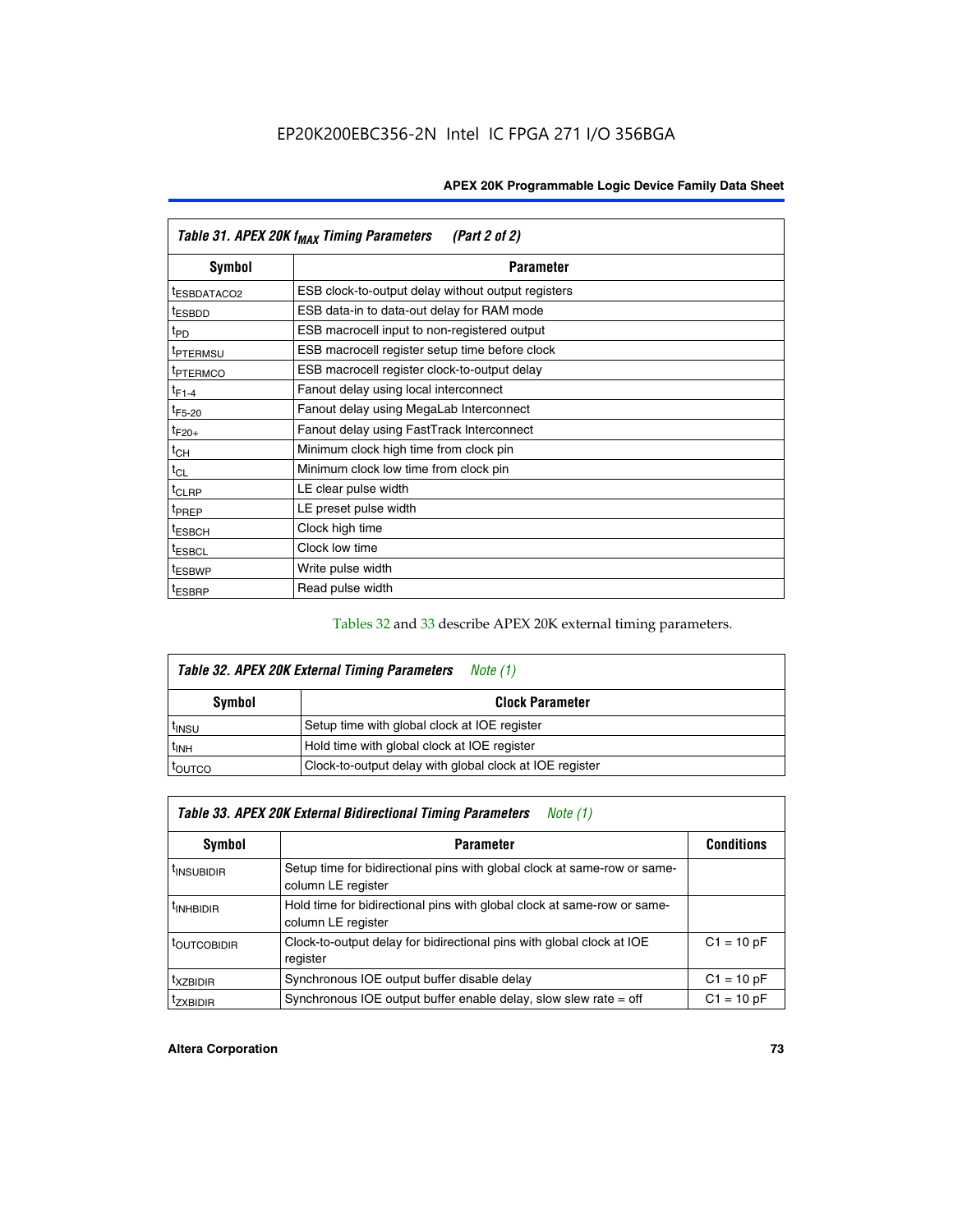| Table 31. APEX 20K $f_{MAX}$ Timing Parameters (Part 2 of 2) | |
|---|---|
| **Symbol** | **Parameter** |
| $t_{ESBDATACO2}$ | ESB clock-to-output delay without output registers |
| $t_{ESBDD}$ | ESB data-in to data-out delay for RAM mode |
| $t_{PD}$ | ESB macrocell input to non-registered output |
| $t_{PTERMSU}$ | ESB macrocell register setup time before clock |
| $t_{PTERMCO}$ | ESB macrocell register clock-to-output delay |
| $t_{F1-4}$ | Fanout delay using local interconnect |
| $t_{F5-20}$ | Fanout delay using MegaLab Interconnect |
| $t_{F20+}$ | Fanout delay using FastTrack Interconnect |
| $t_{CH}$ | Minimum clock high time from clock pin |
| $t_{CL}$ | Minimum clock low time from clock pin |
| $t_{CLRP}$ | LE clear pulse width |
| $t_{PREP}$ | LE preset pulse width |
| $t_{ESBCH}$ | Clock high time |
| $t_{ESBCL}$ | Clock low time |
| $t_{ESBWP}$ | Write pulse width |
| $t_{ESBRP}$ | Read pulse width |

Tables 32 and 33 describe APEX 20K external timing parameters.

| Table 32. APEX 20K External Timing Parameters *Note (1)* | |
|---|---|
| **Symbol** | **Clock Parameter** |
| $t_{INSU}$ | Setup time with global clock at IOE register |
| $t_{INH}$ | Hold time with global clock at IOE register |
| $t_{OUTCO}$ | Clock-to-output delay with global clock at IOE register |

| Table 33. APEX 20K External Bidirectional Timing Parameters *Note (1)* | | |
|---|---|---|
| **Symbol** | **Parameter** | **Conditions** |
| $t_{INSUBIDIR}$ | Setup time for bidirectional pins with global clock at same-row or same-column LE register | |
| $t_{INHBIDIR}$ | Hold time for bidirectional pins with global clock at same-row or same-column LE register | |
| $t_{OUTCOBIDIR}$ | Clock-to-output delay for bidirectional pins with global clock at IOE register | C1 = 10 pF |
| $t_{XZBIDIR}$ | Synchronous IOE output buffer disable delay | C1 = 10 pF |
| $t_{ZXBIDIR}$ | Synchronous IOE output buffer enable delay, slow slew rate = off | C1 = 10 pF |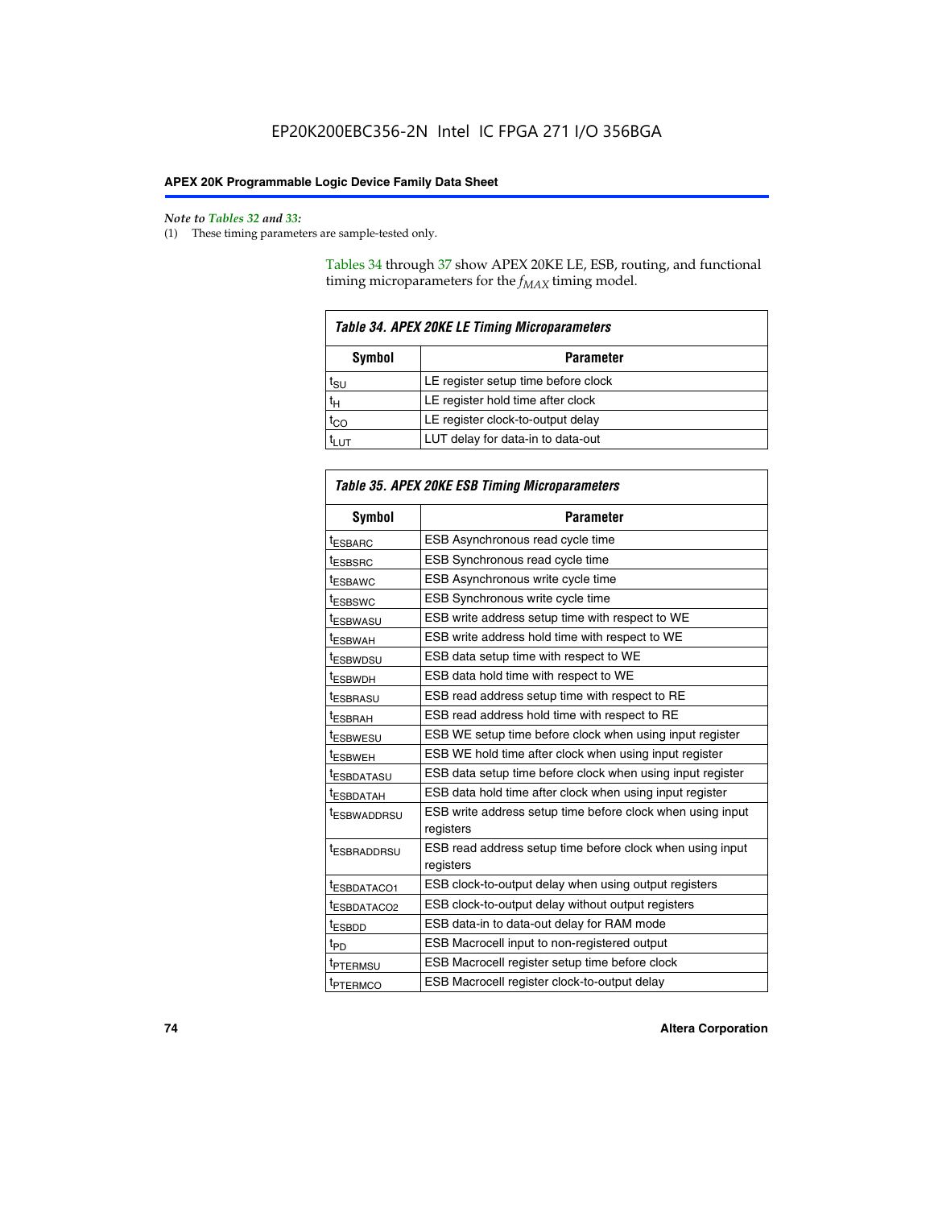*Note to Tables 32 and 33:*

(1) These timing parameters are sample-tested only.

Tables 34 through 37 show APEX 20KE LE, ESB, routing, and functional timing microparameters for the $f_{MAX}$ timing model.

**Table 34. APEX 20KE LE Timing Microparameters**

| Symbol | Parameter |
|---|---|
| $t_{SU}$ | LE register setup time before clock |
| $t_H$ | LE register hold time after clock |
| $t_{CO}$ | LE register clock-to-output delay |
| $t_{LUT}$ | LUT delay for data-in to data-out |

**Table 35. APEX 20KE ESB Timing Microparameters**

| Symbol | Parameter |
|---|---|
| $t_{ESBARC}$ | ESB Asynchronous read cycle time |
| $t_{ESBSRC}$ | ESB Synchronous read cycle time |
| $t_{ESBAWC}$ | ESB Asynchronous write cycle time |
| $t_{ESBSWC}$ | ESB Synchronous write cycle time |
| $t_{ESBWASU}$ | ESB write address setup time with respect to WE |
| $t_{ESBWAH}$ | ESB write address hold time with respect to WE |
| $t_{ESBWDSU}$ | ESB data setup time with respect to WE |
| $t_{ESBWDH}$ | ESB data hold time with respect to WE |
| $t_{ESBRASU}$ | ESB read address setup time with respect to RE |
| $t_{ESBRAH}$ | ESB read address hold time with respect to RE |
| $t_{ESBWESU}$ | ESB WE setup time before clock when using input register |
| $t_{ESBWEH}$ | ESB WE hold time after clock when using input register |
| $t_{ESBDATASU}$ | ESB data setup time before clock when using input register |
| $t_{ESBDATAH}$ | ESB data hold time after clock when using input register |
| $t_{ESBWADDRSU}$ | ESB write address setup time before clock when using input registers |
| $t_{ESBRADDRSU}$ | ESB read address setup time before clock when using input registers |
| $t_{ESBDATACO1}$ | ESB clock-to-output delay when using output registers |
| $t_{ESBDATACO2}$ | ESB clock-to-output delay without output registers |
| $t_{ESBDD}$ | ESB data-in to data-out delay for RAM mode |
| $t_{PD}$ | ESB Macrocell input to non-registered output |
| $t_{PTERMSU}$ | ESB Macrocell register setup time before clock |
| $t_{PTERMCO}$ | ESB Macrocell register clock-to-output delay |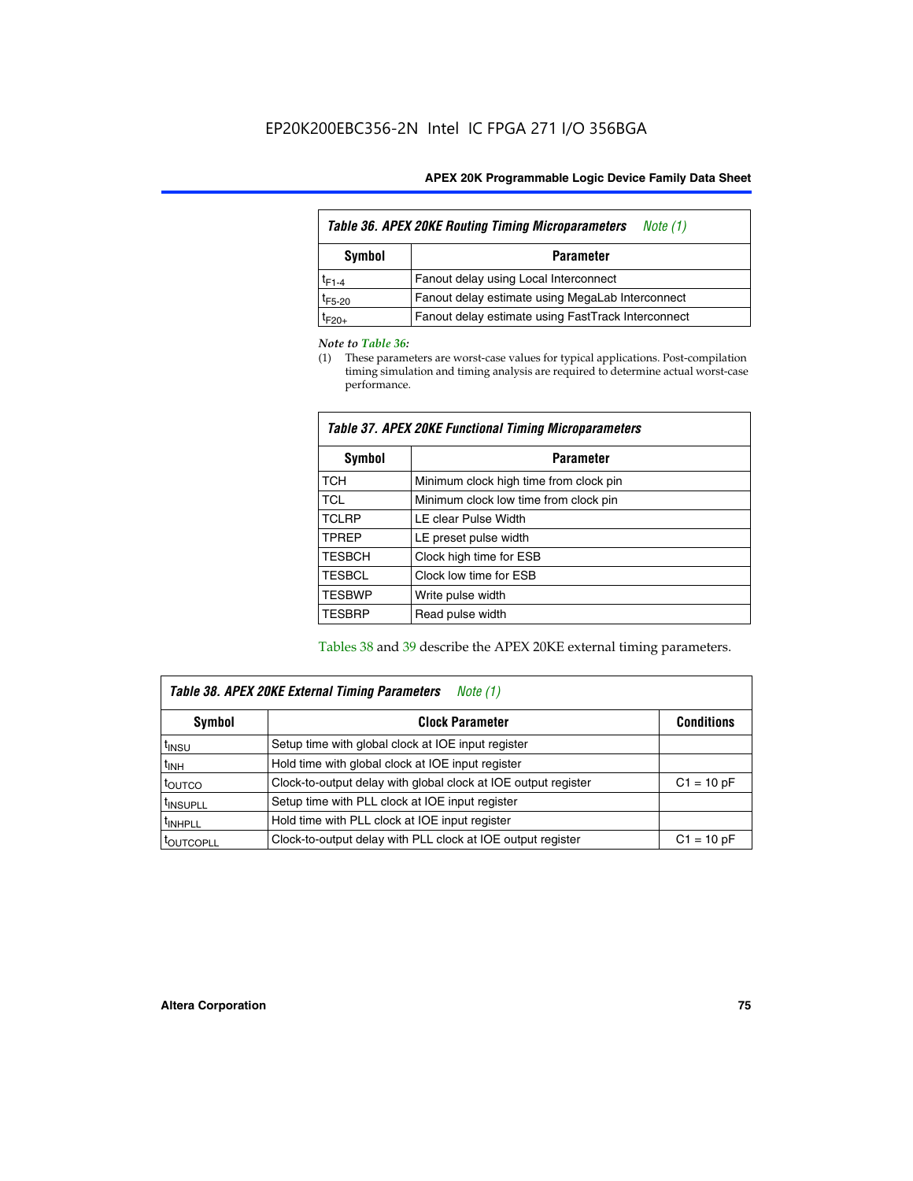EP20K200EBC356-2N Intel IC FPGA 271 I/O 356BGA

**Table 36. APEX 20KE Routing Timing Microparameters** *Note (1)*

| Symbol | Parameter |
|---|---|
| $t_{F1-4}$ | Fanout delay using Local Interconnect |
| $t_{F5-20}$ | Fanout delay estimate using MegaLab Interconnect |
| $t_{F20+}$ | Fanout delay estimate using FastTrack Interconnect |

*Note to Table 36:*

(1) These parameters are worst-case values for typical applications. Post-compilation timing simulation and timing analysis are required to determine actual worst-case performance.

**Table 37. APEX 20KE Functional Timing Microparameters**

| Symbol | Parameter |
|---|---|
| TCH | Minimum clock high time from clock pin |
| TCL | Minimum clock low time from clock pin |
| TCLRP | LE clear Pulse Width |
| TPREP | LE preset pulse width |
| TESBCH | Clock high time for ESB |
| TESBCL | Clock low time for ESB |
| TESBWP | Write pulse width |
| TESBRP | Read pulse width |

Tables 38 and 39 describe the APEX 20KE external timing parameters.

**Table 38. APEX 20KE External Timing Parameters** *Note (1)*

| Symbol | Clock Parameter | Conditions |
|---|---|---|
| $t_{INSU}$ | Setup time with global clock at IOE input register | |
| $t_{INH}$ | Hold time with global clock at IOE input register | |
| $t_{OUTCO}$ | Clock-to-output delay with global clock at IOE output register | C1 = 10 pF |
| $t_{INSUPLL}$ | Setup time with PLL clock at IOE input register | |
| $t_{INHPLL}$ | Hold time with PLL clock at IOE input register | |
| $t_{OUTCOPLL}$ | Clock-to-output delay with PLL clock at IOE output register | C1 = 10 pF |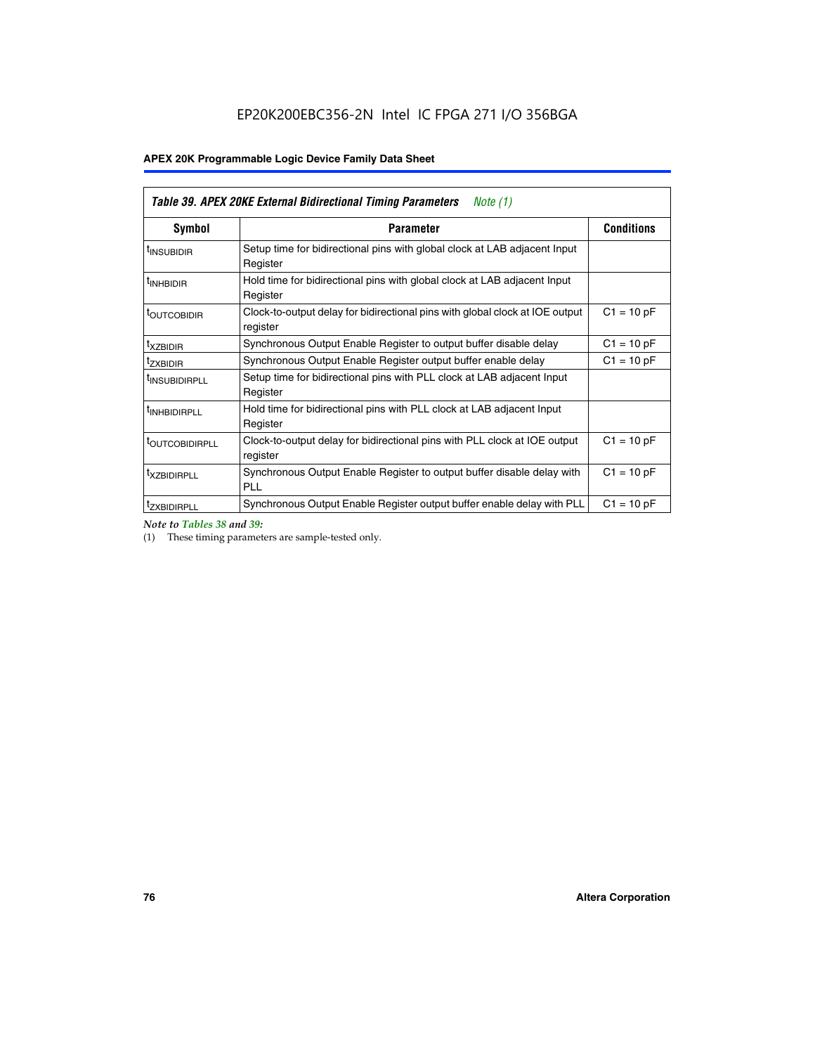**Table 39. APEX 20KE External Bidirectional Timing Parameters** *Note (1)*

| Symbol | Parameter | Conditions |
|---|---|---|
| $t_{INSUBIDIR}$ | Setup time for bidirectional pins with global clock at LAB adjacent Input Register | |
| $t_{INHBIDIR}$ | Hold time for bidirectional pins with global clock at LAB adjacent Input Register | |
| $t_{OUTCOBIDIR}$ | Clock-to-output delay for bidirectional pins with global clock at IOE output register | C1 = 10 pF |
| $t_{XZBIDIR}$ | Synchronous Output Enable Register to output buffer disable delay | C1 = 10 pF |
| $t_{ZXBIDIR}$ | Synchronous Output Enable Register output buffer enable delay | C1 = 10 pF |
| $t_{INSUBIDIRPLL}$ | Setup time for bidirectional pins with PLL clock at LAB adjacent Input Register | |
| $t_{INHBIDIRPLL}$ | Hold time for bidirectional pins with PLL clock at LAB adjacent Input Register | |
| $t_{OUTCOBIDIRPLL}$ | Clock-to-output delay for bidirectional pins with PLL clock at IOE output register | C1 = 10 pF |
| $t_{XZBIDIRPLL}$ | Synchronous Output Enable Register to output buffer disable delay with PLL | C1 = 10 pF |
| $t_{ZXBIDIRPLL}$ | Synchronous Output Enable Register output buffer enable delay with PLL | C1 = 10 pF |

*Note to Tables 38 and 39:*

(1) These timing parameters are sample-tested only.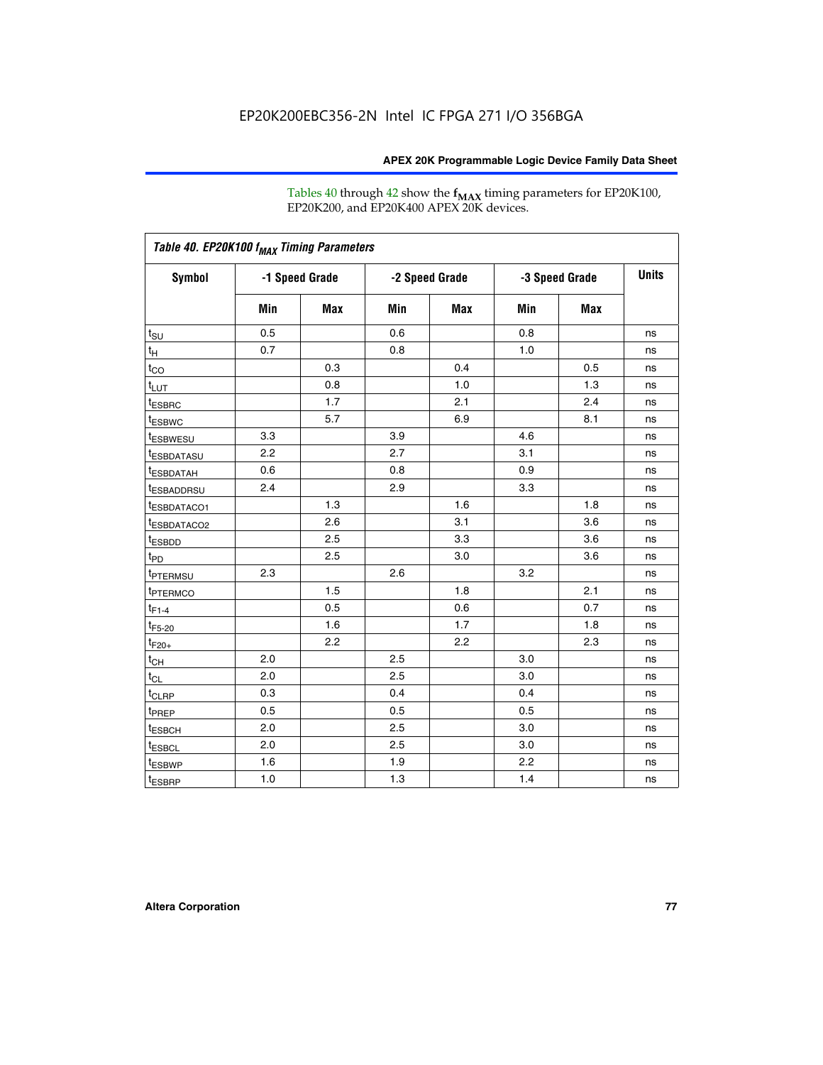Tables 40 through 42 show the $f_{MAX}$ timing parameters for EP20K100, EP20K200, and EP20K400 APEX 20K devices.

| *Table 40. EP20K100 $f_{MAX}$ Timing Parameters* | | | | | | | |
|---|---|---|---|---|---|---|---|
| **Symbol** | **-1 Speed Grade** | | **-2 Speed Grade** | | **-3 Speed Grade** | | **Units** |
| | **Min** | **Max** | **Min** | **Max** | **Min** | **Max** | |
| $t_{SU}$ | 0.5 | | 0.6 | | 0.8 | | ns |
| $t_{H}$ | 0.7 | | 0.8 | | 1.0 | | ns |
| $t_{CO}$ | | 0.3 | | 0.4 | | 0.5 | ns |
| $t_{LUT}$ | | 0.8 | | 1.0 | | 1.3 | ns |
| $t_{ESBRC}$ | | 1.7 | | 2.1 | | 2.4 | ns |
| $t_{ESBWC}$ | | 5.7 | | 6.9 | | 8.1 | ns |
| $t_{ESBWESU}$ | 3.3 | | 3.9 | | 4.6 | | ns |
| $t_{ESBDATASU}$ | 2.2 | | 2.7 | | 3.1 | | ns |
| $t_{ESBDATAH}$ | 0.6 | | 0.8 | | 0.9 | | ns |
| $t_{ESBADDRSU}$ | 2.4 | | 2.9 | | 3.3 | | ns |
| $t_{ESBDATACO1}$ | | 1.3 | | 1.6 | | 1.8 | ns |
| $t_{ESBDATACO2}$ | | 2.6 | | 3.1 | | 3.6 | ns |
| $t_{ESBDD}$ | | 2.5 | | 3.3 | | 3.6 | ns |
| $t_{PD}$ | | 2.5 | | 3.0 | | 3.6 | ns |
| $t_{PTERMSU}$ | 2.3 | | 2.6 | | 3.2 | | ns |
| $t_{PTERMCO}$ | | 1.5 | | 1.8 | | 2.1 | ns |
| $t_{F1-4}$ | | 0.5 | | 0.6 | | 0.7 | ns |
| $t_{F5-20}$ | | 1.6 | | 1.7 | | 1.8 | ns |
| $t_{F20+}$ | | 2.2 | | 2.2 | | 2.3 | ns |
| $t_{CH}$ | 2.0 | | 2.5 | | 3.0 | | ns |
| $t_{CL}$ | 2.0 | | 2.5 | | 3.0 | | ns |
| $t_{CLRP}$ | 0.3 | | 0.4 | | 0.4 | | ns |
| $t_{PREP}$ | 0.5 | | 0.5 | | 0.5 | | ns |
| $t_{ESBCH}$ | 2.0 | | 2.5 | | 3.0 | | ns |
| $t_{ESBCL}$ | 2.0 | | 2.5 | | 3.0 | | ns |
| $t_{ESBWP}$ | 1.6 | | 1.9 | | 2.2 | | ns |
| $t_{ESBRP}$ | 1.0 | | 1.3 | | 1.4 | | ns |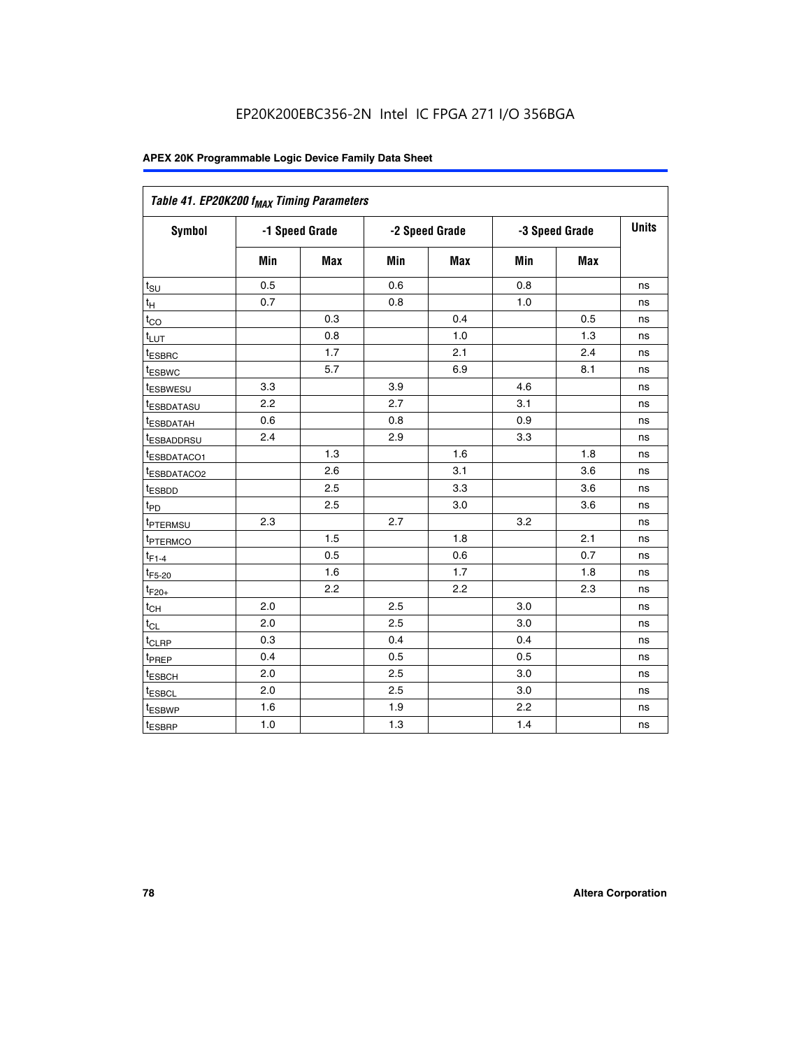EP20K200EBC356-2N Intel IC FPGA 271 I/O 356BGA

**APEX 20K Programmable Logic Device Family Data Sheet**

| *Table 41. EP20K200 $f_{MAX}$ Timing Parameters* | | | | | | | |
|---|---|---|---|---|---|---|---|
| **Symbol** | **-1 Speed Grade** | | **-2 Speed Grade** | | **-3 Speed Grade** | | **Units** |
| | **Min** | **Max** | **Min** | **Max** | **Min** | **Max** | |
| $t_{SU}$ | 0.5 | | 0.6 | | 0.8 | | ns |
| $t_{H}$ | 0.7 | | 0.8 | | 1.0 | | ns |
| $t_{CO}$ | | 0.3 | | 0.4 | | 0.5 | ns |
| $t_{LUT}$ | | 0.8 | | 1.0 | | 1.3 | ns |
| $t_{ESBRC}$ | | 1.7 | | 2.1 | | 2.4 | ns |
| $t_{ESBWC}$ | | 5.7 | | 6.9 | | 8.1 | ns |
| $t_{ESBWESU}$ | 3.3 | | 3.9 | | 4.6 | | ns |
| $t_{ESBDATASU}$ | 2.2 | | 2.7 | | 3.1 | | ns |
| $t_{ESBDATAH}$ | 0.6 | | 0.8 | | 0.9 | | ns |
| $t_{ESBADDRSU}$ | 2.4 | | 2.9 | | 3.3 | | ns |
| $t_{ESBDATACO1}$ | | 1.3 | | 1.6 | | 1.8 | ns |
| $t_{ESBDATACO2}$ | | 2.6 | | 3.1 | | 3.6 | ns |
| $t_{ESBDD}$ | | 2.5 | | 3.3 | | 3.6 | ns |
| $t_{PD}$ | | 2.5 | | 3.0 | | 3.6 | ns |
| $t_{PTERMSU}$ | 2.3 | | 2.7 | | 3.2 | | ns |
| $t_{PTERMCO}$ | | 1.5 | | 1.8 | | 2.1 | ns |
| $t_{F1-4}$ | | 0.5 | | 0.6 | | 0.7 | ns |
| $t_{F5-20}$ | | 1.6 | | 1.7 | | 1.8 | ns |
| $t_{F20+}$ | | 2.2 | | 2.2 | | 2.3 | ns |
| $t_{CH}$ | 2.0 | | 2.5 | | 3.0 | | ns |
| $t_{CL}$ | 2.0 | | 2.5 | | 3.0 | | ns |
| $t_{CLRP}$ | 0.3 | | 0.4 | | 0.4 | | ns |
| $t_{PREP}$ | 0.4 | | 0.5 | | 0.5 | | ns |
| $t_{ESBCH}$ | 2.0 | | 2.5 | | 3.0 | | ns |
| $t_{ESBCL}$ | 2.0 | | 2.5 | | 3.0 | | ns |
| $t_{ESBWP}$ | 1.6 | | 1.9 | | 2.2 | | ns |
| $t_{ESBRP}$ | 1.0 | | 1.3 | | 1.4 | | ns |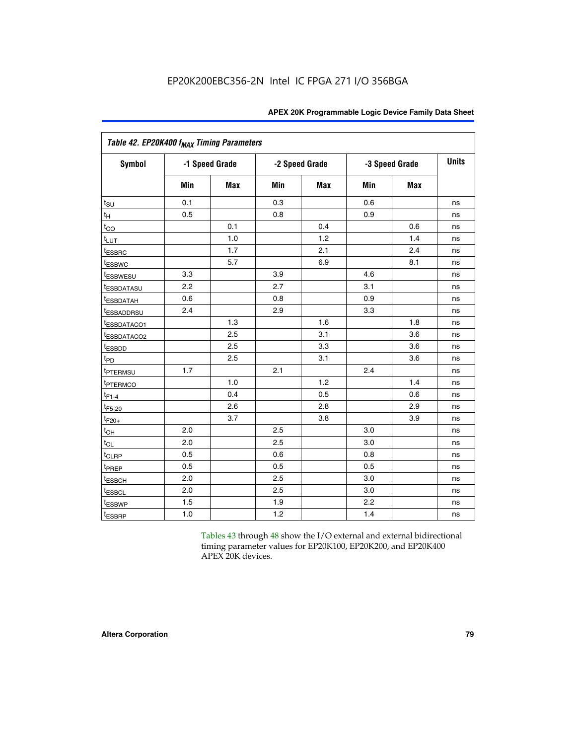**Table 42. EP20K400 $f_{MAX}$ Timing Parameters**

| Symbol | -1 Speed Grade | | -2 Speed Grade | | -3 Speed Grade | | Units |
|---|---|---|---|---|---|---|---|
| | Min | Max | Min | Max | Min | Max | |
| $t_{SU}$ | 0.1 | | 0.3 | | 0.6 | | ns |
| $t_{H}$ | 0.5 | | 0.8 | | 0.9 | | ns |
| $t_{CO}$ | | 0.1 | | 0.4 | | 0.6 | ns |
| $t_{LUT}$ | | 1.0 | | 1.2 | | 1.4 | ns |
| $t_{ESBRC}$ | | 1.7 | | 2.1 | | 2.4 | ns |
| $t_{ESBWC}$ | | 5.7 | | 6.9 | | 8.1 | ns |
| $t_{ESBWESU}$ | 3.3 | | 3.9 | | 4.6 | | ns |
| $t_{ESBDATASU}$ | 2.2 | | 2.7 | | 3.1 | | ns |
| $t_{ESBDATAH}$ | 0.6 | | 0.8 | | 0.9 | | ns |
| $t_{ESBADDRSU}$ | 2.4 | | 2.9 | | 3.3 | | ns |
| $t_{ESBDATACO1}$ | | 1.3 | | 1.6 | | 1.8 | ns |
| $t_{ESBDATACO2}$ | | 2.5 | | 3.1 | | 3.6 | ns |
| $t_{ESBDD}$ | | 2.5 | | 3.3 | | 3.6 | ns |
| $t_{PD}$ | | 2.5 | | 3.1 | | 3.6 | ns |
| $t_{PTERMSU}$ | 1.7 | | 2.1 | | 2.4 | | ns |
| $t_{PTERMCO}$ | | 1.0 | | 1.2 | | 1.4 | ns |
| $t_{F1-4}$ | | 0.4 | | 0.5 | | 0.6 | ns |
| $t_{F5-20}$ | | 2.6 | | 2.8 | | 2.9 | ns |
| $t_{F20+}$ | | 3.7 | | 3.8 | | 3.9 | ns |
| $t_{CH}$ | 2.0 | | 2.5 | | 3.0 | | ns |
| $t_{CL}$ | 2.0 | | 2.5 | | 3.0 | | ns |
| $t_{CLRP}$ | 0.5 | | 0.6 | | 0.8 | | ns |
| $t_{PREP}$ | 0.5 | | 0.5 | | 0.5 | | ns |
| $t_{ESBCH}$ | 2.0 | | 2.5 | | 3.0 | | ns |
| $t_{ESBCL}$ | 2.0 | | 2.5 | | 3.0 | | ns |
| $t_{ESBWP}$ | 1.5 | | 1.9 | | 2.2 | | ns |
| $t_{ESBRP}$ | 1.0 | | 1.2 | | 1.4 | | ns |

Tables 43 through 48 show the I/O external and external bidirectional timing parameter values for EP20K100, EP20K200, and EP20K400 APEX 20K devices.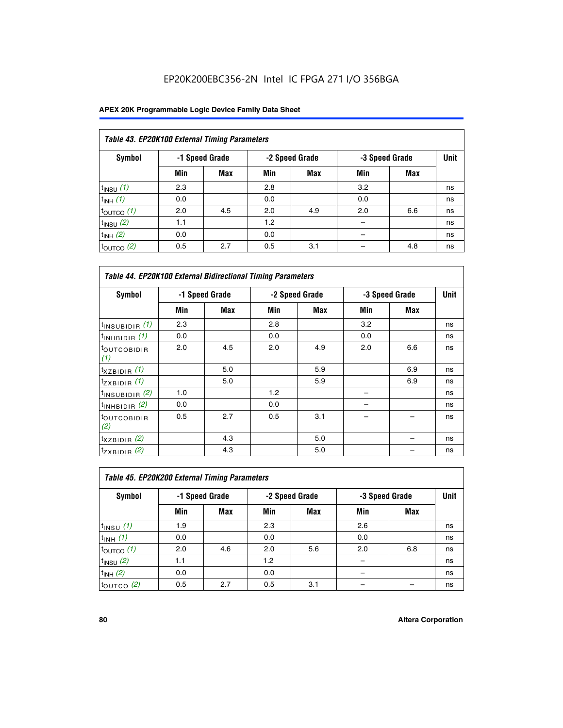## Table 43. EP20K100 External Timing Parameters

| Symbol | -1 Speed Grade | | -2 Speed Grade | | -3 Speed Grade | | Unit |
|---|---|---|---|---|---|---|---|
| | Min | Max | Min | Max | Min | Max | |
| $t_{INSU}$ *(1)* | 2.3 | | 2.8 | | 3.2 | | ns |
| $t_{INH}$ *(1)* | 0.0 | | 0.0 | | 0.0 | | ns |
| $t_{OUTCO}$ *(1)* | 2.0 | 4.5 | 2.0 | 4.9 | 2.0 | 6.6 | ns |
| $t_{INSU}$ *(2)* | 1.1 | | 1.2 | | – | | ns |
| $t_{INH}$ *(2)* | 0.0 | | 0.0 | | – | | ns |
| $t_{OUTCO}$ *(2)* | 0.5 | 2.7 | 0.5 | 3.1 | – | 4.8 | ns |

## Table 44. EP20K100 External Bidirectional Timing Parameters

| Symbol | -1 Speed Grade | | -2 Speed Grade | | -3 Speed Grade | | Unit |
|---|---|---|---|---|---|---|---|
| | Min | Max | Min | Max | Min | Max | |
| $t_{INSUBIDIR}$ *(1)* | 2.3 | | 2.8 | | 3.2 | | ns |
| $t_{INHBIDIR}$ *(1)* | 0.0 | | 0.0 | | 0.0 | | ns |
| $t_{OUTCOBIDIR}$ *(1)* | 2.0 | 4.5 | 2.0 | 4.9 | 2.0 | 6.6 | ns |
| $t_{XZBIDIR}$ *(1)* | | 5.0 | | 5.9 | | 6.9 | ns |
| $t_{ZXBIDIR}$ *(1)* | | 5.0 | | 5.9 | | 6.9 | ns |
| $t_{INSUBIDIR}$ *(2)* | 1.0 | | 1.2 | | – | | ns |
| $t_{INHBIDIR}$ *(2)* | 0.0 | | 0.0 | | – | | ns |
| $t_{OUTCOBIDIR}$ *(2)* | 0.5 | 2.7 | 0.5 | 3.1 | – | – | ns |
| $t_{XZBIDIR}$ *(2)* | | 4.3 | | 5.0 | | – | ns |
| $t_{ZXBIDIR}$ *(2)* | | 4.3 | | 5.0 | | – | ns |

## Table 45. EP20K200 External Timing Parameters

| Symbol | -1 Speed Grade | | -2 Speed Grade | | -3 Speed Grade | | Unit |
|---|---|---|---|---|---|---|---|
| | Min | Max | Min | Max | Min | Max | |
| $t_{INSU}$ *(1)* | 1.9 | | 2.3 | | 2.6 | | ns |
| $t_{INH}$ *(1)* | 0.0 | | 0.0 | | 0.0 | | ns |
| $t_{OUTCO}$ *(1)* | 2.0 | 4.6 | 2.0 | 5.6 | 2.0 | 6.8 | ns |
| $t_{INSU}$ *(2)* | 1.1 | | 1.2 | | – | | ns |
| $t_{INH}$ *(2)* | 0.0 | | 0.0 | | – | | ns |
| $t_{OUTCO}$ *(2)* | 0.5 | 2.7 | 0.5 | 3.1 | – | – | ns |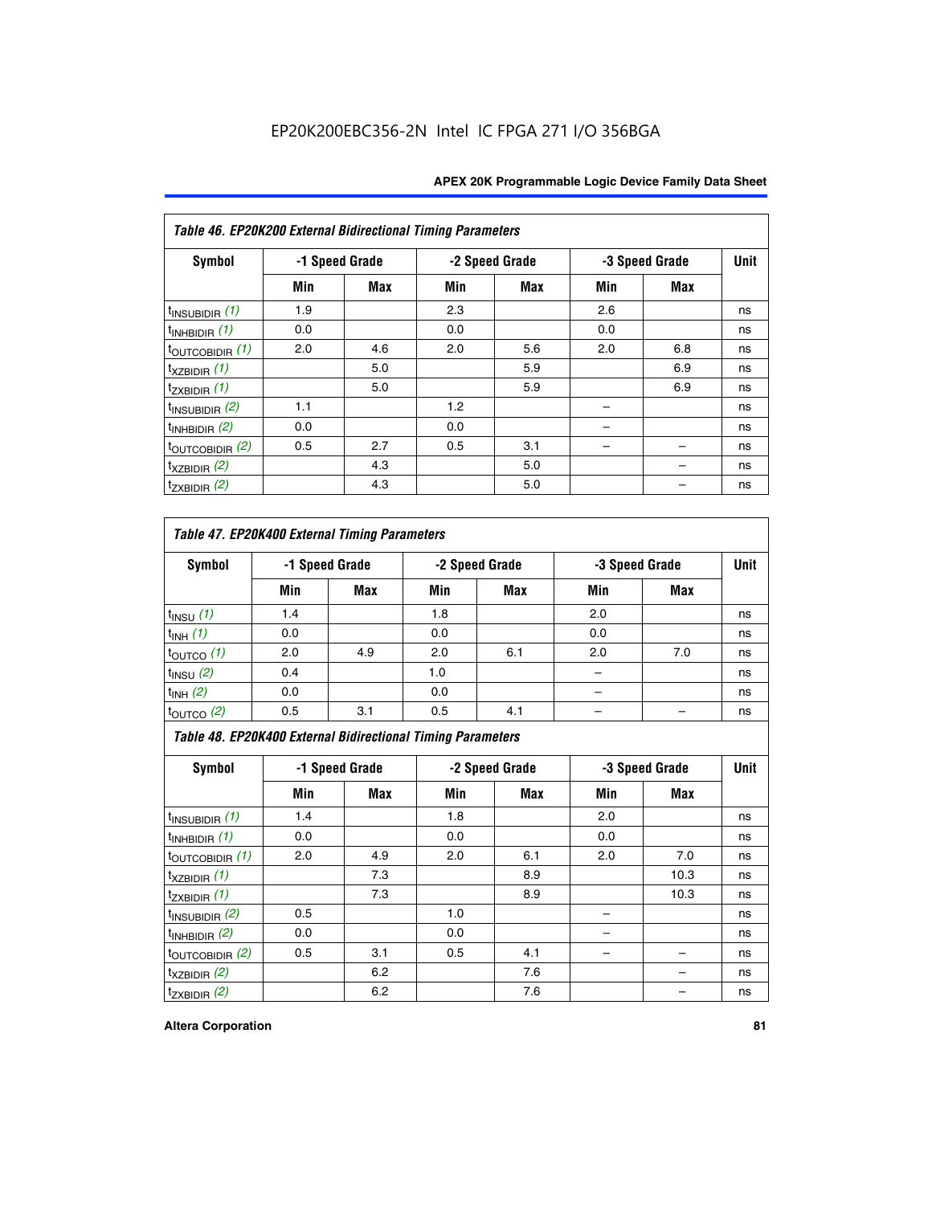EP20K200EBC356-2N Intel IC FPGA 271 I/O 356BGA

| *Table 46. EP20K200 External Bidirectional Timing Parameters* | | | | | | | |
|---|---|---|---|---|---|---|---|
| **Symbol** | **-1 Speed Grade** | | **-2 Speed Grade** | | **-3 Speed Grade** | | **Unit** |
| | **Min** | **Max** | **Min** | **Max** | **Min** | **Max** | |
| $t_{INSUBIDIR}$ *(1)* | 1.9 | | 2.3 | | 2.6 | | ns |
| $t_{INHBIDIR}$ *(1)* | 0.0 | | 0.0 | | 0.0 | | ns |
| $t_{OUTCOBIDIR}$ *(1)* | 2.0 | 4.6 | 2.0 | 5.6 | 2.0 | 6.8 | ns |
| $t_{XZBIDIR}$ *(1)* | | 5.0 | | 5.9 | | 6.9 | ns |
| $t_{ZXBIDIR}$ *(1)* | | 5.0 | | 5.9 | | 6.9 | ns |
| $t_{INSUBIDIR}$ *(2)* | 1.1 | | 1.2 | | – | | ns |
| $t_{INHBIDIR}$ *(2)* | 0.0 | | 0.0 | | – | | ns |
| $t_{OUTCOBIDIR}$ *(2)* | 0.5 | 2.7 | 0.5 | 3.1 | – | – | ns |
| $t_{XZBIDIR}$ *(2)* | | 4.3 | | 5.0 | | – | ns |
| $t_{ZXBIDIR}$ *(2)* | | 4.3 | | 5.0 | | – | ns |

| *Table 47. EP20K400 External Timing Parameters* | | | | | | | |
|---|---|---|---|---|---|---|---|
| **Symbol** | **-1 Speed Grade** | | **-2 Speed Grade** | | **-3 Speed Grade** | | **Unit** |
| | **Min** | **Max** | **Min** | **Max** | **Min** | **Max** | |
| $t_{INSU}$ *(1)* | 1.4 | | 1.8 | | 2.0 | | ns |
| $t_{INH}$ *(1)* | 0.0 | | 0.0 | | 0.0 | | ns |
| $t_{OUTCO}$ *(1)* | 2.0 | 4.9 | 2.0 | 6.1 | 2.0 | 7.0 | ns |
| $t_{INSU}$ *(2)* | 0.4 | | 1.0 | | – | | ns |
| $t_{INH}$ *(2)* | 0.0 | | 0.0 | | – | | ns |
| $t_{OUTCO}$ *(2)* | 0.5 | 3.1 | 0.5 | 4.1 | – | – | ns |

| *Table 48. EP20K400 External Bidirectional Timing Parameters* | | | | | | | |
|---|---|---|---|---|---|---|---|
| **Symbol** | **-1 Speed Grade** | | **-2 Speed Grade** | | **-3 Speed Grade** | | **Unit** |
| | **Min** | **Max** | **Min** | **Max** | **Min** | **Max** | |
| $t_{INSUBIDIR}$ *(1)* | 1.4 | | 1.8 | | 2.0 | | ns |
| $t_{INHBIDIR}$ *(1)* | 0.0 | | 0.0 | | 0.0 | | ns |
| $t_{OUTCOBIDIR}$ *(1)* | 2.0 | 4.9 | 2.0 | 6.1 | 2.0 | 7.0 | ns |
| $t_{XZBIDIR}$ *(1)* | | 7.3 | | 8.9 | | 10.3 | ns |
| $t_{ZXBIDIR}$ *(1)* | | 7.3 | | 8.9 | | 10.3 | ns |
| $t_{INSUBIDIR}$ *(2)* | 0.5 | | 1.0 | | – | | ns |
| $t_{INHBIDIR}$ *(2)* | 0.0 | | 0.0 | | – | | ns |
| $t_{OUTCOBIDIR}$ *(2)* | 0.5 | 3.1 | 0.5 | 4.1 | – | – | ns |
| $t_{XZBIDIR}$ *(2)* | | 6.2 | | 7.6 | | – | ns |
| $t_{ZXBIDIR}$ *(2)* | | 6.2 | | 7.6 | | – | ns |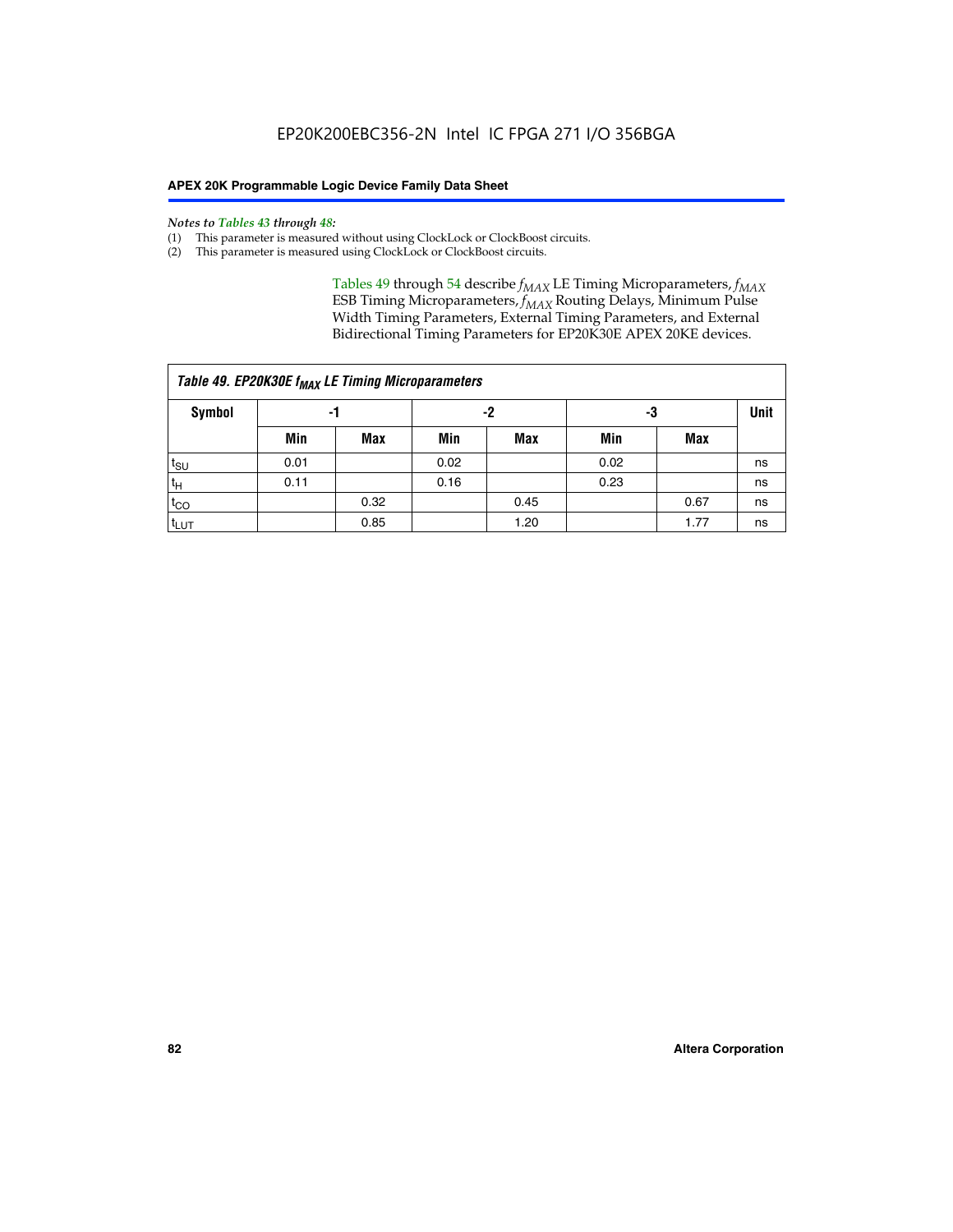*Notes to Tables 43 through 48:*

(1) This parameter is measured without using ClockLock or ClockBoost circuits.
(2) This parameter is measured using ClockLock or ClockBoost circuits.

Tables 49 through 54 describe $f_{MAX}$ LE Timing Microparameters, $f_{MAX}$ ESB Timing Microparameters, $f_{MAX}$ Routing Delays, Minimum Pulse Width Timing Parameters, External Timing Parameters, and External Bidirectional Timing Parameters for EP20K30E APEX 20KE devices.

**Table 49. EP20K30E $f_{MAX}$ LE Timing Microparameters**

| Symbol | -1 | | -2 | | -3 | | Unit |
|---|---|---|---|---|---|---|---|
| | Min | Max | Min | Max | Min | Max | |
| $t_{SU}$ | 0.01 | | 0.02 | | 0.02 | | ns |
| $t_{H}$ | 0.11 | | 0.16 | | 0.23 | | ns |
| $t_{CO}$ | | 0.32 | | 0.45 | | 0.67 | ns |
| $t_{LUT}$ | | 0.85 | | 1.20 | | 1.77 | ns |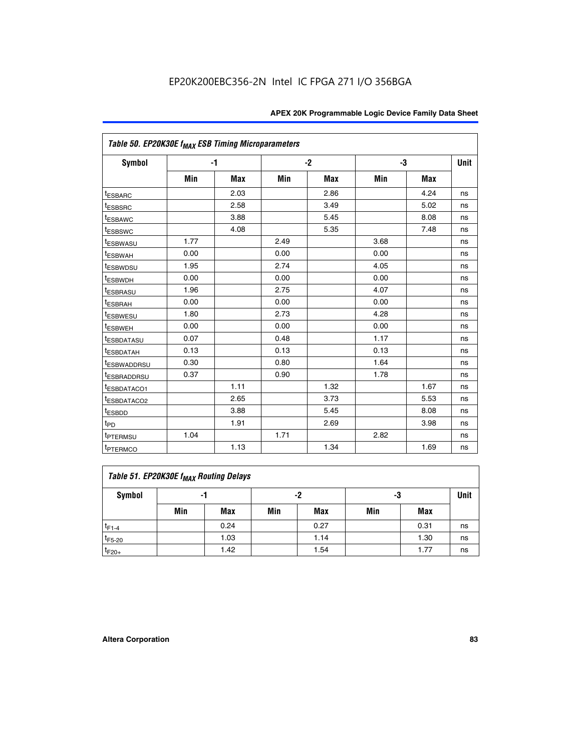| Table 50. EP20K30E $f_{MAX}$ ESB Timing Microparameters | | | | | | | |
|---|---|---|---|---|---|---|---|
| Symbol | -1 | | -2 | | -3 | | Unit |
| | Min | Max | Min | Max | Min | Max | |
| $t_{ESBARC}$ | | 2.03 | | 2.86 | | 4.24 | ns |
| $t_{ESBSRC}$ | | 2.58 | | 3.49 | | 5.02 | ns |
| $t_{ESBAWC}$ | | 3.88 | | 5.45 | | 8.08 | ns |
| $t_{ESBSWC}$ | | 4.08 | | 5.35 | | 7.48 | ns |
| $t_{ESBWASU}$ | 1.77 | | 2.49 | | 3.68 | | ns |
| $t_{ESBWAH}$ | 0.00 | | 0.00 | | 0.00 | | ns |
| $t_{ESBWDSU}$ | 1.95 | | 2.74 | | 4.05 | | ns |
| $t_{ESBWDH}$ | 0.00 | | 0.00 | | 0.00 | | ns |
| $t_{ESBRASU}$ | 1.96 | | 2.75 | | 4.07 | | ns |
| $t_{ESBRAH}$ | 0.00 | | 0.00 | | 0.00 | | ns |
| $t_{ESBWESU}$ | 1.80 | | 2.73 | | 4.28 | | ns |
| $t_{ESBWEH}$ | 0.00 | | 0.00 | | 0.00 | | ns |
| $t_{ESBDATASU}$ | 0.07 | | 0.48 | | 1.17 | | ns |
| $t_{ESBDATAH}$ | 0.13 | | 0.13 | | 0.13 | | ns |
| $t_{ESBWADDRSU}$ | 0.30 | | 0.80 | | 1.64 | | ns |
| $t_{ESBRADDRSU}$ | 0.37 | | 0.90 | | 1.78 | | ns |
| $t_{ESBDATACO1}$ | | 1.11 | | 1.32 | | 1.67 | ns |
| $t_{ESBDATACO2}$ | | 2.65 | | 3.73 | | 5.53 | ns |
| $t_{ESBDD}$ | | 3.88 | | 5.45 | | 8.08 | ns |
| $t_{PD}$ | | 1.91 | | 2.69 | | 3.98 | ns |
| $t_{PTERMSU}$ | 1.04 | | 1.71 | | 2.82 | | ns |
| $t_{PTERMCO}$ | | 1.13 | | 1.34 | | 1.69 | ns |

| Table 51. EP20K30E $f_{MAX}$ Routing Delays | | | | | | | |
|---|---|---|---|---|---|---|---|
| Symbol | -1 | | -2 | | -3 | | Unit |
| | Min | Max | Min | Max | Min | Max | |
| $t_{F1-4}$ | | 0.24 | | 0.27 | | 0.31 | ns |
| $t_{F5-20}$ | | 1.03 | | 1.14 | | 1.30 | ns |
| $t_{F20+}$ | | 1.42 | | 1.54 | | 1.77 | ns |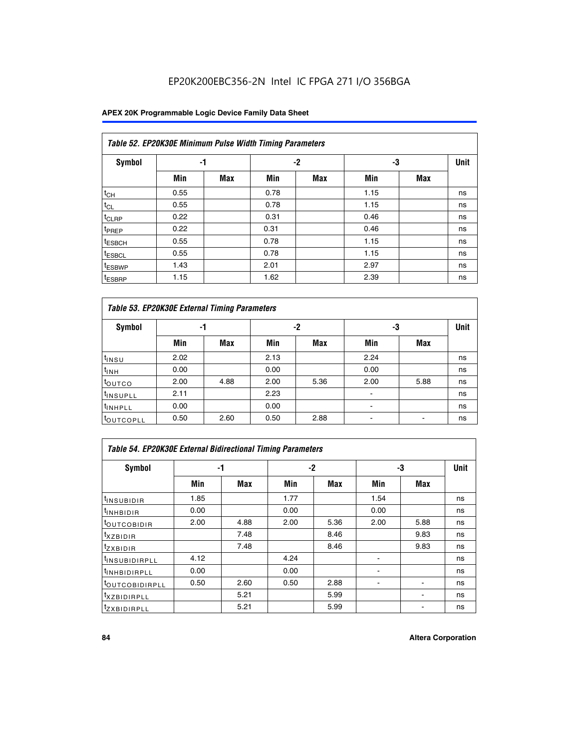EP20K200EBC356-2N Intel IC FPGA 271 I/O 356BGA

| Table 52. EP20K30E Minimum Pulse Width Timing Parameters | | | | | | | |
|---|---|---|---|---|---|---|---|
| **Symbol** | **-1** | | **-2** | | **-3** | | **Unit** |
| | **Min** | **Max** | **Min** | **Max** | **Min** | **Max** | |
| $t_{CH}$ | 0.55 | | 0.78 | | 1.15 | | ns |
| $t_{CL}$ | 0.55 | | 0.78 | | 1.15 | | ns |
| $t_{CLRP}$ | 0.22 | | 0.31 | | 0.46 | | ns |
| $t_{PREP}$ | 0.22 | | 0.31 | | 0.46 | | ns |
| $t_{ESBCH}$ | 0.55 | | 0.78 | | 1.15 | | ns |
| $t_{ESBCL}$ | 0.55 | | 0.78 | | 1.15 | | ns |
| $t_{ESBWP}$ | 1.43 | | 2.01 | | 2.97 | | ns |
| $t_{ESBRP}$ | 1.15 | | 1.62 | | 2.39 | | ns |

| Table 53. EP20K30E External Timing Parameters | | | | | | | |
|---|---|---|---|---|---|---|---|
| **Symbol** | **-1** | | **-2** | | **-3** | | **Unit** |
| | **Min** | **Max** | **Min** | **Max** | **Min** | **Max** | |
| $t_{INSU}$ | 2.02 | | 2.13 | | 2.24 | | ns |
| $t_{INH}$ | 0.00 | | 0.00 | | 0.00 | | ns |
| $t_{OUTCO}$ | 2.00 | 4.88 | 2.00 | 5.36 | 2.00 | 5.88 | ns |
| $t_{INSUPLL}$ | 2.11 | | 2.23 | | - | | ns |
| $t_{INHPLL}$ | 0.00 | | 0.00 | | - | | ns |
| $t_{OUTCOPLL}$ | 0.50 | 2.60 | 0.50 | 2.88 | - | - | ns |

| Table 54. EP20K30E External Bidirectional Timing Parameters | | | | | | | |
|---|---|---|---|---|---|---|---|
| **Symbol** | **-1** | | **-2** | | **-3** | | **Unit** |
| | **Min** | **Max** | **Min** | **Max** | **Min** | **Max** | |
| $t_{INSUBIDIR}$ | 1.85 | | 1.77 | | 1.54 | | ns |
| $t_{INHBIDIR}$ | 0.00 | | 0.00 | | 0.00 | | ns |
| $t_{OUTCOBIDIR}$ | 2.00 | 4.88 | 2.00 | 5.36 | 2.00 | 5.88 | ns |
| $t_{XZBIDIR}$ | | 7.48 | | 8.46 | | 9.83 | ns |
| $t_{ZXBIDIR}$ | | 7.48 | | 8.46 | | 9.83 | ns |
| $t_{INSUBIDIRPLL}$ | 4.12 | | 4.24 | | - | | ns |
| $t_{INHBIDIRPLL}$ | 0.00 | | 0.00 | | - | | ns |
| $t_{OUTCOBIDIRPLL}$ | 0.50 | 2.60 | 0.50 | 2.88 | - | - | ns |
| $t_{XZBIDIRPLL}$ | | 5.21 | | 5.99 | | - | ns |
| $t_{ZXBIDIRPLL}$ | | 5.21 | | 5.99 | | - | ns |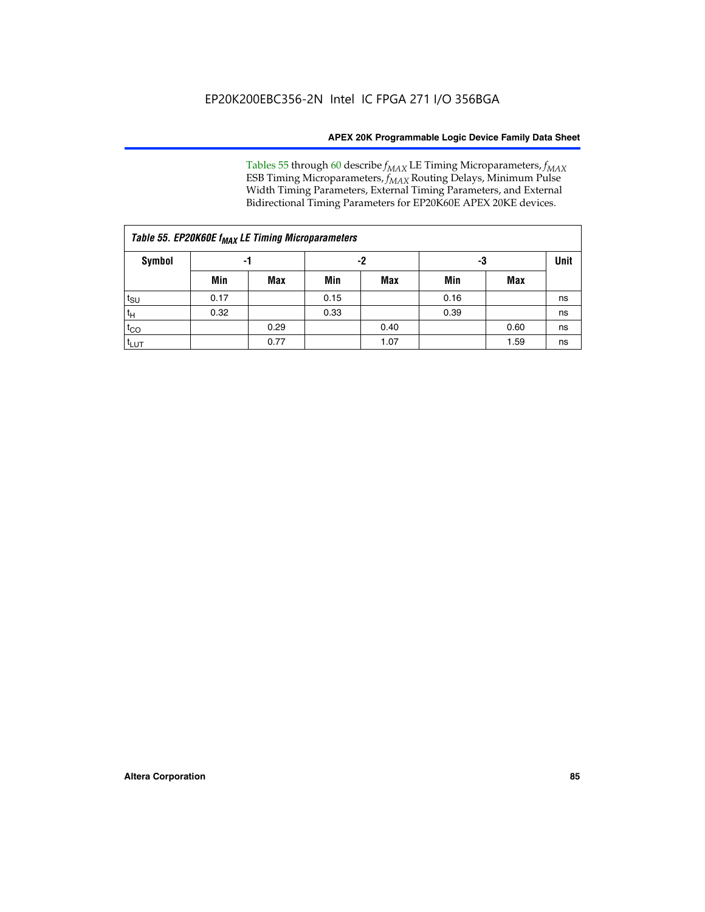Tables 55 through 60 describe $f_{MAX}$ LE Timing Microparameters, $f_{MAX}$ ESB Timing Microparameters, $f_{MAX}$ Routing Delays, Minimum Pulse Width Timing Parameters, External Timing Parameters, and External Bidirectional Timing Parameters for EP20K60E APEX 20KE devices.

*Table 55. EP20K60E $f_{MAX}$ LE Timing Microparameters*

| Symbol | -1 | | -2 | | -3 | | Unit |
|---|---|---|---|---|---|---|---|
| | Min | Max | Min | Max | Min | Max | |
| $t_{SU}$ | 0.17 | | 0.15 | | 0.16 | | ns |
| $t_H$ | 0.32 | | 0.33 | | 0.39 | | ns |
| $t_{CO}$ | | 0.29 | | 0.40 | | 0.60 | ns |
| $t_{LUT}$ | | 0.77 | | 1.07 | | 1.59 | ns |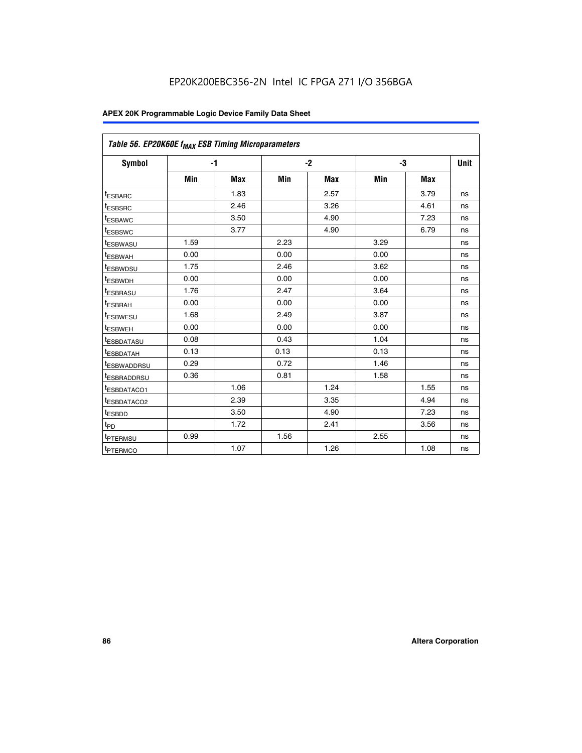EP20K200EBC356-2N Intel IC FPGA 271 I/O 356BGA

| Table 56. EP20K60E $f_{MAX}$ ESB Timing Microparameters | | | | | | | |
|---|---|---|---|---|---|---|---|
| Symbol | -1 | | -2 | | -3 | | Unit |
| | Min | Max | Min | Max | Min | Max | |
| $t_{ESBARC}$ | | 1.83 | | 2.57 | | 3.79 | ns |
| $t_{ESBSRC}$ | | 2.46 | | 3.26 | | 4.61 | ns |
| $t_{ESBAWC}$ | | 3.50 | | 4.90 | | 7.23 | ns |
| $t_{ESBSWC}$ | | 3.77 | | 4.90 | | 6.79 | ns |
| $t_{ESBWASU}$ | 1.59 | | 2.23 | | 3.29 | | ns |
| $t_{ESBWAH}$ | 0.00 | | 0.00 | | 0.00 | | ns |
| $t_{ESBWDSU}$ | 1.75 | | 2.46 | | 3.62 | | ns |
| $t_{ESBWDH}$ | 0.00 | | 0.00 | | 0.00 | | ns |
| $t_{ESBRASU}$ | 1.76 | | 2.47 | | 3.64 | | ns |
| $t_{ESBRAH}$ | 0.00 | | 0.00 | | 0.00 | | ns |
| $t_{ESBWESU}$ | 1.68 | | 2.49 | | 3.87 | | ns |
| $t_{ESBWEH}$ | 0.00 | | 0.00 | | 0.00 | | ns |
| $t_{ESBDATASU}$ | 0.08 | | 0.43 | | 1.04 | | ns |
| $t_{ESBDATAH}$ | 0.13 | | 0.13 | | 0.13 | | ns |
| $t_{ESBWADDRSU}$ | 0.29 | | 0.72 | | 1.46 | | ns |
| $t_{ESBRADDRSU}$ | 0.36 | | 0.81 | | 1.58 | | ns |
| $t_{ESBDATACO1}$ | | 1.06 | | 1.24 | | 1.55 | ns |
| $t_{ESBDATACO2}$ | | 2.39 | | 3.35 | | 4.94 | ns |
| $t_{ESBDD}$ | | 3.50 | | 4.90 | | 7.23 | ns |
| $t_{PD}$ | | 1.72 | | 2.41 | | 3.56 | ns |
| $t_{PTERMSU}$ | 0.99 | | 1.56 | | 2.55 | | ns |
| $t_{PTERMCO}$ | | 1.07 | | 1.26 | | 1.08 | ns |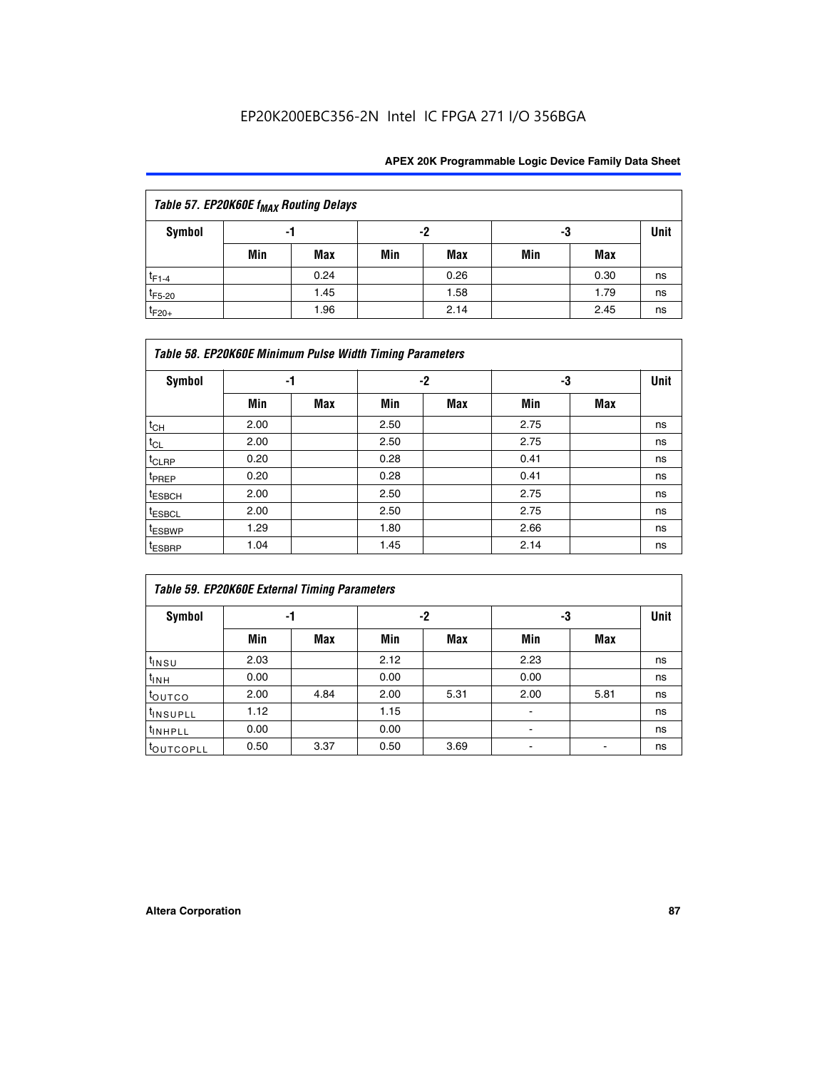EP20K200EBC356-2N Intel IC FPGA 271 I/O 356BGA

| Table 57. EP20K60E $f_{MAX}$ Routing Delays | | | | | | | |
|---|---|---|---|---|---|---|---|
| Symbol | -1 | | -2 | | -3 | | Unit |
| | Min | Max | Min | Max | Min | Max | |
| $t_{F1-4}$ | | 0.24 | | 0.26 | | 0.30 | ns |
| $t_{F5-20}$ | | 1.45 | | 1.58 | | 1.79 | ns |
| $t_{F20+}$ | | 1.96 | | 2.14 | | 2.45 | ns |

| Table 58. EP20K60E Minimum Pulse Width Timing Parameters | | | | | | | |
|---|---|---|---|---|---|---|---|
| Symbol | -1 | | -2 | | -3 | | Unit |
| | Min | Max | Min | Max | Min | Max | |
| $t_{CH}$ | 2.00 | | 2.50 | | 2.75 | | ns |
| $t_{CL}$ | 2.00 | | 2.50 | | 2.75 | | ns |
| $t_{CLRP}$ | 0.20 | | 0.28 | | 0.41 | | ns |
| $t_{PREP}$ | 0.20 | | 0.28 | | 0.41 | | ns |
| $t_{ESBCH}$ | 2.00 | | 2.50 | | 2.75 | | ns |
| $t_{ESBCL}$ | 2.00 | | 2.50 | | 2.75 | | ns |
| $t_{ESBWP}$ | 1.29 | | 1.80 | | 2.66 | | ns |
| $t_{ESBRP}$ | 1.04 | | 1.45 | | 2.14 | | ns |

| Table 59. EP20K60E External Timing Parameters | | | | | | | |
|---|---|---|---|---|---|---|---|
| Symbol | -1 | | -2 | | -3 | | Unit |
| | Min | Max | Min | Max | Min | Max | |
| $t_{INSU}$ | 2.03 | | 2.12 | | 2.23 | | ns |
| $t_{INH}$ | 0.00 | | 0.00 | | 0.00 | | ns |
| $t_{OUTCO}$ | 2.00 | 4.84 | 2.00 | 5.31 | 2.00 | 5.81 | ns |
| $t_{INSUPLL}$ | 1.12 | | 1.15 | | - | | ns |
| $t_{INHPLL}$ | 0.00 | | 0.00 | | - | | ns |
| $t_{OUTCOPLL}$ | 0.50 | 3.37 | 0.50 | 3.69 | - | - | ns |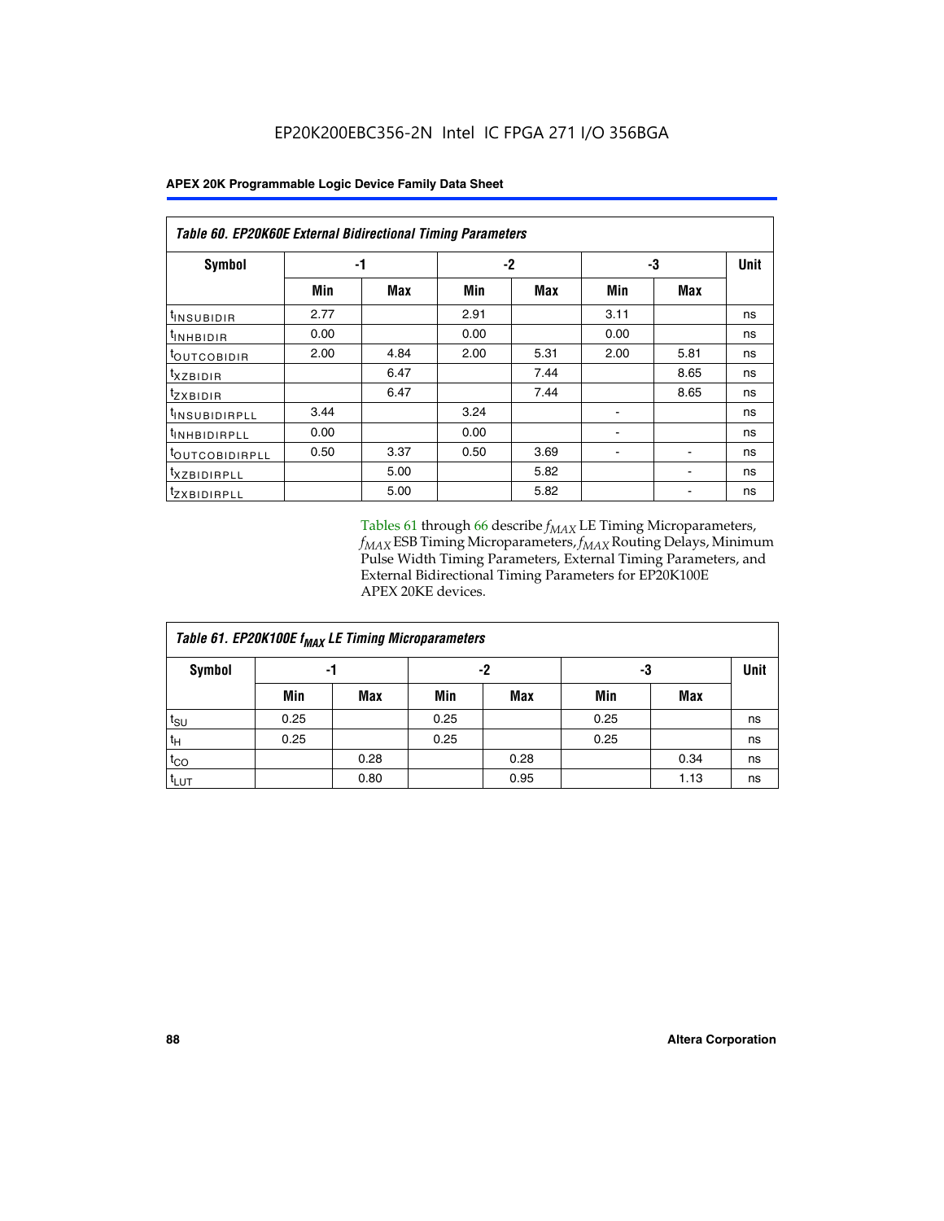**Table 60. EP20K60E External Bidirectional Timing Parameters**

| Symbol | -1 | | -2 | | -3 | | Unit |
|---|---|---|---|---|---|---|---|
| | Min | Max | Min | Max | Min | Max | |
| $t_{INSUBIDIR}$ | 2.77 | | 2.91 | | 3.11 | | ns |
| $t_{INHBIDIR}$ | 0.00 | | 0.00 | | 0.00 | | ns |
| $t_{OUTCOBIDIR}$ | 2.00 | 4.84 | 2.00 | 5.31 | 2.00 | 5.81 | ns |
| $t_{XZBIDIR}$ | | 6.47 | | 7.44 | | 8.65 | ns |
| $t_{ZXBIDIR}$ | | 6.47 | | 7.44 | | 8.65 | ns |
| $t_{INSUBIDIRPLL}$ | 3.44 | | 3.24 | | - | | ns |
| $t_{INHBIDIRPLL}$ | 0.00 | | 0.00 | | - | | ns |
| $t_{OUTCOBIDIRPLL}$ | 0.50 | 3.37 | 0.50 | 3.69 | - | - | ns |
| $t_{XZBIDIRPLL}$ | | 5.00 | | 5.82 | | - | ns |
| $t_{ZXBIDIRPLL}$ | | 5.00 | | 5.82 | | - | ns |

Tables 61 through 66 describe $f_{MAX}$ LE Timing Microparameters, $f_{MAX}$ ESB Timing Microparameters, $f_{MAX}$ Routing Delays, Minimum Pulse Width Timing Parameters, External Timing Parameters, and External Bidirectional Timing Parameters for EP20K100E APEX 20KE devices.

**Table 61. EP20K100E $f_{MAX}$ LE Timing Microparameters**

| Symbol | -1 | | -2 | | -3 | | Unit |
|---|---|---|---|---|---|---|---|
| | Min | Max | Min | Max | Min | Max | |
| $t_{SU}$ | 0.25 | | 0.25 | | 0.25 | | ns |
| $t_{H}$ | 0.25 | | 0.25 | | 0.25 | | ns |
| $t_{CO}$ | | 0.28 | | 0.28 | | 0.34 | ns |
| $t_{LUT}$ | | 0.80 | | 0.95 | | 1.13 | ns |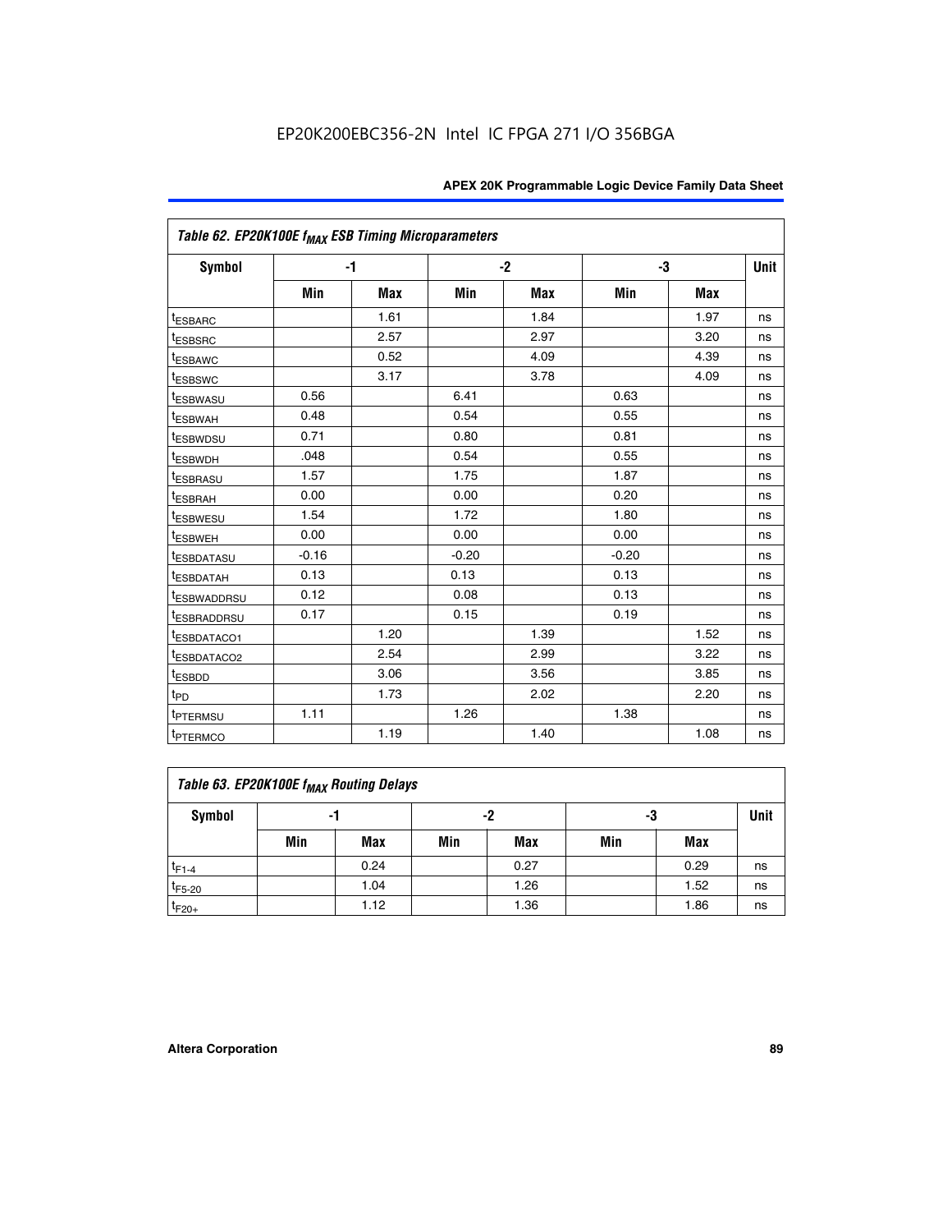EP20K200EBC356-2N Intel IC FPGA 271 I/O 356BGA

| Table 62. EP20K100E $f_{MAX}$ ESB Timing Microparameters | | | | | | | |
|---|---|---|---|---|---|---|---|
| Symbol | -1 | | -2 | | -3 | | Unit |
| | Min | Max | Min | Max | Min | Max | |
| $t_{ESBARC}$ | | 1.61 | | 1.84 | | 1.97 | ns |
| $t_{ESBSRC}$ | | 2.57 | | 2.97 | | 3.20 | ns |
| $t_{ESBAWC}$ | | 0.52 | | 4.09 | | 4.39 | ns |
| $t_{ESBSWC}$ | | 3.17 | | 3.78 | | 4.09 | ns |
| $t_{ESBWASU}$ | 0.56 | | 6.41 | | 0.63 | | ns |
| $t_{ESBWAH}$ | 0.48 | | 0.54 | | 0.55 | | ns |
| $t_{ESBWDSU}$ | 0.71 | | 0.80 | | 0.81 | | ns |
| $t_{ESBWDH}$ | .048 | | 0.54 | | 0.55 | | ns |
| $t_{ESBRASU}$ | 1.57 | | 1.75 | | 1.87 | | ns |
| $t_{ESBRAH}$ | 0.00 | | 0.00 | | 0.20 | | ns |
| $t_{ESBWESU}$ | 1.54 | | 1.72 | | 1.80 | | ns |
| $t_{ESBWEH}$ | 0.00 | | 0.00 | | 0.00 | | ns |
| $t_{ESBDATASU}$ | -0.16 | | -0.20 | | -0.20 | | ns |
| $t_{ESBDATAH}$ | 0.13 | | 0.13 | | 0.13 | | ns |
| $t_{ESBWADDRSU}$ | 0.12 | | 0.08 | | 0.13 | | ns |
| $t_{ESBRADDRSU}$ | 0.17 | | 0.15 | | 0.19 | | ns |
| $t_{ESBDATACO1}$ | | 1.20 | | 1.39 | | 1.52 | ns |
| $t_{ESBDATACO2}$ | | 2.54 | | 2.99 | | 3.22 | ns |
| $t_{ESBDD}$ | | 3.06 | | 3.56 | | 3.85 | ns |
| $t_{PD}$ | | 1.73 | | 2.02 | | 2.20 | ns |
| $t_{PTERMSU}$ | 1.11 | | 1.26 | | 1.38 | | ns |
| $t_{PTERMCO}$ | | 1.19 | | 1.40 | | 1.08 | ns |

| Table 63. EP20K100E $f_{MAX}$ Routing Delays | | | | | | | |
|---|---|---|---|---|---|---|---|
| Symbol | -1 | | -2 | | -3 | | Unit |
| | Min | Max | Min | Max | Min | Max | |
| $t_{F1-4}$ | | 0.24 | | 0.27 | | 0.29 | ns |
| $t_{F5-20}$ | | 1.04 | | 1.26 | | 1.52 | ns |
| $t_{F20+}$ | | 1.12 | | 1.36 | | 1.86 | ns |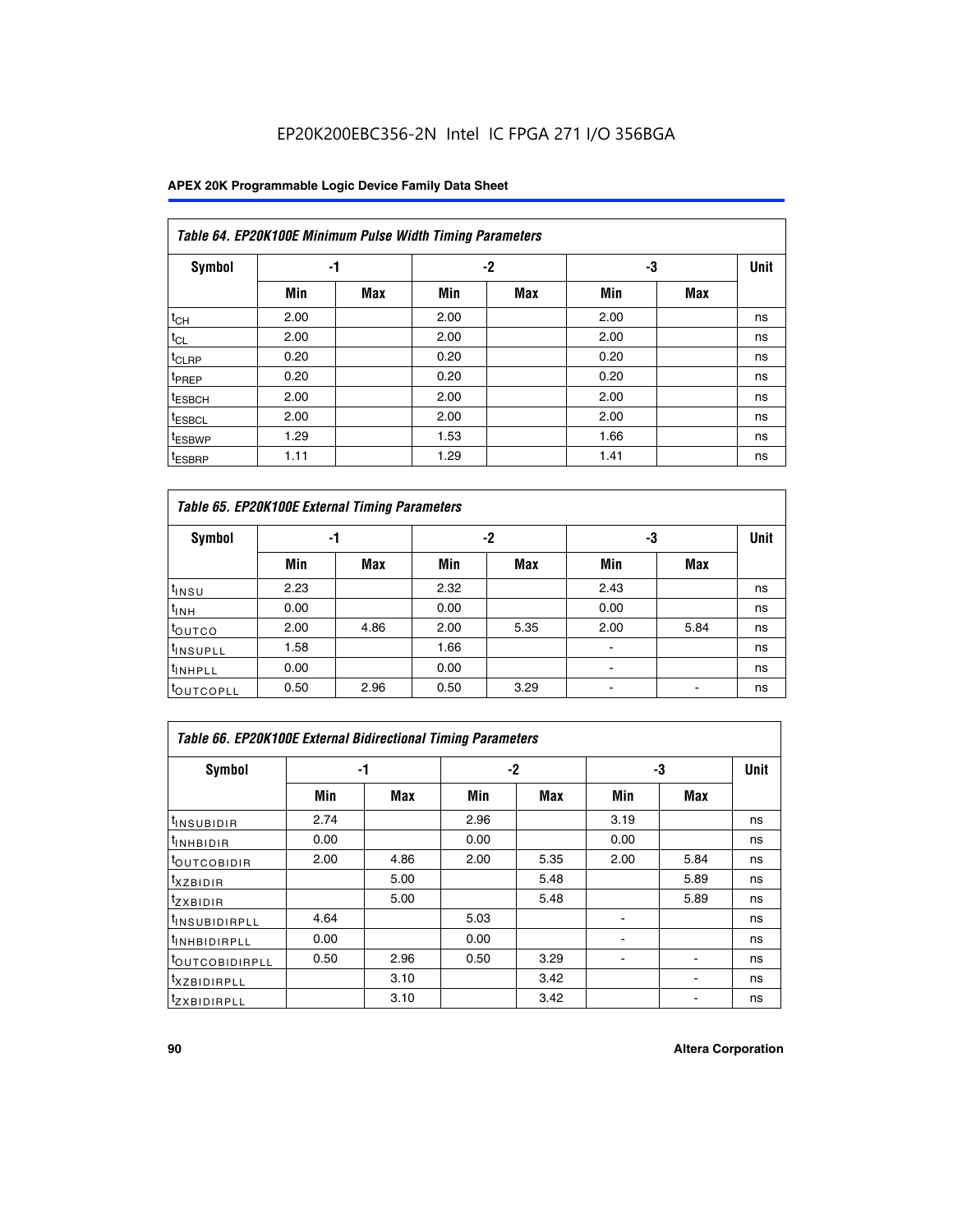Table 64. EP20K100E Minimum Pulse Width Timing Parameters

| Symbol | -1 | | -2 | | -3 | | Unit |
|---|---|---|---|---|---|---|---|
| | Min | Max | Min | Max | Min | Max | |
| $t_{CH}$ | 2.00 | | 2.00 | | 2.00 | | ns |
| $t_{CL}$ | 2.00 | | 2.00 | | 2.00 | | ns |
| $t_{CLRP}$ | 0.20 | | 0.20 | | 0.20 | | ns |
| $t_{PREP}$ | 0.20 | | 0.20 | | 0.20 | | ns |
| $t_{ESBCH}$ | 2.00 | | 2.00 | | 2.00 | | ns |
| $t_{ESBCL}$ | 2.00 | | 2.00 | | 2.00 | | ns |
| $t_{ESBWP}$ | 1.29 | | 1.53 | | 1.66 | | ns |
| $t_{ESBRP}$ | 1.11 | | 1.29 | | 1.41 | | ns |

Table 65. EP20K100E External Timing Parameters

| Symbol | -1 | | -2 | | -3 | | Unit |
|---|---|---|---|---|---|---|---|
| | Min | Max | Min | Max | Min | Max | |
| $t_{INSU}$ | 2.23 | | 2.32 | | 2.43 | | ns |
| $t_{INH}$ | 0.00 | | 0.00 | | 0.00 | | ns |
| $t_{OUTCO}$ | 2.00 | 4.86 | 2.00 | 5.35 | 2.00 | 5.84 | ns |
| $t_{INSUPLL}$ | 1.58 | | 1.66 | | - | | ns |
| $t_{INHPLL}$ | 0.00 | | 0.00 | | - | | ns |
| $t_{OUTCOPLL}$ | 0.50 | 2.96 | 0.50 | 3.29 | - | - | ns |

Table 66. EP20K100E External Bidirectional Timing Parameters

| Symbol | -1 | | -2 | | -3 | | Unit |
|---|---|---|---|---|---|---|---|
| | Min | Max | Min | Max | Min | Max | |
| $t_{INSUBIDIR}$ | 2.74 | | 2.96 | | 3.19 | | ns |
| $t_{INHBIDIR}$ | 0.00 | | 0.00 | | 0.00 | | ns |
| $t_{OUTCOBIDIR}$ | 2.00 | 4.86 | 2.00 | 5.35 | 2.00 | 5.84 | ns |
| $t_{XZBIDIR}$ | | 5.00 | | 5.48 | | 5.89 | ns |
| $t_{ZXBIDIR}$ | | 5.00 | | 5.48 | | 5.89 | ns |
| $t_{INSUBIDIRPLL}$ | 4.64 | | 5.03 | | - | | ns |
| $t_{INHBIDIRPLL}$ | 0.00 | | 0.00 | | - | | ns |
| $t_{OUTCOBIDIRPLL}$ | 0.50 | 2.96 | 0.50 | 3.29 | - | - | ns |
| $t_{XZBIDIRPLL}$ | | 3.10 | | 3.42 | | - | ns |
| $t_{ZXBIDIRPLL}$ | | 3.10 | | 3.42 | | - | ns |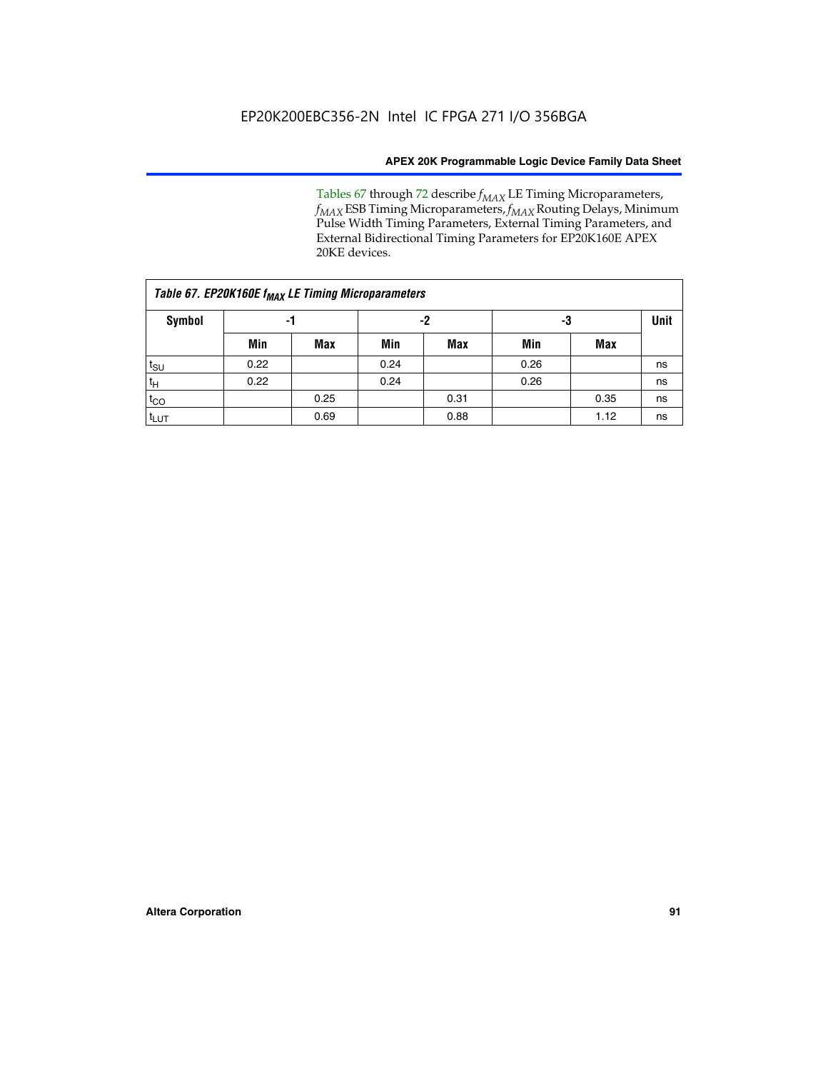Tables 67 through 72 describe $f_{MAX}$ LE Timing Microparameters, $f_{MAX}$ ESB Timing Microparameters, $f_{MAX}$ Routing Delays, Minimum Pulse Width Timing Parameters, External Timing Parameters, and External Bidirectional Timing Parameters for EP20K160E APEX 20KE devices.

| Table 67. EP20K160E $f_{MAX}$ LE Timing Microparameters | | | | | | | |
|---|---|---|---|---|---|---|---|
| Symbol | -1 | | -2 | | -3 | | Unit |
| | Min | Max | Min | Max | Min | Max | |
| $t_{SU}$ | 0.22 | | 0.24 | | 0.26 | | ns |
| $t_H$ | 0.22 | | 0.24 | | 0.26 | | ns |
| $t_{CO}$ | | 0.25 | | 0.31 | | 0.35 | ns |
| $t_{LUT}$ | | 0.69 | | 0.88 | | 1.12 | ns |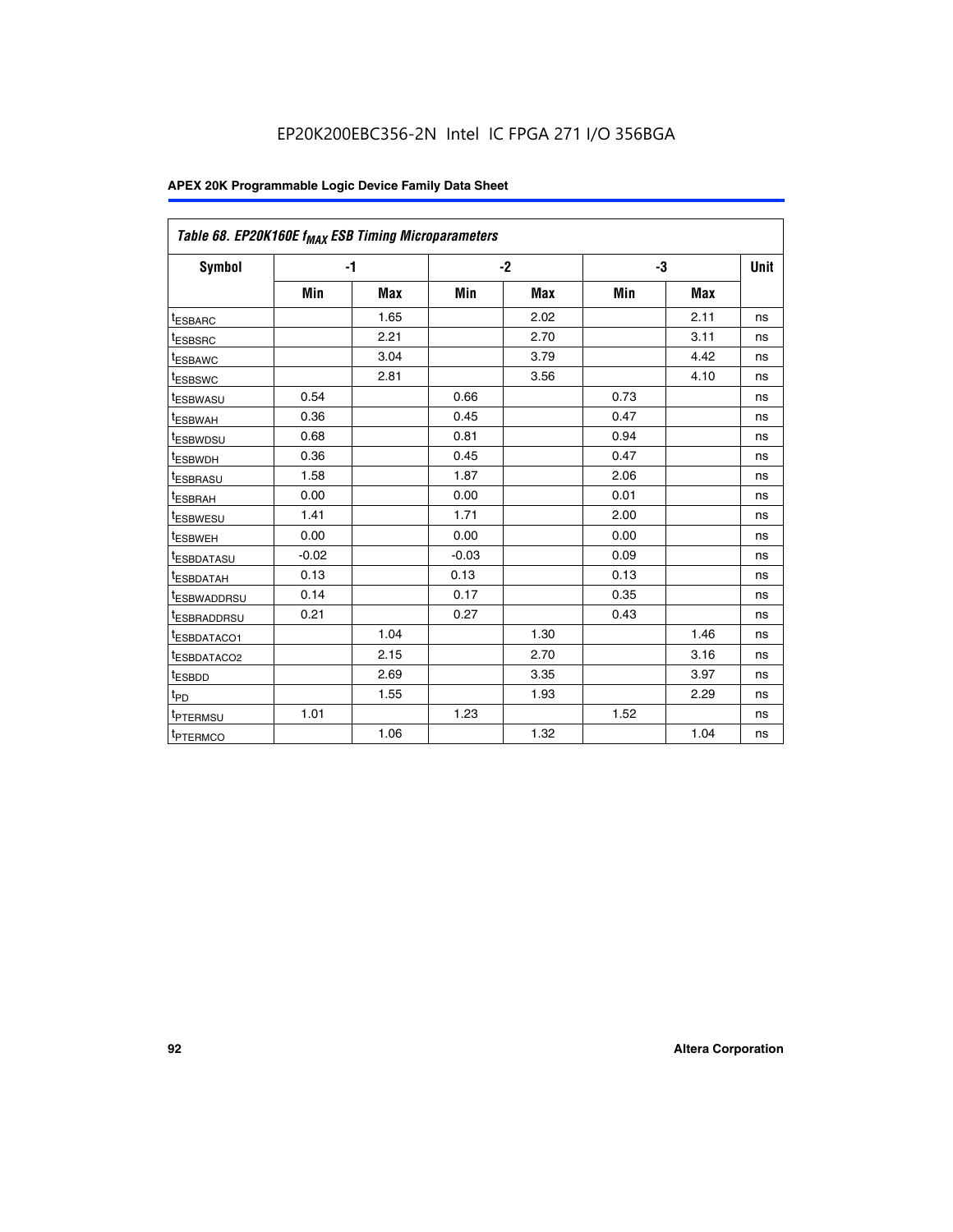# Table 68. EP20K160E $f_{MAX}$ ESB Timing Microparameters

| Symbol | -1 | | -2 | | -3 | | Unit |
|---|---|---|---|---|---|---|---|
| | Min | Max | Min | Max | Min | Max | |
| $t_{ESBARC}$ | | 1.65 | | 2.02 | | 2.11 | ns |
| $t_{ESBSRC}$ | | 2.21 | | 2.70 | | 3.11 | ns |
| $t_{ESBAWC}$ | | 3.04 | | 3.79 | | 4.42 | ns |
| $t_{ESBSWC}$ | | 2.81 | | 3.56 | | 4.10 | ns |
| $t_{ESBWASU}$ | 0.54 | | 0.66 | | 0.73 | | ns |
| $t_{ESBWAH}$ | 0.36 | | 0.45 | | 0.47 | | ns |
| $t_{ESBWDSU}$ | 0.68 | | 0.81 | | 0.94 | | ns |
| $t_{ESBWDH}$ | 0.36 | | 0.45 | | 0.47 | | ns |
| $t_{ESBRASU}$ | 1.58 | | 1.87 | | 2.06 | | ns |
| $t_{ESBRAH}$ | 0.00 | | 0.00 | | 0.01 | | ns |
| $t_{ESBWESU}$ | 1.41 | | 1.71 | | 2.00 | | ns |
| $t_{ESBWEH}$ | 0.00 | | 0.00 | | 0.00 | | ns |
| $t_{ESBDATASU}$ | -0.02 | | -0.03 | | 0.09 | | ns |
| $t_{ESBDATAH}$ | 0.13 | | 0.13 | | 0.13 | | ns |
| $t_{ESBWADDRSU}$ | 0.14 | | 0.17 | | 0.35 | | ns |
| $t_{ESBRADDRSU}$ | 0.21 | | 0.27 | | 0.43 | | ns |
| $t_{ESBDATACO1}$ | | 1.04 | | 1.30 | | 1.46 | ns |
| $t_{ESBDATACO2}$ | | 2.15 | | 2.70 | | 3.16 | ns |
| $t_{ESBDD}$ | | 2.69 | | 3.35 | | 3.97 | ns |
| $t_{PD}$ | | 1.55 | | 1.93 | | 2.29 | ns |
| $t_{PTERMSU}$ | 1.01 | | 1.23 | | 1.52 | | ns |
| $t_{PTERMCO}$ | | 1.06 | | 1.32 | | 1.04 | ns |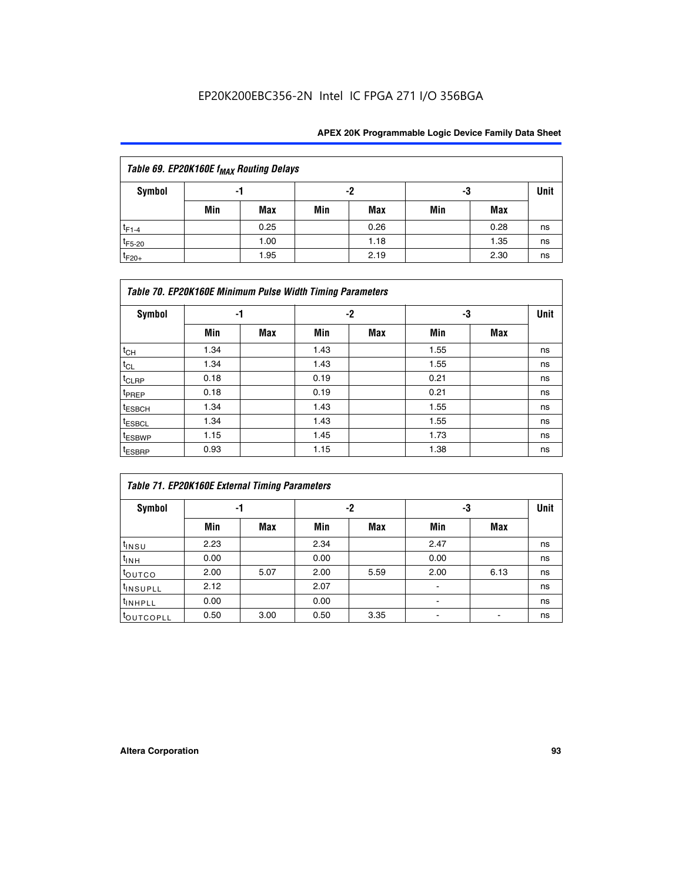| Table 69. EP20K160E $f_{MAX}$ Routing Delays | | | | | | | |
|---|---|---|---|---|---|---|---|
| Symbol | -1 | | -2 | | -3 | | Unit |
| | Min | Max | Min | Max | Min | Max | |
| $t_{F1-4}$ | | 0.25 | | 0.26 | | 0.28 | ns |
| $t_{F5-20}$ | | 1.00 | | 1.18 | | 1.35 | ns |
| $t_{F20+}$ | | 1.95 | | 2.19 | | 2.30 | ns |

| Table 70. EP20K160E Minimum Pulse Width Timing Parameters | | | | | | | |
|---|---|---|---|---|---|---|---|
| Symbol | -1 | | -2 | | -3 | | Unit |
| | Min | Max | Min | Max | Min | Max | |
| $t_{CH}$ | 1.34 | | 1.43 | | 1.55 | | ns |
| $t_{CL}$ | 1.34 | | 1.43 | | 1.55 | | ns |
| $t_{CLRP}$ | 0.18 | | 0.19 | | 0.21 | | ns |
| $t_{PREP}$ | 0.18 | | 0.19 | | 0.21 | | ns |
| $t_{ESBCH}$ | 1.34 | | 1.43 | | 1.55 | | ns |
| $t_{ESBCL}$ | 1.34 | | 1.43 | | 1.55 | | ns |
| $t_{ESBWP}$ | 1.15 | | 1.45 | | 1.73 | | ns |
| $t_{ESBRP}$ | 0.93 | | 1.15 | | 1.38 | | ns |

| Table 71. EP20K160E External Timing Parameters | | | | | | | |
|---|---|---|---|---|---|---|---|
| Symbol | -1 | | -2 | | -3 | | Unit |
| | Min | Max | Min | Max | Min | Max | |
| $t_{INSU}$ | 2.23 | | 2.34 | | 2.47 | | ns |
| $t_{INH}$ | 0.00 | | 0.00 | | 0.00 | | ns |
| $t_{OUTCO}$ | 2.00 | 5.07 | 2.00 | 5.59 | 2.00 | 6.13 | ns |
| $t_{INSUPLL}$ | 2.12 | | 2.07 | | - | | ns |
| $t_{INHPLL}$ | 0.00 | | 0.00 | | - | | ns |
| $t_{OUTCOPLL}$ | 0.50 | 3.00 | 0.50 | 3.35 | - | - | ns |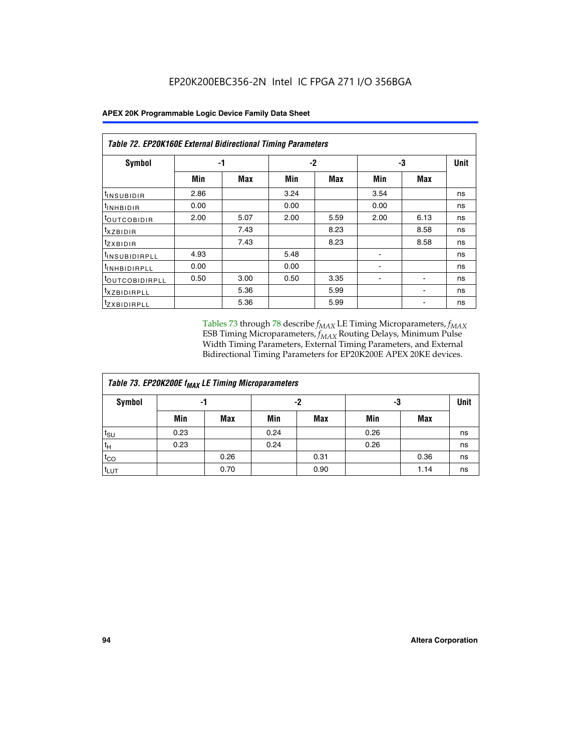**Table 72. EP20K160E External Bidirectional Timing Parameters**

| Symbol | -1 | | -2 | | -3 | | Unit |
|---|---|---|---|---|---|---|---|
| | Min | Max | Min | Max | Min | Max | |
| $t_{INSUBIDIR}$ | 2.86 | | 3.24 | | 3.54 | | ns |
| $t_{INHBIDIR}$ | 0.00 | | 0.00 | | 0.00 | | ns |
| $t_{OUTCOBIDIR}$ | 2.00 | 5.07 | 2.00 | 5.59 | 2.00 | 6.13 | ns |
| $t_{XZBIDIR}$ | | 7.43 | | 8.23 | | 8.58 | ns |
| $t_{ZXBIDIR}$ | | 7.43 | | 8.23 | | 8.58 | ns |
| $t_{INSUBIDIRPLL}$ | 4.93 | | 5.48 | | - | | ns |
| $t_{INHBIDIRPLL}$ | 0.00 | | 0.00 | | - | | ns |
| $t_{OUTCOBIDIRPLL}$ | 0.50 | 3.00 | 0.50 | 3.35 | - | - | ns |
| $t_{XZBIDIRPLL}$ | | 5.36 | | 5.99 | | - | ns |
| $t_{ZXBIDIRPLL}$ | | 5.36 | | 5.99 | | - | ns |

Tables 73 through 78 describe $f_{MAX}$ LE Timing Microparameters, $f_{MAX}$ ESB Timing Microparameters, $f_{MAX}$ Routing Delays, Minimum Pulse Width Timing Parameters, External Timing Parameters, and External Bidirectional Timing Parameters for EP20K200E APEX 20KE devices.

**Table 73. EP20K200E $f_{MAX}$ LE Timing Microparameters**

| Symbol | -1 | | -2 | | -3 | | Unit |
|---|---|---|---|---|---|---|---|
| | Min | Max | Min | Max | Min | Max | |
| $t_{SU}$ | 0.23 | | 0.24 | | 0.26 | | ns |
| $t_{H}$ | 0.23 | | 0.24 | | 0.26 | | ns |
| $t_{CO}$ | | 0.26 | | 0.31 | | 0.36 | ns |
| $t_{LUT}$ | | 0.70 | | 0.90 | | 1.14 | ns |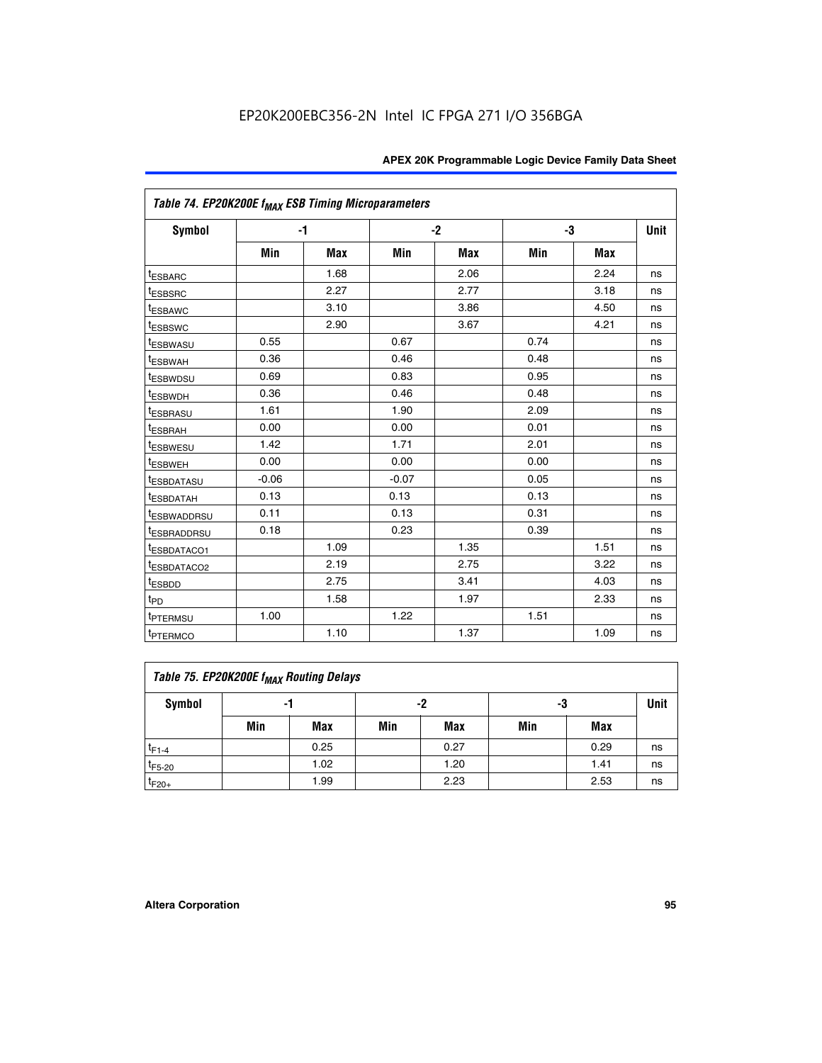EP20K200EBC356-2N Intel IC FPGA 271 I/O 356BGA

| Table 74. EP20K200E $f_{MAX}$ ESB Timing Microparameters | | | | | | | |
|---|---|---|---|---|---|---|---|
| Symbol | -1 | | -2 | | -3 | | Unit |
| | Min | Max | Min | Max | Min | Max | |
| $t_{ESBARC}$ | | 1.68 | | 2.06 | | 2.24 | ns |
| $t_{ESBSRC}$ | | 2.27 | | 2.77 | | 3.18 | ns |
| $t_{ESBAWC}$ | | 3.10 | | 3.86 | | 4.50 | ns |
| $t_{ESBSWC}$ | | 2.90 | | 3.67 | | 4.21 | ns |
| $t_{ESBWASU}$ | 0.55 | | 0.67 | | 0.74 | | ns |
| $t_{ESBWAH}$ | 0.36 | | 0.46 | | 0.48 | | ns |
| $t_{ESBWDSU}$ | 0.69 | | 0.83 | | 0.95 | | ns |
| $t_{ESBWDH}$ | 0.36 | | 0.46 | | 0.48 | | ns |
| $t_{ESBRASU}$ | 1.61 | | 1.90 | | 2.09 | | ns |
| $t_{ESBRAH}$ | 0.00 | | 0.00 | | 0.01 | | ns |
| $t_{ESBWESU}$ | 1.42 | | 1.71 | | 2.01 | | ns |
| $t_{ESBWEH}$ | 0.00 | | 0.00 | | 0.00 | | ns |
| $t_{ESBDATASU}$ | -0.06 | | -0.07 | | 0.05 | | ns |
| $t_{ESBDATAH}$ | 0.13 | | 0.13 | | 0.13 | | ns |
| $t_{ESBWADDRSU}$ | 0.11 | | 0.13 | | 0.31 | | ns |
| $t_{ESBRADDRSU}$ | 0.18 | | 0.23 | | 0.39 | | ns |
| $t_{ESBDATACO1}$ | | 1.09 | | 1.35 | | 1.51 | ns |
| $t_{ESBDATACO2}$ | | 2.19 | | 2.75 | | 3.22 | ns |
| $t_{ESBDD}$ | | 2.75 | | 3.41 | | 4.03 | ns |
| $t_{PD}$ | | 1.58 | | 1.97 | | 2.33 | ns |
| $t_{PTERMSU}$ | 1.00 | | 1.22 | | 1.51 | | ns |
| $t_{PTERMCO}$ | | 1.10 | | 1.37 | | 1.09 | ns |

| Table 75. EP20K200E $f_{MAX}$ Routing Delays | | | | | | | |
|---|---|---|---|---|---|---|---|
| Symbol | -1 | | -2 | | -3 | | Unit |
| | Min | Max | Min | Max | Min | Max | |
| $t_{F1-4}$ | | 0.25 | | 0.27 | | 0.29 | ns |
| $t_{F5-20}$ | | 1.02 | | 1.20 | | 1.41 | ns |
| $t_{F20+}$ | | 1.99 | | 2.23 | | 2.53 | ns |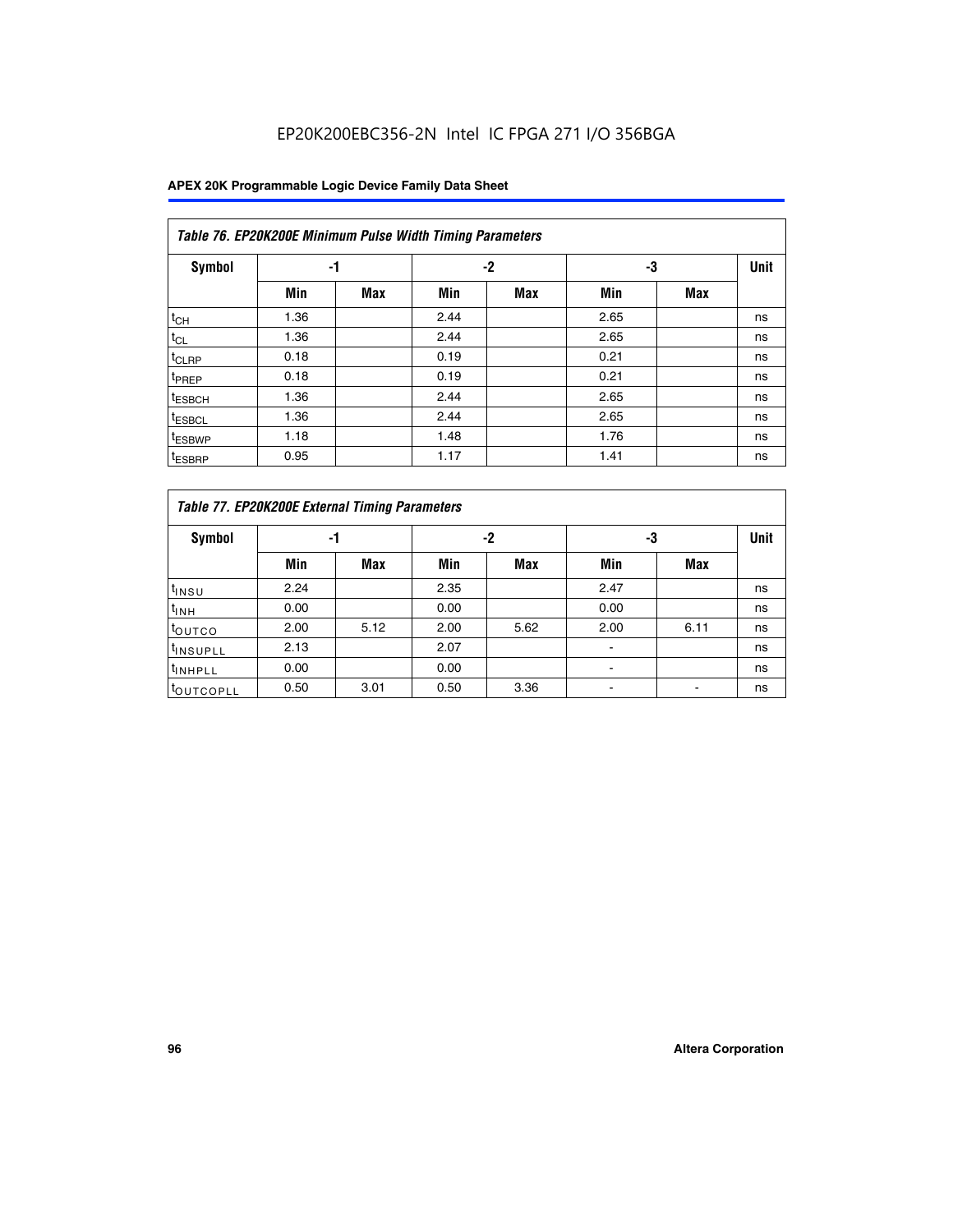EP20K200EBC356-2N Intel IC FPGA 271 I/O 356BGA

| Table 76. EP20K200E Minimum Pulse Width Timing Parameters | | | | | | | |
|---|---|---|---|---|---|---|---|
| Symbol | -1 | | -2 | | -3 | | Unit |
| | Min | Max | Min | Max | Min | Max | |
| $t_{CH}$ | 1.36 | | 2.44 | | 2.65 | | ns |
| $t_{CL}$ | 1.36 | | 2.44 | | 2.65 | | ns |
| $t_{CLRP}$ | 0.18 | | 0.19 | | 0.21 | | ns |
| $t_{PREP}$ | 0.18 | | 0.19 | | 0.21 | | ns |
| $t_{ESBCH}$ | 1.36 | | 2.44 | | 2.65 | | ns |
| $t_{ESBCL}$ | 1.36 | | 2.44 | | 2.65 | | ns |
| $t_{ESBWP}$ | 1.18 | | 1.48 | | 1.76 | | ns |
| $t_{ESBRP}$ | 0.95 | | 1.17 | | 1.41 | | ns |

| Table 77. EP20K200E External Timing Parameters | | | | | | | |
|---|---|---|---|---|---|---|---|
| Symbol | -1 | | -2 | | -3 | | Unit |
| | Min | Max | Min | Max | Min | Max | |
| $t_{INSU}$ | 2.24 | | 2.35 | | 2.47 | | ns |
| $t_{INH}$ | 0.00 | | 0.00 | | 0.00 | | ns |
| $t_{OUTCO}$ | 2.00 | 5.12 | 2.00 | 5.62 | 2.00 | 6.11 | ns |
| $t_{INSUPLL}$ | 2.13 | | 2.07 | | - | | ns |
| $t_{INHPLL}$ | 0.00 | | 0.00 | | - | | ns |
| $t_{OUTCOPLL}$ | 0.50 | 3.01 | 0.50 | 3.36 | - | - | ns |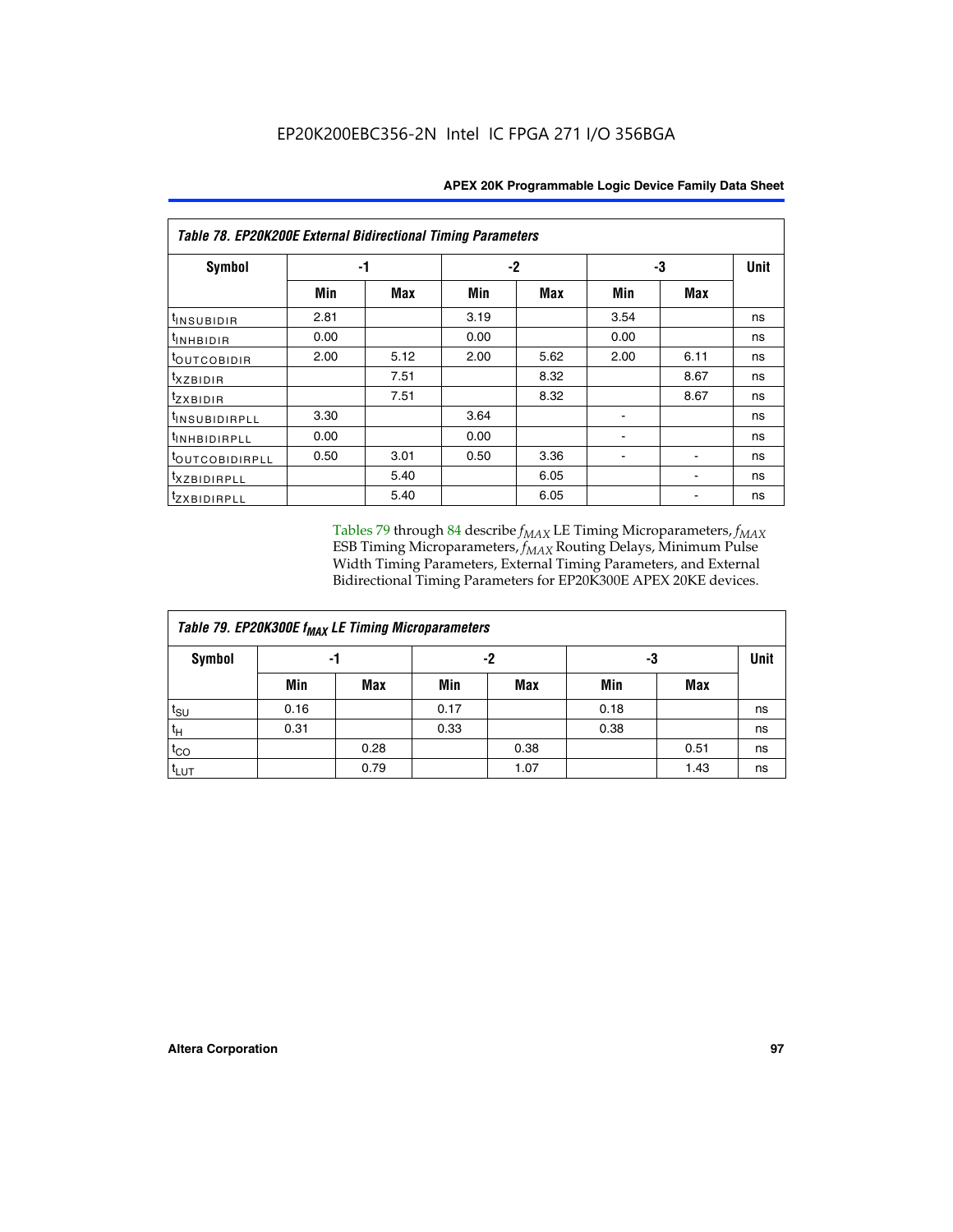**Table 78. EP20K200E External Bidirectional Timing Parameters**

| Symbol | -1 | | -2 | | -3 | | Unit |
|---|---|---|---|---|---|---|---|
| | Min | Max | Min | Max | Min | Max | |
| $t_{INSUBIDIR}$ | 2.81 | | 3.19 | | 3.54 | | ns |
| $t_{INHBIDIR}$ | 0.00 | | 0.00 | | 0.00 | | ns |
| $t_{OUTCOBIDIR}$ | 2.00 | 5.12 | 2.00 | 5.62 | 2.00 | 6.11 | ns |
| $t_{XZBIDIR}$ | | 7.51 | | 8.32 | | 8.67 | ns |
| $t_{ZXBIDIR}$ | | 7.51 | | 8.32 | | 8.67 | ns |
| $t_{INSUBIDIRPLL}$ | 3.30 | | 3.64 | | - | | ns |
| $t_{INHBIDIRPLL}$ | 0.00 | | 0.00 | | - | | ns |
| $t_{OUTCOBIDIRPLL}$ | 0.50 | 3.01 | 0.50 | 3.36 | - | - | ns |
| $t_{XZBIDIRPLL}$ | | 5.40 | | 6.05 | | - | ns |
| $t_{ZXBIDIRPLL}$ | | 5.40 | | 6.05 | | - | ns |

Tables 79 through 84 describe $f_{MAX}$ LE Timing Microparameters, $f_{MAX}$ ESB Timing Microparameters, $f_{MAX}$ Routing Delays, Minimum Pulse Width Timing Parameters, External Timing Parameters, and External Bidirectional Timing Parameters for EP20K300E APEX 20KE devices.

**Table 79. EP20K300E $f_{MAX}$ LE Timing Microparameters**

| Symbol | -1 | | -2 | | -3 | | Unit |
|---|---|---|---|---|---|---|---|
| | Min | Max | Min | Max | Min | Max | |
| $t_{SU}$ | 0.16 | | 0.17 | | 0.18 | | ns |
| $t_{H}$ | 0.31 | | 0.33 | | 0.38 | | ns |
| $t_{CO}$ | | 0.28 | | 0.38 | | 0.51 | ns |
| $t_{LUT}$ | | 0.79 | | 1.07 | | 1.43 | ns |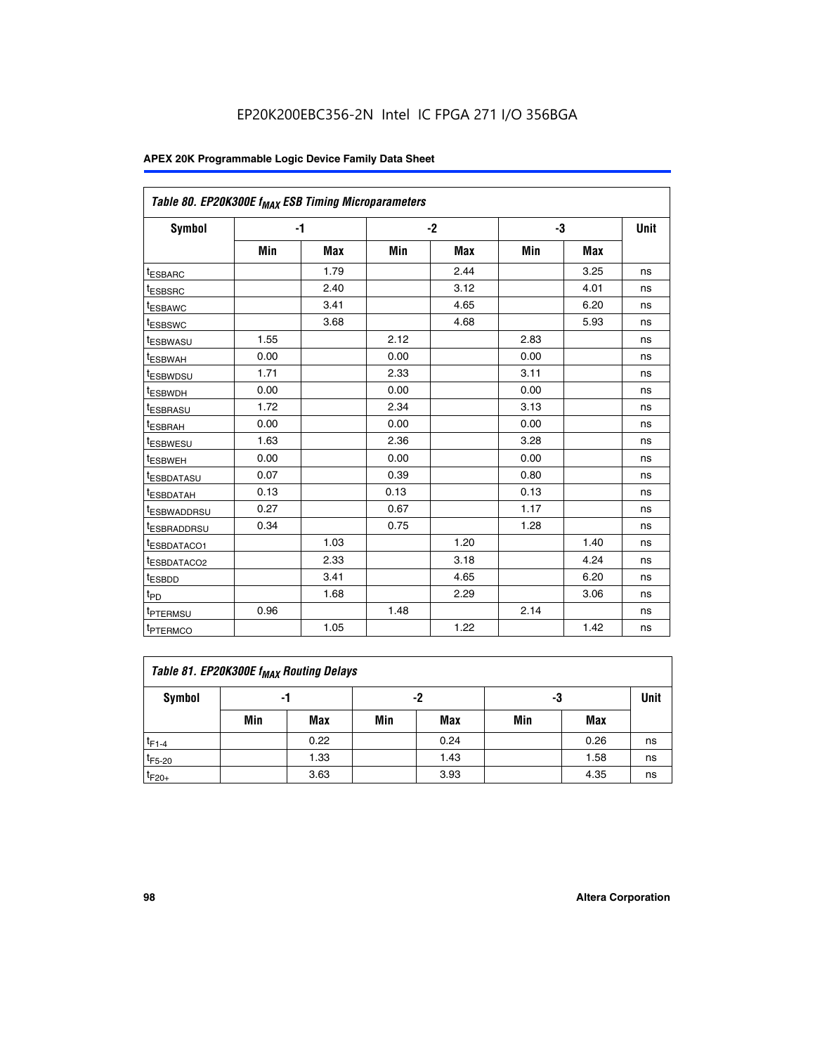EP20K200EBC356-2N Intel IC FPGA 271 I/O 356BGA

| Table 80. EP20K300E $f_{MAX}$ ESB Timing Microparameters | | | | | | | |
|---|---|---|---|---|---|---|---|
| Symbol | -1 | | -2 | | -3 | | Unit |
| | Min | Max | Min | Max | Min | Max | |
| $t_{ESBARC}$ | | 1.79 | | 2.44 | | 3.25 | ns |
| $t_{ESBSRC}$ | | 2.40 | | 3.12 | | 4.01 | ns |
| $t_{ESBAWC}$ | | 3.41 | | 4.65 | | 6.20 | ns |
| $t_{ESBSWC}$ | | 3.68 | | 4.68 | | 5.93 | ns |
| $t_{ESBWASU}$ | 1.55 | | 2.12 | | 2.83 | | ns |
| $t_{ESBWAH}$ | 0.00 | | 0.00 | | 0.00 | | ns |
| $t_{ESBWDSU}$ | 1.71 | | 2.33 | | 3.11 | | ns |
| $t_{ESBWDH}$ | 0.00 | | 0.00 | | 0.00 | | ns |
| $t_{ESBRASU}$ | 1.72 | | 2.34 | | 3.13 | | ns |
| $t_{ESBRAH}$ | 0.00 | | 0.00 | | 0.00 | | ns |
| $t_{ESBWESU}$ | 1.63 | | 2.36 | | 3.28 | | ns |
| $t_{ESBWEH}$ | 0.00 | | 0.00 | | 0.00 | | ns |
| $t_{ESBDATASU}$ | 0.07 | | 0.39 | | 0.80 | | ns |
| $t_{ESBDATAH}$ | 0.13 | | 0.13 | | 0.13 | | ns |
| $t_{ESBWADDRSU}$ | 0.27 | | 0.67 | | 1.17 | | ns |
| $t_{ESBRADDRSU}$ | 0.34 | | 0.75 | | 1.28 | | ns |
| $t_{ESBDATACO1}$ | | 1.03 | | 1.20 | | 1.40 | ns |
| $t_{ESBDATACO2}$ | | 2.33 | | 3.18 | | 4.24 | ns |
| $t_{ESBDD}$ | | 3.41 | | 4.65 | | 6.20 | ns |
| $t_{PD}$ | | 1.68 | | 2.29 | | 3.06 | ns |
| $t_{PTERMSU}$ | 0.96 | | 1.48 | | 2.14 | | ns |
| $t_{PTERMCO}$ | | 1.05 | | 1.22 | | 1.42 | ns |

| Table 81. EP20K300E $f_{MAX}$ Routing Delays | | | | | | | |
|---|---|---|---|---|---|---|---|
| Symbol | -1 | | -2 | | -3 | | Unit |
| | Min | Max | Min | Max | Min | Max | |
| $t_{F1-4}$ | | 0.22 | | 0.24 | | 0.26 | ns |
| $t_{F5-20}$ | | 1.33 | | 1.43 | | 1.58 | ns |
| $t_{F20+}$ | | 3.63 | | 3.93 | | 4.35 | ns |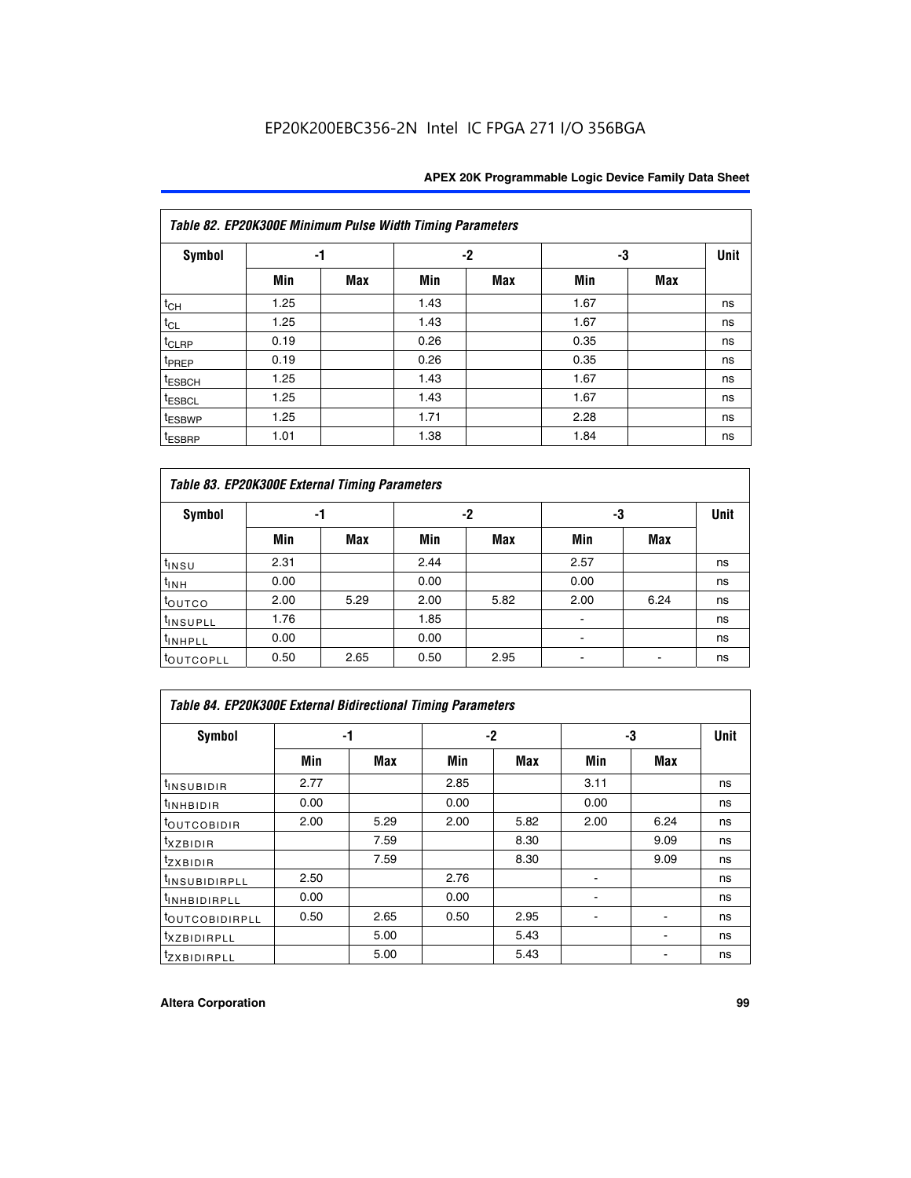| Table 82. EP20K300E Minimum Pulse Width Timing Parameters | | | | | | | |
|---|---|---|---|---|---|---|---|
| Symbol | -1 | | -2 | | -3 | | Unit |
| | Min | Max | Min | Max | Min | Max | |
| $t_{CH}$ | 1.25 | | 1.43 | | 1.67 | | ns |
| $t_{CL}$ | 1.25 | | 1.43 | | 1.67 | | ns |
| $t_{CLRP}$ | 0.19 | | 0.26 | | 0.35 | | ns |
| $t_{PREP}$ | 0.19 | | 0.26 | | 0.35 | | ns |
| $t_{ESBCH}$ | 1.25 | | 1.43 | | 1.67 | | ns |
| $t_{ESBCL}$ | 1.25 | | 1.43 | | 1.67 | | ns |
| $t_{ESBWP}$ | 1.25 | | 1.71 | | 2.28 | | ns |
| $t_{ESBRP}$ | 1.01 | | 1.38 | | 1.84 | | ns |

| Table 83. EP20K300E External Timing Parameters | | | | | | | |
|---|---|---|---|---|---|---|---|
| Symbol | -1 | | -2 | | -3 | | Unit |
| | Min | Max | Min | Max | Min | Max | |
| $t_{INSU}$ | 2.31 | | 2.44 | | 2.57 | | ns |
| $t_{INH}$ | 0.00 | | 0.00 | | 0.00 | | ns |
| $t_{OUTCO}$ | 2.00 | 5.29 | 2.00 | 5.82 | 2.00 | 6.24 | ns |
| $t_{INSUPLL}$ | 1.76 | | 1.85 | | - | | ns |
| $t_{INHPLL}$ | 0.00 | | 0.00 | | - | | ns |
| $t_{OUTCOPLL}$ | 0.50 | 2.65 | 0.50 | 2.95 | - | - | ns |

| Table 84. EP20K300E External Bidirectional Timing Parameters | | | | | | | |
|---|---|---|---|---|---|---|---|
| Symbol | -1 | | -2 | | -3 | | Unit |
| | Min | Max | Min | Max | Min | Max | |
| $t_{INSUBIDIR}$ | 2.77 | | 2.85 | | 3.11 | | ns |
| $t_{INHBIDIR}$ | 0.00 | | 0.00 | | 0.00 | | ns |
| $t_{OUTCOBIDIR}$ | 2.00 | 5.29 | 2.00 | 5.82 | 2.00 | 6.24 | ns |
| $t_{XZBIDIR}$ | | 7.59 | | 8.30 | | 9.09 | ns |
| $t_{ZXBIDIR}$ | | 7.59 | | 8.30 | | 9.09 | ns |
| $t_{INSUBIDIRPLL}$ | 2.50 | | 2.76 | | - | | ns |
| $t_{INHBIDIRPLL}$ | 0.00 | | 0.00 | | - | | ns |
| $t_{OUTCOBIDIRPLL}$ | 0.50 | 2.65 | 0.50 | 2.95 | - | - | ns |
| $t_{XZBIDIRPLL}$ | | 5.00 | | 5.43 | | - | ns |
| $t_{ZXBIDIRPLL}$ | | 5.00 | | 5.43 | | - | ns |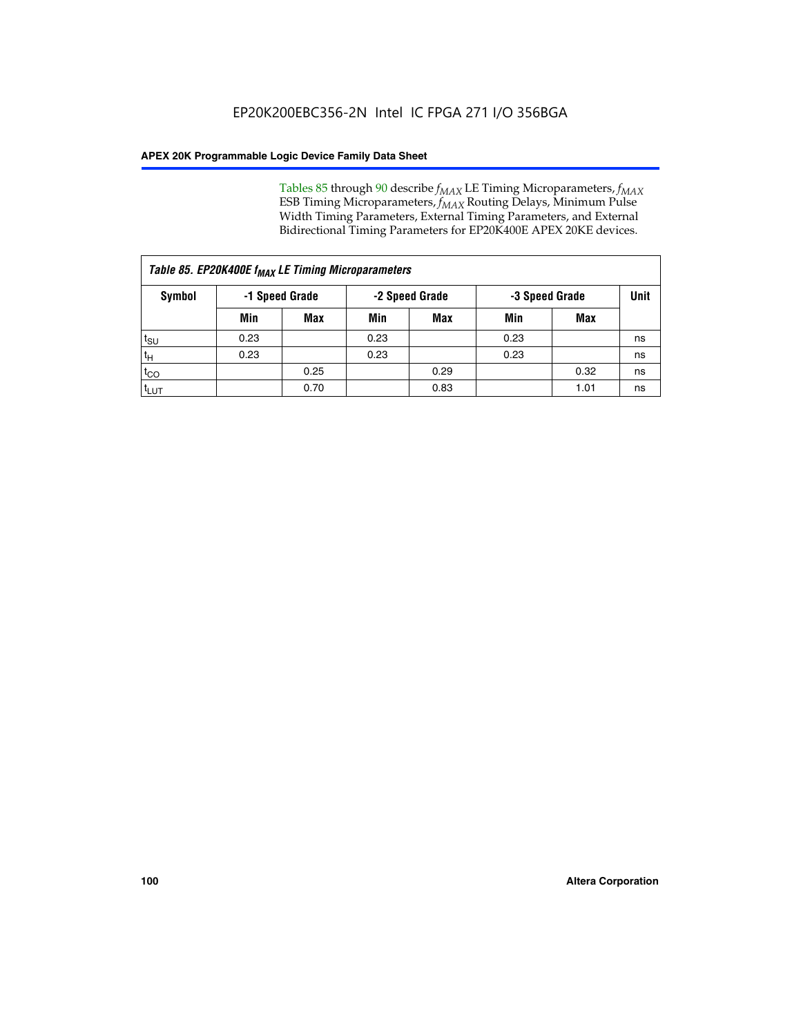Tables 85 through 90 describe $f_{MAX}$ LE Timing Microparameters, $f_{MAX}$ ESB Timing Microparameters, $f_{MAX}$ Routing Delays, Minimum Pulse Width Timing Parameters, External Timing Parameters, and External Bidirectional Timing Parameters for EP20K400E APEX 20KE devices.

| *Table 85. EP20K400E $f_{MAX}$ LE Timing Microparameters* | | | | | | | |
|---|---|---|---|---|---|---|---|
| **Symbol** | **-1 Speed Grade** | | **-2 Speed Grade** | | **-3 Speed Grade** | | **Unit** |
| | **Min** | **Max** | **Min** | **Max** | **Min** | **Max** | |
| $t_{SU}$ | 0.23 | | 0.23 | | 0.23 | | ns |
| $t_H$ | 0.23 | | 0.23 | | 0.23 | | ns |
| $t_{CO}$ | | 0.25 | | 0.29 | | 0.32 | ns |
| $t_{LUT}$ | | 0.70 | | 0.83 | | 1.01 | ns |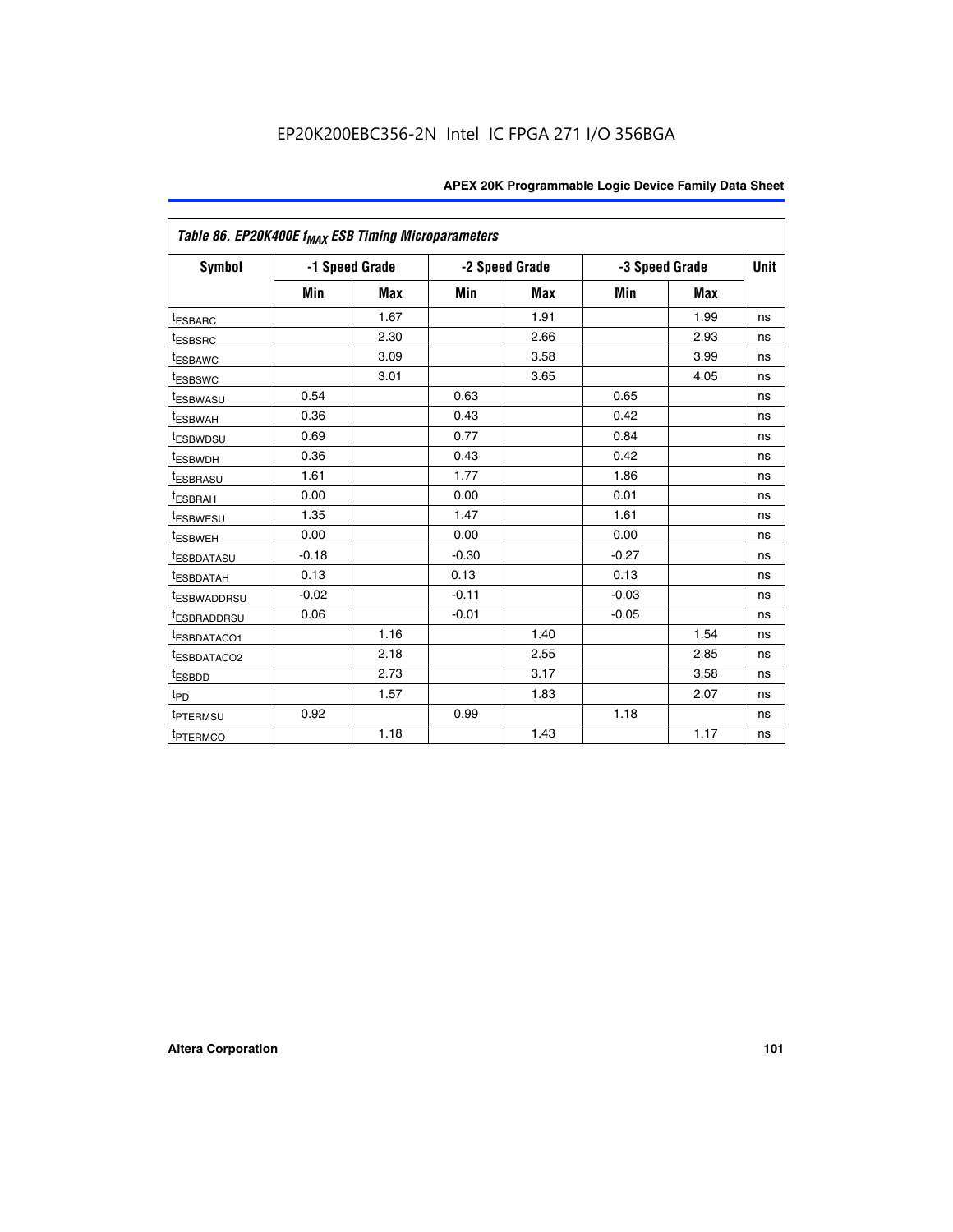Table 86. EP20K400E $f_{MAX}$ ESB Timing Microparameters

| Symbol | -1 Speed Grade | | -2 Speed Grade | | -3 Speed Grade | | Unit |
|---|---|---|---|---|---|---|---|
| | Min | Max | Min | Max | Min | Max | |
| $t_{ESBARC}$ | | 1.67 | | 1.91 | | 1.99 | ns |
| $t_{ESBSRC}$ | | 2.30 | | 2.66 | | 2.93 | ns |
| $t_{ESBAWC}$ | | 3.09 | | 3.58 | | 3.99 | ns |
| $t_{ESBSWC}$ | | 3.01 | | 3.65 | | 4.05 | ns |
| $t_{ESBWASU}$ | 0.54 | | 0.63 | | 0.65 | | ns |
| $t_{ESBWAH}$ | 0.36 | | 0.43 | | 0.42 | | ns |
| $t_{ESBWDSU}$ | 0.69 | | 0.77 | | 0.84 | | ns |
| $t_{ESBWDH}$ | 0.36 | | 0.43 | | 0.42 | | ns |
| $t_{ESBRASU}$ | 1.61 | | 1.77 | | 1.86 | | ns |
| $t_{ESBRAH}$ | 0.00 | | 0.00 | | 0.01 | | ns |
| $t_{ESBWESU}$ | 1.35 | | 1.47 | | 1.61 | | ns |
| $t_{ESBWEH}$ | 0.00 | | 0.00 | | 0.00 | | ns |
| $t_{ESBDATASU}$ | -0.18 | | -0.30 | | -0.27 | | ns |
| $t_{ESBDATAH}$ | 0.13 | | 0.13 | | 0.13 | | ns |
| $t_{ESBWADDRSU}$ | -0.02 | | -0.11 | | -0.03 | | ns |
| $t_{ESBRADDRSU}$ | 0.06 | | -0.01 | | -0.05 | | ns |
| $t_{ESBDATACO1}$ | | 1.16 | | 1.40 | | 1.54 | ns |
| $t_{ESBDATACO2}$ | | 2.18 | | 2.55 | | 2.85 | ns |
| $t_{ESBDD}$ | | 2.73 | | 3.17 | | 3.58 | ns |
| $t_{PD}$ | | 1.57 | | 1.83 | | 2.07 | ns |
| $t_{PTERMSU}$ | 0.92 | | 0.99 | | 1.18 | | ns |
| $t_{PTERMCO}$ | | 1.18 | | 1.43 | | 1.17 | ns |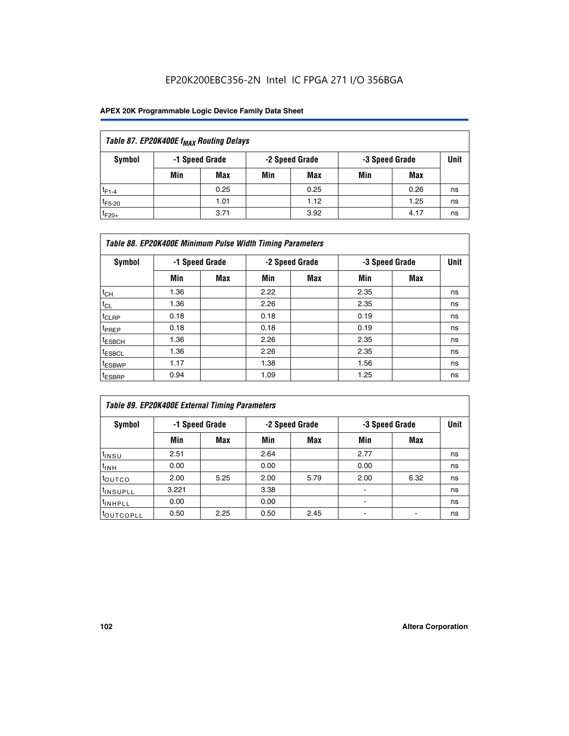Table 87. EP20K400E $f_{MAX}$ Routing Delays

| Symbol | -1 Speed Grade | | -2 Speed Grade | | -3 Speed Grade | | Unit |
|---|---|---|---|---|---|---|---|
| | Min | Max | Min | Max | Min | Max | |
| $t_{F1-4}$ | | 0.25 | | 0.25 | | 0.26 | ns |
| $t_{F5-20}$ | | 1.01 | | 1.12 | | 1.25 | ns |
| $t_{F20+}$ | | 3.71 | | 3.92 | | 4.17 | ns |

Table 88. EP20K400E Minimum Pulse Width Timing Parameters

| Symbol | -1 Speed Grade | | -2 Speed Grade | | -3 Speed Grade | | Unit |
|---|---|---|---|---|---|---|---|
| | Min | Max | Min | Max | Min | Max | |
| $t_{CH}$ | 1.36 | | 2.22 | | 2.35 | | ns |
| $t_{CL}$ | 1.36 | | 2.26 | | 2.35 | | ns |
| $t_{CLRP}$ | 0.18 | | 0.18 | | 0.19 | | ns |
| $t_{PREP}$ | 0.18 | | 0.18 | | 0.19 | | ns |
| $t_{ESBCH}$ | 1.36 | | 2.26 | | 2.35 | | ns |
| $t_{ESBCL}$ | 1.36 | | 2.26 | | 2.35 | | ns |
| $t_{ESBWP}$ | 1.17 | | 1.38 | | 1.56 | | ns |
| $t_{ESBRP}$ | 0.94 | | 1.09 | | 1.25 | | ns |

Table 89. EP20K400E External Timing Parameters

| Symbol | -1 Speed Grade | | -2 Speed Grade | | -3 Speed Grade | | Unit |
|---|---|---|---|---|---|---|---|
| | Min | Max | Min | Max | Min | Max | |
| $t_{INSU}$ | 2.51 | | 2.64 | | 2.77 | | ns |
| $t_{INH}$ | 0.00 | | 0.00 | | 0.00 | | ns |
| $t_{OUTCO}$ | 2.00 | 5.25 | 2.00 | 5.79 | 2.00 | 6.32 | ns |
| $t_{INSUPLL}$ | 3.221 | | 3.38 | | - | | ns |
| $t_{INHPLL}$ | 0.00 | | 0.00 | | - | | ns |
| $t_{OUTCOPLL}$ | 0.50 | 2.25 | 0.50 | 2.45 | - | - | ns |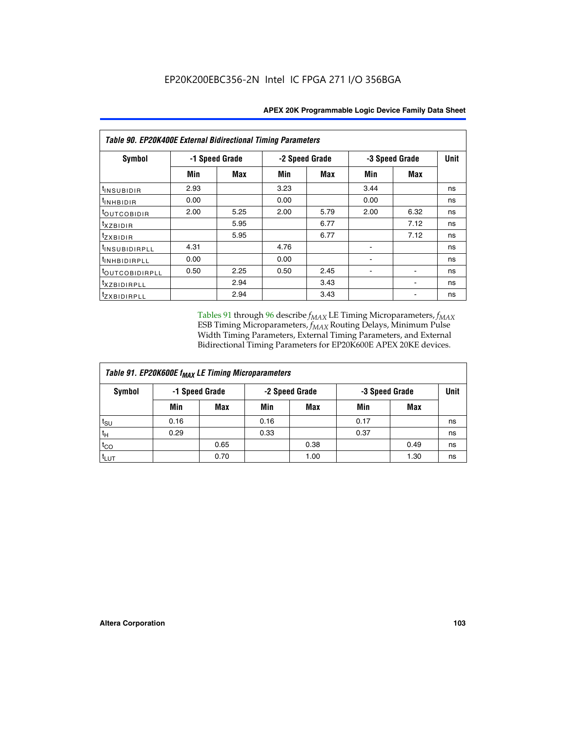| Table 90. EP20K400E External Bidirectional Timing Parameters | | | | | | | |
|---|---|---|---|---|---|---|---|
| Symbol | -1 Speed Grade | | -2 Speed Grade | | -3 Speed Grade | | Unit |
| | Min | Max | Min | Max | Min | Max | |
| $t_{INSUBIDIR}$ | 2.93 | | 3.23 | | 3.44 | | ns |
| $t_{INHBIDIR}$ | 0.00 | | 0.00 | | 0.00 | | ns |
| $t_{OUTCOBIDIR}$ | 2.00 | 5.25 | 2.00 | 5.79 | 2.00 | 6.32 | ns |
| $t_{XZBIDIR}$ | | 5.95 | | 6.77 | | 7.12 | ns |
| $t_{ZXBIDIR}$ | | 5.95 | | 6.77 | | 7.12 | ns |
| $t_{INSUBIDIRPLL}$ | 4.31 | | 4.76 | | - | | ns |
| $t_{INHBIDIRPLL}$ | 0.00 | | 0.00 | | - | | ns |
| $t_{OUTCOBIDIRPLL}$ | 0.50 | 2.25 | 0.50 | 2.45 | - | - | ns |
| $t_{XZBIDIRPLL}$ | | 2.94 | | 3.43 | | - | ns |
| $t_{ZXBIDIRPLL}$ | | 2.94 | | 3.43 | | - | ns |

Tables 91 through 96 describe $f_{MAX}$ LE Timing Microparameters, $f_{MAX}$ ESB Timing Microparameters, $f_{MAX}$ Routing Delays, Minimum Pulse Width Timing Parameters, External Timing Parameters, and External Bidirectional Timing Parameters for EP20K600E APEX 20KE devices.

| Table 91. EP20K600E $f_{MAX}$ LE Timing Microparameters | | | | | | | |
|---|---|---|---|---|---|---|---|
| Symbol | -1 Speed Grade | | -2 Speed Grade | | -3 Speed Grade | | Unit |
| | Min | Max | Min | Max | Min | Max | |
| $t_{SU}$ | 0.16 | | 0.16 | | 0.17 | | ns |
| $t_H$ | 0.29 | | 0.33 | | 0.37 | | ns |
| $t_{CO}$ | | 0.65 | | 0.38 | | 0.49 | ns |
| $t_{LUT}$ | | 0.70 | | 1.00 | | 1.30 | ns |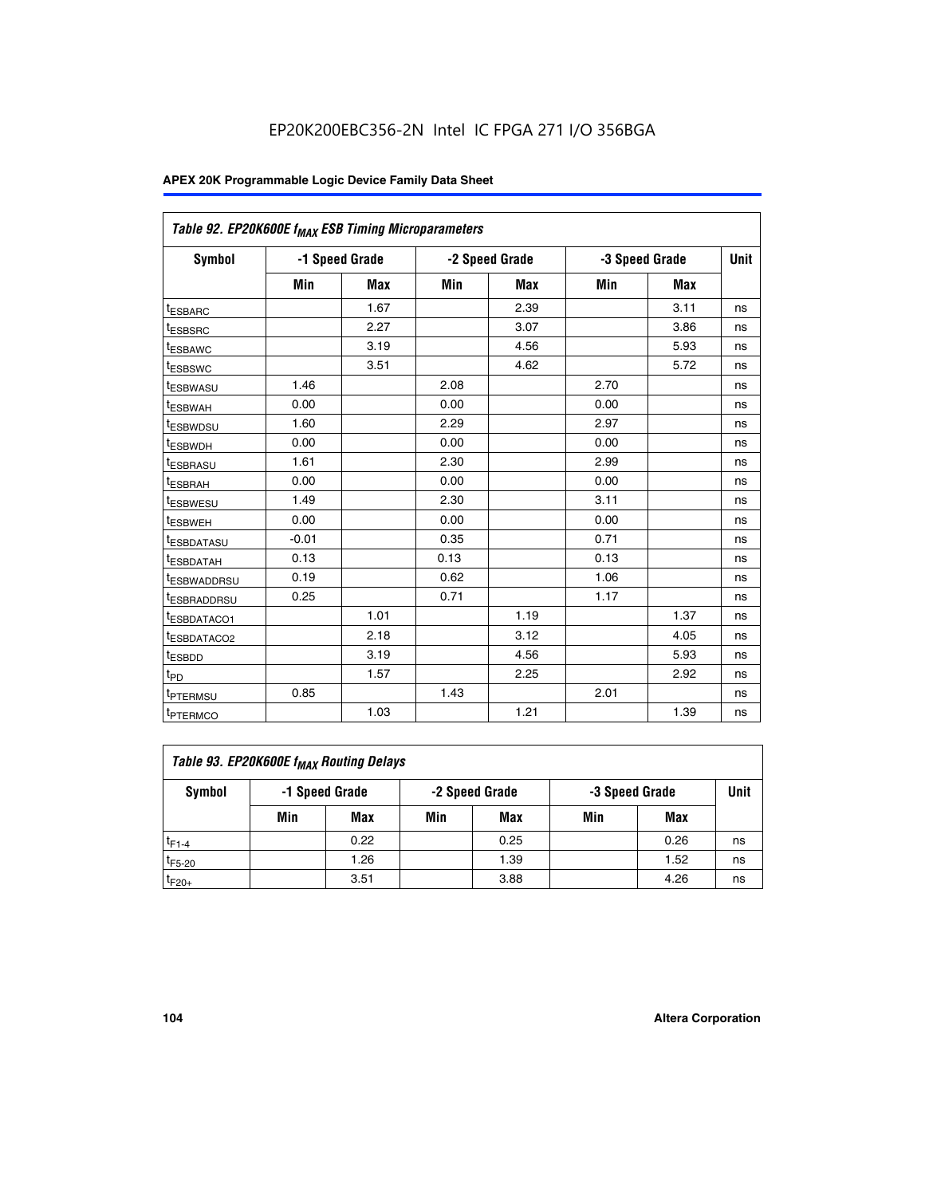EP20K200EBC356-2N Intel IC FPGA 271 I/O 356BGA

| Table 92. EP20K600E $f_{MAX}$ ESB Timing Microparameters | | | | | | | |
|---|---|---|---|---|---|---|---|
| Symbol | -1 Speed Grade | | -2 Speed Grade | | -3 Speed Grade | | Unit |
| | Min | Max | Min | Max | Min | Max | |
| $t_{ESBARC}$ | | 1.67 | | 2.39 | | 3.11 | ns |
| $t_{ESBSRC}$ | | 2.27 | | 3.07 | | 3.86 | ns |
| $t_{ESBAWC}$ | | 3.19 | | 4.56 | | 5.93 | ns |
| $t_{ESBSWC}$ | | 3.51 | | 4.62 | | 5.72 | ns |
| $t_{ESBWASU}$ | 1.46 | | 2.08 | | 2.70 | | ns |
| $t_{ESBWAH}$ | 0.00 | | 0.00 | | 0.00 | | ns |
| $t_{ESBWDSU}$ | 1.60 | | 2.29 | | 2.97 | | ns |
| $t_{ESBWDH}$ | 0.00 | | 0.00 | | 0.00 | | ns |
| $t_{ESBRASU}$ | 1.61 | | 2.30 | | 2.99 | | ns |
| $t_{ESBRAH}$ | 0.00 | | 0.00 | | 0.00 | | ns |
| $t_{ESBWESU}$ | 1.49 | | 2.30 | | 3.11 | | ns |
| $t_{ESBWEH}$ | 0.00 | | 0.00 | | 0.00 | | ns |
| $t_{ESBDATASU}$ | -0.01 | | 0.35 | | 0.71 | | ns |
| $t_{ESBDATAH}$ | 0.13 | | 0.13 | | 0.13 | | ns |
| $t_{ESBWADDRSU}$ | 0.19 | | 0.62 | | 1.06 | | ns |
| $t_{ESBRADDRSU}$ | 0.25 | | 0.71 | | 1.17 | | ns |
| $t_{ESBDATACO1}$ | | 1.01 | | 1.19 | | 1.37 | ns |
| $t_{ESBDATACO2}$ | | 2.18 | | 3.12 | | 4.05 | ns |
| $t_{ESBDD}$ | | 3.19 | | 4.56 | | 5.93 | ns |
| $t_{PD}$ | | 1.57 | | 2.25 | | 2.92 | ns |
| $t_{PTERMSU}$ | 0.85 | | 1.43 | | 2.01 | | ns |
| $t_{PTERMCO}$ | | 1.03 | | 1.21 | | 1.39 | ns |

| Table 93. EP20K600E $f_{MAX}$ Routing Delays | | | | | | | |
|---|---|---|---|---|---|---|---|
| Symbol | -1 Speed Grade | | -2 Speed Grade | | -3 Speed Grade | | Unit |
| | Min | Max | Min | Max | Min | Max | |
| $t_{F1-4}$ | | 0.22 | | 0.25 | | 0.26 | ns |
| $t_{F5-20}$ | | 1.26 | | 1.39 | | 1.52 | ns |
| $t_{F20+}$ | | 3.51 | | 3.88 | | 4.26 | ns |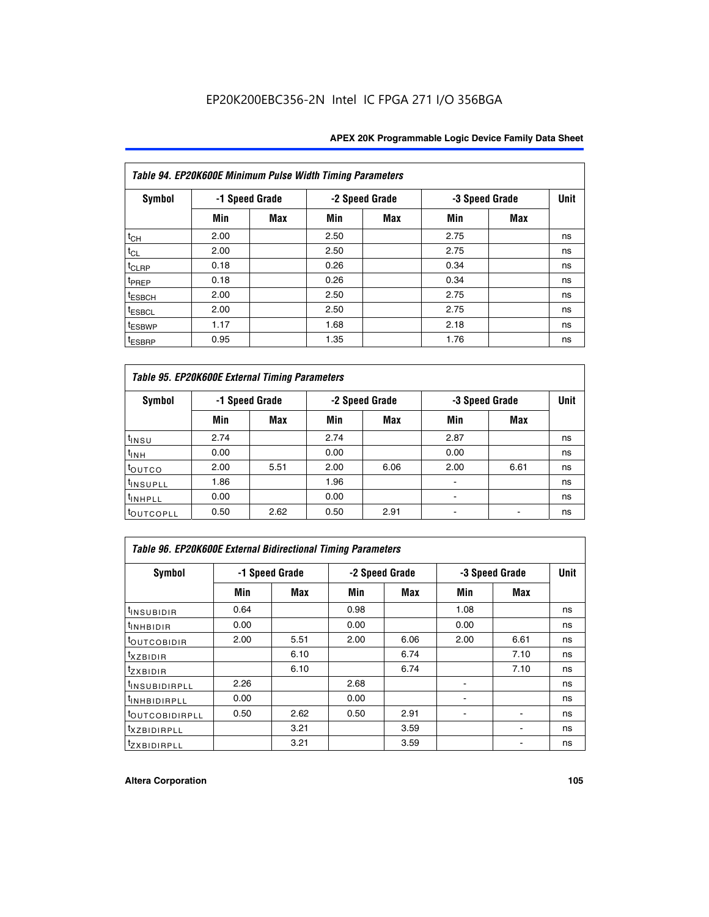| Table 94. EP20K600E Minimum Pulse Width Timing Parameters | | | | | | | |
|---|---|---|---|---|---|---|---|
| Symbol | -1 Speed Grade | | -2 Speed Grade | | -3 Speed Grade | | Unit |
| | Min | Max | Min | Max | Min | Max | |
| $t_{CH}$ | 2.00 | | 2.50 | | 2.75 | | ns |
| $t_{CL}$ | 2.00 | | 2.50 | | 2.75 | | ns |
| $t_{CLRP}$ | 0.18 | | 0.26 | | 0.34 | | ns |
| $t_{PREP}$ | 0.18 | | 0.26 | | 0.34 | | ns |
| $t_{ESBCH}$ | 2.00 | | 2.50 | | 2.75 | | ns |
| $t_{ESBCL}$ | 2.00 | | 2.50 | | 2.75 | | ns |
| $t_{ESBWP}$ | 1.17 | | 1.68 | | 2.18 | | ns |
| $t_{ESBRP}$ | 0.95 | | 1.35 | | 1.76 | | ns |

| Table 95. EP20K600E External Timing Parameters | | | | | | | |
|---|---|---|---|---|---|---|---|
| Symbol | -1 Speed Grade | | -2 Speed Grade | | -3 Speed Grade | | Unit |
| | Min | Max | Min | Max | Min | Max | |
| $t_{INSU}$ | 2.74 | | 2.74 | | 2.87 | | ns |
| $t_{INH}$ | 0.00 | | 0.00 | | 0.00 | | ns |
| $t_{OUTCO}$ | 2.00 | 5.51 | 2.00 | 6.06 | 2.00 | 6.61 | ns |
| $t_{INSUPLL}$ | 1.86 | | 1.96 | | - | | ns |
| $t_{INHPLL}$ | 0.00 | | 0.00 | | - | | ns |
| $t_{OUTCOPLL}$ | 0.50 | 2.62 | 0.50 | 2.91 | - | - | ns |

| Table 96. EP20K600E External Bidirectional Timing Parameters | | | | | | | |
|---|---|---|---|---|---|---|---|
| Symbol | -1 Speed Grade | | -2 Speed Grade | | -3 Speed Grade | | Unit |
| | Min | Max | Min | Max | Min | Max | |
| $t_{INSUBIDIR}$ | 0.64 | | 0.98 | | 1.08 | | ns |
| $t_{INHBIDIR}$ | 0.00 | | 0.00 | | 0.00 | | ns |
| $t_{OUTCOBIDIR}$ | 2.00 | 5.51 | 2.00 | 6.06 | 2.00 | 6.61 | ns |
| $t_{XZBIDIR}$ | | 6.10 | | 6.74 | | 7.10 | ns |
| $t_{ZXBIDIR}$ | | 6.10 | | 6.74 | | 7.10 | ns |
| $t_{INSUBIDIRPLL}$ | 2.26 | | 2.68 | | - | | ns |
| $t_{INHBIDIRPLL}$ | 0.00 | | 0.00 | | - | | ns |
| $t_{OUTCOBIDIRPLL}$ | 0.50 | 2.62 | 0.50 | 2.91 | - | - | ns |
| $t_{XZBIDIRPLL}$ | | 3.21 | | 3.59 | | - | ns |
| $t_{ZXBIDIRPLL}$ | | 3.21 | | 3.59 | | - | ns |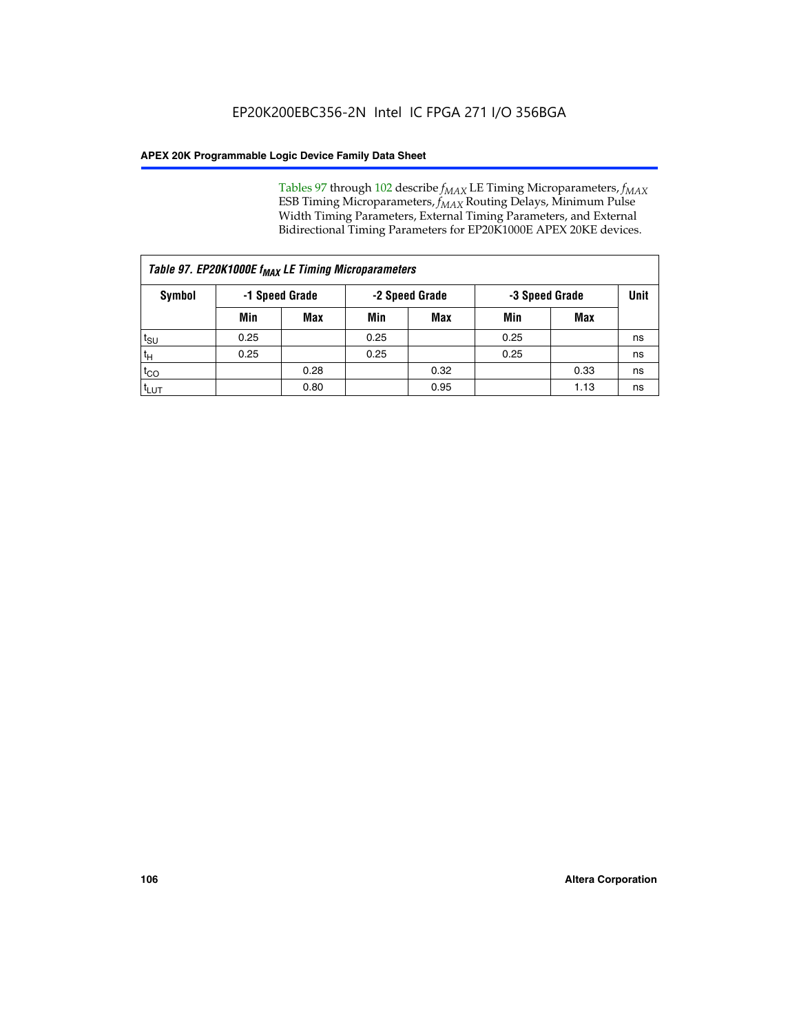Tables 97 through 102 describe $f_{MAX}$ LE Timing Microparameters, $f_{MAX}$ ESB Timing Microparameters, $f_{MAX}$ Routing Delays, Minimum Pulse Width Timing Parameters, External Timing Parameters, and External Bidirectional Timing Parameters for EP20K1000E APEX 20KE devices.

| Table 97. EP20K1000E $f_{MAX}$ LE Timing Microparameters | | | | | | | |
|---|---|---|---|---|---|---|---|
| **Symbol** | **-1 Speed Grade** | | **-2 Speed Grade** | | **-3 Speed Grade** | | **Unit** |
| | **Min** | **Max** | **Min** | **Max** | **Min** | **Max** | |
| $t_{SU}$ | 0.25 | | 0.25 | | 0.25 | | ns |
| $t_{H}$ | 0.25 | | 0.25 | | 0.25 | | ns |
| $t_{CO}$ | | 0.28 | | 0.32 | | 0.33 | ns |
| $t_{LUT}$ | | 0.80 | | 0.95 | | 1.13 | ns |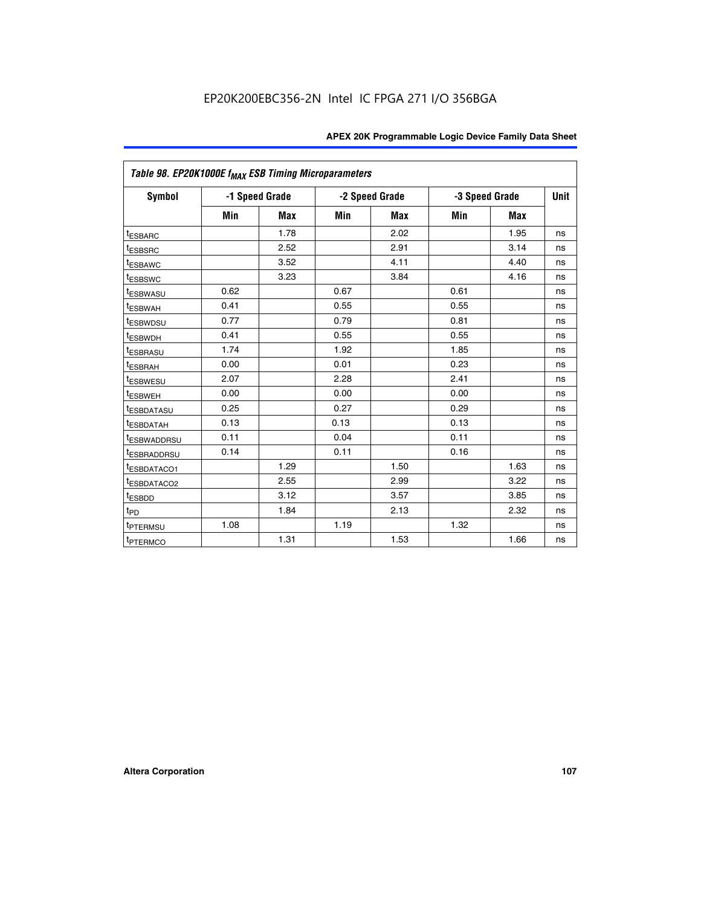Table 98. EP20K1000E $f_{MAX}$ ESB Timing Microparameters

| Symbol | -1 Speed Grade | | -2 Speed Grade | | -3 Speed Grade | | Unit |
|---|---|---|---|---|---|---|---|
| | Min | Max | Min | Max | Min | Max | |
| $t_{ESBARC}$ | | 1.78 | | 2.02 | | 1.95 | ns |
| $t_{ESBSRC}$ | | 2.52 | | 2.91 | | 3.14 | ns |
| $t_{ESBAWC}$ | | 3.52 | | 4.11 | | 4.40 | ns |
| $t_{ESBSWC}$ | | 3.23 | | 3.84 | | 4.16 | ns |
| $t_{ESBWASU}$ | 0.62 | | 0.67 | | 0.61 | | ns |
| $t_{ESBWAH}$ | 0.41 | | 0.55 | | 0.55 | | ns |
| $t_{ESBWDSU}$ | 0.77 | | 0.79 | | 0.81 | | ns |
| $t_{ESBWDH}$ | 0.41 | | 0.55 | | 0.55 | | ns |
| $t_{ESBRASU}$ | 1.74 | | 1.92 | | 1.85 | | ns |
| $t_{ESBRAH}$ | 0.00 | | 0.01 | | 0.23 | | ns |
| $t_{ESBWESU}$ | 2.07 | | 2.28 | | 2.41 | | ns |
| $t_{ESBWEH}$ | 0.00 | | 0.00 | | 0.00 | | ns |
| $t_{ESBDATASU}$ | 0.25 | | 0.27 | | 0.29 | | ns |
| $t_{ESBDATAH}$ | 0.13 | | 0.13 | | 0.13 | | ns |
| $t_{ESBWADDRSU}$ | 0.11 | | 0.04 | | 0.11 | | ns |
| $t_{ESBRADDRSU}$ | 0.14 | | 0.11 | | 0.16 | | ns |
| $t_{ESBDATACO1}$ | | 1.29 | | 1.50 | | 1.63 | ns |
| $t_{ESBDATACO2}$ | | 2.55 | | 2.99 | | 3.22 | ns |
| $t_{ESBDD}$ | | 3.12 | | 3.57 | | 3.85 | ns |
| $t_{PD}$ | | 1.84 | | 2.13 | | 2.32 | ns |
| $t_{PTERMSU}$ | 1.08 | | 1.19 | | 1.32 | | ns |
| $t_{PTERMCO}$ | | 1.31 | | 1.53 | | 1.66 | ns |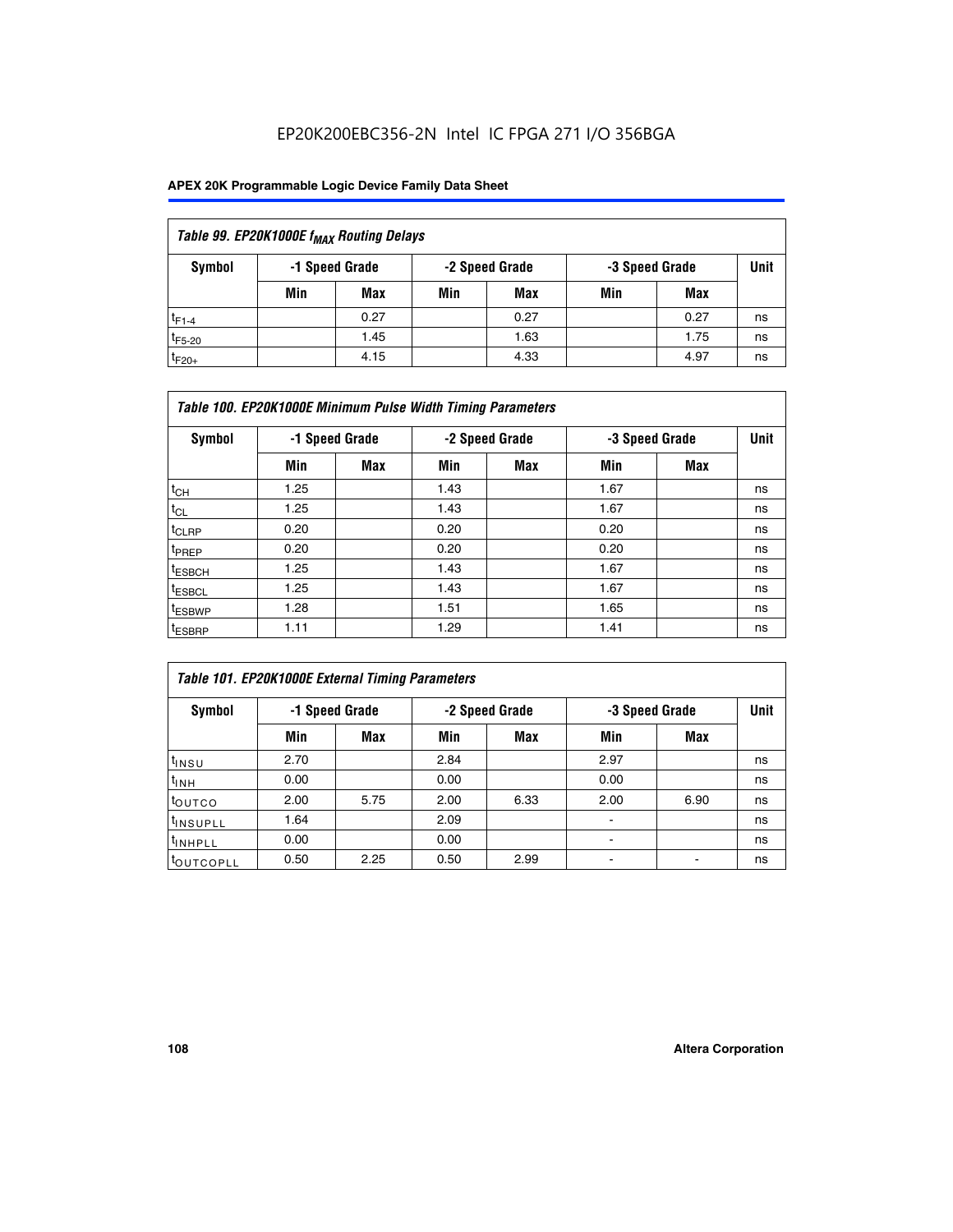| Table 99. EP20K1000E $f_{MAX}$ Routing Delays | | | | | | | |
|---|---|---|---|---|---|---|---|
| Symbol | -1 Speed Grade | | -2 Speed Grade | | -3 Speed Grade | | Unit |
| | Min | Max | Min | Max | Min | Max | |
| $t_{F1-4}$ | | 0.27 | | 0.27 | | 0.27 | ns |
| $t_{F5-20}$ | | 1.45 | | 1.63 | | 1.75 | ns |
| $t_{F20+}$ | | 4.15 | | 4.33 | | 4.97 | ns |

| Table 100. EP20K1000E Minimum Pulse Width Timing Parameters | | | | | | | |
|---|---|---|---|---|---|---|---|
| Symbol | -1 Speed Grade | | -2 Speed Grade | | -3 Speed Grade | | Unit |
| | Min | Max | Min | Max | Min | Max | |
| $t_{CH}$ | 1.25 | | 1.43 | | 1.67 | | ns |
| $t_{CL}$ | 1.25 | | 1.43 | | 1.67 | | ns |
| $t_{CLRP}$ | 0.20 | | 0.20 | | 0.20 | | ns |
| $t_{PREP}$ | 0.20 | | 0.20 | | 0.20 | | ns |
| $t_{ESBCH}$ | 1.25 | | 1.43 | | 1.67 | | ns |
| $t_{ESBCL}$ | 1.25 | | 1.43 | | 1.67 | | ns |
| $t_{ESBWP}$ | 1.28 | | 1.51 | | 1.65 | | ns |
| $t_{ESBRP}$ | 1.11 | | 1.29 | | 1.41 | | ns |

| Table 101. EP20K1000E External Timing Parameters | | | | | | | |
|---|---|---|---|---|---|---|---|
| Symbol | -1 Speed Grade | | -2 Speed Grade | | -3 Speed Grade | | Unit |
| | Min | Max | Min | Max | Min | Max | |
| $t_{INSU}$ | 2.70 | | 2.84 | | 2.97 | | ns |
| $t_{INH}$ | 0.00 | | 0.00 | | 0.00 | | ns |
| $t_{OUTCO}$ | 2.00 | 5.75 | 2.00 | 6.33 | 2.00 | 6.90 | ns |
| $t_{INSUPLL}$ | 1.64 | | 2.09 | | - | | ns |
| $t_{INHPLL}$ | 0.00 | | 0.00 | | - | | ns |
| $t_{OUTCOPLL}$ | 0.50 | 2.25 | 0.50 | 2.99 | - | - | ns |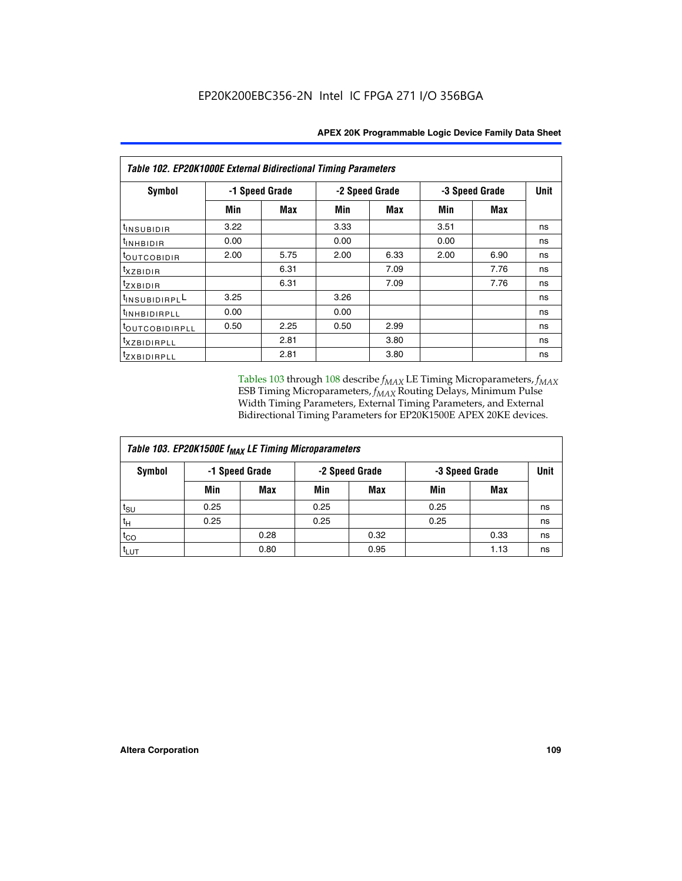**Table 102. EP20K1000E External Bidirectional Timing Parameters**

| Symbol | -1 Speed Grade | | -2 Speed Grade | | -3 Speed Grade | | Unit |
|---|---|---|---|---|---|---|---|
| | Min | Max | Min | Max | Min | Max | |
| $t_{INSUBIDIR}$ | 3.22 | | 3.33 | | 3.51 | | ns |
| $t_{INHBIDIR}$ | 0.00 | | 0.00 | | 0.00 | | ns |
| $t_{OUTCOBIDIR}$ | 2.00 | 5.75 | 2.00 | 6.33 | 2.00 | 6.90 | ns |
| $t_{XZBIDIR}$ | | 6.31 | | 7.09 | | 7.76 | ns |
| $t_{ZXBIDIR}$ | | 6.31 | | 7.09 | | 7.76 | ns |
| $t_{INSUBIDIRPLL}$ | 3.25 | | 3.26 | | | | ns |
| $t_{INHBIDIRPLL}$ | 0.00 | | 0.00 | | | | ns |
| $t_{OUTCOBIDIRPLL}$ | 0.50 | 2.25 | 0.50 | 2.99 | | | ns |
| $t_{XZBIDIRPLL}$ | | 2.81 | | 3.80 | | | ns |
| $t_{ZXBIDIRPLL}$ | | 2.81 | | 3.80 | | | ns |

Tables 103 through 108 describe $f_{MAX}$ LE Timing Microparameters, $f_{MAX}$ ESB Timing Microparameters, $f_{MAX}$ Routing Delays, Minimum Pulse Width Timing Parameters, External Timing Parameters, and External Bidirectional Timing Parameters for EP20K1500E APEX 20KE devices.

**Table 103. EP20K1500E $f_{MAX}$ LE Timing Microparameters**

| Symbol | -1 Speed Grade | | -2 Speed Grade | | -3 Speed Grade | | Unit |
|---|---|---|---|---|---|---|---|
| | Min | Max | Min | Max | Min | Max | |
| $t_{SU}$ | 0.25 | | 0.25 | | 0.25 | | ns |
| $t_{H}$ | 0.25 | | 0.25 | | 0.25 | | ns |
| $t_{CO}$ | | 0.28 | | 0.32 | | 0.33 | ns |
| $t_{LUT}$ | | 0.80 | | 0.95 | | 1.13 | ns |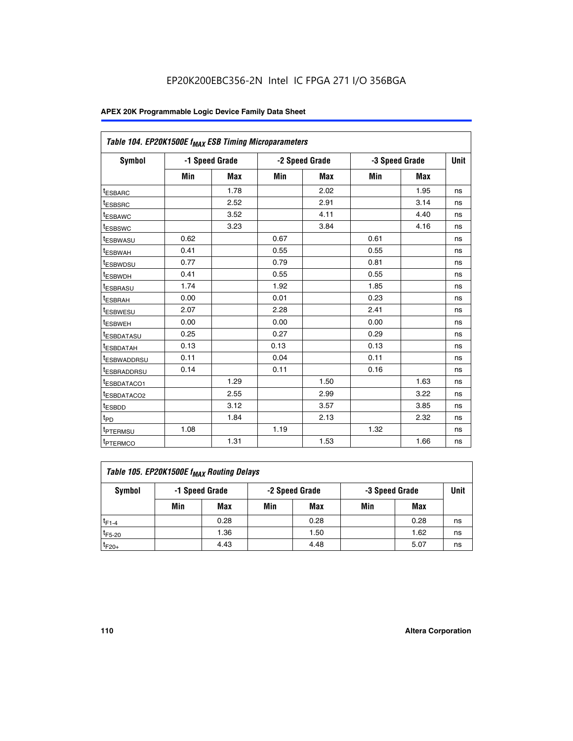EP20K200EBC356-2N Intel IC FPGA 271 I/O 356BGA

| Table 104. EP20K1500E $f_{MAX}$ ESB Timing Microparameters | | | | | | | |
|---|---|---|---|---|---|---|---|
| Symbol | -1 Speed Grade | | -2 Speed Grade | | -3 Speed Grade | | Unit |
| | Min | Max | Min | Max | Min | Max | |
| $t_{ESBARC}$ | | 1.78 | | 2.02 | | 1.95 | ns |
| $t_{ESBSRC}$ | | 2.52 | | 2.91 | | 3.14 | ns |
| $t_{ESBAWC}$ | | 3.52 | | 4.11 | | 4.40 | ns |
| $t_{ESBSWC}$ | | 3.23 | | 3.84 | | 4.16 | ns |
| $t_{ESBWASU}$ | 0.62 | | 0.67 | | 0.61 | | ns |
| $t_{ESBWAH}$ | 0.41 | | 0.55 | | 0.55 | | ns |
| $t_{ESBWDSU}$ | 0.77 | | 0.79 | | 0.81 | | ns |
| $t_{ESBWDH}$ | 0.41 | | 0.55 | | 0.55 | | ns |
| $t_{ESBRASU}$ | 1.74 | | 1.92 | | 1.85 | | ns |
| $t_{ESBRAH}$ | 0.00 | | 0.01 | | 0.23 | | ns |
| $t_{ESBWESU}$ | 2.07 | | 2.28 | | 2.41 | | ns |
| $t_{ESBWEH}$ | 0.00 | | 0.00 | | 0.00 | | ns |
| $t_{ESBDATASU}$ | 0.25 | | 0.27 | | 0.29 | | ns |
| $t_{ESBDATAH}$ | 0.13 | | 0.13 | | 0.13 | | ns |
| $t_{ESBWADDRSU}$ | 0.11 | | 0.04 | | 0.11 | | ns |
| $t_{ESBRADDRSU}$ | 0.14 | | 0.11 | | 0.16 | | ns |
| $t_{ESBDATACO1}$ | | 1.29 | | 1.50 | | 1.63 | ns |
| $t_{ESBDATACO2}$ | | 2.55 | | 2.99 | | 3.22 | ns |
| $t_{ESBDD}$ | | 3.12 | | 3.57 | | 3.85 | ns |
| $t_{PD}$ | | 1.84 | | 2.13 | | 2.32 | ns |
| $t_{PTERMSU}$ | 1.08 | | 1.19 | | 1.32 | | ns |
| $t_{PTERMCO}$ | | 1.31 | | 1.53 | | 1.66 | ns |

| Table 105. EP20K1500E $f_{MAX}$ Routing Delays | | | | | | | |
|---|---|---|---|---|---|---|---|
| Symbol | -1 Speed Grade | | -2 Speed Grade | | -3 Speed Grade | | Unit |
| | Min | Max | Min | Max | Min | Max | |
| $t_{F1-4}$ | | 0.28 | | 0.28 | | 0.28 | ns |
| $t_{F5-20}$ | | 1.36 | | 1.50 | | 1.62 | ns |
| $t_{F20+}$ | | 4.43 | | 4.48 | | 5.07 | ns |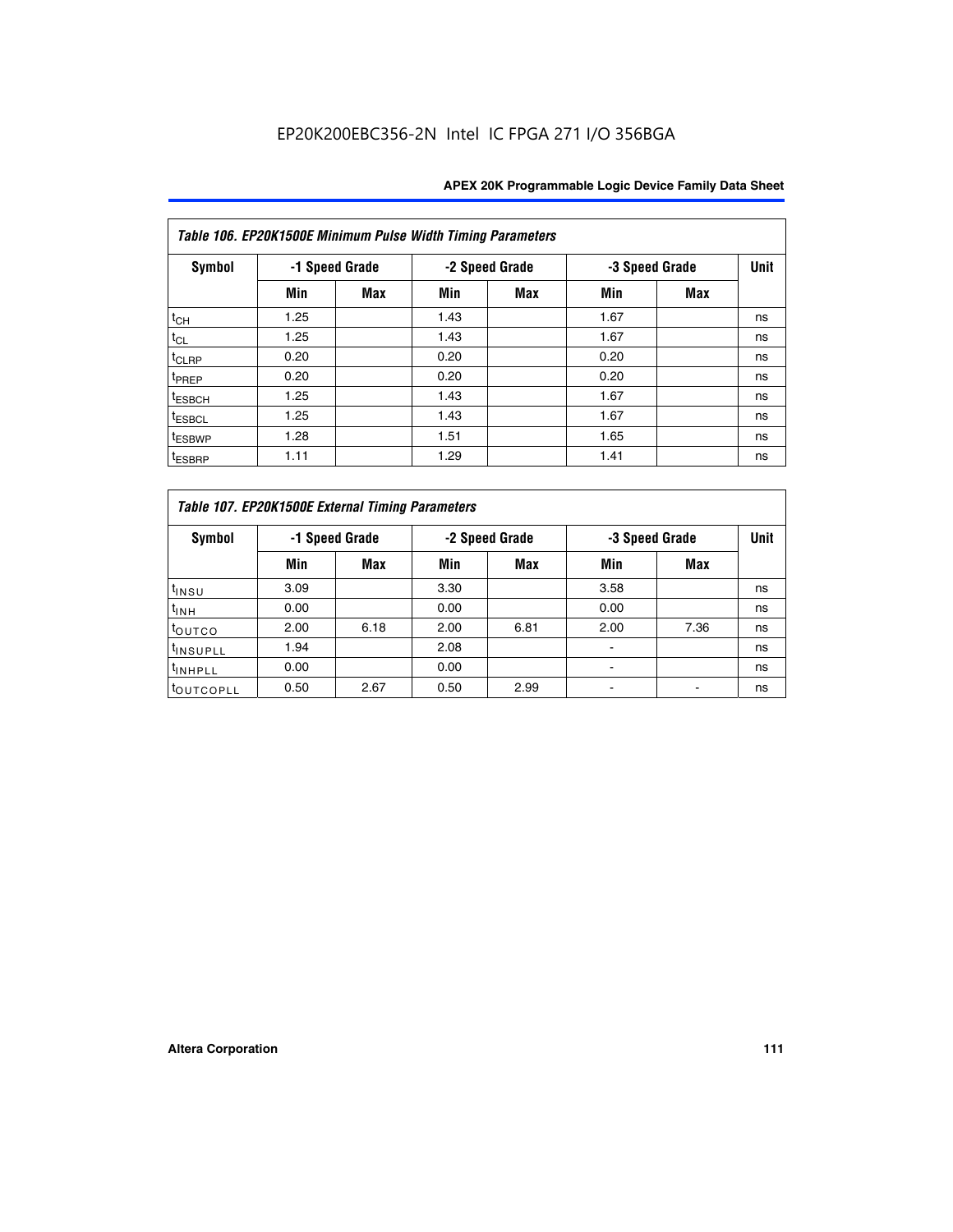| Table 106. EP20K1500E Minimum Pulse Width Timing Parameters | | | | | | | |
|---|---|---|---|---|---|---|---|
| Symbol | -1 Speed Grade | | -2 Speed Grade | | -3 Speed Grade | | Unit |
| | Min | Max | Min | Max | Min | Max | |
| $t_{CH}$ | 1.25 | | 1.43 | | 1.67 | | ns |
| $t_{CL}$ | 1.25 | | 1.43 | | 1.67 | | ns |
| $t_{CLRP}$ | 0.20 | | 0.20 | | 0.20 | | ns |
| $t_{PREP}$ | 0.20 | | 0.20 | | 0.20 | | ns |
| $t_{ESBCH}$ | 1.25 | | 1.43 | | 1.67 | | ns |
| $t_{ESBCL}$ | 1.25 | | 1.43 | | 1.67 | | ns |
| $t_{ESBWP}$ | 1.28 | | 1.51 | | 1.65 | | ns |
| $t_{ESBRP}$ | 1.11 | | 1.29 | | 1.41 | | ns |

| Table 107. EP20K1500E External Timing Parameters | | | | | | | |
|---|---|---|---|---|---|---|---|
| Symbol | -1 Speed Grade | | -2 Speed Grade | | -3 Speed Grade | | Unit |
| | Min | Max | Min | Max | Min | Max | |
| $t_{INSU}$ | 3.09 | | 3.30 | | 3.58 | | ns |
| $t_{INH}$ | 0.00 | | 0.00 | | 0.00 | | ns |
| $t_{OUTCO}$ | 2.00 | 6.18 | 2.00 | 6.81 | 2.00 | 7.36 | ns |
| $t_{INSUPLL}$ | 1.94 | | 2.08 | | - | | ns |
| $t_{INHPLL}$ | 0.00 | | 0.00 | | - | | ns |
| $t_{OUTCOPLL}$ | 0.50 | 2.67 | 0.50 | 2.99 | - | - | ns |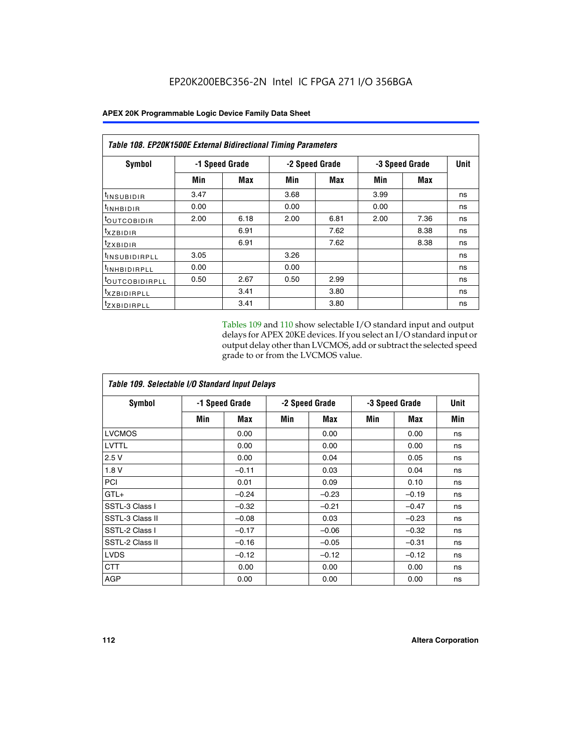**Table 108. EP20K1500E External Bidirectional Timing Parameters**

| Symbol | -1 Speed Grade | | -2 Speed Grade | | -3 Speed Grade | | Unit |
|---|---|---|---|---|---|---|---|
| | Min | Max | Min | Max | Min | Max | |
| $t_{INSUBIDIR}$ | 3.47 | | 3.68 | | 3.99 | | ns |
| $t_{INHBIDIR}$ | 0.00 | | 0.00 | | 0.00 | | ns |
| $t_{OUTCOBIDIR}$ | 2.00 | 6.18 | 2.00 | 6.81 | 2.00 | 7.36 | ns |
| $t_{XZBIDIR}$ | | 6.91 | | 7.62 | | 8.38 | ns |
| $t_{ZXBIDIR}$ | | 6.91 | | 7.62 | | 8.38 | ns |
| $t_{INSUBIDIRPLL}$ | 3.05 | | 3.26 | | | | ns |
| $t_{INHBIDIRPLL}$ | 0.00 | | 0.00 | | | | ns |
| $t_{OUTCOBIDIRPLL}$ | 0.50 | 2.67 | 0.50 | 2.99 | | | ns |
| $t_{XZBIDIRPLL}$ | | 3.41 | | 3.80 | | | ns |
| $t_{ZXBIDIRPLL}$ | | 3.41 | | 3.80 | | | ns |

Tables 109 and 110 show selectable I/O standard input and output delays for APEX 20KE devices. If you select an I/O standard input or output delay other than LVCMOS, add or subtract the selected speed grade to or from the LVCMOS value.

**Table 109. Selectable I/O Standard Input Delays**

| Symbol | -1 Speed Grade | | -2 Speed Grade | | -3 Speed Grade | | Unit |
|---|---|---|---|---|---|---|---|
| | Min | Max | Min | Max | Min | Max | Min |
| LVCMOS | | 0.00 | | 0.00 | | 0.00 | ns |
| LVTTL | | 0.00 | | 0.00 | | 0.00 | ns |
| 2.5 V | | 0.00 | | 0.04 | | 0.05 | ns |
| 1.8 V | | –0.11 | | 0.03 | | 0.04 | ns |
| PCI | | 0.01 | | 0.09 | | 0.10 | ns |
| GTL+ | | –0.24 | | –0.23 | | –0.19 | ns |
| SSTL-3 Class I | | –0.32 | | –0.21 | | –0.47 | ns |
| SSTL-3 Class II | | –0.08 | | 0.03 | | –0.23 | ns |
| SSTL-2 Class I | | –0.17 | | –0.06 | | –0.32 | ns |
| SSTL-2 Class II | | –0.16 | | –0.05 | | –0.31 | ns |
| LVDS | | –0.12 | | –0.12 | | –0.12 | ns |
| CTT | | 0.00 | | 0.00 | | 0.00 | ns |
| AGP | | 0.00 | | 0.00 | | 0.00 | ns |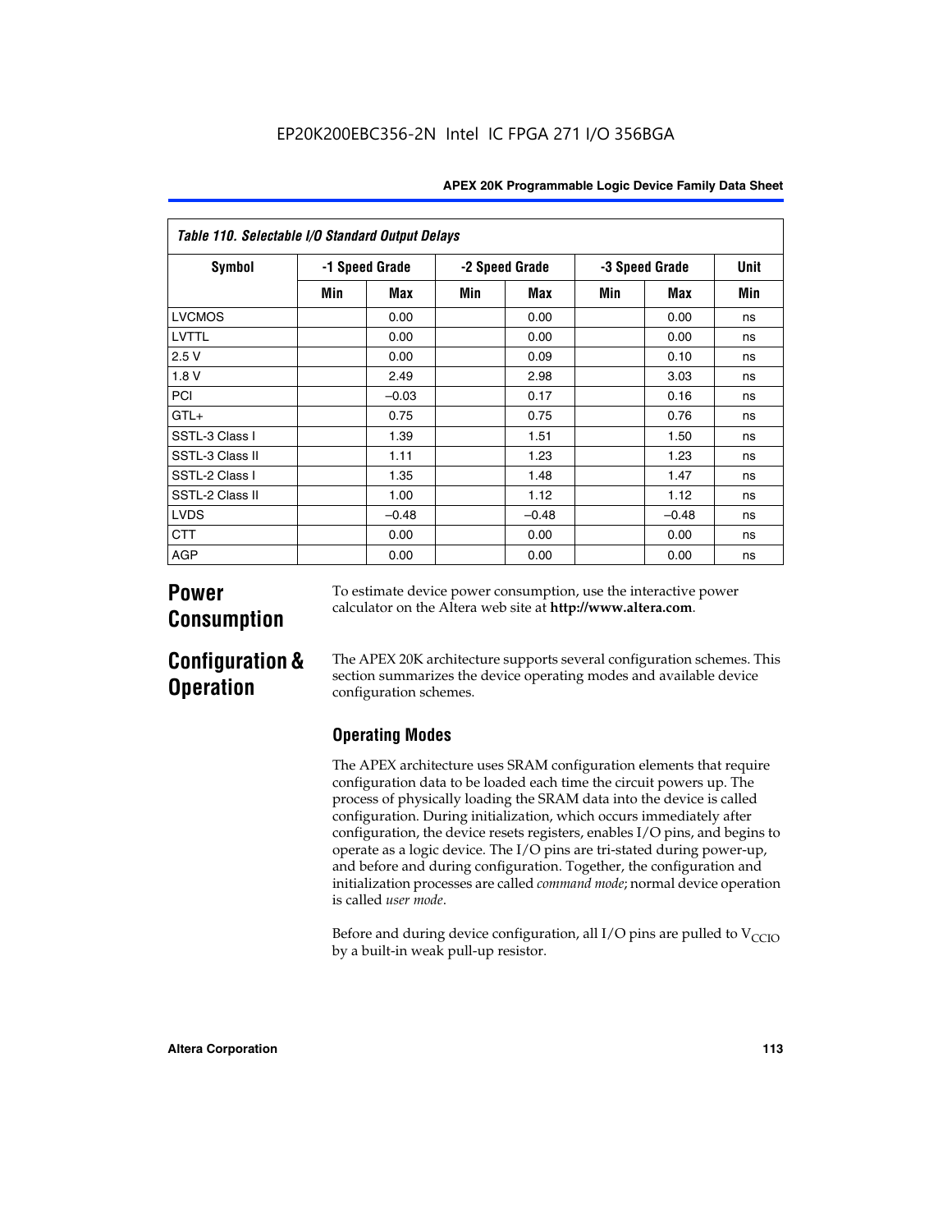| Table 110. Selectable I/O Standard Output Delays | | | | | | | |
|---|---|---|---|---|---|---|---|
| Symbol | -1 Speed Grade | | -2 Speed Grade | | -3 Speed Grade | | Unit |
| | Min | Max | Min | Max | Min | Max | Min |
| LVCMOS | | 0.00 | | 0.00 | | 0.00 | ns |
| LVTTL | | 0.00 | | 0.00 | | 0.00 | ns |
| 2.5 V | | 0.00 | | 0.09 | | 0.10 | ns |
| 1.8 V | | 2.49 | | 2.98 | | 3.03 | ns |
| PCI | | –0.03 | | 0.17 | | 0.16 | ns |
| GTL+ | | 0.75 | | 0.75 | | 0.76 | ns |
| SSTL-3 Class I | | 1.39 | | 1.51 | | 1.50 | ns |
| SSTL-3 Class II | | 1.11 | | 1.23 | | 1.23 | ns |
| SSTL-2 Class I | | 1.35 | | 1.48 | | 1.47 | ns |
| SSTL-2 Class II | | 1.00 | | 1.12 | | 1.12 | ns |
| LVDS | | –0.48 | | –0.48 | | –0.48 | ns |
| CTT | | 0.00 | | 0.00 | | 0.00 | ns |
| AGP | | 0.00 | | 0.00 | | 0.00 | ns |

## Power Consumption

To estimate device power consumption, use the interactive power calculator on the Altera web site at **http://www.altera.com**.

## Configuration & Operation

The APEX 20K architecture supports several configuration schemes. This section summarizes the device operating modes and available device configuration schemes.

### Operating Modes

The APEX architecture uses SRAM configuration elements that require configuration data to be loaded each time the circuit powers up. The process of physically loading the SRAM data into the device is called configuration. During initialization, which occurs immediately after configuration, the device resets registers, enables I/O pins, and begins to operate as a logic device. The I/O pins are tri-stated during power-up, and before and during configuration. Together, the configuration and initialization processes are called *command mode*; normal device operation is called *user mode*.

Before and during device configuration, all I/O pins are pulled to $V_{CCIO}$ by a built-in weak pull-up resistor.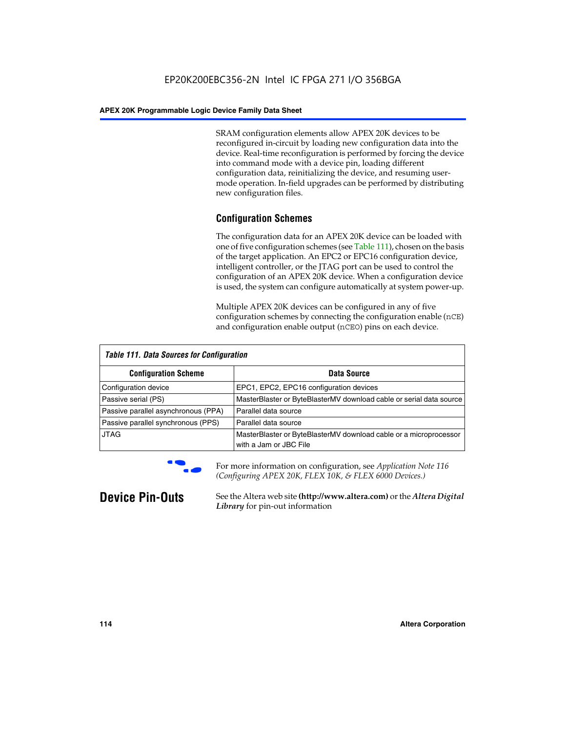SRAM configuration elements allow APEX 20K devices to be reconfigured in-circuit by loading new configuration data into the device. Real-time reconfiguration is performed by forcing the device into command mode with a device pin, loading different configuration data, reinitializing the device, and resuming user-mode operation. In-field upgrades can be performed by distributing new configuration files.

## Configuration Schemes

The configuration data for an APEX 20K device can be loaded with one of five configuration schemes (see Table 111), chosen on the basis of the target application. An EPC2 or EPC16 configuration device, intelligent controller, or the JTAG port can be used to control the configuration of an APEX 20K device. When a configuration device is used, the system can configure automatically at system power-up.

Multiple APEX 20K devices can be configured in any of five configuration schemes by connecting the configuration enable (`nCE`) and configuration enable output (`nCEO`) pins on each device.

*Table 111. Data Sources for Configuration*

| Configuration Scheme | Data Source |
|---|---|
| Configuration device | EPC1, EPC2, EPC16 configuration devices |
| Passive serial (PS) | MasterBlaster or ByteBlasterMV download cable or serial data source |
| Passive parallel asynchronous (PPA) | Parallel data source |
| Passive parallel synchronous (PPS) | Parallel data source |
| JTAG | MasterBlaster or ByteBlasterMV download cable or a microprocessor with a Jam or JBC File |

For more information on configuration, see *Application Note 116 (Configuring APEX 20K, FLEX 10K, & FLEX 6000 Devices.)*

# Device Pin-Outs

See the Altera web site **(http://www.altera.com)** or the ***Altera Digital Library*** for pin-out information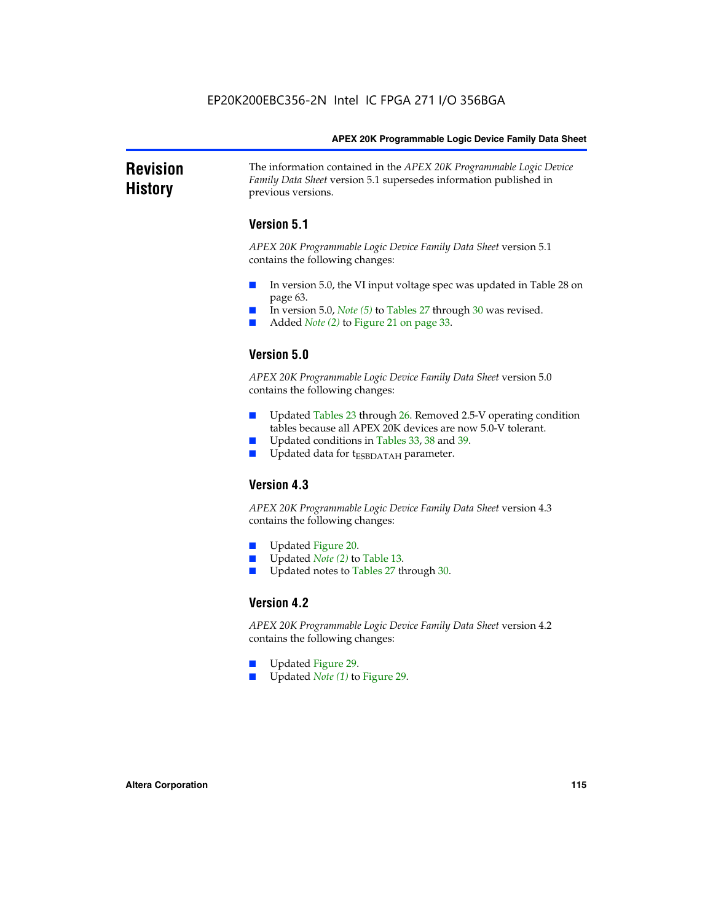# Revision History

The information contained in the *APEX 20K Programmable Logic Device Family Data Sheet* version 5.1 supersedes information published in previous versions.

## Version 5.1

*APEX 20K Programmable Logic Device Family Data Sheet* version 5.1 contains the following changes:

- In version 5.0, the VI input voltage spec was updated in Table 28 on page 63.
- In version 5.0, *Note (5)* to Tables 27 through 30 was revised.
- Added *Note (2)* to Figure 21 on page 33.

## Version 5.0

*APEX 20K Programmable Logic Device Family Data Sheet* version 5.0 contains the following changes:

- Updated Tables 23 through 26. Removed 2.5-V operating condition tables because all APEX 20K devices are now 5.0-V tolerant.
- Updated conditions in Tables 33, 38 and 39.
- Updated data for $t_{ESBDATAH}$ parameter.

## Version 4.3

*APEX 20K Programmable Logic Device Family Data Sheet* version 4.3 contains the following changes:

- Updated Figure 20.
- Updated *Note (2)* to Table 13.
- Updated notes to Tables 27 through 30.

## Version 4.2

*APEX 20K Programmable Logic Device Family Data Sheet* version 4.2 contains the following changes:

- Updated Figure 29.
- Updated *Note (1)* to Figure 29.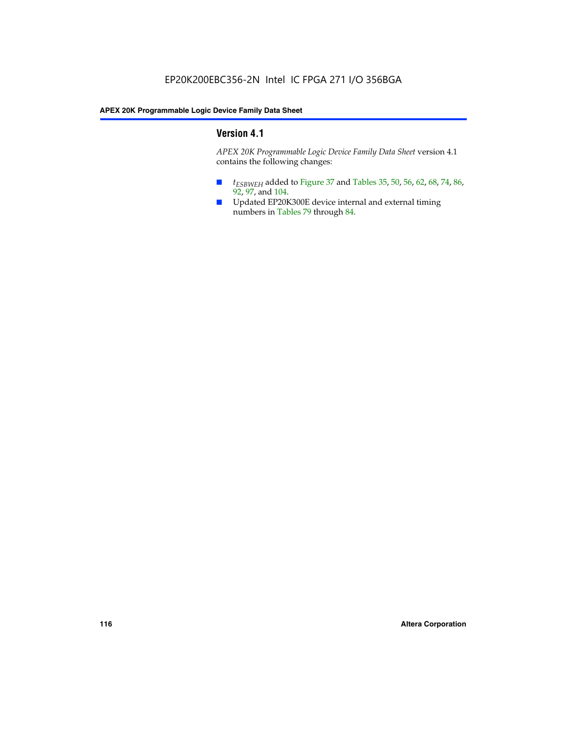## Version 4.1

*APEX 20K Programmable Logic Device Family Data Sheet* version 4.1 contains the following changes:

- $t_{ESBWEH}$ added to Figure 37 and Tables 35, 50, 56, 62, 68, 74, 86, 92, 97, and 104.
- Updated EP20K300E device internal and external timing numbers in Tables 79 through 84.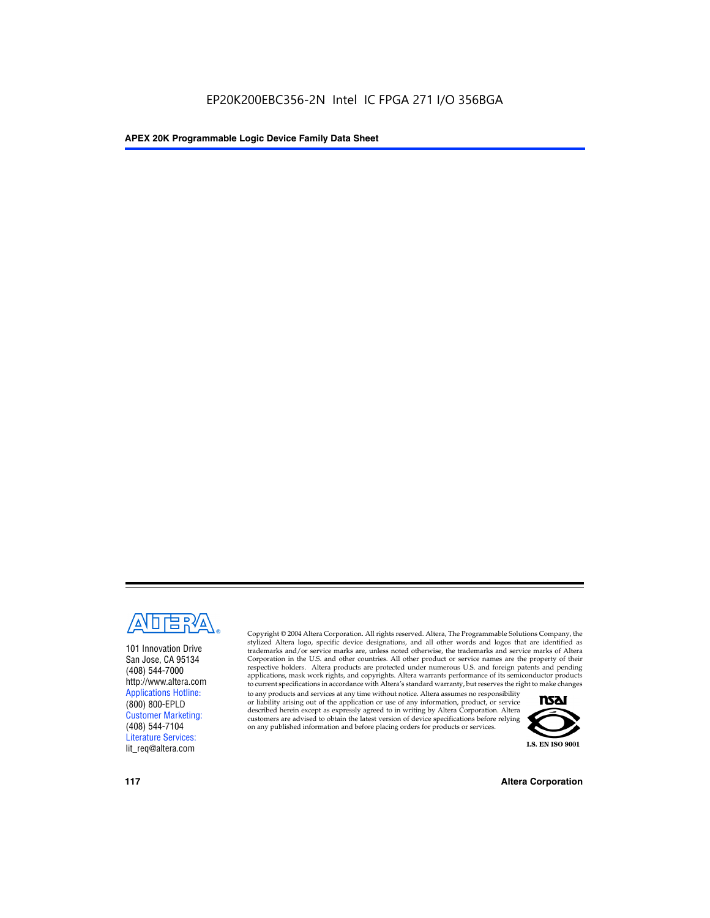101 Innovation Drive
San Jose, CA 95134
(408) 544-7000
http://www.altera.com
Applications Hotline:
(800) 800-EPLD
Customer Marketing:
(408) 544-7104
Literature Services:
lit_req@altera.com

Copyright © 2004 Altera Corporation. All rights reserved. Altera, The Programmable Solutions Company, the stylized Altera logo, specific device designations, and all other words and logos that are identified as trademarks and/or service marks are, unless noted otherwise, the trademarks and service marks of Altera Corporation in the U.S. and other countries. All other product or service names are the property of their respective holders. Altera products are protected under numerous U.S. and foreign patents and pending applications, mask work rights, and copyrights. Altera warrants performance of its semiconductor products to current specifications in accordance with Altera's standard warranty, but reserves the right to make changes to any products and services at any time without notice. Altera assumes no responsibility or liability arising out of the application or use of any information, product, or service described herein except as expressly agreed to in writing by Altera Corporation. Altera customers are advised to obtain the latest version of device specifications before relying on any published information and before placing orders for products or services.

I.S. EN ISO 9001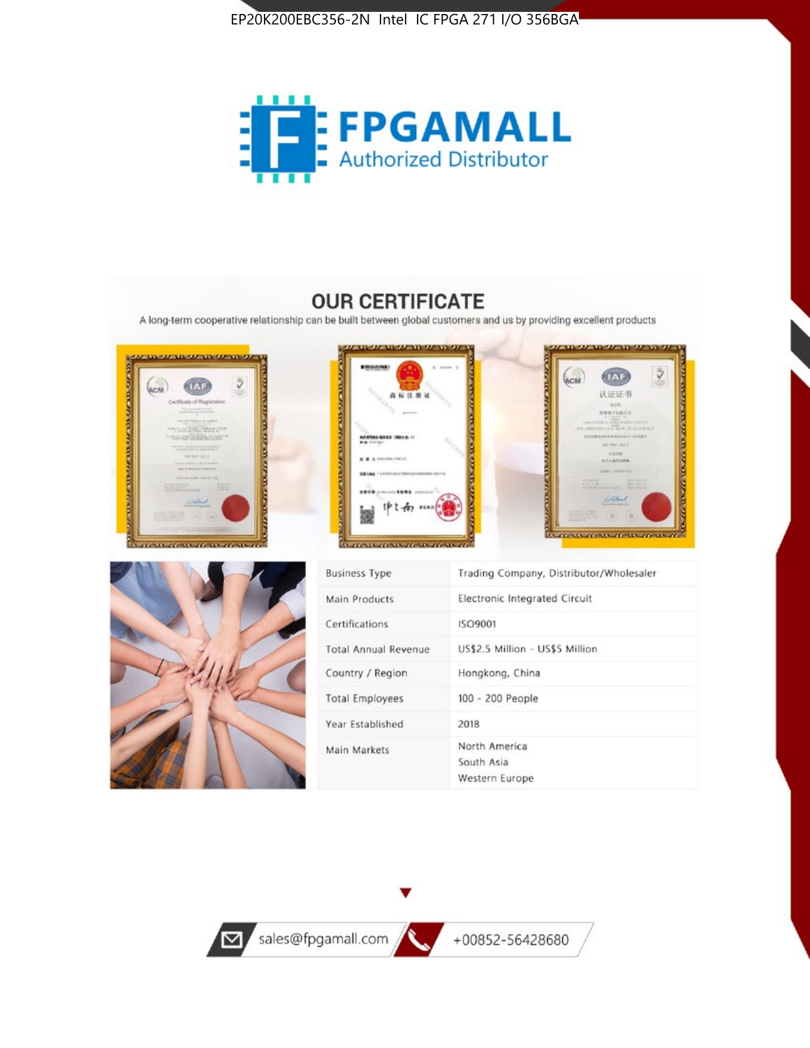FPGAMALL
Authorized Distributor

## OUR CERTIFICATE

A long-term cooperative relationship can be built between global customers and us by providing excellent products

| | |
|---|---|
| Business Type | Trading Company, Distributor/Wholesaler |
| Main Products | Electronic Integrated Circuit |
| Certifications | ISO9001 |
| Total Annual Revenue | US$2.5 Million - US$5 Million |
| Country / Region | Hongkong, China |
| Total Employees | 100 - 200 People |
| Year Established | 2018 |
| Main Markets | North America<br>South Asia<br>Western Europe |

sales@fpgamall.com

+00852-56428680